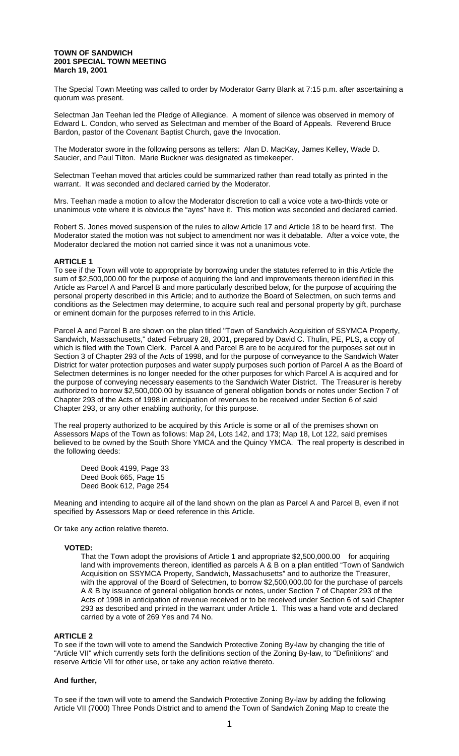**TOWN OF SANDWICH**
**2001 SPECIAL TOWN MEETING**
**March 19, 2001**

The Special Town Meeting was called to order by Moderator Garry Blank at 7:15 p.m. after ascertaining a quorum was present.

Selectman Jan Teehan led the Pledge of Allegiance. A moment of silence was observed in memory of Edward L. Condon, who served as Selectman and member of the Board of Appeals. Reverend Bruce Bardon, pastor of the Covenant Baptist Church, gave the Invocation.

The Moderator swore in the following persons as tellers: Alan D. MacKay, James Kelley, Wade D. Saucier, and Paul Tilton. Marie Buckner was designated as timekeeper.

Selectman Teehan moved that articles could be summarized rather than read totally as printed in the warrant. It was seconded and declared carried by the Moderator.

Mrs. Teehan made a motion to allow the Moderator discretion to call a voice vote a two-thirds vote or unanimous vote where it is obvious the "ayes" have it. This motion was seconded and declared carried.

Robert S. Jones moved suspension of the rules to allow Article 17 and Article 18 to be heard first. The Moderator stated the motion was not subject to amendment nor was it debatable. After a voice vote, the Moderator declared the motion not carried since it was not a unanimous vote.

**ARTICLE 1**

To see if the Town will vote to appropriate by borrowing under the statutes referred to in this Article the sum of $2,500,000.00 for the purpose of acquiring the land and improvements thereon identified in this Article as Parcel A and Parcel B and more particularly described below, for the purpose of acquiring the personal property described in this Article; and to authorize the Board of Selectmen, on such terms and conditions as the Selectmen may determine, to acquire such real and personal property by gift, purchase or eminent domain for the purposes referred to in this Article.

Parcel A and Parcel B are shown on the plan titled "Town of Sandwich Acquisition of SSYMCA Property, Sandwich, Massachusetts," dated February 28, 2001, prepared by David C. Thulin, PE, PLS, a copy of which is filed with the Town Clerk. Parcel A and Parcel B are to be acquired for the purposes set out in Section 3 of Chapter 293 of the Acts of 1998, and for the purpose of conveyance to the Sandwich Water District for water protection purposes and water supply purposes such portion of Parcel A as the Board of Selectmen determines is no longer needed for the other purposes for which Parcel A is acquired and for the purpose of conveying necessary easements to the Sandwich Water District. The Treasurer is hereby authorized to borrow $2,500,000.00 by issuance of general obligation bonds or notes under Section 7 of Chapter 293 of the Acts of 1998 in anticipation of revenues to be received under Section 6 of said Chapter 293, or any other enabling authority, for this purpose.

The real property authorized to be acquired by this Article is some or all of the premises shown on Assessors Maps of the Town as follows: Map 24, Lots 142, and 173; Map 18, Lot 122, said premises believed to be owned by the South Shore YMCA and the Quincy YMCA. The real property is described in the following deeds:

Deed Book 4199, Page 33
Deed Book 665, Page 15
Deed Book 612, Page 254

Meaning and intending to acquire all of the land shown on the plan as Parcel A and Parcel B, even if not specified by Assessors Map or deed reference in this Article.

Or take any action relative thereto.

**VOTED:**

That the Town adopt the provisions of Article 1 and appropriate $2,500,000.00 for acquiring land with improvements thereon, identified as parcels A & B on a plan entitled "Town of Sandwich Acquisition on SSYMCA Property, Sandwich, Massachusetts" and to authorize the Treasurer, with the approval of the Board of Selectmen, to borrow $2,500,000.00 for the purchase of parcels A & B by issuance of general obligation bonds or notes, under Section 7 of Chapter 293 of the Acts of 1998 in anticipation of revenue received or to be received under Section 6 of said Chapter 293 as described and printed in the warrant under Article 1. This was a hand vote and declared carried by a vote of 269 Yes and 74 No.

**ARTICLE 2**

To see if the town will vote to amend the Sandwich Protective Zoning By-law by changing the title of "Article VII" which currently sets forth the definitions section of the Zoning By-law, to "Definitions" and reserve Article VII for other use, or take any action relative thereto.

**And further,**

To see if the town will vote to amend the Sandwich Protective Zoning By-law by adding the following Article VII (7000) Three Ponds District and to amend the Town of Sandwich Zoning Map to create the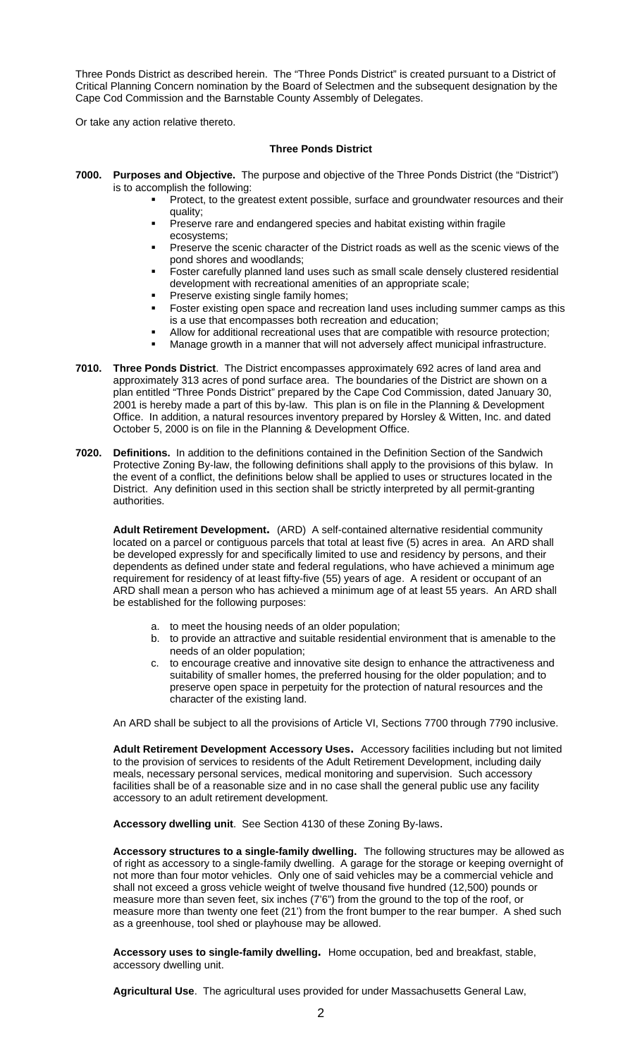Three Ponds District as described herein. The "Three Ponds District" is created pursuant to a District of Critical Planning Concern nomination by the Board of Selectmen and the subsequent designation by the Cape Cod Commission and the Barnstable County Assembly of Delegates.

Or take any action relative thereto.

### Three Ponds District

**7000. Purposes and Objective.** The purpose and objective of the Three Ponds District (the "District") is to accomplish the following:

- Protect, to the greatest extent possible, surface and groundwater resources and their quality;
- Preserve rare and endangered species and habitat existing within fragile ecosystems;
- Preserve the scenic character of the District roads as well as the scenic views of the pond shores and woodlands;
- Foster carefully planned land uses such as small scale densely clustered residential development with recreational amenities of an appropriate scale;
- Preserve existing single family homes;
- Foster existing open space and recreation land uses including summer camps as this is a use that encompasses both recreation and education;
- Allow for additional recreational uses that are compatible with resource protection;
- Manage growth in a manner that will not adversely affect municipal infrastructure.

**7010. Three Ponds District**. The District encompasses approximately 692 acres of land area and approximately 313 acres of pond surface area. The boundaries of the District are shown on a plan entitled "Three Ponds District" prepared by the Cape Cod Commission, dated January 30, 2001 is hereby made a part of this by-law. This plan is on file in the Planning & Development Office. In addition, a natural resources inventory prepared by Horsley & Witten, Inc. and dated October 5, 2000 is on file in the Planning & Development Office.

**7020. Definitions.** In addition to the definitions contained in the Definition Section of the Sandwich Protective Zoning By-law, the following definitions shall apply to the provisions of this bylaw. In the event of a conflict, the definitions below shall be applied to uses or structures located in the District. Any definition used in this section shall be strictly interpreted by all permit-granting authorities.

**Adult Retirement Development.** (ARD) A self-contained alternative residential community located on a parcel or contiguous parcels that total at least five (5) acres in area. An ARD shall be developed expressly for and specifically limited to use and residency by persons, and their dependents as defined under state and federal regulations, who have achieved a minimum age requirement for residency of at least fifty-five (55) years of age. A resident or occupant of an ARD shall mean a person who has achieved a minimum age of at least 55 years. An ARD shall be established for the following purposes:

a. to meet the housing needs of an older population;
b. to provide an attractive and suitable residential environment that is amenable to the needs of an older population;
c. to encourage creative and innovative site design to enhance the attractiveness and suitability of smaller homes, the preferred housing for the older population; and to preserve open space in perpetuity for the protection of natural resources and the character of the existing land.

An ARD shall be subject to all the provisions of Article VI, Sections 7700 through 7790 inclusive.

**Adult Retirement Development Accessory Uses.** Accessory facilities including but not limited to the provision of services to residents of the Adult Retirement Development, including daily meals, necessary personal services, medical monitoring and supervision. Such accessory facilities shall be of a reasonable size and in no case shall the general public use any facility accessory to an adult retirement development.

**Accessory dwelling unit**. See Section 4130 of these Zoning By-laws.

**Accessory structures to a single-family dwelling.** The following structures may be allowed as of right as accessory to a single-family dwelling. A garage for the storage or keeping overnight of not more than four motor vehicles. Only one of said vehicles may be a commercial vehicle and shall not exceed a gross vehicle weight of twelve thousand five hundred (12,500) pounds or measure more than seven feet, six inches (7'6") from the ground to the top of the roof, or measure more than twenty one feet (21') from the front bumper to the rear bumper. A shed such as a greenhouse, tool shed or playhouse may be allowed.

**Accessory uses to single-family dwelling.** Home occupation, bed and breakfast, stable, accessory dwelling unit.

**Agricultural Use**. The agricultural uses provided for under Massachusetts General Law,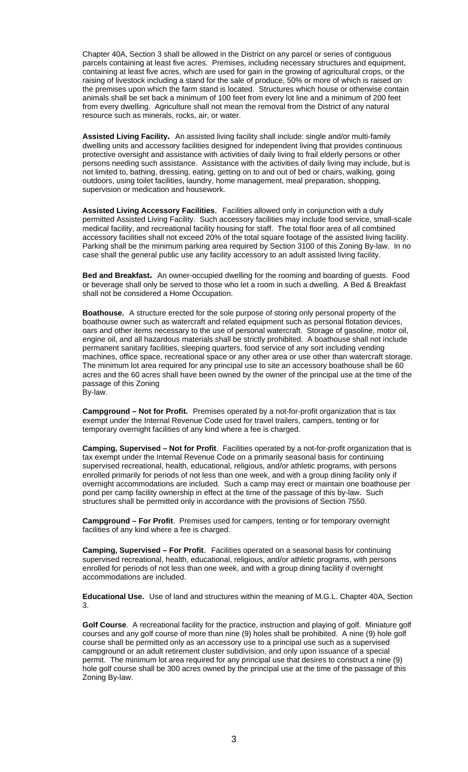Chapter 40A, Section 3 shall be allowed in the District on any parcel or series of contiguous parcels containing at least five acres. Premises, including necessary structures and equipment, containing at least five acres, which are used for gain in the growing of agricultural crops, or the raising of livestock including a stand for the sale of produce, 50% or more of which is raised on the premises upon which the farm stand is located. Structures which house or otherwise contain animals shall be set back a minimum of 100 feet from every lot line and a minimum of 200 feet from every dwelling. Agriculture shall not mean the removal from the District of any natural resource such as minerals, rocks, air, or water.

**Assisted Living Facility.** An assisted living facility shall include: single and/or multi-family dwelling units and accessory facilities designed for independent living that provides continuous protective oversight and assistance with activities of daily living to frail elderly persons or other persons needing such assistance. Assistance with the activities of daily living may include, but is not limited to, bathing, dressing, eating, getting on to and out of bed or chairs, walking, going outdoors, using toilet facilities, laundry, home management, meal preparation, shopping, supervision or medication and housework.

**Assisted Living Accessory Facilities**. Facilities allowed only in conjunction with a duly permitted Assisted Living Facility. Such accessory facilities may include food service, small-scale medical facility, and recreational facility housing for staff. The total floor area of all combined accessory facilities shall not exceed 20% of the total square footage of the assisted living facility. Parking shall be the minimum parking area required by Section 3100 of this Zoning By-law. In no case shall the general public use any facility accessory to an adult assisted living facility.

**Bed and Breakfast.** An owner-occupied dwelling for the rooming and boarding of guests. Food or beverage shall only be served to those who let a room in such a dwelling. A Bed & Breakfast shall not be considered a Home Occupation.

**Boathouse.** A structure erected for the sole purpose of storing only personal property of the boathouse owner such as watercraft and related equipment such as personal flotation devices, oars and other items necessary to the use of personal watercraft. Storage of gasoline, motor oil, engine oil, and all hazardous materials shall be strictly prohibited. A boathouse shall not include permanent sanitary facilities, sleeping quarters, food service of any sort including vending machines, office space, recreational space or any other area or use other than watercraft storage. The minimum lot area required for any principal use to site an accessory boathouse shall be 60 acres and the 60 acres shall have been owned by the owner of the principal use at the time of the passage of this Zoning By-law.

**Campground – Not for Profit.** Premises operated by a not-for-profit organization that is tax exempt under the Internal Revenue Code used for travel trailers, campers, tenting or for temporary overnight facilities of any kind where a fee is charged.

**Camping, Supervised – Not for Profit**. Facilities operated by a not-for-profit organization that is tax exempt under the Internal Revenue Code on a primarily seasonal basis for continuing supervised recreational, health, educational, religious, and/or athletic programs, with persons enrolled primarily for periods of not less than one week, and with a group dining facility only if overnight accommodations are included. Such a camp may erect or maintain one boathouse per pond per camp facility ownership in effect at the time of the passage of this by-law. Such structures shall be permitted only in accordance with the provisions of Section 7550.

**Campground – For Profit**. Premises used for campers, tenting or for temporary overnight facilities of any kind where a fee is charged.

**Camping, Supervised – For Profit**. Facilities operated on a seasonal basis for continuing supervised recreational, health, educational, religious, and/or athletic programs, with persons enrolled for periods of not less than one week, and with a group dining facility if overnight accommodations are included.

**Educational Use.** Use of land and structures within the meaning of M.G.L. Chapter 40A, Section 3.

**Golf Course**. A recreational facility for the practice, instruction and playing of golf. Miniature golf courses and any golf course of more than nine (9) holes shall be prohibited. A nine (9) hole golf course shall be permitted only as an accessory use to a principal use such as a supervised campground or an adult retirement cluster subdivision, and only upon issuance of a special permit. The minimum lot area required for any principal use that desires to construct a nine (9) hole golf course shall be 300 acres owned by the principal use at the time of the passage of this Zoning By-law.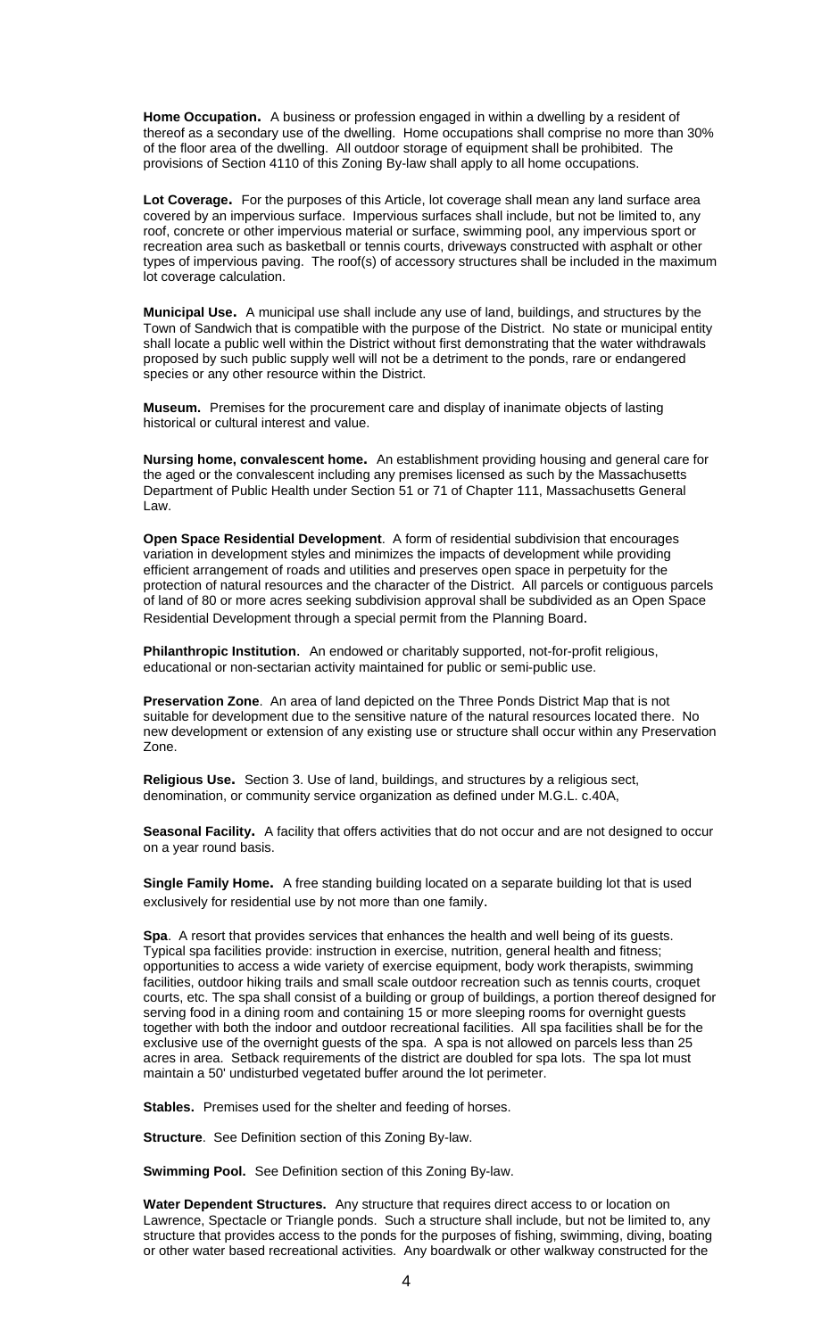**Home Occupation.** A business or profession engaged in within a dwelling by a resident of thereof as a secondary use of the dwelling. Home occupations shall comprise no more than 30% of the floor area of the dwelling. All outdoor storage of equipment shall be prohibited. The provisions of Section 4110 of this Zoning By-law shall apply to all home occupations.

**Lot Coverage.** For the purposes of this Article, lot coverage shall mean any land surface area covered by an impervious surface. Impervious surfaces shall include, but not be limited to, any roof, concrete or other impervious material or surface, swimming pool, any impervious sport or recreation area such as basketball or tennis courts, driveways constructed with asphalt or other types of impervious paving. The roof(s) of accessory structures shall be included in the maximum lot coverage calculation.

**Municipal Use.** A municipal use shall include any use of land, buildings, and structures by the Town of Sandwich that is compatible with the purpose of the District. No state or municipal entity shall locate a public well within the District without first demonstrating that the water withdrawals proposed by such public supply well will not be a detriment to the ponds, rare or endangered species or any other resource within the District.

**Museum.** Premises for the procurement care and display of inanimate objects of lasting historical or cultural interest and value.

**Nursing home, convalescent home.** An establishment providing housing and general care for the aged or the convalescent including any premises licensed as such by the Massachusetts Department of Public Health under Section 51 or 71 of Chapter 111, Massachusetts General Law.

**Open Space Residential Development**. A form of residential subdivision that encourages variation in development styles and minimizes the impacts of development while providing efficient arrangement of roads and utilities and preserves open space in perpetuity for the protection of natural resources and the character of the District. All parcels or contiguous parcels of land of 80 or more acres seeking subdivision approval shall be subdivided as an Open Space Residential Development through a special permit from the Planning Board.

**Philanthropic Institution**. An endowed or charitably supported, not-for-profit religious, educational or non-sectarian activity maintained for public or semi-public use.

**Preservation Zone**. An area of land depicted on the Three Ponds District Map that is not suitable for development due to the sensitive nature of the natural resources located there. No new development or extension of any existing use or structure shall occur within any Preservation Zone.

**Religious Use.** Section 3. Use of land, buildings, and structures by a religious sect, denomination, or community service organization as defined under M.G.L. c.40A,

**Seasonal Facility.** A facility that offers activities that do not occur and are not designed to occur on a year round basis.

**Single Family Home.** A free standing building located on a separate building lot that is used exclusively for residential use by not more than one family.

**Spa**. A resort that provides services that enhances the health and well being of its guests. Typical spa facilities provide: instruction in exercise, nutrition, general health and fitness; opportunities to access a wide variety of exercise equipment, body work therapists, swimming facilities, outdoor hiking trails and small scale outdoor recreation such as tennis courts, croquet courts, etc. The spa shall consist of a building or group of buildings, a portion thereof designed for serving food in a dining room and containing 15 or more sleeping rooms for overnight guests together with both the indoor and outdoor recreational facilities. All spa facilities shall be for the exclusive use of the overnight guests of the spa. A spa is not allowed on parcels less than 25 acres in area. Setback requirements of the district are doubled for spa lots. The spa lot must maintain a 50' undisturbed vegetated buffer around the lot perimeter.

**Stables.** Premises used for the shelter and feeding of horses.

**Structure**. See Definition section of this Zoning By-law.

**Swimming Pool.** See Definition section of this Zoning By-law.

**Water Dependent Structures.** Any structure that requires direct access to or location on Lawrence, Spectacle or Triangle ponds. Such a structure shall include, but not be limited to, any structure that provides access to the ponds for the purposes of fishing, swimming, diving, boating or other water based recreational activities. Any boardwalk or other walkway constructed for the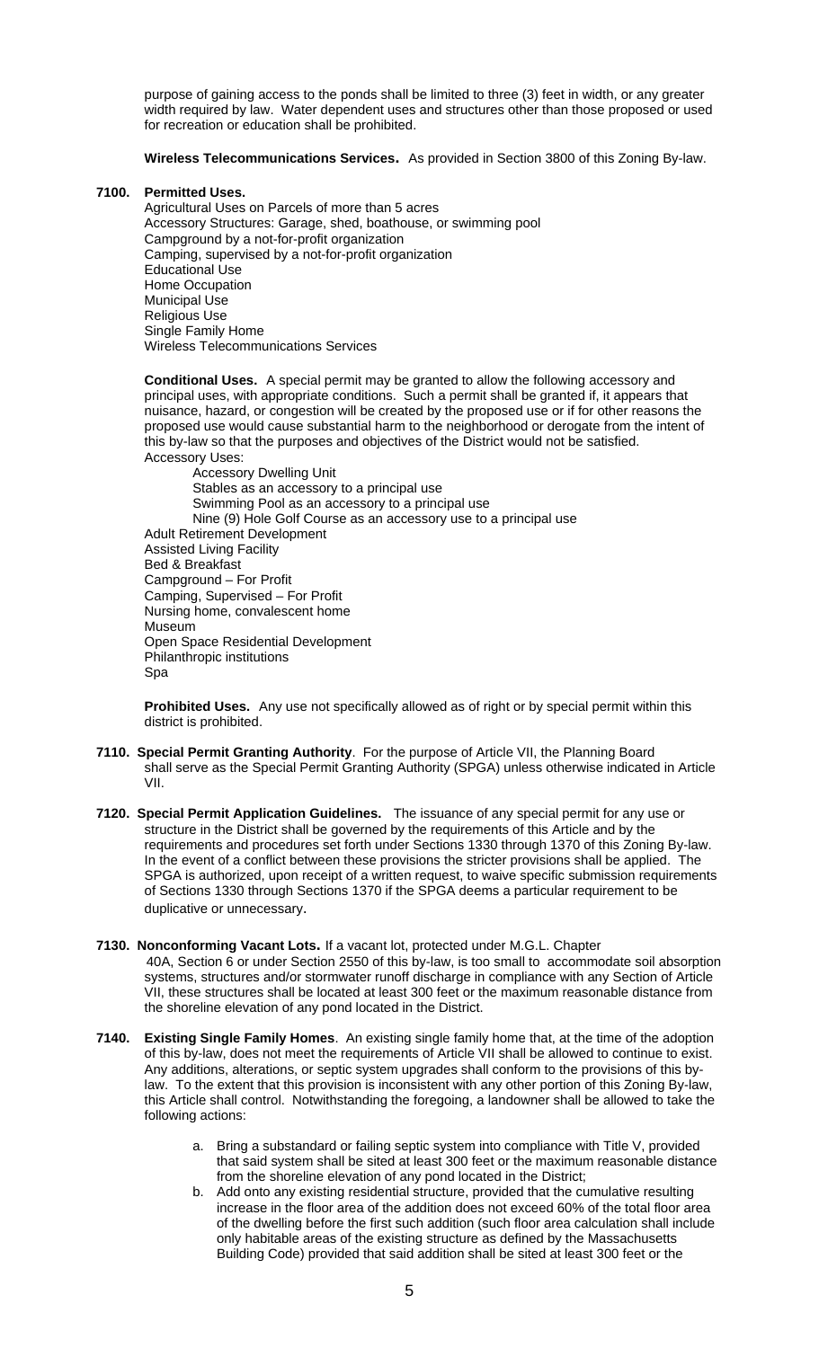purpose of gaining access to the ponds shall be limited to three (3) feet in width, or any greater width required by law. Water dependent uses and structures other than those proposed or used for recreation or education shall be prohibited.

**Wireless Telecommunications Services.** As provided in Section 3800 of this Zoning By-law.

**7100. Permitted Uses.**

Agricultural Uses on Parcels of more than 5 acres
Accessory Structures: Garage, shed, boathouse, or swimming pool
Campground by a not-for-profit organization
Camping, supervised by a not-for-profit organization
Educational Use
Home Occupation
Municipal Use
Religious Use
Single Family Home
Wireless Telecommunications Services

**Conditional Uses.** A special permit may be granted to allow the following accessory and principal uses, with appropriate conditions. Such a permit shall be granted if, it appears that nuisance, hazard, or congestion will be created by the proposed use or if for other reasons the proposed use would cause substantial harm to the neighborhood or derogate from the intent of this by-law so that the purposes and objectives of the District would not be satisfied.

Accessory Uses:

- Accessory Dwelling Unit
- Stables as an accessory to a principal use
- Swimming Pool as an accessory to a principal use
- Nine (9) Hole Golf Course as an accessory use to a principal use

Adult Retirement Development
Assisted Living Facility
Bed & Breakfast
Campground – For Profit
Camping, Supervised – For Profit
Nursing home, convalescent home
Museum
Open Space Residential Development
Philanthropic institutions
Spa

**Prohibited Uses.** Any use not specifically allowed as of right or by special permit within this district is prohibited.

**7110. Special Permit Granting Authority**. For the purpose of Article VII, the Planning Board shall serve as the Special Permit Granting Authority (SPGA) unless otherwise indicated in Article VII.

**7120. Special Permit Application Guidelines.** The issuance of any special permit for any use or structure in the District shall be governed by the requirements of this Article and by the requirements and procedures set forth under Sections 1330 through 1370 of this Zoning By-law. In the event of a conflict between these provisions the stricter provisions shall be applied. The SPGA is authorized, upon receipt of a written request, to waive specific submission requirements of Sections 1330 through Sections 1370 if the SPGA deems a particular requirement to be duplicative or unnecessary.

**7130. Nonconforming Vacant Lots.** If a vacant lot, protected under M.G.L. Chapter 40A, Section 6 or under Section 2550 of this by-law, is too small to accommodate soil absorption systems, structures and/or stormwater runoff discharge in compliance with any Section of Article VII, these structures shall be located at least 300 feet or the maximum reasonable distance from the shoreline elevation of any pond located in the District.

**7140. Existing Single Family Homes**. An existing single family home that, at the time of the adoption of this by-law, does not meet the requirements of Article VII shall be allowed to continue to exist. Any additions, alterations, or septic system upgrades shall conform to the provisions of this by-law. To the extent that this provision is inconsistent with any other portion of this Zoning By-law, this Article shall control. Notwithstanding the foregoing, a landowner shall be allowed to take the following actions:

a. Bring a substandard or failing septic system into compliance with Title V, provided that said system shall be sited at least 300 feet or the maximum reasonable distance from the shoreline elevation of any pond located in the District;
b. Add onto any existing residential structure, provided that the cumulative resulting increase in the floor area of the addition does not exceed 60% of the total floor area of the dwelling before the first such addition (such floor area calculation shall include only habitable areas of the existing structure as defined by the Massachusetts Building Code) provided that said addition shall be sited at least 300 feet or the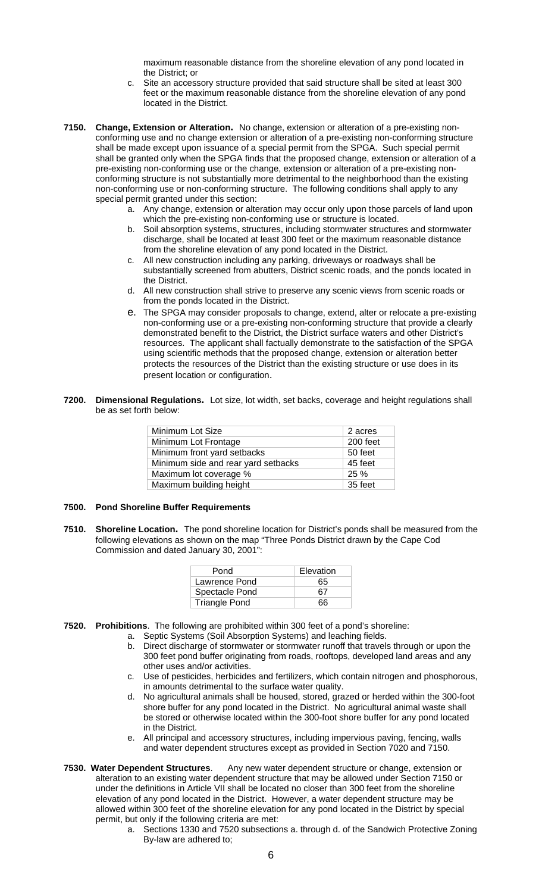maximum reasonable distance from the shoreline elevation of any pond located in the District; or

c. Site an accessory structure provided that said structure shall be sited at least 300 feet or the maximum reasonable distance from the shoreline elevation of any pond located in the District.

**7150. Change, Extension or Alteration.** No change, extension or alteration of a pre-existing non-conforming use and no change extension or alteration of a pre-existing non-conforming structure shall be made except upon issuance of a special permit from the SPGA. Such special permit shall be granted only when the SPGA finds that the proposed change, extension or alteration of a pre-existing non-conforming use or the change, extension or alteration of a pre-existing non-conforming structure is not substantially more detrimental to the neighborhood than the existing non-conforming use or non-conforming structure. The following conditions shall apply to any special permit granted under this section:

a. Any change, extension or alteration may occur only upon those parcels of land upon which the pre-existing non-conforming use or structure is located.

b. Soil absorption systems, structures, including stormwater structures and stormwater discharge, shall be located at least 300 feet or the maximum reasonable distance from the shoreline elevation of any pond located in the District.

c. All new construction including any parking, driveways or roadways shall be substantially screened from abutters, District scenic roads, and the ponds located in the District.

d. All new construction shall strive to preserve any scenic views from scenic roads or from the ponds located in the District.

e. The SPGA may consider proposals to change, extend, alter or relocate a pre-existing non-conforming use or a pre-existing non-conforming structure that provide a clearly demonstrated benefit to the District, the District surface waters and other District's resources. The applicant shall factually demonstrate to the satisfaction of the SPGA using scientific methods that the proposed change, extension or alteration better protects the resources of the District than the existing structure or use does in its present location or configuration.

**7200. Dimensional Regulations.** Lot size, lot width, set backs, coverage and height regulations shall be as set forth below:

| Minimum Lot Size | 2 acres |
|---|---|
| Minimum Lot Frontage | 200 feet |
| Minimum front yard setbacks | 50 feet |
| Minimum side and rear yard setbacks | 45 feet |
| Maximum lot coverage % | 25 % |
| Maximum building height | 35 feet |

**7500. Pond Shoreline Buffer Requirements**

**7510. Shoreline Location.** The pond shoreline location for District's ponds shall be measured from the following elevations as shown on the map "Three Ponds District drawn by the Cape Cod Commission and dated January 30, 2001":

| Pond | Elevation |
|---|---|
| Lawrence Pond | 65 |
| Spectacle Pond | 67 |
| Triangle Pond | 66 |

**7520. Prohibitions**. The following are prohibited within 300 feet of a pond's shoreline:

a. Septic Systems (Soil Absorption Systems) and leaching fields.

b. Direct discharge of stormwater or stormwater runoff that travels through or upon the 300 feet pond buffer originating from roads, rooftops, developed land areas and any other uses and/or activities.

c. Use of pesticides, herbicides and fertilizers, which contain nitrogen and phosphorous, in amounts detrimental to the surface water quality.

d. No agricultural animals shall be housed, stored, grazed or herded within the 300-foot shore buffer for any pond located in the District. No agricultural animal waste shall be stored or otherwise located within the 300-foot shore buffer for any pond located in the District.

e. All principal and accessory structures, including impervious paving, fencing, walls and water dependent structures except as provided in Section 7020 and 7150.

**7530. Water Dependent Structures**. Any new water dependent structure or change, extension or alteration to an existing water dependent structure that may be allowed under Section 7150 or under the definitions in Article VII shall be located no closer than 300 feet from the shoreline elevation of any pond located in the District. However, a water dependent structure may be allowed within 300 feet of the shoreline elevation for any pond located in the District by special permit, but only if the following criteria are met:

a. Sections 1330 and 7520 subsections a. through d. of the Sandwich Protective Zoning By-law are adhered to;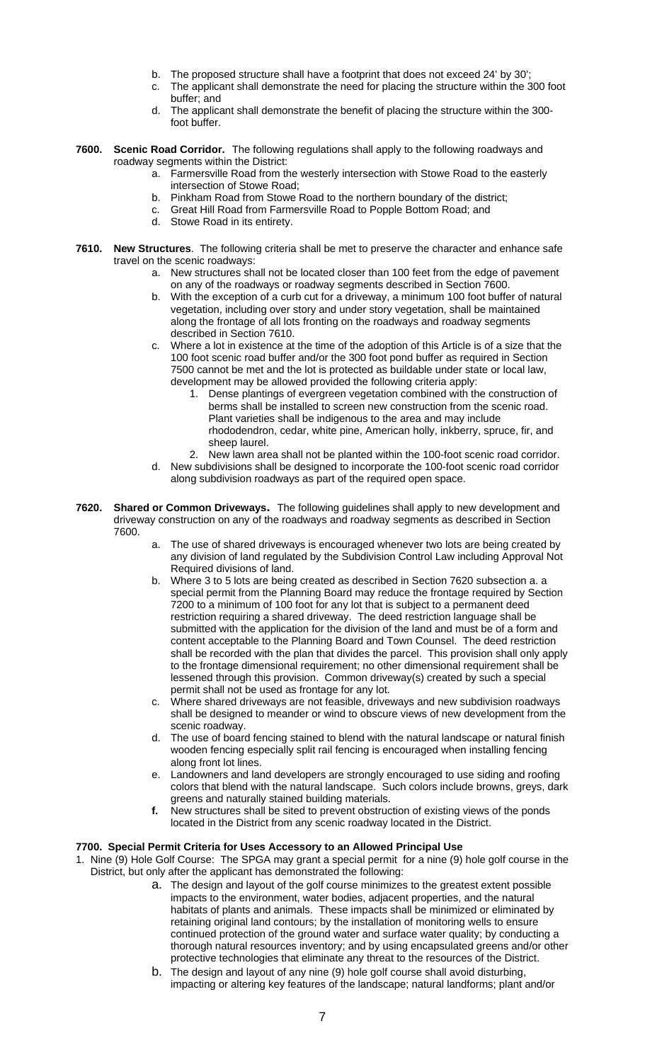b. The proposed structure shall have a footprint that does not exceed 24' by 30';
c. The applicant shall demonstrate the need for placing the structure within the 300 foot buffer; and
d. The applicant shall demonstrate the benefit of placing the structure within the 300-foot buffer.

**7600. Scenic Road Corridor.** The following regulations shall apply to the following roadways and roadway segments within the District:

a. Farmersville Road from the westerly intersection with Stowe Road to the easterly intersection of Stowe Road;
b. Pinkham Road from Stowe Road to the northern boundary of the district;
c. Great Hill Road from Farmersville Road to Popple Bottom Road; and
d. Stowe Road in its entirety.

**7610. New Structures**. The following criteria shall be met to preserve the character and enhance safe travel on the scenic roadways:

a. New structures shall not be located closer than 100 feet from the edge of pavement on any of the roadways or roadway segments described in Section 7600.
b. With the exception of a curb cut for a driveway, a minimum 100 foot buffer of natural vegetation, including over story and under story vegetation, shall be maintained along the frontage of all lots fronting on the roadways and roadway segments described in Section 7610.
c. Where a lot in existence at the time of the adoption of this Article is of a size that the 100 foot scenic road buffer and/or the 300 foot pond buffer as required in Section 7500 cannot be met and the lot is protected as buildable under state or local law, development may be allowed provided the following criteria apply:
   1. Dense plantings of evergreen vegetation combined with the construction of berms shall be installed to screen new construction from the scenic road. Plant varieties shall be indigenous to the area and may include rhododendron, cedar, white pine, American holly, inkberry, spruce, fir, and sheep laurel.
   2. New lawn area shall not be planted within the 100-foot scenic road corridor.
d. New subdivisions shall be designed to incorporate the 100-foot scenic road corridor along subdivision roadways as part of the required open space.

**7620. Shared or Common Driveways.** The following guidelines shall apply to new development and driveway construction on any of the roadways and roadway segments as described in Section 7600.

a. The use of shared driveways is encouraged whenever two lots are being created by any division of land regulated by the Subdivision Control Law including Approval Not Required divisions of land.
b. Where 3 to 5 lots are being created as described in Section 7620 subsection a. a special permit from the Planning Board may reduce the frontage required by Section 7200 to a minimum of 100 foot for any lot that is subject to a permanent deed restriction requiring a shared driveway. The deed restriction language shall be submitted with the application for the division of the land and must be of a form and content acceptable to the Planning Board and Town Counsel. The deed restriction shall be recorded with the plan that divides the parcel. This provision shall only apply to the frontage dimensional requirement; no other dimensional requirement shall be lessened through this provision. Common driveway(s) created by such a special permit shall not be used as frontage for any lot.
c. Where shared driveways are not feasible, driveways and new subdivision roadways shall be designed to meander or wind to obscure views of new development from the scenic roadway.
d. The use of board fencing stained to blend with the natural landscape or natural finish wooden fencing especially split rail fencing is encouraged when installing fencing along front lot lines.
e. Landowners and land developers are strongly encouraged to use siding and roofing colors that blend with the natural landscape. Such colors include browns, greys, dark greens and naturally stained building materials.
**f.** New structures shall be sited to prevent obstruction of existing views of the ponds located in the District from any scenic roadway located in the District.

**7700. Special Permit Criteria for Uses Accessory to an Allowed Principal Use**

1. Nine (9) Hole Golf Course: The SPGA may grant a special permit for a nine (9) hole golf course in the District, but only after the applicant has demonstrated the following:
   a. The design and layout of the golf course minimizes to the greatest extent possible impacts to the environment, water bodies, adjacent properties, and the natural habitats of plants and animals. These impacts shall be minimized or eliminated by retaining original land contours; by the installation of monitoring wells to ensure continued protection of the ground water and surface water quality; by conducting a thorough natural resources inventory; and by using encapsulated greens and/or other protective technologies that eliminate any threat to the resources of the District.
   b. The design and layout of any nine (9) hole golf course shall avoid disturbing, impacting or altering key features of the landscape; natural landforms; plant and/or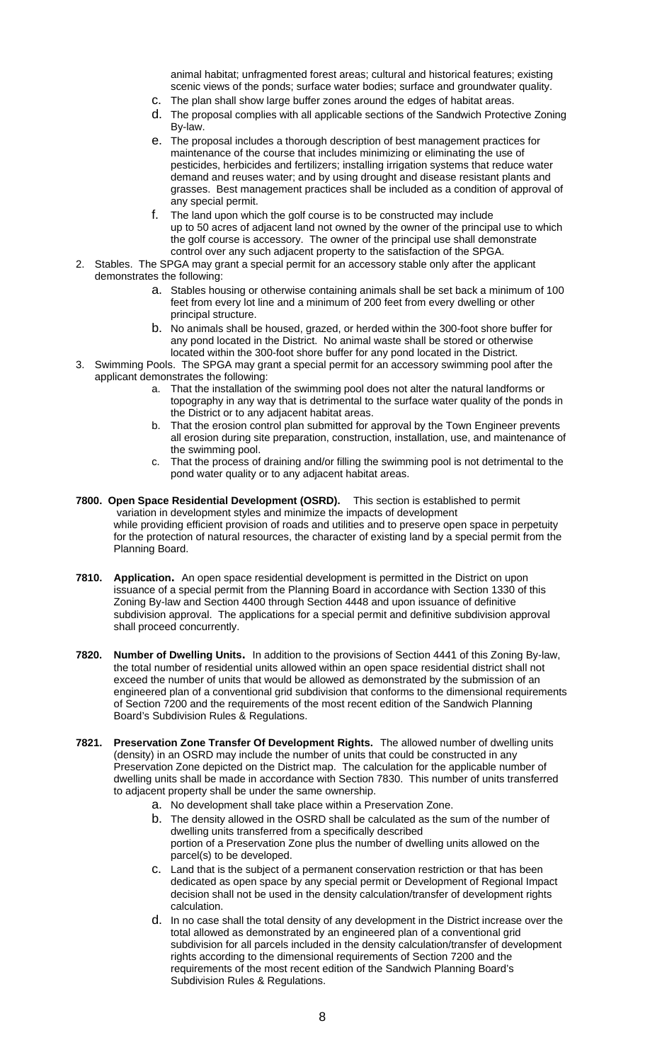animal habitat; unfragmented forest areas; cultural and historical features; existing scenic views of the ponds; surface water bodies; surface and groundwater quality.

c. The plan shall show large buffer zones around the edges of habitat areas.

d. The proposal complies with all applicable sections of the Sandwich Protective Zoning By-law.

e. The proposal includes a thorough description of best management practices for maintenance of the course that includes minimizing or eliminating the use of pesticides, herbicides and fertilizers; installing irrigation systems that reduce water demand and reuses water; and by using drought and disease resistant plants and grasses. Best management practices shall be included as a condition of approval of any special permit.

f. The land upon which the golf course is to be constructed may include up to 50 acres of adjacent land not owned by the owner of the principal use to which the golf course is accessory. The owner of the principal use shall demonstrate control over any such adjacent property to the satisfaction of the SPGA.

2. Stables. The SPGA may grant a special permit for an accessory stable only after the applicant demonstrates the following:
   a. Stables housing or otherwise containing animals shall be set back a minimum of 100 feet from every lot line and a minimum of 200 feet from every dwelling or other principal structure.
   b. No animals shall be housed, grazed, or herded within the 300-foot shore buffer for any pond located in the District. No animal waste shall be stored or otherwise located within the 300-foot shore buffer for any pond located in the District.

3. Swimming Pools. The SPGA may grant a special permit for an accessory swimming pool after the applicant demonstrates the following:
   a. That the installation of the swimming pool does not alter the natural landforms or topography in any way that is detrimental to the surface water quality of the ponds in the District or to any adjacent habitat areas.
   b. That the erosion control plan submitted for approval by the Town Engineer prevents all erosion during site preparation, construction, installation, use, and maintenance of the swimming pool.
   c. That the process of draining and/or filling the swimming pool is not detrimental to the pond water quality or to any adjacent habitat areas.

**7800. Open Space Residential Development (OSRD).** This section is established to permit variation in development styles and minimize the impacts of development while providing efficient provision of roads and utilities and to preserve open space in perpetuity for the protection of natural resources, the character of existing land by a special permit from the Planning Board.

**7810. Application.** An open space residential development is permitted in the District on upon issuance of a special permit from the Planning Board in accordance with Section 1330 of this Zoning By-law and Section 4400 through Section 4448 and upon issuance of definitive subdivision approval. The applications for a special permit and definitive subdivision approval shall proceed concurrently.

**7820. Number of Dwelling Units.** In addition to the provisions of Section 4441 of this Zoning By-law, the total number of residential units allowed within an open space residential district shall not exceed the number of units that would be allowed as demonstrated by the submission of an engineered plan of a conventional grid subdivision that conforms to the dimensional requirements of Section 7200 and the requirements of the most recent edition of the Sandwich Planning Board's Subdivision Rules & Regulations.

**7821. Preservation Zone Transfer Of Development Rights.** The allowed number of dwelling units (density) in an OSRD may include the number of units that could be constructed in any Preservation Zone depicted on the District map. The calculation for the applicable number of dwelling units shall be made in accordance with Section 7830. This number of units transferred to adjacent property shall be under the same ownership.

a. No development shall take place within a Preservation Zone.

b. The density allowed in the OSRD shall be calculated as the sum of the number of dwelling units transferred from a specifically described portion of a Preservation Zone plus the number of dwelling units allowed on the parcel(s) to be developed.

c. Land that is the subject of a permanent conservation restriction or that has been dedicated as open space by any special permit or Development of Regional Impact decision shall not be used in the density calculation/transfer of development rights calculation.

d. In no case shall the total density of any development in the District increase over the total allowed as demonstrated by an engineered plan of a conventional grid subdivision for all parcels included in the density calculation/transfer of development rights according to the dimensional requirements of Section 7200 and the requirements of the most recent edition of the Sandwich Planning Board's Subdivision Rules & Regulations.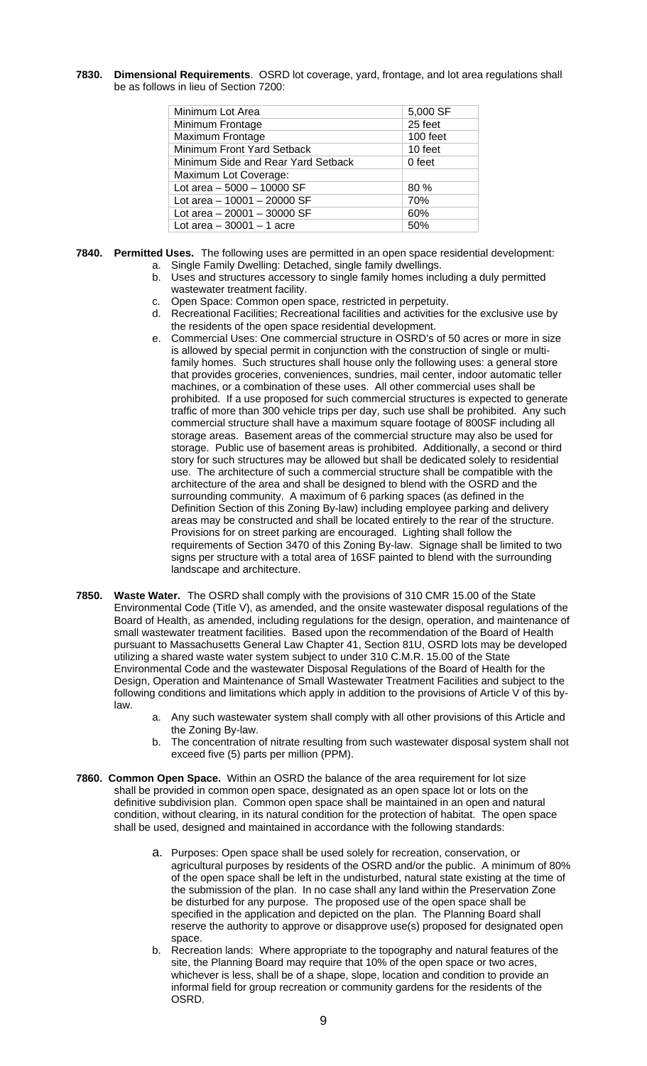**7830. Dimensional Requirements**. OSRD lot coverage, yard, frontage, and lot area regulations shall be as follows in lieu of Section 7200:

| Minimum Lot Area | 5,000 SF |
|---|---|
| Minimum Frontage | 25 feet |
| Maximum Frontage | 100 feet |
| Minimum Front Yard Setback | 10 feet |
| Minimum Side and Rear Yard Setback | 0 feet |
| Maximum Lot Coverage: | |
| Lot area – 5000 – 10000 SF | 80 % |
| Lot area – 10001 – 20000 SF | 70% |
| Lot area – 20001 – 30000 SF | 60% |
| Lot area – 30001 – 1 acre | 50% |

**7840. Permitted Uses.** The following uses are permitted in an open space residential development:

a. Single Family Dwelling: Detached, single family dwellings.
b. Uses and structures accessory to single family homes including a duly permitted wastewater treatment facility.
c. Open Space: Common open space, restricted in perpetuity.
d. Recreational Facilities; Recreational facilities and activities for the exclusive use by the residents of the open space residential development.
e. Commercial Uses: One commercial structure in OSRD's of 50 acres or more in size is allowed by special permit in conjunction with the construction of single or multi-family homes. Such structures shall house only the following uses: a general store that provides groceries, conveniences, sundries, mail center, indoor automatic teller machines, or a combination of these uses. All other commercial uses shall be prohibited. If a use proposed for such commercial structures is expected to generate traffic of more than 300 vehicle trips per day, such use shall be prohibited. Any such commercial structure shall have a maximum square footage of 800SF including all storage areas. Basement areas of the commercial structure may also be used for storage. Public use of basement areas is prohibited. Additionally, a second or third story for such structures may be allowed but shall be dedicated solely to residential use. The architecture of such a commercial structure shall be compatible with the architecture of the area and shall be designed to blend with the OSRD and the surrounding community. A maximum of 6 parking spaces (as defined in the Definition Section of this Zoning By-law) including employee parking and delivery areas may be constructed and shall be located entirely to the rear of the structure. Provisions for on street parking are encouraged. Lighting shall follow the requirements of Section 3470 of this Zoning By-law. Signage shall be limited to two signs per structure with a total area of 16SF painted to blend with the surrounding landscape and architecture.

**7850. Waste Water.** The OSRD shall comply with the provisions of 310 CMR 15.00 of the State Environmental Code (Title V), as amended, and the onsite wastewater disposal regulations of the Board of Health, as amended, including regulations for the design, operation, and maintenance of small wastewater treatment facilities. Based upon the recommendation of the Board of Health pursuant to Massachusetts General Law Chapter 41, Section 81U, OSRD lots may be developed utilizing a shared waste water system subject to under 310 C.M.R. 15.00 of the State Environmental Code and the wastewater Disposal Regulations of the Board of Health for the Design, Operation and Maintenance of Small Wastewater Treatment Facilities and subject to the following conditions and limitations which apply in addition to the provisions of Article V of this by-law.

a. Any such wastewater system shall comply with all other provisions of this Article and the Zoning By-law.
b. The concentration of nitrate resulting from such wastewater disposal system shall not exceed five (5) parts per million (PPM).

**7860. Common Open Space.** Within an OSRD the balance of the area requirement for lot size shall be provided in common open space, designated as an open space lot or lots on the definitive subdivision plan. Common open space shall be maintained in an open and natural condition, without clearing, in its natural condition for the protection of habitat. The open space shall be used, designed and maintained in accordance with the following standards:

a. Purposes: Open space shall be used solely for recreation, conservation, or agricultural purposes by residents of the OSRD and/or the public. A minimum of 80% of the open space shall be left in the undisturbed, natural state existing at the time of the submission of the plan. In no case shall any land within the Preservation Zone be disturbed for any purpose. The proposed use of the open space shall be specified in the application and depicted on the plan. The Planning Board shall reserve the authority to approve or disapprove use(s) proposed for designated open space.
b. Recreation lands: Where appropriate to the topography and natural features of the site, the Planning Board may require that 10% of the open space or two acres, whichever is less, shall be of a shape, slope, location and condition to provide an informal field for group recreation or community gardens for the residents of the OSRD.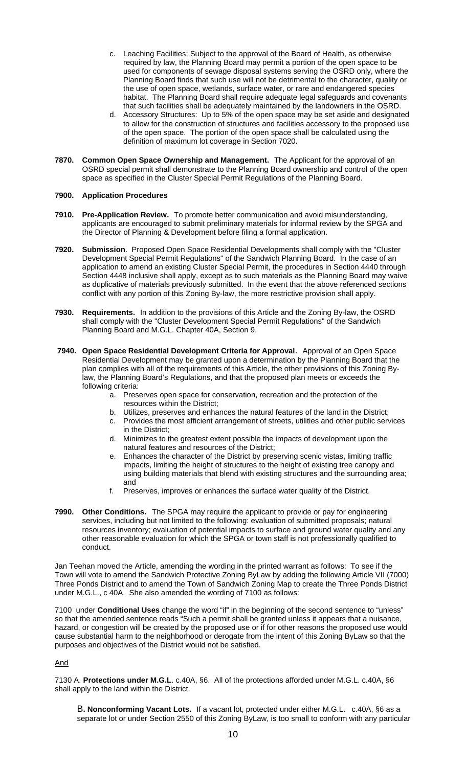c. Leaching Facilities: Subject to the approval of the Board of Health, as otherwise required by law, the Planning Board may permit a portion of the open space to be used for components of sewage disposal systems serving the OSRD only, where the Planning Board finds that such use will not be detrimental to the character, quality or the use of open space, wetlands, surface water, or rare and endangered species habitat. The Planning Board shall require adequate legal safeguards and covenants that such facilities shall be adequately maintained by the landowners in the OSRD.

d. Accessory Structures: Up to 5% of the open space may be set aside and designated to allow for the construction of structures and facilities accessory to the proposed use of the open space. The portion of the open space shall be calculated using the definition of maximum lot coverage in Section 7020.

**7870. Common Open Space Ownership and Management.** The Applicant for the approval of an OSRD special permit shall demonstrate to the Planning Board ownership and control of the open space as specified in the Cluster Special Permit Regulations of the Planning Board.

**7900. Application Procedures**

**7910. Pre-Application Review.** To promote better communication and avoid misunderstanding, applicants are encouraged to submit preliminary materials for informal review by the SPGA and the Director of Planning & Development before filing a formal application.

**7920. Submission**. Proposed Open Space Residential Developments shall comply with the "Cluster Development Special Permit Regulations" of the Sandwich Planning Board. In the case of an application to amend an existing Cluster Special Permit, the procedures in Section 4440 through Section 4448 inclusive shall apply, except as to such materials as the Planning Board may waive as duplicative of materials previously submitted. In the event that the above referenced sections conflict with any portion of this Zoning By-law, the more restrictive provision shall apply.

**7930. Requirements.** In addition to the provisions of this Article and the Zoning By-law, the OSRD shall comply with the "Cluster Development Special Permit Regulations" of the Sandwich Planning Board and M.G.L. Chapter 40A, Section 9.

**7940. Open Space Residential Development Criteria for Approval**. Approval of an Open Space Residential Development may be granted upon a determination by the Planning Board that the plan complies with all of the requirements of this Article, the other provisions of this Zoning By-law, the Planning Board's Regulations, and that the proposed plan meets or exceeds the following criteria:

a. Preserves open space for conservation, recreation and the protection of the resources within the District;
b. Utilizes, preserves and enhances the natural features of the land in the District;
c. Provides the most efficient arrangement of streets, utilities and other public services in the District;
d. Minimizes to the greatest extent possible the impacts of development upon the natural features and resources of the District;
e. Enhances the character of the District by preserving scenic vistas, limiting traffic impacts, limiting the height of structures to the height of existing tree canopy and using building materials that blend with existing structures and the surrounding area; and
f. Preserves, improves or enhances the surface water quality of the District.

**7990. Other Conditions.** The SPGA may require the applicant to provide or pay for engineering services, including but not limited to the following: evaluation of submitted proposals; natural resources inventory; evaluation of potential impacts to surface and ground water quality and any other reasonable evaluation for which the SPGA or town staff is not professionally qualified to conduct.

Jan Teehan moved the Article, amending the wording in the printed warrant as follows: To see if the Town will vote to amend the Sandwich Protective Zoning ByLaw by adding the following Article VII (7000) Three Ponds District and to amend the Town of Sandwich Zoning Map to create the Three Ponds District under M.G.L., c 40A. She also amended the wording of 7100 as follows:

7100 under **Conditional Uses** change the word "if" in the beginning of the second sentence to "unless" so that the amended sentence reads "Such a permit shall be granted unless it appears that a nuisance, hazard, or congestion will be created by the proposed use or if for other reasons the proposed use would cause substantial harm to the neighborhood or derogate from the intent of this Zoning ByLaw so that the purposes and objectives of the District would not be satisfied.

<u>And</u>

7130 A. **Protections under M.G.L**. c.40A, §6. All of the protections afforded under M.G.L. c.40A, §6 shall apply to the land within the District.

B**. Nonconforming Vacant Lots.** If a vacant lot, protected under either M.G.L. c.40A, §6 as a separate lot or under Section 2550 of this Zoning ByLaw, is too small to conform with any particular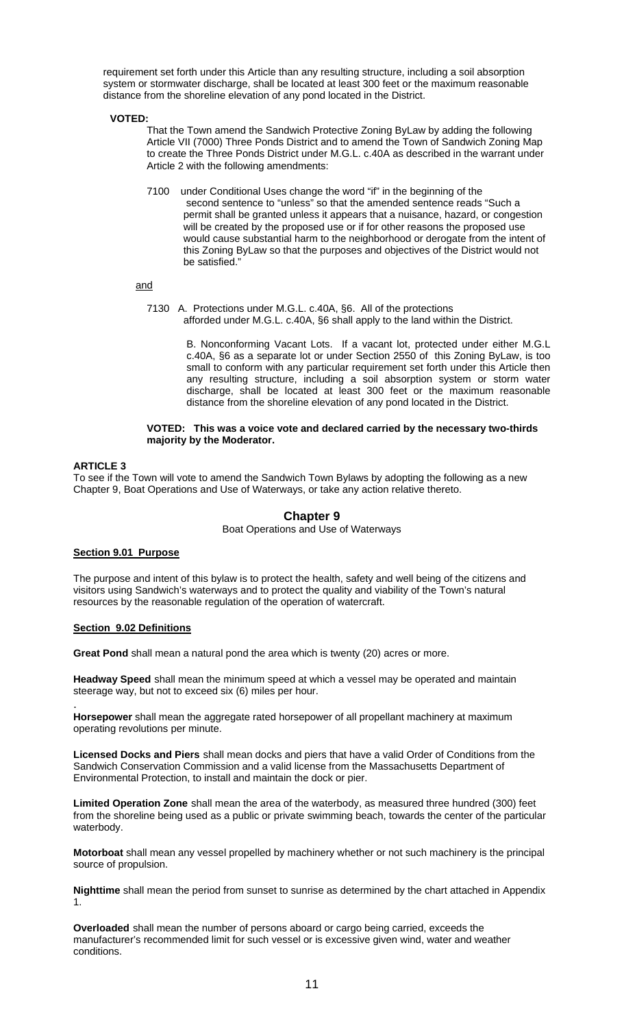requirement set forth under this Article than any resulting structure, including a soil absorption system or stormwater discharge, shall be located at least 300 feet or the maximum reasonable distance from the shoreline elevation of any pond located in the District.

**VOTED:**

That the Town amend the Sandwich Protective Zoning ByLaw by adding the following Article VII (7000) Three Ponds District and to amend the Town of Sandwich Zoning Map to create the Three Ponds District under M.G.L. c.40A as described in the warrant under Article 2 with the following amendments:

7100 under Conditional Uses change the word "if" in the beginning of the second sentence to "unless" so that the amended sentence reads "Such a permit shall be granted unless it appears that a nuisance, hazard, or congestion will be created by the proposed use or if for other reasons the proposed use would cause substantial harm to the neighborhood or derogate from the intent of this Zoning ByLaw so that the purposes and objectives of the District would not be satisfied."

and

7130 A. Protections under M.G.L. c.40A, §6. All of the protections afforded under M.G.L. c.40A, §6 shall apply to the land within the District.

B. Nonconforming Vacant Lots. If a vacant lot, protected under either M.G.L c.40A, §6 as a separate lot or under Section 2550 of this Zoning ByLaw, is too small to conform with any particular requirement set forth under this Article then any resulting structure, including a soil absorption system or storm water discharge, shall be located at least 300 feet or the maximum reasonable distance from the shoreline elevation of any pond located in the District.

**VOTED: This was a voice vote and declared carried by the necessary two-thirds majority by the Moderator.**

**ARTICLE 3**

To see if the Town will vote to amend the Sandwich Town Bylaws by adopting the following as a new Chapter 9, Boat Operations and Use of Waterways, or take any action relative thereto.

## Chapter 9

Boat Operations and Use of Waterways

**Section 9.01 Purpose**

The purpose and intent of this bylaw is to protect the health, safety and well being of the citizens and visitors using Sandwich's waterways and to protect the quality and viability of the Town's natural resources by the reasonable regulation of the operation of watercraft.

**Section 9.02 Definitions**

**Great Pond** shall mean a natural pond the area which is twenty (20) acres or more.

**Headway Speed** shall mean the minimum speed at which a vessel may be operated and maintain steerage way, but not to exceed six (6) miles per hour.

**Horsepower** shall mean the aggregate rated horsepower of all propellant machinery at maximum operating revolutions per minute.

**Licensed Docks and Piers** shall mean docks and piers that have a valid Order of Conditions from the Sandwich Conservation Commission and a valid license from the Massachusetts Department of Environmental Protection, to install and maintain the dock or pier.

**Limited Operation Zone** shall mean the area of the waterbody, as measured three hundred (300) feet from the shoreline being used as a public or private swimming beach, towards the center of the particular waterbody.

**Motorboat** shall mean any vessel propelled by machinery whether or not such machinery is the principal source of propulsion.

**Nighttime** shall mean the period from sunset to sunrise as determined by the chart attached in Appendix 1.

**Overloaded** shall mean the number of persons aboard or cargo being carried, exceeds the manufacturer's recommended limit for such vessel or is excessive given wind, water and weather conditions.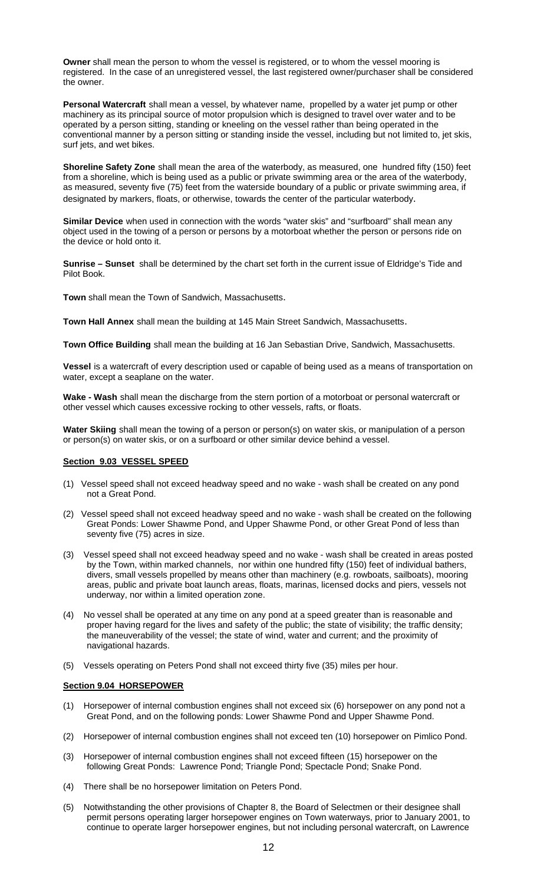**Owner** shall mean the person to whom the vessel is registered, or to whom the vessel mooring is registered. In the case of an unregistered vessel, the last registered owner/purchaser shall be considered the owner.

**Personal Watercraft** shall mean a vessel, by whatever name, propelled by a water jet pump or other machinery as its principal source of motor propulsion which is designed to travel over water and to be operated by a person sitting, standing or kneeling on the vessel rather than being operated in the conventional manner by a person sitting or standing inside the vessel, including but not limited to, jet skis, surf jets, and wet bikes.

**Shoreline Safety Zone** shall mean the area of the waterbody, as measured, one hundred fifty (150) feet from a shoreline, which is being used as a public or private swimming area or the area of the waterbody, as measured, seventy five (75) feet from the waterside boundary of a public or private swimming area, if designated by markers, floats, or otherwise, towards the center of the particular waterbody.

**Similar Device** when used in connection with the words "water skis" and "surfboard" shall mean any object used in the towing of a person or persons by a motorboat whether the person or persons ride on the device or hold onto it.

**Sunrise – Sunset** shall be determined by the chart set forth in the current issue of Eldridge's Tide and Pilot Book.

**Town** shall mean the Town of Sandwich, Massachusetts.

**Town Hall Annex** shall mean the building at 145 Main Street Sandwich, Massachusetts.

**Town Office Building** shall mean the building at 16 Jan Sebastian Drive, Sandwich, Massachusetts.

**Vessel** is a watercraft of every description used or capable of being used as a means of transportation on water, except a seaplane on the water.

**Wake - Wash** shall mean the discharge from the stern portion of a motorboat or personal watercraft or other vessel which causes excessive rocking to other vessels, rafts, or floats.

**Water Skiing** shall mean the towing of a person or person(s) on water skis, or manipulation of a person or person(s) on water skis, or on a surfboard or other similar device behind a vessel.

**Section 9.03 VESSEL SPEED**

(1) Vessel speed shall not exceed headway speed and no wake - wash shall be created on any pond not a Great Pond.

(2) Vessel speed shall not exceed headway speed and no wake - wash shall be created on the following Great Ponds: Lower Shawme Pond, and Upper Shawme Pond, or other Great Pond of less than seventy five (75) acres in size.

(3) Vessel speed shall not exceed headway speed and no wake - wash shall be created in areas posted by the Town, within marked channels, nor within one hundred fifty (150) feet of individual bathers, divers, small vessels propelled by means other than machinery (e.g. rowboats, sailboats), mooring areas, public and private boat launch areas, floats, marinas, licensed docks and piers, vessels not underway, nor within a limited operation zone.

(4) No vessel shall be operated at any time on any pond at a speed greater than is reasonable and proper having regard for the lives and safety of the public; the state of visibility; the traffic density; the maneuverability of the vessel; the state of wind, water and current; and the proximity of navigational hazards.

(5) Vessels operating on Peters Pond shall not exceed thirty five (35) miles per hour.

**Section 9.04 HORSEPOWER**

(1) Horsepower of internal combustion engines shall not exceed six (6) horsepower on any pond not a Great Pond, and on the following ponds: Lower Shawme Pond and Upper Shawme Pond.

(2) Horsepower of internal combustion engines shall not exceed ten (10) horsepower on Pimlico Pond.

(3) Horsepower of internal combustion engines shall not exceed fifteen (15) horsepower on the following Great Ponds: Lawrence Pond; Triangle Pond; Spectacle Pond; Snake Pond.

(4) There shall be no horsepower limitation on Peters Pond.

(5) Notwithstanding the other provisions of Chapter 8, the Board of Selectmen or their designee shall permit persons operating larger horsepower engines on Town waterways, prior to January 2001, to continue to operate larger horsepower engines, but not including personal watercraft, on Lawrence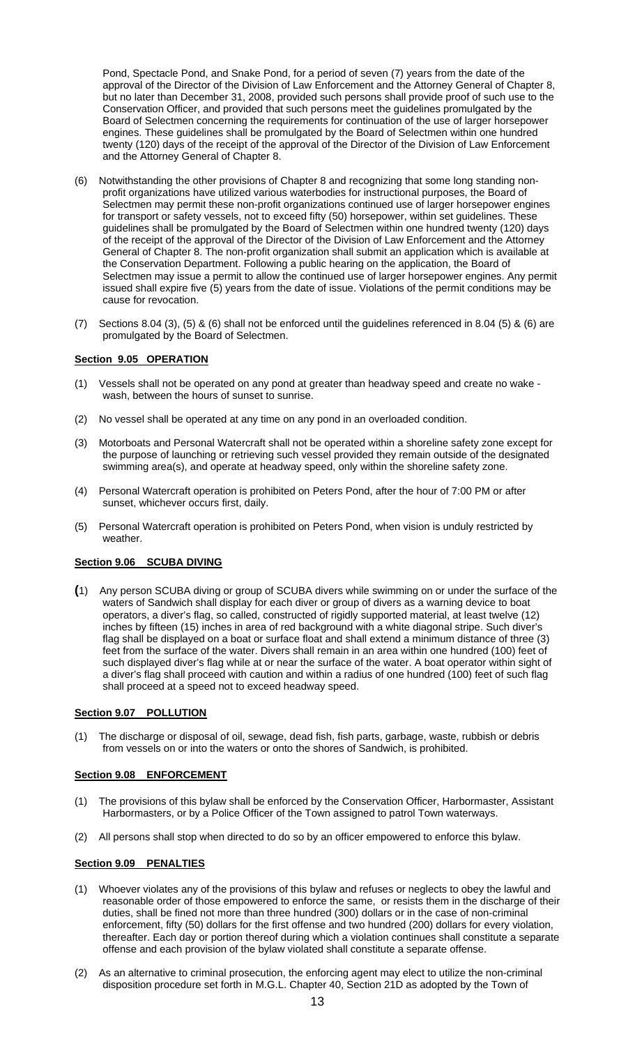Pond, Spectacle Pond, and Snake Pond, for a period of seven (7) years from the date of the approval of the Director of the Division of Law Enforcement and the Attorney General of Chapter 8, but no later than December 31, 2008, provided such persons shall provide proof of such use to the Conservation Officer, and provided that such persons meet the guidelines promulgated by the Board of Selectmen concerning the requirements for continuation of the use of larger horsepower engines. These guidelines shall be promulgated by the Board of Selectmen within one hundred twenty (120) days of the receipt of the approval of the Director of the Division of Law Enforcement and the Attorney General of Chapter 8.

(6) Notwithstanding the other provisions of Chapter 8 and recognizing that some long standing non-profit organizations have utilized various waterbodies for instructional purposes, the Board of Selectmen may permit these non-profit organizations continued use of larger horsepower engines for transport or safety vessels, not to exceed fifty (50) horsepower, within set guidelines. These guidelines shall be promulgated by the Board of Selectmen within one hundred twenty (120) days of the receipt of the approval of the Director of the Division of Law Enforcement and the Attorney General of Chapter 8. The non-profit organization shall submit an application which is available at the Conservation Department. Following a public hearing on the application, the Board of Selectmen may issue a permit to allow the continued use of larger horsepower engines. Any permit issued shall expire five (5) years from the date of issue. Violations of the permit conditions may be cause for revocation.

(7) Sections 8.04 (3), (5) & (6) shall not be enforced until the guidelines referenced in 8.04 (5) & (6) are promulgated by the Board of Selectmen.

**Section 9.05 OPERATION**

(1) Vessels shall not be operated on any pond at greater than headway speed and create no wake - wash, between the hours of sunset to sunrise.

(2) No vessel shall be operated at any time on any pond in an overloaded condition.

(3) Motorboats and Personal Watercraft shall not be operated within a shoreline safety zone except for the purpose of launching or retrieving such vessel provided they remain outside of the designated swimming area(s), and operate at headway speed, only within the shoreline safety zone.

(4) Personal Watercraft operation is prohibited on Peters Pond, after the hour of 7:00 PM or after sunset, whichever occurs first, daily.

(5) Personal Watercraft operation is prohibited on Peters Pond, when vision is unduly restricted by weather.

**Section 9.06 SCUBA DIVING**

(1) Any person SCUBA diving or group of SCUBA divers while swimming on or under the surface of the waters of Sandwich shall display for each diver or group of divers as a warning device to boat operators, a diver's flag, so called, constructed of rigidly supported material, at least twelve (12) inches by fifteen (15) inches in area of red background with a white diagonal stripe. Such diver's flag shall be displayed on a boat or surface float and shall extend a minimum distance of three (3) feet from the surface of the water. Divers shall remain in an area within one hundred (100) feet of such displayed diver's flag while at or near the surface of the water. A boat operator within sight of a diver's flag shall proceed with caution and within a radius of one hundred (100) feet of such flag shall proceed at a speed not to exceed headway speed.

**Section 9.07 POLLUTION**

(1) The discharge or disposal of oil, sewage, dead fish, fish parts, garbage, waste, rubbish or debris from vessels on or into the waters or onto the shores of Sandwich, is prohibited.

**Section 9.08 ENFORCEMENT**

(1) The provisions of this bylaw shall be enforced by the Conservation Officer, Harbormaster, Assistant Harbormasters, or by a Police Officer of the Town assigned to patrol Town waterways.

(2) All persons shall stop when directed to do so by an officer empowered to enforce this bylaw.

**Section 9.09 PENALTIES**

(1) Whoever violates any of the provisions of this bylaw and refuses or neglects to obey the lawful and reasonable order of those empowered to enforce the same, or resists them in the discharge of their duties, shall be fined not more than three hundred (300) dollars or in the case of non-criminal enforcement, fifty (50) dollars for the first offense and two hundred (200) dollars for every violation, thereafter. Each day or portion thereof during which a violation continues shall constitute a separate offense and each provision of the bylaw violated shall constitute a separate offense.

(2) As an alternative to criminal prosecution, the enforcing agent may elect to utilize the non-criminal disposition procedure set forth in M.G.L. Chapter 40, Section 21D as adopted by the Town of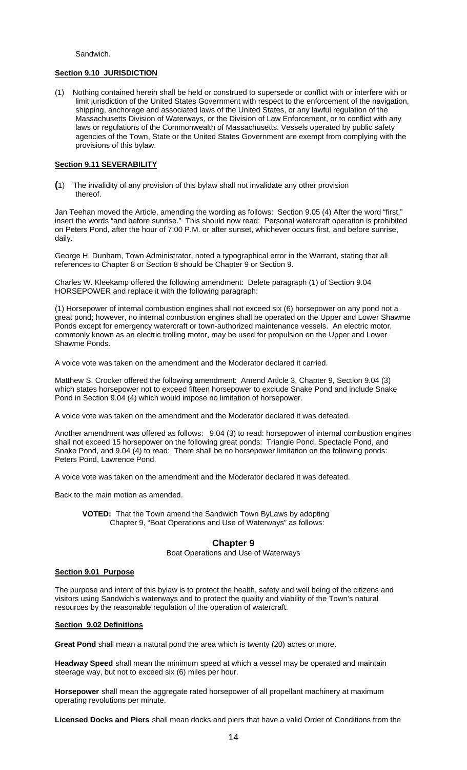Sandwich.

**Section 9.10 JURISDICTION**

(1) Nothing contained herein shall be held or construed to supersede or conflict with or interfere with or limit jurisdiction of the United States Government with respect to the enforcement of the navigation, shipping, anchorage and associated laws of the United States, or any lawful regulation of the Massachusetts Division of Waterways, or the Division of Law Enforcement, or to conflict with any laws or regulations of the Commonwealth of Massachusetts. Vessels operated by public safety agencies of the Town, State or the United States Government are exempt from complying with the provisions of this bylaw.

**Section 9.11 SEVERABILITY**

(1) The invalidity of any provision of this bylaw shall not invalidate any other provision thereof.

Jan Teehan moved the Article, amending the wording as follows: Section 9.05 (4) After the word "first," insert the words "and before sunrise." This should now read: Personal watercraft operation is prohibited on Peters Pond, after the hour of 7:00 P.M. or after sunset, whichever occurs first, and before sunrise, daily.

George H. Dunham, Town Administrator, noted a typographical error in the Warrant, stating that all references to Chapter 8 or Section 8 should be Chapter 9 or Section 9.

Charles W. Kleekamp offered the following amendment: Delete paragraph (1) of Section 9.04 HORSEPOWER and replace it with the following paragraph:

(1) Horsepower of internal combustion engines shall not exceed six (6) horsepower on any pond not a great pond; however, no internal combustion engines shall be operated on the Upper and Lower Shawme Ponds except for emergency watercraft or town-authorized maintenance vessels. An electric motor, commonly known as an electric trolling motor, may be used for propulsion on the Upper and Lower Shawme Ponds.

A voice vote was taken on the amendment and the Moderator declared it carried.

Matthew S. Crocker offered the following amendment: Amend Article 3, Chapter 9, Section 9.04 (3) which states horsepower not to exceed fifteen horsepower to exclude Snake Pond and include Snake Pond in Section 9.04 (4) which would impose no limitation of horsepower.

A voice vote was taken on the amendment and the Moderator declared it was defeated.

Another amendment was offered as follows: 9.04 (3) to read: horsepower of internal combustion engines shall not exceed 15 horsepower on the following great ponds: Triangle Pond, Spectacle Pond, and Snake Pond, and 9.04 (4) to read: There shall be no horsepower limitation on the following ponds: Peters Pond, Lawrence Pond.

A voice vote was taken on the amendment and the Moderator declared it was defeated.

Back to the main motion as amended.

**VOTED:** That the Town amend the Sandwich Town ByLaws by adopting Chapter 9, "Boat Operations and Use of Waterways" as follows:

## Chapter 9

Boat Operations and Use of Waterways

**Section 9.01 Purpose**

The purpose and intent of this bylaw is to protect the health, safety and well being of the citizens and visitors using Sandwich's waterways and to protect the quality and viability of the Town's natural resources by the reasonable regulation of the operation of watercraft.

**Section 9.02 Definitions**

**Great Pond** shall mean a natural pond the area which is twenty (20) acres or more.

**Headway Speed** shall mean the minimum speed at which a vessel may be operated and maintain steerage way, but not to exceed six (6) miles per hour.

**Horsepower** shall mean the aggregate rated horsepower of all propellant machinery at maximum operating revolutions per minute.

**Licensed Docks and Piers** shall mean docks and piers that have a valid Order of Conditions from the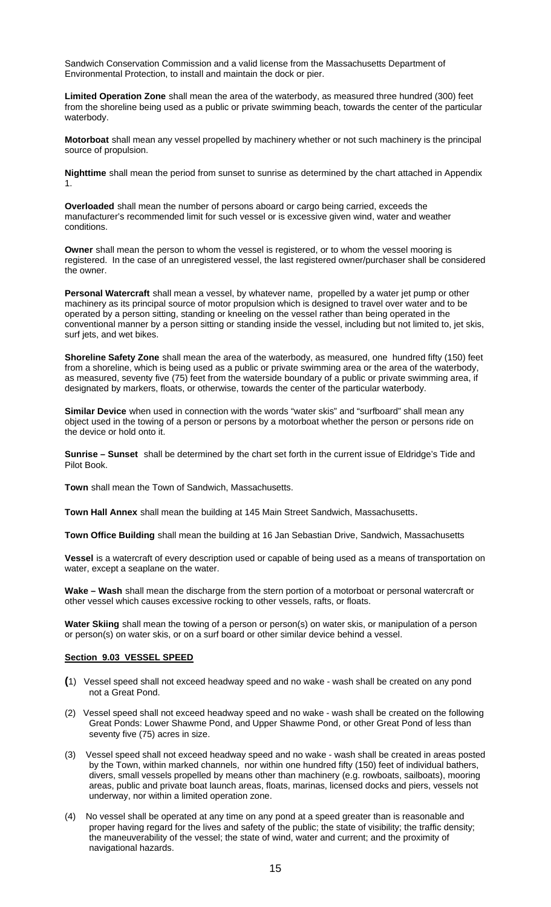Sandwich Conservation Commission and a valid license from the Massachusetts Department of Environmental Protection, to install and maintain the dock or pier.

**Limited Operation Zone** shall mean the area of the waterbody, as measured three hundred (300) feet from the shoreline being used as a public or private swimming beach, towards the center of the particular waterbody.

**Motorboat** shall mean any vessel propelled by machinery whether or not such machinery is the principal source of propulsion.

**Nighttime** shall mean the period from sunset to sunrise as determined by the chart attached in Appendix 1.

**Overloaded** shall mean the number of persons aboard or cargo being carried, exceeds the manufacturer's recommended limit for such vessel or is excessive given wind, water and weather conditions.

**Owner** shall mean the person to whom the vessel is registered, or to whom the vessel mooring is registered. In the case of an unregistered vessel, the last registered owner/purchaser shall be considered the owner.

**Personal Watercraft** shall mean a vessel, by whatever name, propelled by a water jet pump or other machinery as its principal source of motor propulsion which is designed to travel over water and to be operated by a person sitting, standing or kneeling on the vessel rather than being operated in the conventional manner by a person sitting or standing inside the vessel, including but not limited to, jet skis, surf jets, and wet bikes.

**Shoreline Safety Zone** shall mean the area of the waterbody, as measured, one hundred fifty (150) feet from a shoreline, which is being used as a public or private swimming area or the area of the waterbody, as measured, seventy five (75) feet from the waterside boundary of a public or private swimming area, if designated by markers, floats, or otherwise, towards the center of the particular waterbody.

**Similar Device** when used in connection with the words "water skis" and "surfboard" shall mean any object used in the towing of a person or persons by a motorboat whether the person or persons ride on the device or hold onto it.

**Sunrise – Sunset** shall be determined by the chart set forth in the current issue of Eldridge's Tide and Pilot Book.

**Town** shall mean the Town of Sandwich, Massachusetts.

**Town Hall Annex** shall mean the building at 145 Main Street Sandwich, Massachusetts.

**Town Office Building** shall mean the building at 16 Jan Sebastian Drive, Sandwich, Massachusetts

**Vessel** is a watercraft of every description used or capable of being used as a means of transportation on water, except a seaplane on the water.

**Wake – Wash** shall mean the discharge from the stern portion of a motorboat or personal watercraft or other vessel which causes excessive rocking to other vessels, rafts, or floats.

**Water Skiing** shall mean the towing of a person or person(s) on water skis, or manipulation of a person or person(s) on water skis, or on a surf board or other similar device behind a vessel.

## Section 9.03 VESSEL SPEED

(1) Vessel speed shall not exceed headway speed and no wake - wash shall be created on any pond not a Great Pond.

(2) Vessel speed shall not exceed headway speed and no wake - wash shall be created on the following Great Ponds: Lower Shawme Pond, and Upper Shawme Pond, or other Great Pond of less than seventy five (75) acres in size.

(3) Vessel speed shall not exceed headway speed and no wake - wash shall be created in areas posted by the Town, within marked channels, nor within one hundred fifty (150) feet of individual bathers, divers, small vessels propelled by means other than machinery (e.g. rowboats, sailboats), mooring areas, public and private boat launch areas, floats, marinas, licensed docks and piers, vessels not underway, nor within a limited operation zone.

(4) No vessel shall be operated at any time on any pond at a speed greater than is reasonable and proper having regard for the lives and safety of the public; the state of visibility; the traffic density; the maneuverability of the vessel; the state of wind, water and current; and the proximity of navigational hazards.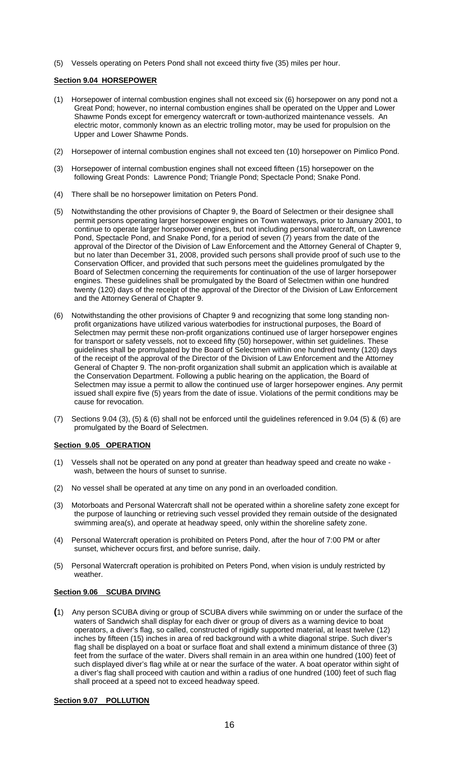(5) Vessels operating on Peters Pond shall not exceed thirty five (35) miles per hour.

**Section 9.04 HORSEPOWER**

(1) Horsepower of internal combustion engines shall not exceed six (6) horsepower on any pond not a Great Pond; however, no internal combustion engines shall be operated on the Upper and Lower Shawme Ponds except for emergency watercraft or town-authorized maintenance vessels. An electric motor, commonly known as an electric trolling motor, may be used for propulsion on the Upper and Lower Shawme Ponds.

(2) Horsepower of internal combustion engines shall not exceed ten (10) horsepower on Pimlico Pond.

(3) Horsepower of internal combustion engines shall not exceed fifteen (15) horsepower on the following Great Ponds: Lawrence Pond; Triangle Pond; Spectacle Pond; Snake Pond.

(4) There shall be no horsepower limitation on Peters Pond.

(5) Notwithstanding the other provisions of Chapter 9, the Board of Selectmen or their designee shall permit persons operating larger horsepower engines on Town waterways, prior to January 2001, to continue to operate larger horsepower engines, but not including personal watercraft, on Lawrence Pond, Spectacle Pond, and Snake Pond, for a period of seven (7) years from the date of the approval of the Director of the Division of Law Enforcement and the Attorney General of Chapter 9, but no later than December 31, 2008, provided such persons shall provide proof of such use to the Conservation Officer, and provided that such persons meet the guidelines promulgated by the Board of Selectmen concerning the requirements for continuation of the use of larger horsepower engines. These guidelines shall be promulgated by the Board of Selectmen within one hundred twenty (120) days of the receipt of the approval of the Director of the Division of Law Enforcement and the Attorney General of Chapter 9.

(6) Notwithstanding the other provisions of Chapter 9 and recognizing that some long standing non-profit organizations have utilized various waterbodies for instructional purposes, the Board of Selectmen may permit these non-profit organizations continued use of larger horsepower engines for transport or safety vessels, not to exceed fifty (50) horsepower, within set guidelines. These guidelines shall be promulgated by the Board of Selectmen within one hundred twenty (120) days of the receipt of the approval of the Director of the Division of Law Enforcement and the Attorney General of Chapter 9. The non-profit organization shall submit an application which is available at the Conservation Department. Following a public hearing on the application, the Board of Selectmen may issue a permit to allow the continued use of larger horsepower engines. Any permit issued shall expire five (5) years from the date of issue. Violations of the permit conditions may be cause for revocation.

(7) Sections 9.04 (3), (5) & (6) shall not be enforced until the guidelines referenced in 9.04 (5) & (6) are promulgated by the Board of Selectmen.

**Section 9.05 OPERATION**

(1) Vessels shall not be operated on any pond at greater than headway speed and create no wake - wash, between the hours of sunset to sunrise.

(2) No vessel shall be operated at any time on any pond in an overloaded condition.

(3) Motorboats and Personal Watercraft shall not be operated within a shoreline safety zone except for the purpose of launching or retrieving such vessel provided they remain outside of the designated swimming area(s), and operate at headway speed, only within the shoreline safety zone.

(4) Personal Watercraft operation is prohibited on Peters Pond, after the hour of 7:00 PM or after sunset, whichever occurs first, and before sunrise, daily.

(5) Personal Watercraft operation is prohibited on Peters Pond, when vision is unduly restricted by weather.

**Section 9.06 SCUBA DIVING**

(1) Any person SCUBA diving or group of SCUBA divers while swimming on or under the surface of the waters of Sandwich shall display for each diver or group of divers as a warning device to boat operators, a diver's flag, so called, constructed of rigidly supported material, at least twelve (12) inches by fifteen (15) inches in area of red background with a white diagonal stripe. Such diver's flag shall be displayed on a boat or surface float and shall extend a minimum distance of three (3) feet from the surface of the water. Divers shall remain in an area within one hundred (100) feet of such displayed diver's flag while at or near the surface of the water. A boat operator within sight of a diver's flag shall proceed with caution and within a radius of one hundred (100) feet of such flag shall proceed at a speed not to exceed headway speed.

**Section 9.07 POLLUTION**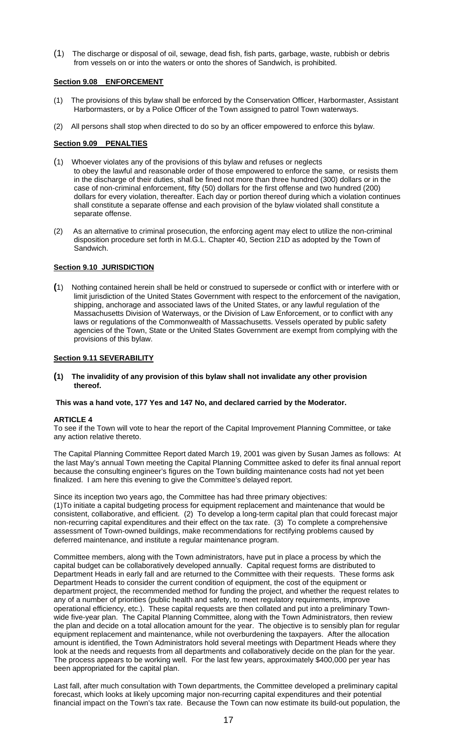(1) The discharge or disposal of oil, sewage, dead fish, fish parts, garbage, waste, rubbish or debris from vessels on or into the waters or onto the shores of Sandwich, is prohibited.

**Section 9.08 ENFORCEMENT**

(1) The provisions of this bylaw shall be enforced by the Conservation Officer, Harbormaster, Assistant Harbormasters, or by a Police Officer of the Town assigned to patrol Town waterways.

(2) All persons shall stop when directed to do so by an officer empowered to enforce this bylaw.

**Section 9.09 PENALTIES**

(1) Whoever violates any of the provisions of this bylaw and refuses or neglects to obey the lawful and reasonable order of those empowered to enforce the same, or resists them in the discharge of their duties, shall be fined not more than three hundred (300) dollars or in the case of non-criminal enforcement, fifty (50) dollars for the first offense and two hundred (200) dollars for every violation, thereafter. Each day or portion thereof during which a violation continues shall constitute a separate offense and each provision of the bylaw violated shall constitute a separate offense.

(2) As an alternative to criminal prosecution, the enforcing agent may elect to utilize the non-criminal disposition procedure set forth in M.G.L. Chapter 40, Section 21D as adopted by the Town of Sandwich.

**Section 9.10 JURISDICTION**

(1) Nothing contained herein shall be held or construed to supersede or conflict with or interfere with or limit jurisdiction of the United States Government with respect to the enforcement of the navigation, shipping, anchorage and associated laws of the United States, or any lawful regulation of the Massachusetts Division of Waterways, or the Division of Law Enforcement, or to conflict with any laws or regulations of the Commonwealth of Massachusetts. Vessels operated by public safety agencies of the Town, State or the United States Government are exempt from complying with the provisions of this bylaw.

**Section 9.11 SEVERABILITY**

**(1) The invalidity of any provision of this bylaw shall not invalidate any other provision thereof.**

**This was a hand vote, 177 Yes and 147 No, and declared carried by the Moderator.**

**ARTICLE 4**

To see if the Town will vote to hear the report of the Capital Improvement Planning Committee, or take any action relative thereto.

The Capital Planning Committee Report dated March 19, 2001 was given by Susan James as follows: At the last May's annual Town meeting the Capital Planning Committee asked to defer its final annual report because the consulting engineer's figures on the Town building maintenance costs had not yet been finalized. I am here this evening to give the Committee's delayed report.

Since its inception two years ago, the Committee has had three primary objectives:
(1)To initiate a capital budgeting process for equipment replacement and maintenance that would be consistent, collaborative, and efficient. (2) To develop a long-term capital plan that could forecast major non-recurring capital expenditures and their effect on the tax rate. (3) To complete a comprehensive assessment of Town-owned buildings, make recommendations for rectifying problems caused by deferred maintenance, and institute a regular maintenance program.

Committee members, along with the Town administrators, have put in place a process by which the capital budget can be collaboratively developed annually. Capital request forms are distributed to Department Heads in early fall and are returned to the Committee with their requests. These forms ask Department Heads to consider the current condition of equipment, the cost of the equipment or department project, the recommended method for funding the project, and whether the request relates to any of a number of priorities (public health and safety, to meet regulatory requirements, improve operational efficiency, etc.). These capital requests are then collated and put into a preliminary Town-wide five-year plan. The Capital Planning Committee, along with the Town Administrators, then review the plan and decide on a total allocation amount for the year. The objective is to sensibly plan for regular equipment replacement and maintenance, while not overburdening the taxpayers. After the allocation amount is identified, the Town Administrators hold several meetings with Department Heads where they look at the needs and requests from all departments and collaboratively decide on the plan for the year. The process appears to be working well. For the last few years, approximately $400,000 per year has been appropriated for the capital plan.

Last fall, after much consultation with Town departments, the Committee developed a preliminary capital forecast, which looks at likely upcoming major non-recurring capital expenditures and their potential financial impact on the Town's tax rate. Because the Town can now estimate its build-out population, the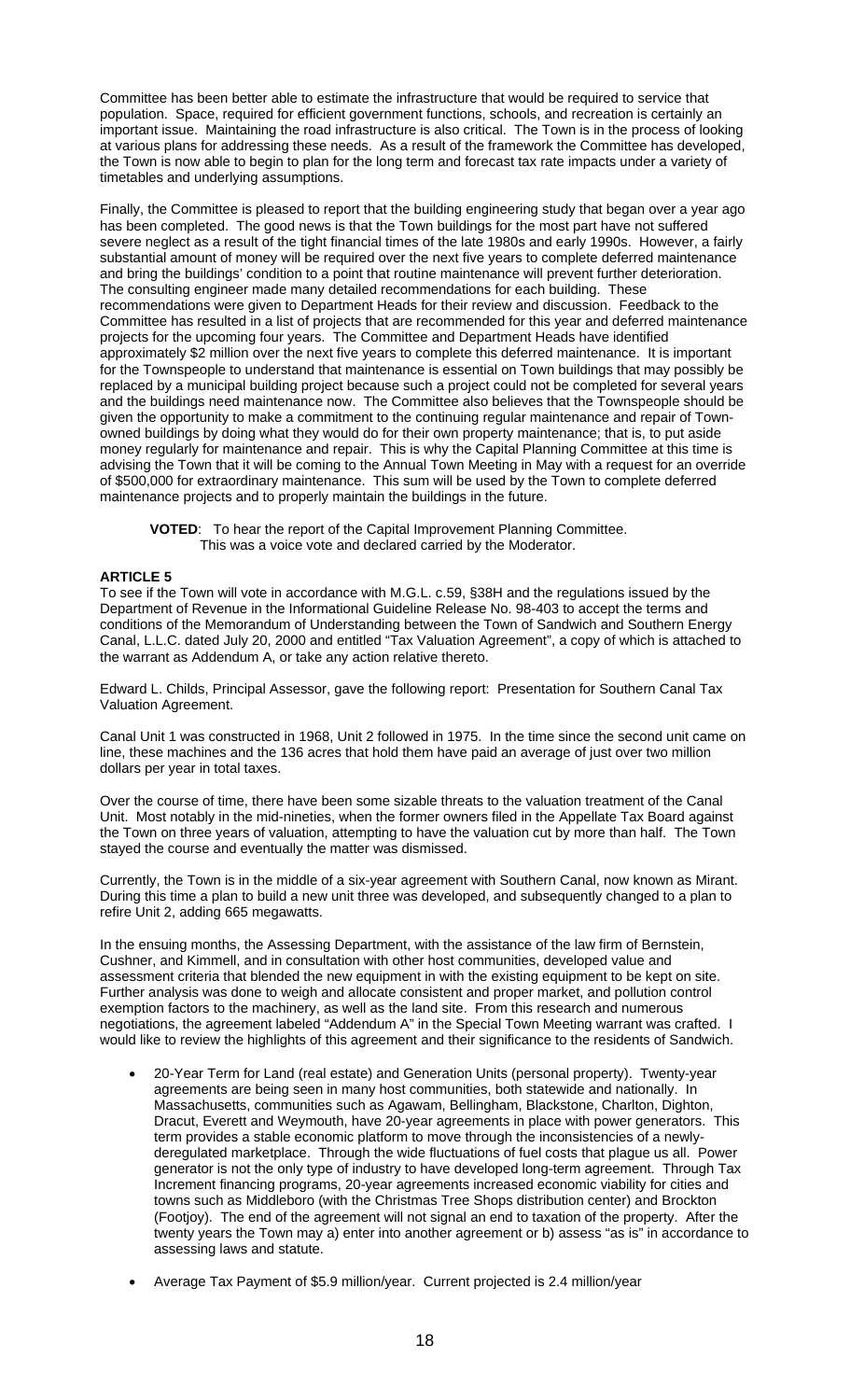Committee has been better able to estimate the infrastructure that would be required to service that population. Space, required for efficient government functions, schools, and recreation is certainly an important issue. Maintaining the road infrastructure is also critical. The Town is in the process of looking at various plans for addressing these needs. As a result of the framework the Committee has developed, the Town is now able to begin to plan for the long term and forecast tax rate impacts under a variety of timetables and underlying assumptions.

Finally, the Committee is pleased to report that the building engineering study that began over a year ago has been completed. The good news is that the Town buildings for the most part have not suffered severe neglect as a result of the tight financial times of the late 1980s and early 1990s. However, a fairly substantial amount of money will be required over the next five years to complete deferred maintenance and bring the buildings' condition to a point that routine maintenance will prevent further deterioration. The consulting engineer made many detailed recommendations for each building. These recommendations were given to Department Heads for their review and discussion. Feedback to the Committee has resulted in a list of projects that are recommended for this year and deferred maintenance projects for the upcoming four years. The Committee and Department Heads have identified approximately $2 million over the next five years to complete this deferred maintenance. It is important for the Townspeople to understand that maintenance is essential on Town buildings that may possibly be replaced by a municipal building project because such a project could not be completed for several years and the buildings need maintenance now. The Committee also believes that the Townspeople should be given the opportunity to make a commitment to the continuing regular maintenance and repair of Town-owned buildings by doing what they would do for their own property maintenance; that is, to put aside money regularly for maintenance and repair. This is why the Capital Planning Committee at this time is advising the Town that it will be coming to the Annual Town Meeting in May with a request for an override of $500,000 for extraordinary maintenance. This sum will be used by the Town to complete deferred maintenance projects and to properly maintain the buildings in the future.

**VOTED**: To hear the report of the Capital Improvement Planning Committee.
This was a voice vote and declared carried by the Moderator.

**ARTICLE 5**

To see if the Town will vote in accordance with M.G.L. c.59, §38H and the regulations issued by the Department of Revenue in the Informational Guideline Release No. 98-403 to accept the terms and conditions of the Memorandum of Understanding between the Town of Sandwich and Southern Energy Canal, L.L.C. dated July 20, 2000 and entitled "Tax Valuation Agreement", a copy of which is attached to the warrant as Addendum A, or take any action relative thereto.

Edward L. Childs, Principal Assessor, gave the following report: Presentation for Southern Canal Tax Valuation Agreement.

Canal Unit 1 was constructed in 1968, Unit 2 followed in 1975. In the time since the second unit came on line, these machines and the 136 acres that hold them have paid an average of just over two million dollars per year in total taxes.

Over the course of time, there have been some sizable threats to the valuation treatment of the Canal Unit. Most notably in the mid-nineties, when the former owners filed in the Appellate Tax Board against the Town on three years of valuation, attempting to have the valuation cut by more than half. The Town stayed the course and eventually the matter was dismissed.

Currently, the Town is in the middle of a six-year agreement with Southern Canal, now known as Mirant. During this time a plan to build a new unit three was developed, and subsequently changed to a plan to refire Unit 2, adding 665 megawatts.

In the ensuing months, the Assessing Department, with the assistance of the law firm of Bernstein, Cushner, and Kimmell, and in consultation with other host communities, developed value and assessment criteria that blended the new equipment in with the existing equipment to be kept on site. Further analysis was done to weigh and allocate consistent and proper market, and pollution control exemption factors to the machinery, as well as the land site. From this research and numerous negotiations, the agreement labeled "Addendum A" in the Special Town Meeting warrant was crafted. I would like to review the highlights of this agreement and their significance to the residents of Sandwich.

- 20-Year Term for Land (real estate) and Generation Units (personal property). Twenty-year agreements are being seen in many host communities, both statewide and nationally. In Massachusetts, communities such as Agawam, Bellingham, Blackstone, Charlton, Dighton, Dracut, Everett and Weymouth, have 20-year agreements in place with power generators. This term provides a stable economic platform to move through the inconsistencies of a newly-deregulated marketplace. Through the wide fluctuations of fuel costs that plague us all. Power generator is not the only type of industry to have developed long-term agreement. Through Tax Increment financing programs, 20-year agreements increased economic viability for cities and towns such as Middleboro (with the Christmas Tree Shops distribution center) and Brockton (Footjoy). The end of the agreement will not signal an end to taxation of the property. After the twenty years the Town may a) enter into another agreement or b) assess "as is" in accordance to assessing laws and statute.

- Average Tax Payment of $5.9 million/year. Current projected is 2.4 million/year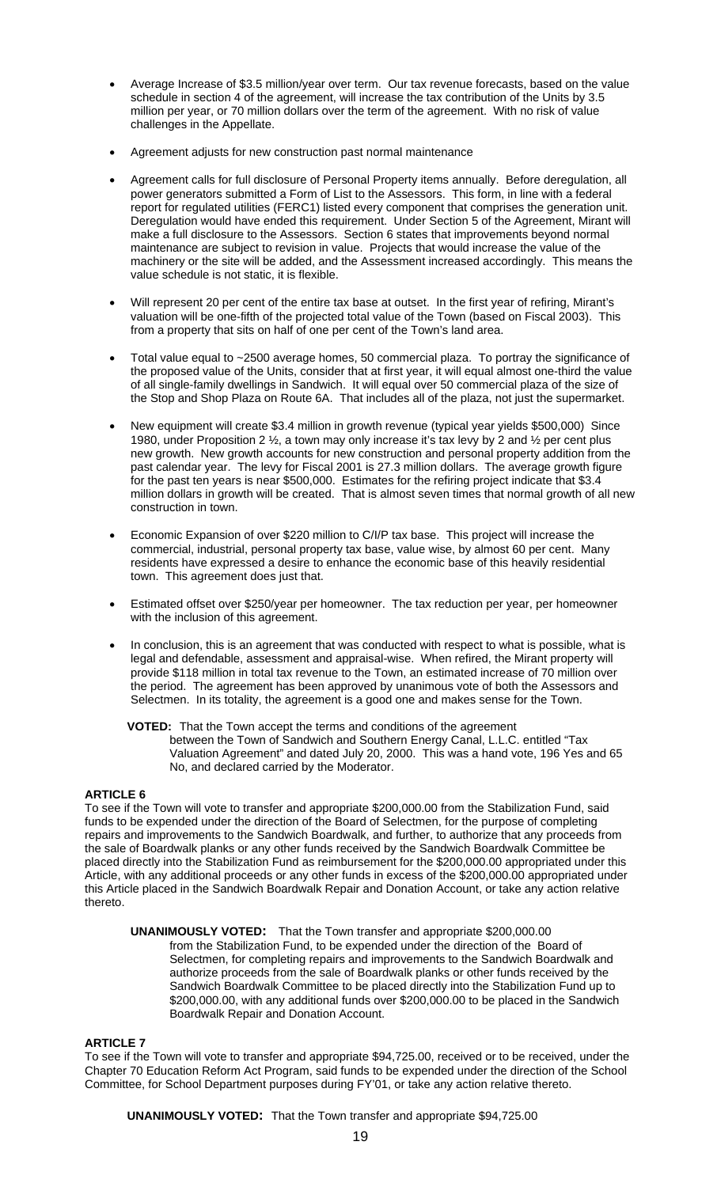- Average Increase of $3.5 million/year over term. Our tax revenue forecasts, based on the value schedule in section 4 of the agreement, will increase the tax contribution of the Units by 3.5 million per year, or 70 million dollars over the term of the agreement. With no risk of value challenges in the Appellate.

- Agreement adjusts for new construction past normal maintenance

- Agreement calls for full disclosure of Personal Property items annually. Before deregulation, all power generators submitted a Form of List to the Assessors. This form, in line with a federal report for regulated utilities (FERC1) listed every component that comprises the generation unit. Deregulation would have ended this requirement. Under Section 5 of the Agreement, Mirant will make a full disclosure to the Assessors. Section 6 states that improvements beyond normal maintenance are subject to revision in value. Projects that would increase the value of the machinery or the site will be added, and the Assessment increased accordingly. This means the value schedule is not static, it is flexible.

- Will represent 20 per cent of the entire tax base at outset. In the first year of refiring, Mirant's valuation will be one-fifth of the projected total value of the Town (based on Fiscal 2003). This from a property that sits on half of one per cent of the Town's land area.

- Total value equal to ~2500 average homes, 50 commercial plaza. To portray the significance of the proposed value of the Units, consider that at first year, it will equal almost one-third the value of all single-family dwellings in Sandwich. It will equal over 50 commercial plaza of the size of the Stop and Shop Plaza on Route 6A. That includes all of the plaza, not just the supermarket.

- New equipment will create $3.4 million in growth revenue (typical year yields $500,000) Since 1980, under Proposition 2 ½, a town may only increase it's tax levy by 2 and ½ per cent plus new growth. New growth accounts for new construction and personal property addition from the past calendar year. The levy for Fiscal 2001 is 27.3 million dollars. The average growth figure for the past ten years is near $500,000. Estimates for the refiring project indicate that $3.4 million dollars in growth will be created. That is almost seven times that normal growth of all new construction in town.

- Economic Expansion of over $220 million to C/I/P tax base. This project will increase the commercial, industrial, personal property tax base, value wise, by almost 60 per cent. Many residents have expressed a desire to enhance the economic base of this heavily residential town. This agreement does just that.

- Estimated offset over $250/year per homeowner. The tax reduction per year, per homeowner with the inclusion of this agreement.

- In conclusion, this is an agreement that was conducted with respect to what is possible, what is legal and defendable, assessment and appraisal-wise. When refired, the Mirant property will provide $118 million in total tax revenue to the Town, an estimated increase of 70 million over the period. The agreement has been approved by unanimous vote of both the Assessors and Selectmen. In its totality, the agreement is a good one and makes sense for the Town.

**VOTED:** That the Town accept the terms and conditions of the agreement between the Town of Sandwich and Southern Energy Canal, L.L.C. entitled "Tax Valuation Agreement" and dated July 20, 2000. This was a hand vote, 196 Yes and 65 No, and declared carried by the Moderator.

**ARTICLE 6**

To see if the Town will vote to transfer and appropriate $200,000.00 from the Stabilization Fund, said funds to be expended under the direction of the Board of Selectmen, for the purpose of completing repairs and improvements to the Sandwich Boardwalk, and further, to authorize that any proceeds from the sale of Boardwalk planks or any other funds received by the Sandwich Boardwalk Committee be placed directly into the Stabilization Fund as reimbursement for the $200,000.00 appropriated under this Article, with any additional proceeds or any other funds in excess of the $200,000.00 appropriated under this Article placed in the Sandwich Boardwalk Repair and Donation Account, or take any action relative thereto.

**UNANIMOUSLY VOTED:** That the Town transfer and appropriate $200,000.00 from the Stabilization Fund, to be expended under the direction of the Board of Selectmen, for completing repairs and improvements to the Sandwich Boardwalk and authorize proceeds from the sale of Boardwalk planks or other funds received by the Sandwich Boardwalk Committee to be placed directly into the Stabilization Fund up to $200,000.00, with any additional funds over $200,000.00 to be placed in the Sandwich Boardwalk Repair and Donation Account.

**ARTICLE 7**

To see if the Town will vote to transfer and appropriate $94,725.00, received or to be received, under the Chapter 70 Education Reform Act Program, said funds to be expended under the direction of the School Committee, for School Department purposes during FY'01, or take any action relative thereto.

**UNANIMOUSLY VOTED:** That the Town transfer and appropriate $94,725.00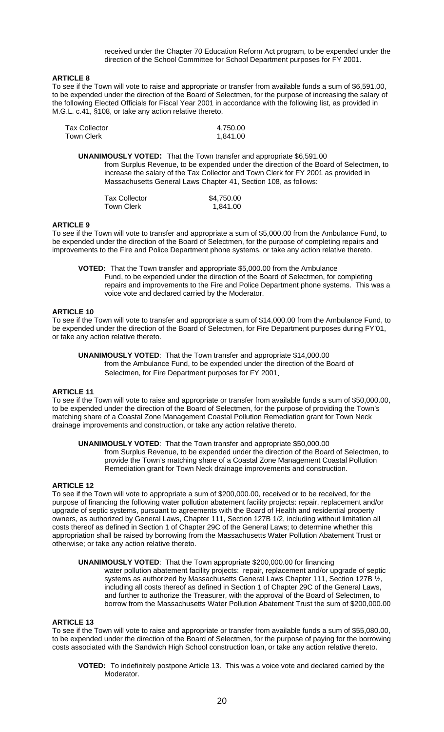received under the Chapter 70 Education Reform Act program, to be expended under the direction of the School Committee for School Department purposes for FY 2001.

**ARTICLE 8**

To see if the Town will vote to raise and appropriate or transfer from available funds a sum of $6,591.00, to be expended under the direction of the Board of Selectmen, for the purpose of increasing the salary of the following Elected Officials for Fiscal Year 2001 in accordance with the following list, as provided in M.G.L. c.41, §108, or take any action relative thereto.

| | |
|---|---|
| Tax Collector | 4,750.00 |
| Town Clerk | 1,841.00 |

**UNANIMOUSLY VOTED:** That the Town transfer and appropriate $6,591.00 from Surplus Revenue, to be expended under the direction of the Board of Selectmen, to increase the salary of the Tax Collector and Town Clerk for FY 2001 as provided in Massachusetts General Laws Chapter 41, Section 108, as follows:

| | |
|---|---|
| Tax Collector | $4,750.00 |
| Town Clerk | 1,841.00 |

**ARTICLE 9**

To see if the Town will vote to transfer and appropriate a sum of $5,000.00 from the Ambulance Fund, to be expended under the direction of the Board of Selectmen, for the purpose of completing repairs and improvements to the Fire and Police Department phone systems, or take any action relative thereto.

**VOTED:** That the Town transfer and appropriate $5,000.00 from the Ambulance Fund, to be expended under the direction of the Board of Selectmen, for completing repairs and improvements to the Fire and Police Department phone systems. This was a voice vote and declared carried by the Moderator.

**ARTICLE 10**

To see if the Town will vote to transfer and appropriate a sum of $14,000.00 from the Ambulance Fund, to be expended under the direction of the Board of Selectmen, for Fire Department purposes during FY'01, or take any action relative thereto.

**UNANIMOUSLY VOTED**: That the Town transfer and appropriate $14,000.00 from the Ambulance Fund, to be expended under the direction of the Board of Selectmen, for Fire Department purposes for FY 2001.

**ARTICLE 11**

To see if the Town will vote to raise and appropriate or transfer from available funds a sum of $50,000.00, to be expended under the direction of the Board of Selectmen, for the purpose of providing the Town's matching share of a Coastal Zone Management Coastal Pollution Remediation grant for Town Neck drainage improvements and construction, or take any action relative thereto.

**UNANIMOUSLY VOTED**: That the Town transfer and appropriate $50,000.00 from Surplus Revenue, to be expended under the direction of the Board of Selectmen, to provide the Town's matching share of a Coastal Zone Management Coastal Pollution Remediation grant for Town Neck drainage improvements and construction.

**ARTICLE 12**

To see if the Town will vote to appropriate a sum of $200,000.00, received or to be received, for the purpose of financing the following water pollution abatement facility projects: repair, replacement and/or upgrade of septic systems, pursuant to agreements with the Board of Health and residential property owners, as authorized by General Laws, Chapter 111, Section 127B 1/2, including without limitation all costs thereof as defined in Section 1 of Chapter 29C of the General Laws; to determine whether this appropriation shall be raised by borrowing from the Massachusetts Water Pollution Abatement Trust or otherwise; or take any action relative thereto.

**UNANIMOUSLY VOTED**: That the Town appropriate $200,000.00 for financing water pollution abatement facility projects: repair, replacement and/or upgrade of septic systems as authorized by Massachusetts General Laws Chapter 111, Section 127B ½, including all costs thereof as defined in Section 1 of Chapter 29C of the General Laws, and further to authorize the Treasurer, with the approval of the Board of Selectmen, to borrow from the Massachusetts Water Pollution Abatement Trust the sum of $200,000.00

**ARTICLE 13**

To see if the Town will vote to raise and appropriate or transfer from available funds a sum of $55,080.00, to be expended under the direction of the Board of Selectmen, for the purpose of paying for the borrowing costs associated with the Sandwich High School construction loan, or take any action relative thereto.

**VOTED:** To indefinitely postpone Article 13. This was a voice vote and declared carried by the Moderator.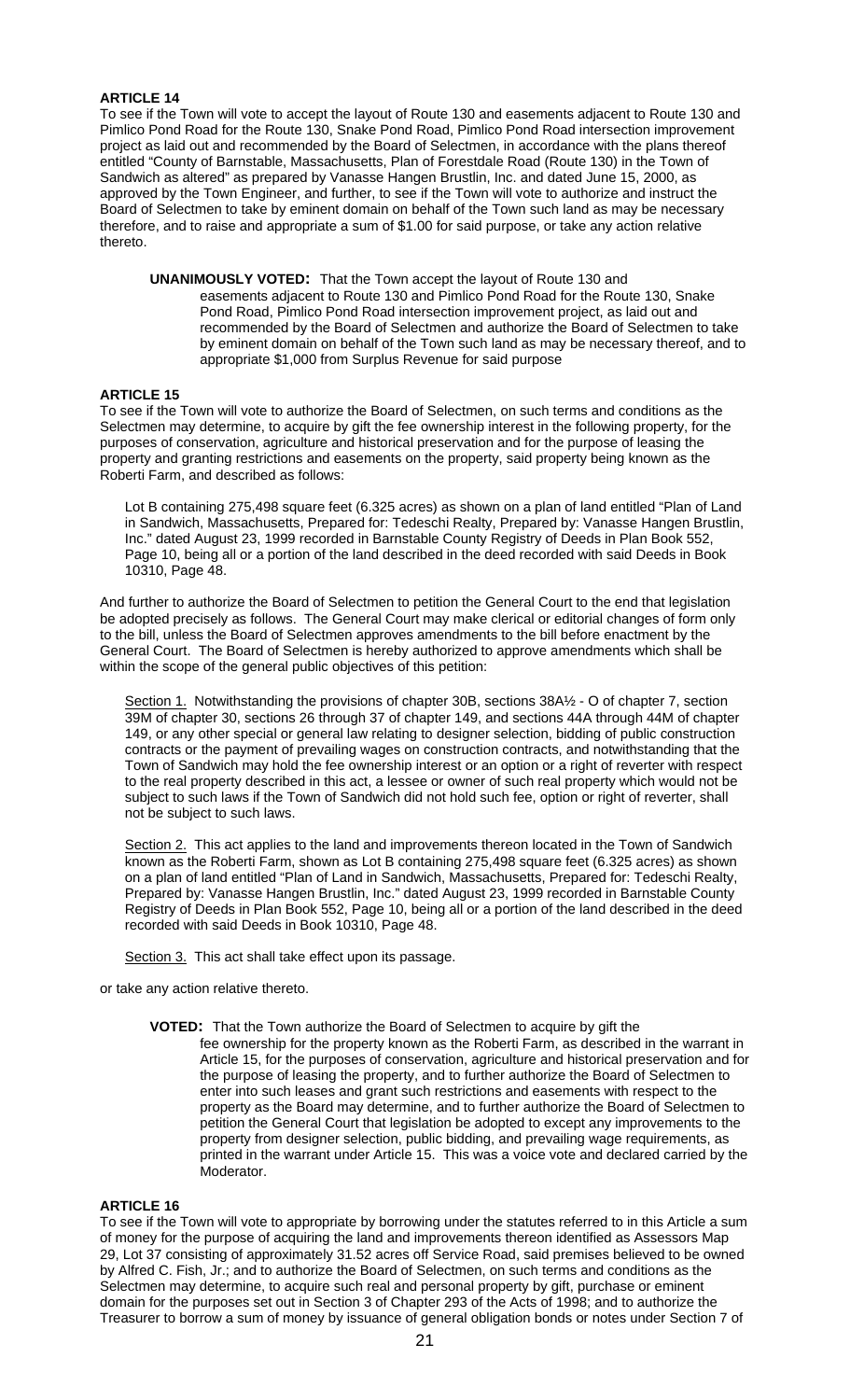**ARTICLE 14**

To see if the Town will vote to accept the layout of Route 130 and easements adjacent to Route 130 and Pimlico Pond Road for the Route 130, Snake Pond Road, Pimlico Pond Road intersection improvement project as laid out and recommended by the Board of Selectmen, in accordance with the plans thereof entitled "County of Barnstable, Massachusetts, Plan of Forestdale Road (Route 130) in the Town of Sandwich as altered" as prepared by Vanasse Hangen Brustlin, Inc. and dated June 15, 2000, as approved by the Town Engineer, and further, to see if the Town will vote to authorize and instruct the Board of Selectmen to take by eminent domain on behalf of the Town such land as may be necessary therefore, and to raise and appropriate a sum of $1.00 for said purpose, or take any action relative thereto.

> **UNANIMOUSLY VOTED:** That the Town accept the layout of Route 130 and easements adjacent to Route 130 and Pimlico Pond Road for the Route 130, Snake Pond Road, Pimlico Pond Road intersection improvement project, as laid out and recommended by the Board of Selectmen and authorize the Board of Selectmen to take by eminent domain on behalf of the Town such land as may be necessary thereof, and to appropriate $1,000 from Surplus Revenue for said purpose

**ARTICLE 15**

To see if the Town will vote to authorize the Board of Selectmen, on such terms and conditions as the Selectmen may determine, to acquire by gift the fee ownership interest in the following property, for the purposes of conservation, agriculture and historical preservation and for the purpose of leasing the property and granting restrictions and easements on the property, said property being known as the Roberti Farm, and described as follows:

> Lot B containing 275,498 square feet (6.325 acres) as shown on a plan of land entitled "Plan of Land in Sandwich, Massachusetts, Prepared for: Tedeschi Realty, Prepared by: Vanasse Hangen Brustlin, Inc." dated August 23, 1999 recorded in Barnstable County Registry of Deeds in Plan Book 552, Page 10, being all or a portion of the land described in the deed recorded with said Deeds in Book 10310, Page 48.

And further to authorize the Board of Selectmen to petition the General Court to the end that legislation be adopted precisely as follows. The General Court may make clerical or editorial changes of form only to the bill, unless the Board of Selectmen approves amendments to the bill before enactment by the General Court. The Board of Selectmen is hereby authorized to approve amendments which shall be within the scope of the general public objectives of this petition:

> Section 1. Notwithstanding the provisions of chapter 30B, sections 38A½ - O of chapter 7, section 39M of chapter 30, sections 26 through 37 of chapter 149, and sections 44A through 44M of chapter 149, or any other special or general law relating to designer selection, bidding of public construction contracts or the payment of prevailing wages on construction contracts, and notwithstanding that the Town of Sandwich may hold the fee ownership interest or an option or a right of reverter with respect to the real property described in this act, a lessee or owner of such real property which would not be subject to such laws if the Town of Sandwich did not hold such fee, option or right of reverter, shall not be subject to such laws.
>
> Section 2. This act applies to the land and improvements thereon located in the Town of Sandwich known as the Roberti Farm, shown as Lot B containing 275,498 square feet (6.325 acres) as shown on a plan of land entitled "Plan of Land in Sandwich, Massachusetts, Prepared for: Tedeschi Realty, Prepared by: Vanasse Hangen Brustlin, Inc." dated August 23, 1999 recorded in Barnstable County Registry of Deeds in Plan Book 552, Page 10, being all or a portion of the land described in the deed recorded with said Deeds in Book 10310, Page 48.
>
> Section 3. This act shall take effect upon its passage.

or take any action relative thereto.

> **VOTED:** That the Town authorize the Board of Selectmen to acquire by gift the fee ownership for the property known as the Roberti Farm, as described in the warrant in Article 15, for the purposes of conservation, agriculture and historical preservation and for the purpose of leasing the property, and to further authorize the Board of Selectmen to enter into such leases and grant such restrictions and easements with respect to the property as the Board may determine, and to further authorize the Board of Selectmen to petition the General Court that legislation be adopted to except any improvements to the property from designer selection, public bidding, and prevailing wage requirements, as printed in the warrant under Article 15. This was a voice vote and declared carried by the Moderator.

**ARTICLE 16**

To see if the Town will vote to appropriate by borrowing under the statutes referred to in this Article a sum of money for the purpose of acquiring the land and improvements thereon identified as Assessors Map 29, Lot 37 consisting of approximately 31.52 acres off Service Road, said premises believed to be owned by Alfred C. Fish, Jr.; and to authorize the Board of Selectmen, on such terms and conditions as the Selectmen may determine, to acquire such real and personal property by gift, purchase or eminent domain for the purposes set out in Section 3 of Chapter 293 of the Acts of 1998; and to authorize the Treasurer to borrow a sum of money by issuance of general obligation bonds or notes under Section 7 of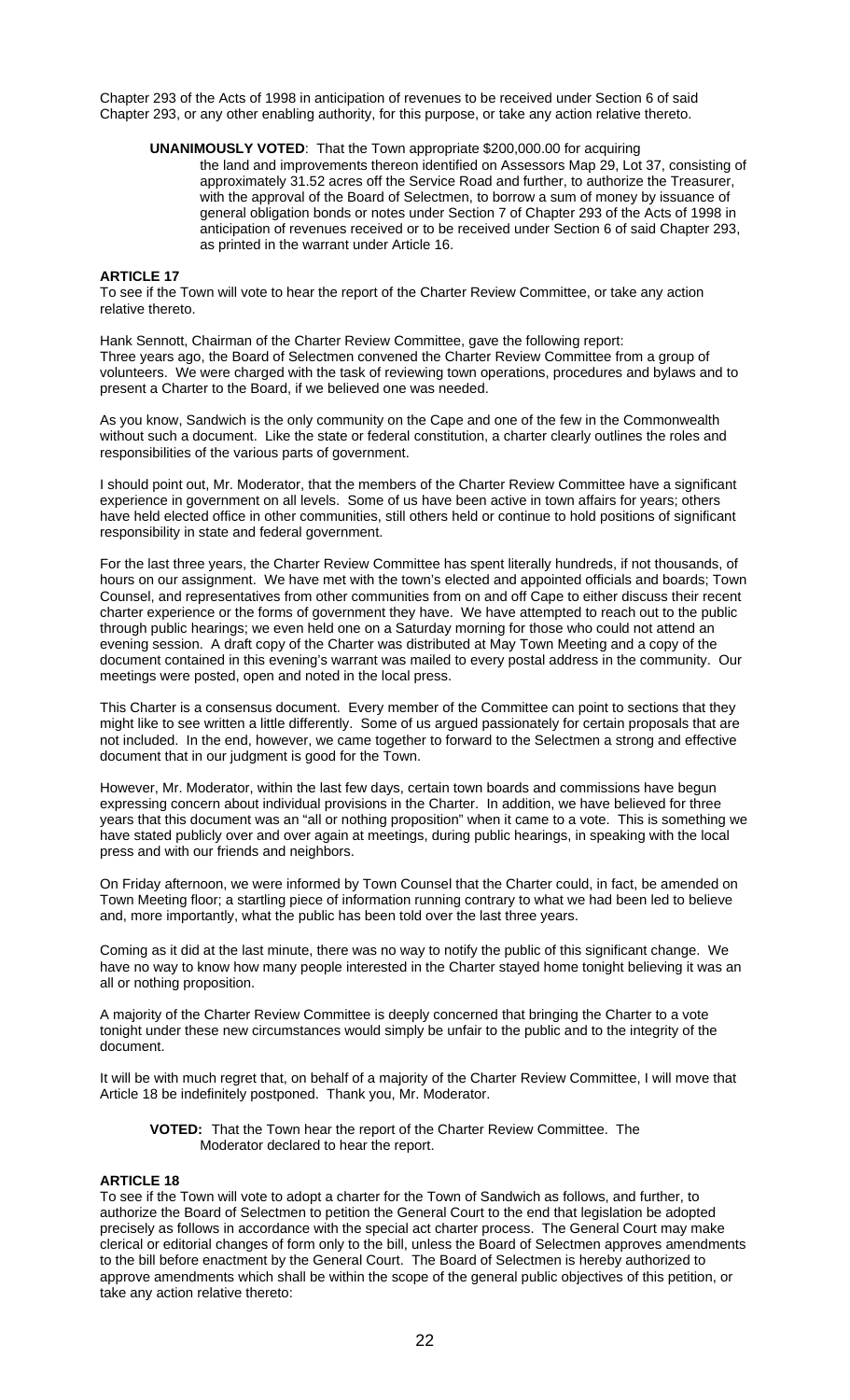Chapter 293 of the Acts of 1998 in anticipation of revenues to be received under Section 6 of said Chapter 293, or any other enabling authority, for this purpose, or take any action relative thereto.

> **UNANIMOUSLY VOTED**: That the Town appropriate $200,000.00 for acquiring the land and improvements thereon identified on Assessors Map 29, Lot 37, consisting of approximately 31.52 acres off the Service Road and further, to authorize the Treasurer, with the approval of the Board of Selectmen, to borrow a sum of money by issuance of general obligation bonds or notes under Section 7 of Chapter 293 of the Acts of 1998 in anticipation of revenues received or to be received under Section 6 of said Chapter 293, as printed in the warrant under Article 16.

**ARTICLE 17**
To see if the Town will vote to hear the report of the Charter Review Committee, or take any action relative thereto.

Hank Sennott, Chairman of the Charter Review Committee, gave the following report:
Three years ago, the Board of Selectmen convened the Charter Review Committee from a group of volunteers. We were charged with the task of reviewing town operations, procedures and bylaws and to present a Charter to the Board, if we believed one was needed.

As you know, Sandwich is the only community on the Cape and one of the few in the Commonwealth without such a document. Like the state or federal constitution, a charter clearly outlines the roles and responsibilities of the various parts of government.

I should point out, Mr. Moderator, that the members of the Charter Review Committee have a significant experience in government on all levels. Some of us have been active in town affairs for years; others have held elected office in other communities, still others held or continue to hold positions of significant responsibility in state and federal government.

For the last three years, the Charter Review Committee has spent literally hundreds, if not thousands, of hours on our assignment. We have met with the town's elected and appointed officials and boards; Town Counsel, and representatives from other communities from on and off Cape to either discuss their recent charter experience or the forms of government they have. We have attempted to reach out to the public through public hearings; we even held one on a Saturday morning for those who could not attend an evening session. A draft copy of the Charter was distributed at May Town Meeting and a copy of the document contained in this evening's warrant was mailed to every postal address in the community. Our meetings were posted, open and noted in the local press.

This Charter is a consensus document. Every member of the Committee can point to sections that they might like to see written a little differently. Some of us argued passionately for certain proposals that are not included. In the end, however, we came together to forward to the Selectmen a strong and effective document that in our judgment is good for the Town.

However, Mr. Moderator, within the last few days, certain town boards and commissions have begun expressing concern about individual provisions in the Charter. In addition, we have believed for three years that this document was an "all or nothing proposition" when it came to a vote. This is something we have stated publicly over and over again at meetings, during public hearings, in speaking with the local press and with our friends and neighbors.

On Friday afternoon, we were informed by Town Counsel that the Charter could, in fact, be amended on Town Meeting floor; a startling piece of information running contrary to what we had been led to believe and, more importantly, what the public has been told over the last three years.

Coming as it did at the last minute, there was no way to notify the public of this significant change. We have no way to know how many people interested in the Charter stayed home tonight believing it was an all or nothing proposition.

A majority of the Charter Review Committee is deeply concerned that bringing the Charter to a vote tonight under these new circumstances would simply be unfair to the public and to the integrity of the document.

It will be with much regret that, on behalf of a majority of the Charter Review Committee, I will move that Article 18 be indefinitely postponed. Thank you, Mr. Moderator.

> **VOTED:** That the Town hear the report of the Charter Review Committee. The Moderator declared to hear the report.

**ARTICLE 18**
To see if the Town will vote to adopt a charter for the Town of Sandwich as follows, and further, to authorize the Board of Selectmen to petition the General Court to the end that legislation be adopted precisely as follows in accordance with the special act charter process. The General Court may make clerical or editorial changes of form only to the bill, unless the Board of Selectmen approves amendments to the bill before enactment by the General Court. The Board of Selectmen is hereby authorized to approve amendments which shall be within the scope of the general public objectives of this petition, or take any action relative thereto: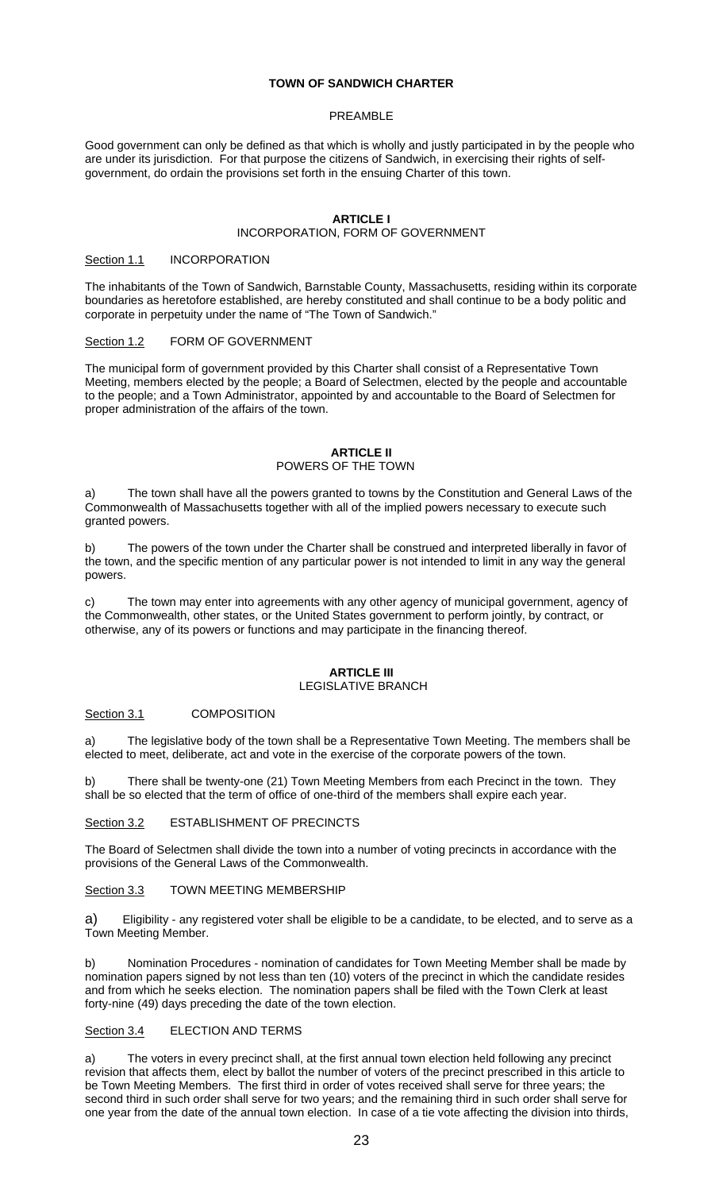# TOWN OF SANDWICH CHARTER

PREAMBLE

Good government can only be defined as that which is wholly and justly participated in by the people who are under its jurisdiction. For that purpose the citizens of Sandwich, in exercising their rights of self-government, do ordain the provisions set forth in the ensuing Charter of this town.

## ARTICLE I
INCORPORATION, FORM OF GOVERNMENT

Section 1.1 INCORPORATION

The inhabitants of the Town of Sandwich, Barnstable County, Massachusetts, residing within its corporate boundaries as heretofore established, are hereby constituted and shall continue to be a body politic and corporate in perpetuity under the name of "The Town of Sandwich."

Section 1.2 FORM OF GOVERNMENT

The municipal form of government provided by this Charter shall consist of a Representative Town Meeting, members elected by the people; a Board of Selectmen, elected by the people and accountable to the people; and a Town Administrator, appointed by and accountable to the Board of Selectmen for proper administration of the affairs of the town.

## ARTICLE II
POWERS OF THE TOWN

a) The town shall have all the powers granted to towns by the Constitution and General Laws of the Commonwealth of Massachusetts together with all of the implied powers necessary to execute such granted powers.

b) The powers of the town under the Charter shall be construed and interpreted liberally in favor of the town, and the specific mention of any particular power is not intended to limit in any way the general powers.

c) The town may enter into agreements with any other agency of municipal government, agency of the Commonwealth, other states, or the United States government to perform jointly, by contract, or otherwise, any of its powers or functions and may participate in the financing thereof.

## ARTICLE III
LEGISLATIVE BRANCH

Section 3.1 COMPOSITION

a) The legislative body of the town shall be a Representative Town Meeting. The members shall be elected to meet, deliberate, act and vote in the exercise of the corporate powers of the town.

b) There shall be twenty-one (21) Town Meeting Members from each Precinct in the town. They shall be so elected that the term of office of one-third of the members shall expire each year.

Section 3.2 ESTABLISHMENT OF PRECINCTS

The Board of Selectmen shall divide the town into a number of voting precincts in accordance with the provisions of the General Laws of the Commonwealth.

Section 3.3 TOWN MEETING MEMBERSHIP

a) Eligibility - any registered voter shall be eligible to be a candidate, to be elected, and to serve as a Town Meeting Member.

b) Nomination Procedures - nomination of candidates for Town Meeting Member shall be made by nomination papers signed by not less than ten (10) voters of the precinct in which the candidate resides and from which he seeks election. The nomination papers shall be filed with the Town Clerk at least forty-nine (49) days preceding the date of the town election.

Section 3.4 ELECTION AND TERMS

a) The voters in every precinct shall, at the first annual town election held following any precinct revision that affects them, elect by ballot the number of voters of the precinct prescribed in this article to be Town Meeting Members. The first third in order of votes received shall serve for three years; the second third in such order shall serve for two years; and the remaining third in such order shall serve for one year from the date of the annual town election. In case of a tie vote affecting the division into thirds,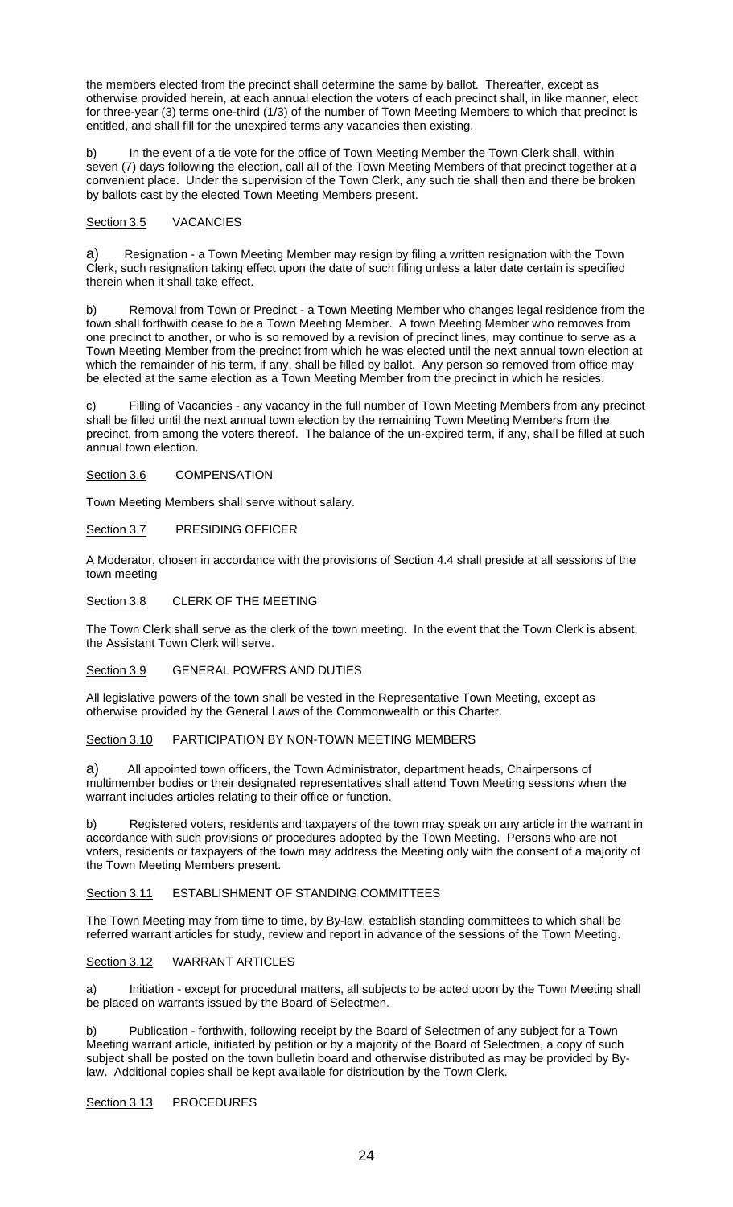the members elected from the precinct shall determine the same by ballot. Thereafter, except as otherwise provided herein, at each annual election the voters of each precinct shall, in like manner, elect for three-year (3) terms one-third (1/3) of the number of Town Meeting Members to which that precinct is entitled, and shall fill for the unexpired terms any vacancies then existing.

b) In the event of a tie vote for the office of Town Meeting Member the Town Clerk shall, within seven (7) days following the election, call all of the Town Meeting Members of that precinct together at a convenient place. Under the supervision of the Town Clerk, any such tie shall then and there be broken by ballots cast by the elected Town Meeting Members present.

Section 3.5 VACANCIES

a) Resignation - a Town Meeting Member may resign by filing a written resignation with the Town Clerk, such resignation taking effect upon the date of such filing unless a later date certain is specified therein when it shall take effect.

b) Removal from Town or Precinct - a Town Meeting Member who changes legal residence from the town shall forthwith cease to be a Town Meeting Member. A town Meeting Member who removes from one precinct to another, or who is so removed by a revision of precinct lines, may continue to serve as a Town Meeting Member from the precinct from which he was elected until the next annual town election at which the remainder of his term, if any, shall be filled by ballot. Any person so removed from office may be elected at the same election as a Town Meeting Member from the precinct in which he resides.

c) Filling of Vacancies - any vacancy in the full number of Town Meeting Members from any precinct shall be filled until the next annual town election by the remaining Town Meeting Members from the precinct, from among the voters thereof. The balance of the un-expired term, if any, shall be filled at such annual town election.

Section 3.6 COMPENSATION

Town Meeting Members shall serve without salary.

Section 3.7 PRESIDING OFFICER

A Moderator, chosen in accordance with the provisions of Section 4.4 shall preside at all sessions of the town meeting

Section 3.8 CLERK OF THE MEETING

The Town Clerk shall serve as the clerk of the town meeting. In the event that the Town Clerk is absent, the Assistant Town Clerk will serve.

Section 3.9 GENERAL POWERS AND DUTIES

All legislative powers of the town shall be vested in the Representative Town Meeting, except as otherwise provided by the General Laws of the Commonwealth or this Charter.

Section 3.10 PARTICIPATION BY NON-TOWN MEETING MEMBERS

a) All appointed town officers, the Town Administrator, department heads, Chairpersons of multimember bodies or their designated representatives shall attend Town Meeting sessions when the warrant includes articles relating to their office or function.

b) Registered voters, residents and taxpayers of the town may speak on any article in the warrant in accordance with such provisions or procedures adopted by the Town Meeting. Persons who are not voters, residents or taxpayers of the town may address the Meeting only with the consent of a majority of the Town Meeting Members present.

Section 3.11 ESTABLISHMENT OF STANDING COMMITTEES

The Town Meeting may from time to time, by By-law, establish standing committees to which shall be referred warrant articles for study, review and report in advance of the sessions of the Town Meeting.

Section 3.12 WARRANT ARTICLES

a) Initiation - except for procedural matters, all subjects to be acted upon by the Town Meeting shall be placed on warrants issued by the Board of Selectmen.

b) Publication - forthwith, following receipt by the Board of Selectmen of any subject for a Town Meeting warrant article, initiated by petition or by a majority of the Board of Selectmen, a copy of such subject shall be posted on the town bulletin board and otherwise distributed as may be provided by By-law. Additional copies shall be kept available for distribution by the Town Clerk.

Section 3.13 PROCEDURES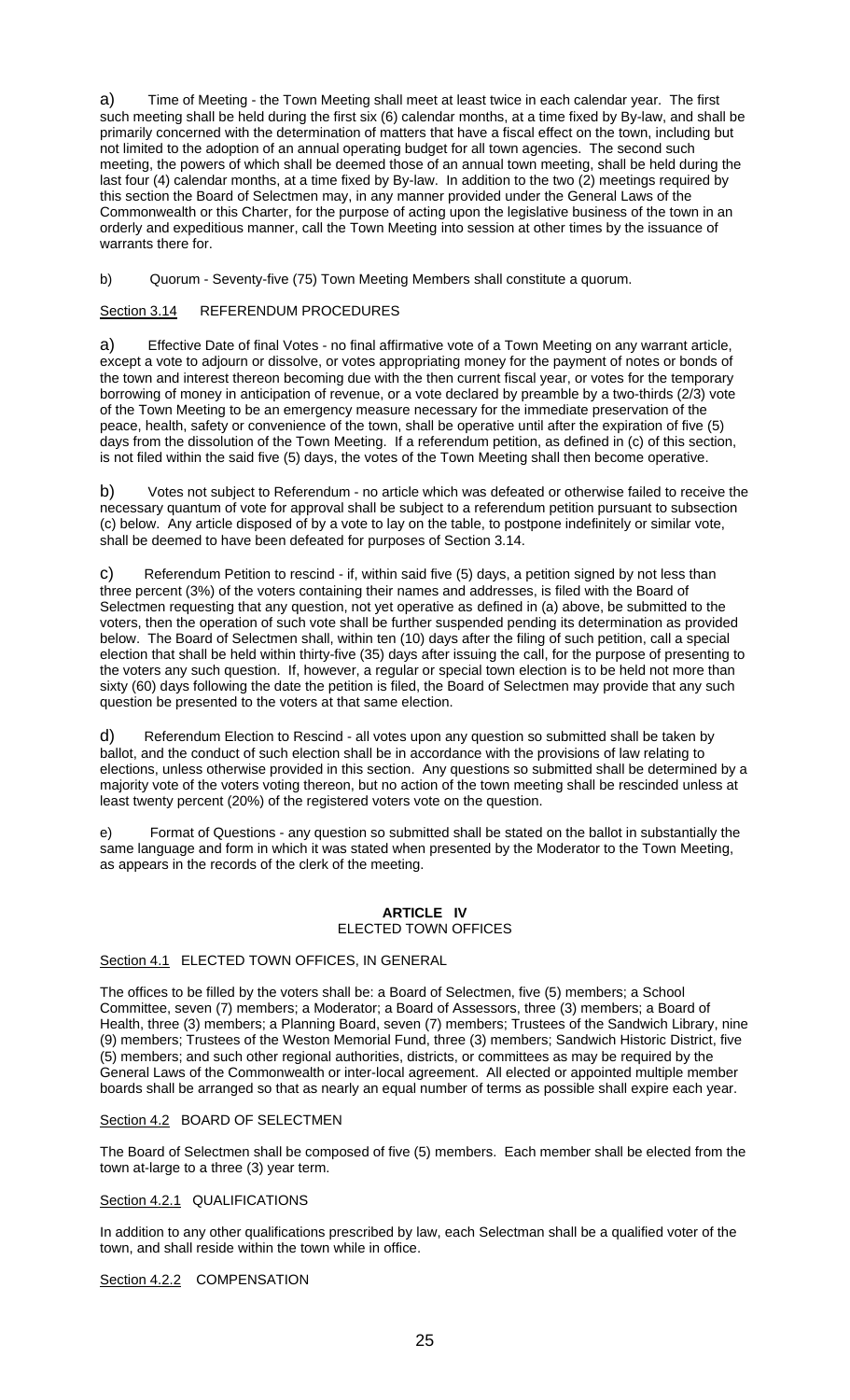a) Time of Meeting - the Town Meeting shall meet at least twice in each calendar year. The first such meeting shall be held during the first six (6) calendar months, at a time fixed by By-law, and shall be primarily concerned with the determination of matters that have a fiscal effect on the town, including but not limited to the adoption of an annual operating budget for all town agencies. The second such meeting, the powers of which shall be deemed those of an annual town meeting, shall be held during the last four (4) calendar months, at a time fixed by By-law. In addition to the two (2) meetings required by this section the Board of Selectmen may, in any manner provided under the General Laws of the Commonwealth or this Charter, for the purpose of acting upon the legislative business of the town in an orderly and expeditious manner, call the Town Meeting into session at other times by the issuance of warrants there for.

b) Quorum - Seventy-five (75) Town Meeting Members shall constitute a quorum.

Section 3.14 REFERENDUM PROCEDURES

a) Effective Date of final Votes - no final affirmative vote of a Town Meeting on any warrant article, except a vote to adjourn or dissolve, or votes appropriating money for the payment of notes or bonds of the town and interest thereon becoming due with the then current fiscal year, or votes for the temporary borrowing of money in anticipation of revenue, or a vote declared by preamble by a two-thirds (2/3) vote of the Town Meeting to be an emergency measure necessary for the immediate preservation of the peace, health, safety or convenience of the town, shall be operative until after the expiration of five (5) days from the dissolution of the Town Meeting. If a referendum petition, as defined in (c) of this section, is not filed within the said five (5) days, the votes of the Town Meeting shall then become operative.

b) Votes not subject to Referendum - no article which was defeated or otherwise failed to receive the necessary quantum of vote for approval shall be subject to a referendum petition pursuant to subsection (c) below. Any article disposed of by a vote to lay on the table, to postpone indefinitely or similar vote, shall be deemed to have been defeated for purposes of Section 3.14.

c) Referendum Petition to rescind - if, within said five (5) days, a petition signed by not less than three percent (3%) of the voters containing their names and addresses, is filed with the Board of Selectmen requesting that any question, not yet operative as defined in (a) above, be submitted to the voters, then the operation of such vote shall be further suspended pending its determination as provided below. The Board of Selectmen shall, within ten (10) days after the filing of such petition, call a special election that shall be held within thirty-five (35) days after issuing the call, for the purpose of presenting to the voters any such question. If, however, a regular or special town election is to be held not more than sixty (60) days following the date the petition is filed, the Board of Selectmen may provide that any such question be presented to the voters at that same election.

d) Referendum Election to Rescind - all votes upon any question so submitted shall be taken by ballot, and the conduct of such election shall be in accordance with the provisions of law relating to elections, unless otherwise provided in this section. Any questions so submitted shall be determined by a majority vote of the voters voting thereon, but no action of the town meeting shall be rescinded unless at least twenty percent (20%) of the registered voters vote on the question.

e) Format of Questions - any question so submitted shall be stated on the ballot in substantially the same language and form in which it was stated when presented by the Moderator to the Town Meeting, as appears in the records of the clerk of the meeting.

## ARTICLE IV
## ELECTED TOWN OFFICES

Section 4.1 ELECTED TOWN OFFICES, IN GENERAL

The offices to be filled by the voters shall be: a Board of Selectmen, five (5) members; a School Committee, seven (7) members; a Moderator; a Board of Assessors, three (3) members; a Board of Health, three (3) members; a Planning Board, seven (7) members; Trustees of the Sandwich Library, nine (9) members; Trustees of the Weston Memorial Fund, three (3) members; Sandwich Historic District, five (5) members; and such other regional authorities, districts, or committees as may be required by the General Laws of the Commonwealth or inter-local agreement. All elected or appointed multiple member boards shall be arranged so that as nearly an equal number of terms as possible shall expire each year.

Section 4.2 BOARD OF SELECTMEN

The Board of Selectmen shall be composed of five (5) members. Each member shall be elected from the town at-large to a three (3) year term.

Section 4.2.1 QUALIFICATIONS

In addition to any other qualifications prescribed by law, each Selectman shall be a qualified voter of the town, and shall reside within the town while in office.

Section 4.2.2 COMPENSATION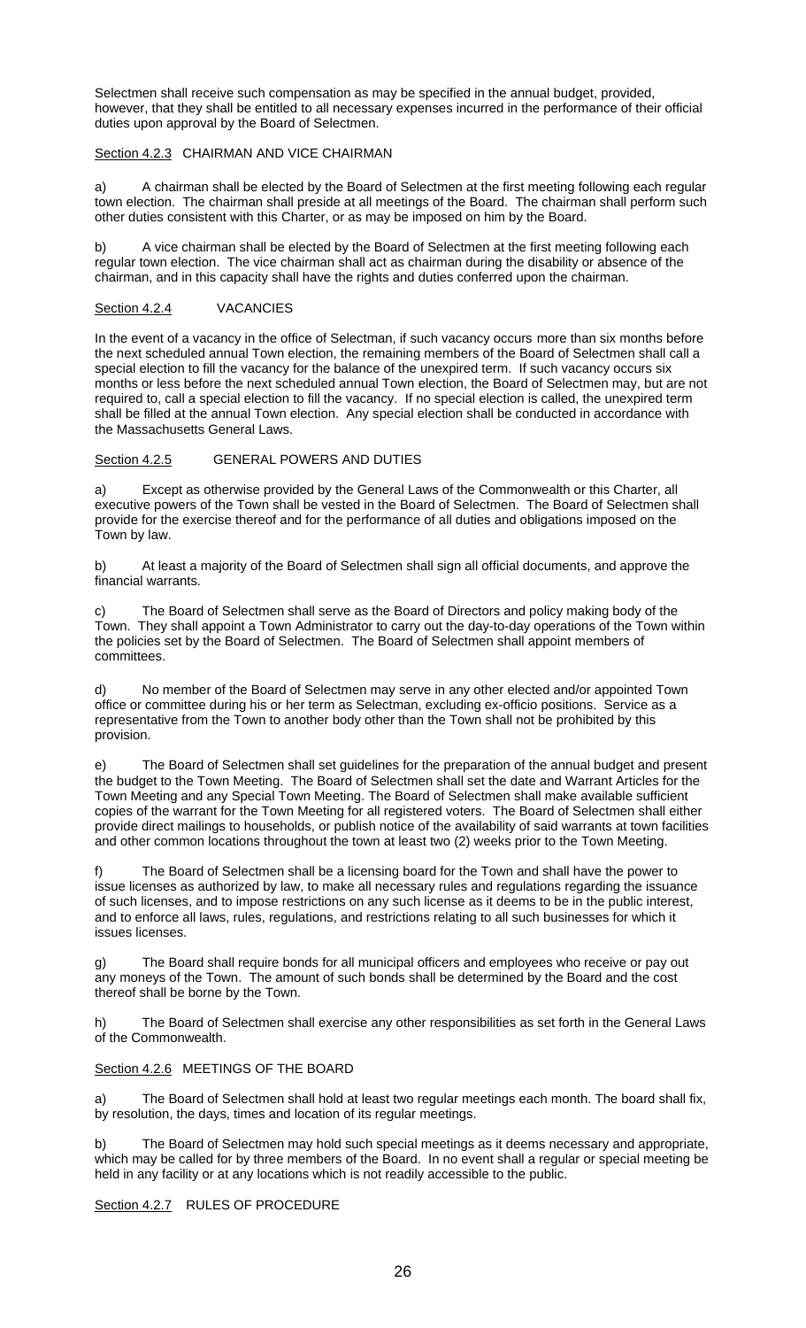Selectmen shall receive such compensation as may be specified in the annual budget, provided, however, that they shall be entitled to all necessary expenses incurred in the performance of their official duties upon approval by the Board of Selectmen.

### Section 4.2.3 CHAIRMAN AND VICE CHAIRMAN

a) A chairman shall be elected by the Board of Selectmen at the first meeting following each regular town election. The chairman shall preside at all meetings of the Board. The chairman shall perform such other duties consistent with this Charter, or as may be imposed on him by the Board.

b) A vice chairman shall be elected by the Board of Selectmen at the first meeting following each regular town election. The vice chairman shall act as chairman during the disability or absence of the chairman, and in this capacity shall have the rights and duties conferred upon the chairman.

### Section 4.2.4 VACANCIES

In the event of a vacancy in the office of Selectman, if such vacancy occurs more than six months before the next scheduled annual Town election, the remaining members of the Board of Selectmen shall call a special election to fill the vacancy for the balance of the unexpired term. If such vacancy occurs six months or less before the next scheduled annual Town election, the Board of Selectmen may, but are not required to, call a special election to fill the vacancy. If no special election is called, the unexpired term shall be filled at the annual Town election. Any special election shall be conducted in accordance with the Massachusetts General Laws.

### Section 4.2.5 GENERAL POWERS AND DUTIES

a) Except as otherwise provided by the General Laws of the Commonwealth or this Charter, all executive powers of the Town shall be vested in the Board of Selectmen. The Board of Selectmen shall provide for the exercise thereof and for the performance of all duties and obligations imposed on the Town by law.

b) At least a majority of the Board of Selectmen shall sign all official documents, and approve the financial warrants.

c) The Board of Selectmen shall serve as the Board of Directors and policy making body of the Town. They shall appoint a Town Administrator to carry out the day-to-day operations of the Town within the policies set by the Board of Selectmen. The Board of Selectmen shall appoint members of committees.

d) No member of the Board of Selectmen may serve in any other elected and/or appointed Town office or committee during his or her term as Selectman, excluding ex-officio positions. Service as a representative from the Town to another body other than the Town shall not be prohibited by this provision.

e) The Board of Selectmen shall set guidelines for the preparation of the annual budget and present the budget to the Town Meeting. The Board of Selectmen shall set the date and Warrant Articles for the Town Meeting and any Special Town Meeting. The Board of Selectmen shall make available sufficient copies of the warrant for the Town Meeting for all registered voters. The Board of Selectmen shall either provide direct mailings to households, or publish notice of the availability of said warrants at town facilities and other common locations throughout the town at least two (2) weeks prior to the Town Meeting.

f) The Board of Selectmen shall be a licensing board for the Town and shall have the power to issue licenses as authorized by law, to make all necessary rules and regulations regarding the issuance of such licenses, and to impose restrictions on any such license as it deems to be in the public interest, and to enforce all laws, rules, regulations, and restrictions relating to all such businesses for which it issues licenses.

g) The Board shall require bonds for all municipal officers and employees who receive or pay out any moneys of the Town. The amount of such bonds shall be determined by the Board and the cost thereof shall be borne by the Town.

h) The Board of Selectmen shall exercise any other responsibilities as set forth in the General Laws of the Commonwealth.

### Section 4.2.6 MEETINGS OF THE BOARD

a) The Board of Selectmen shall hold at least two regular meetings each month. The board shall fix, by resolution, the days, times and location of its regular meetings.

b) The Board of Selectmen may hold such special meetings as it deems necessary and appropriate, which may be called for by three members of the Board. In no event shall a regular or special meeting be held in any facility or at any locations which is not readily accessible to the public.

### Section 4.2.7 RULES OF PROCEDURE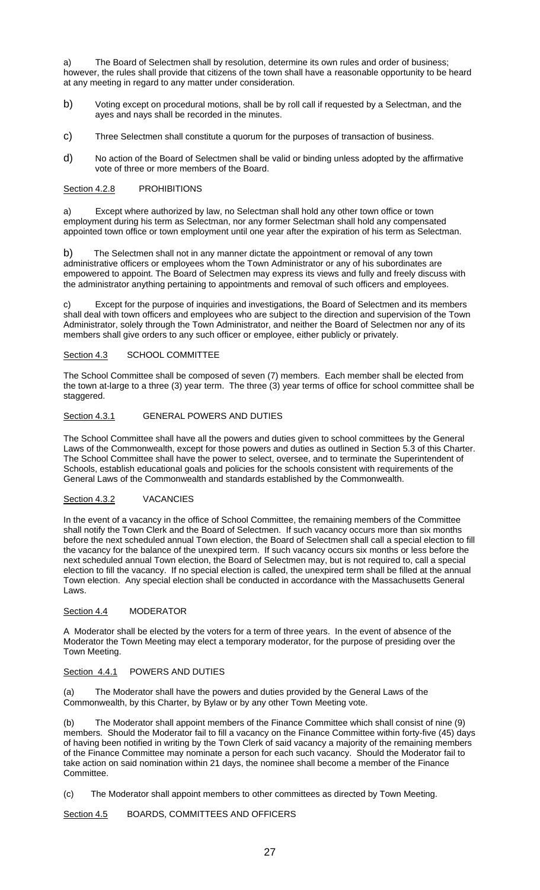a) The Board of Selectmen shall by resolution, determine its own rules and order of business; however, the rules shall provide that citizens of the town shall have a reasonable opportunity to be heard at any meeting in regard to any matter under consideration.

b) Voting except on procedural motions, shall be by roll call if requested by a Selectman, and the ayes and nays shall be recorded in the minutes.

c) Three Selectmen shall constitute a quorum for the purposes of transaction of business.

d) No action of the Board of Selectmen shall be valid or binding unless adopted by the affirmative vote of three or more members of the Board.

## Section 4.2.8 PROHIBITIONS

a) Except where authorized by law, no Selectman shall hold any other town office or town employment during his term as Selectman, nor any former Selectman shall hold any compensated appointed town office or town employment until one year after the expiration of his term as Selectman.

b) The Selectmen shall not in any manner dictate the appointment or removal of any town administrative officers or employees whom the Town Administrator or any of his subordinates are empowered to appoint. The Board of Selectmen may express its views and fully and freely discuss with the administrator anything pertaining to appointments and removal of such officers and employees.

c) Except for the purpose of inquiries and investigations, the Board of Selectmen and its members shall deal with town officers and employees who are subject to the direction and supervision of the Town Administrator, solely through the Town Administrator, and neither the Board of Selectmen nor any of its members shall give orders to any such officer or employee, either publicly or privately.

## Section 4.3 SCHOOL COMMITTEE

The School Committee shall be composed of seven (7) members. Each member shall be elected from the town at-large to a three (3) year term. The three (3) year terms of office for school committee shall be staggered.

## Section 4.3.1 GENERAL POWERS AND DUTIES

The School Committee shall have all the powers and duties given to school committees by the General Laws of the Commonwealth, except for those powers and duties as outlined in Section 5.3 of this Charter. The School Committee shall have the power to select, oversee, and to terminate the Superintendent of Schools, establish educational goals and policies for the schools consistent with requirements of the General Laws of the Commonwealth and standards established by the Commonwealth.

## Section 4.3.2 VACANCIES

In the event of a vacancy in the office of School Committee, the remaining members of the Committee shall notify the Town Clerk and the Board of Selectmen. If such vacancy occurs more than six months before the next scheduled annual Town election, the Board of Selectmen shall call a special election to fill the vacancy for the balance of the unexpired term. If such vacancy occurs six months or less before the next scheduled annual Town election, the Board of Selectmen may, but is not required to, call a special election to fill the vacancy. If no special election is called, the unexpired term shall be filled at the annual Town election. Any special election shall be conducted in accordance with the Massachusetts General Laws.

## Section 4.4 MODERATOR

A Moderator shall be elected by the voters for a term of three years. In the event of absence of the Moderator the Town Meeting may elect a temporary moderator, for the purpose of presiding over the Town Meeting.

## Section 4.4.1 POWERS AND DUTIES

(a) The Moderator shall have the powers and duties provided by the General Laws of the Commonwealth, by this Charter, by Bylaw or by any other Town Meeting vote.

(b) The Moderator shall appoint members of the Finance Committee which shall consist of nine (9) members. Should the Moderator fail to fill a vacancy on the Finance Committee within forty-five (45) days of having been notified in writing by the Town Clerk of said vacancy a majority of the remaining members of the Finance Committee may nominate a person for each such vacancy. Should the Moderator fail to take action on said nomination within 21 days, the nominee shall become a member of the Finance Committee.

(c) The Moderator shall appoint members to other committees as directed by Town Meeting.

## Section 4.5 BOARDS, COMMITTEES AND OFFICERS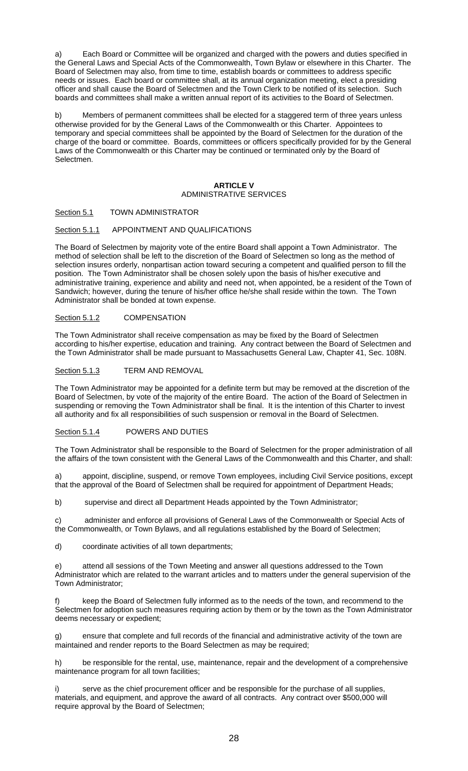a) Each Board or Committee will be organized and charged with the powers and duties specified in the General Laws and Special Acts of the Commonwealth, Town Bylaw or elsewhere in this Charter. The Board of Selectmen may also, from time to time, establish boards or committees to address specific needs or issues. Each board or committee shall, at its annual organization meeting, elect a presiding officer and shall cause the Board of Selectmen and the Town Clerk to be notified of its selection. Such boards and committees shall make a written annual report of its activities to the Board of Selectmen.

b) Members of permanent committees shall be elected for a staggered term of three years unless otherwise provided for by the General Laws of the Commonwealth or this Charter. Appointees to temporary and special committees shall be appointed by the Board of Selectmen for the duration of the charge of the board or committee. Boards, committees or officers specifically provided for by the General Laws of the Commonwealth or this Charter may be continued or terminated only by the Board of Selectmen.

# ARTICLE V
## ADMINISTRATIVE SERVICES

### Section 5.1 TOWN ADMINISTRATOR

### Section 5.1.1 APPOINTMENT AND QUALIFICATIONS

The Board of Selectmen by majority vote of the entire Board shall appoint a Town Administrator. The method of selection shall be left to the discretion of the Board of Selectmen so long as the method of selection insures orderly, nonpartisan action toward securing a competent and qualified person to fill the position. The Town Administrator shall be chosen solely upon the basis of his/her executive and administrative training, experience and ability and need not, when appointed, be a resident of the Town of Sandwich; however, during the tenure of his/her office he/she shall reside within the town. The Town Administrator shall be bonded at town expense.

### Section 5.1.2 COMPENSATION

The Town Administrator shall receive compensation as may be fixed by the Board of Selectmen according to his/her expertise, education and training. Any contract between the Board of Selectmen and the Town Administrator shall be made pursuant to Massachusetts General Law, Chapter 41, Sec. 108N.

### Section 5.1.3 TERM AND REMOVAL

The Town Administrator may be appointed for a definite term but may be removed at the discretion of the Board of Selectmen, by vote of the majority of the entire Board. The action of the Board of Selectmen in suspending or removing the Town Administrator shall be final. It is the intention of this Charter to invest all authority and fix all responsibilities of such suspension or removal in the Board of Selectmen.

### Section 5.1.4 POWERS AND DUTIES

The Town Administrator shall be responsible to the Board of Selectmen for the proper administration of all the affairs of the town consistent with the General Laws of the Commonwealth and this Charter, and shall:

a) appoint, discipline, suspend, or remove Town employees, including Civil Service positions, except that the approval of the Board of Selectmen shall be required for appointment of Department Heads;

b) supervise and direct all Department Heads appointed by the Town Administrator;

c) administer and enforce all provisions of General Laws of the Commonwealth or Special Acts of the Commonwealth, or Town Bylaws, and all regulations established by the Board of Selectmen;

d) coordinate activities of all town departments;

e) attend all sessions of the Town Meeting and answer all questions addressed to the Town Administrator which are related to the warrant articles and to matters under the general supervision of the Town Administrator;

f) keep the Board of Selectmen fully informed as to the needs of the town, and recommend to the Selectmen for adoption such measures requiring action by them or by the town as the Town Administrator deems necessary or expedient;

g) ensure that complete and full records of the financial and administrative activity of the town are maintained and render reports to the Board Selectmen as may be required;

h) be responsible for the rental, use, maintenance, repair and the development of a comprehensive maintenance program for all town facilities;

i) serve as the chief procurement officer and be responsible for the purchase of all supplies, materials, and equipment, and approve the award of all contracts. Any contract over $500,000 will require approval by the Board of Selectmen;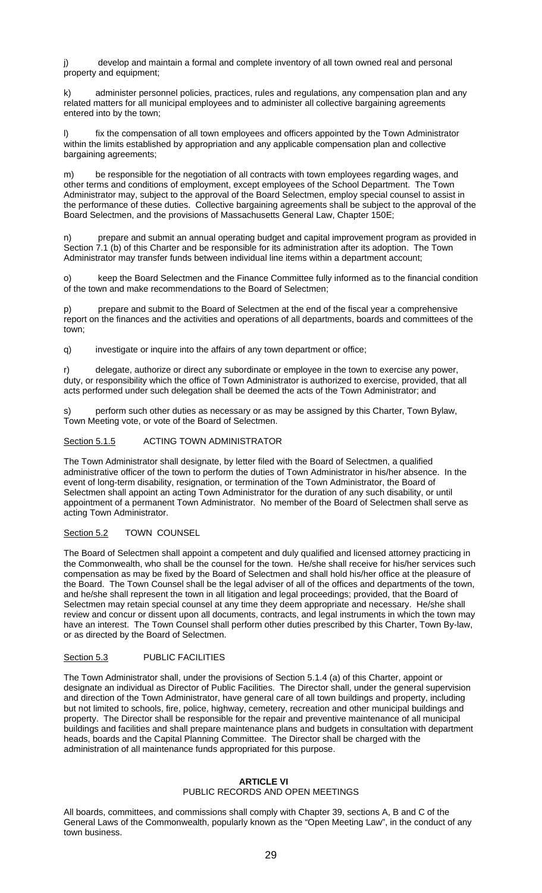j) develop and maintain a formal and complete inventory of all town owned real and personal property and equipment;

k) administer personnel policies, practices, rules and regulations, any compensation plan and any related matters for all municipal employees and to administer all collective bargaining agreements entered into by the town;

l) fix the compensation of all town employees and officers appointed by the Town Administrator within the limits established by appropriation and any applicable compensation plan and collective bargaining agreements;

m) be responsible for the negotiation of all contracts with town employees regarding wages, and other terms and conditions of employment, except employees of the School Department. The Town Administrator may, subject to the approval of the Board Selectmen, employ special counsel to assist in the performance of these duties. Collective bargaining agreements shall be subject to the approval of the Board Selectmen, and the provisions of Massachusetts General Law, Chapter 150E;

n) prepare and submit an annual operating budget and capital improvement program as provided in Section 7.1 (b) of this Charter and be responsible for its administration after its adoption. The Town Administrator may transfer funds between individual line items within a department account;

o) keep the Board Selectmen and the Finance Committee fully informed as to the financial condition of the town and make recommendations to the Board of Selectmen;

p) prepare and submit to the Board of Selectmen at the end of the fiscal year a comprehensive report on the finances and the activities and operations of all departments, boards and committees of the town;

q) investigate or inquire into the affairs of any town department or office;

r) delegate, authorize or direct any subordinate or employee in the town to exercise any power, duty, or responsibility which the office of Town Administrator is authorized to exercise, provided, that all acts performed under such delegation shall be deemed the acts of the Town Administrator; and

s) perform such other duties as necessary or as may be assigned by this Charter, Town Bylaw, Town Meeting vote, or vote of the Board of Selectmen.

### Section 5.1.5 ACTING TOWN ADMINISTRATOR

The Town Administrator shall designate, by letter filed with the Board of Selectmen, a qualified administrative officer of the town to perform the duties of Town Administrator in his/her absence. In the event of long-term disability, resignation, or termination of the Town Administrator, the Board of Selectmen shall appoint an acting Town Administrator for the duration of any such disability, or until appointment of a permanent Town Administrator. No member of the Board of Selectmen shall serve as acting Town Administrator.

### Section 5.2 TOWN COUNSEL

The Board of Selectmen shall appoint a competent and duly qualified and licensed attorney practicing in the Commonwealth, who shall be the counsel for the town. He/she shall receive for his/her services such compensation as may be fixed by the Board of Selectmen and shall hold his/her office at the pleasure of the Board. The Town Counsel shall be the legal adviser of all of the offices and departments of the town, and he/she shall represent the town in all litigation and legal proceedings; provided, that the Board of Selectmen may retain special counsel at any time they deem appropriate and necessary. He/she shall review and concur or dissent upon all documents, contracts, and legal instruments in which the town may have an interest. The Town Counsel shall perform other duties prescribed by this Charter, Town By-law, or as directed by the Board of Selectmen.

### Section 5.3 PUBLIC FACILITIES

The Town Administrator shall, under the provisions of Section 5.1.4 (a) of this Charter, appoint or designate an individual as Director of Public Facilities. The Director shall, under the general supervision and direction of the Town Administrator, have general care of all town buildings and property, including but not limited to schools, fire, police, highway, cemetery, recreation and other municipal buildings and property. The Director shall be responsible for the repair and preventive maintenance of all municipal buildings and facilities and shall prepare maintenance plans and budgets in consultation with department heads, boards and the Capital Planning Committee. The Director shall be charged with the administration of all maintenance funds appropriated for this purpose.

## ARTICLE VI
## PUBLIC RECORDS AND OPEN MEETINGS

All boards, committees, and commissions shall comply with Chapter 39, sections A, B and C of the General Laws of the Commonwealth, popularly known as the "Open Meeting Law", in the conduct of any town business.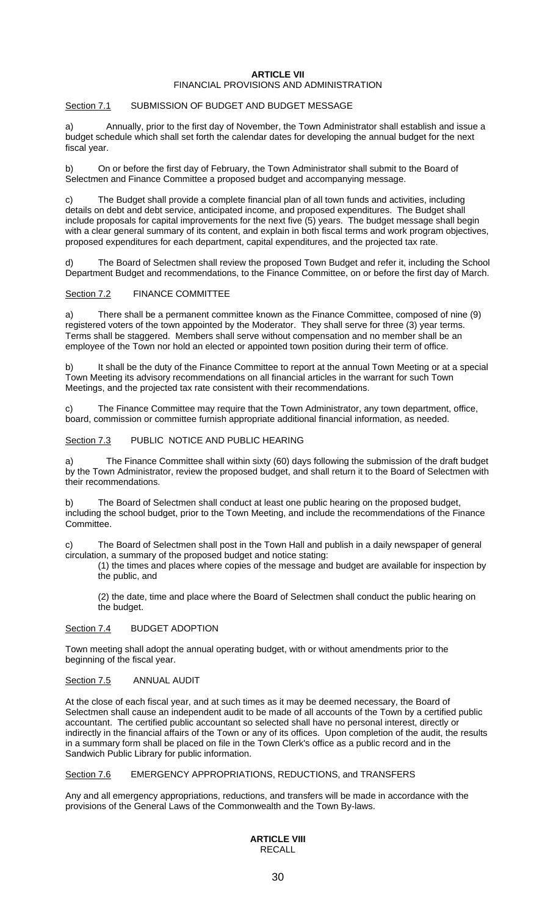## ARTICLE VII
FINANCIAL PROVISIONS AND ADMINISTRATION

Section 7.1 SUBMISSION OF BUDGET AND BUDGET MESSAGE

a) Annually, prior to the first day of November, the Town Administrator shall establish and issue a budget schedule which shall set forth the calendar dates for developing the annual budget for the next fiscal year.

b) On or before the first day of February, the Town Administrator shall submit to the Board of Selectmen and Finance Committee a proposed budget and accompanying message.

c) The Budget shall provide a complete financial plan of all town funds and activities, including details on debt and debt service, anticipated income, and proposed expenditures. The Budget shall include proposals for capital improvements for the next five (5) years. The budget message shall begin with a clear general summary of its content, and explain in both fiscal terms and work program objectives, proposed expenditures for each department, capital expenditures, and the projected tax rate.

d) The Board of Selectmen shall review the proposed Town Budget and refer it, including the School Department Budget and recommendations, to the Finance Committee, on or before the first day of March.

Section 7.2 FINANCE COMMITTEE

a) There shall be a permanent committee known as the Finance Committee, composed of nine (9) registered voters of the town appointed by the Moderator. They shall serve for three (3) year terms. Terms shall be staggered. Members shall serve without compensation and no member shall be an employee of the Town nor hold an elected or appointed town position during their term of office.

b) It shall be the duty of the Finance Committee to report at the annual Town Meeting or at a special Town Meeting its advisory recommendations on all financial articles in the warrant for such Town Meetings, and the projected tax rate consistent with their recommendations.

c) The Finance Committee may require that the Town Administrator, any town department, office, board, commission or committee furnish appropriate additional financial information, as needed.

Section 7.3 PUBLIC NOTICE AND PUBLIC HEARING

a) The Finance Committee shall within sixty (60) days following the submission of the draft budget by the Town Administrator, review the proposed budget, and shall return it to the Board of Selectmen with their recommendations.

b) The Board of Selectmen shall conduct at least one public hearing on the proposed budget, including the school budget, prior to the Town Meeting, and include the recommendations of the Finance Committee.

c) The Board of Selectmen shall post in the Town Hall and publish in a daily newspaper of general circulation, a summary of the proposed budget and notice stating:

(1) the times and places where copies of the message and budget are available for inspection by the public, and

(2) the date, time and place where the Board of Selectmen shall conduct the public hearing on the budget.

Section 7.4 BUDGET ADOPTION

Town meeting shall adopt the annual operating budget, with or without amendments prior to the beginning of the fiscal year.

Section 7.5 ANNUAL AUDIT

At the close of each fiscal year, and at such times as it may be deemed necessary, the Board of Selectmen shall cause an independent audit to be made of all accounts of the Town by a certified public accountant. The certified public accountant so selected shall have no personal interest, directly or indirectly in the financial affairs of the Town or any of its offices. Upon completion of the audit, the results in a summary form shall be placed on file in the Town Clerk's office as a public record and in the Sandwich Public Library for public information.

Section 7.6 EMERGENCY APPROPRIATIONS, REDUCTIONS, and TRANSFERS

Any and all emergency appropriations, reductions, and transfers will be made in accordance with the provisions of the General Laws of the Commonwealth and the Town By-laws.

## ARTICLE VIII
RECALL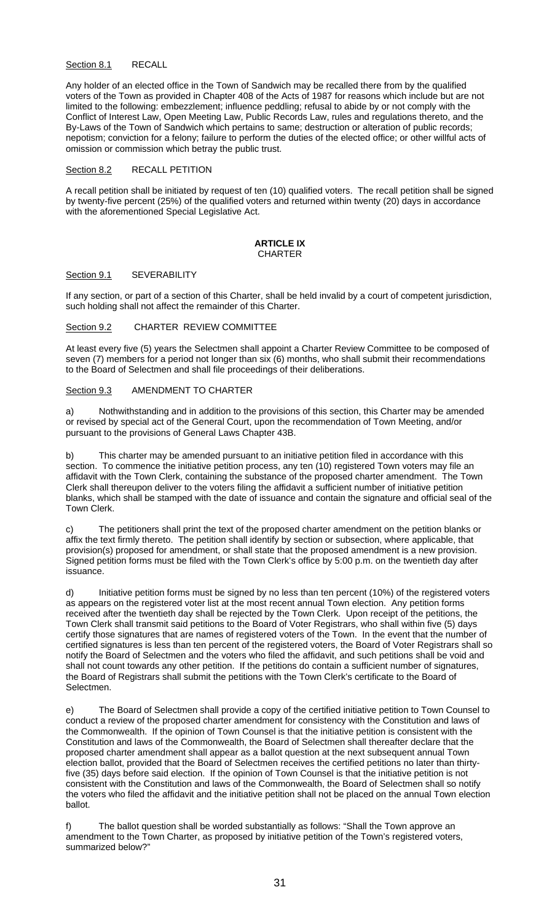Section 8.1 RECALL

Any holder of an elected office in the Town of Sandwich may be recalled there from by the qualified voters of the Town as provided in Chapter 408 of the Acts of 1987 for reasons which include but are not limited to the following: embezzlement; influence peddling; refusal to abide by or not comply with the Conflict of Interest Law, Open Meeting Law, Public Records Law, rules and regulations thereto, and the By-Laws of the Town of Sandwich which pertains to same; destruction or alteration of public records; nepotism; conviction for a felony; failure to perform the duties of the elected office; or other willful acts of omission or commission which betray the public trust.

Section 8.2 RECALL PETITION

A recall petition shall be initiated by request of ten (10) qualified voters. The recall petition shall be signed by twenty-five percent (25%) of the qualified voters and returned within twenty (20) days in accordance with the aforementioned Special Legislative Act.

## ARTICLE IX
CHARTER

Section 9.1 SEVERABILITY

If any section, or part of a section of this Charter, shall be held invalid by a court of competent jurisdiction, such holding shall not affect the remainder of this Charter.

Section 9.2 CHARTER REVIEW COMMITTEE

At least every five (5) years the Selectmen shall appoint a Charter Review Committee to be composed of seven (7) members for a period not longer than six (6) months, who shall submit their recommendations to the Board of Selectmen and shall file proceedings of their deliberations.

Section 9.3 AMENDMENT TO CHARTER

a) Nothwithstanding and in addition to the provisions of this section, this Charter may be amended or revised by special act of the General Court, upon the recommendation of Town Meeting, and/or pursuant to the provisions of General Laws Chapter 43B.

b) This charter may be amended pursuant to an initiative petition filed in accordance with this section. To commence the initiative petition process, any ten (10) registered Town voters may file an affidavit with the Town Clerk, containing the substance of the proposed charter amendment. The Town Clerk shall thereupon deliver to the voters filing the affidavit a sufficient number of initiative petition blanks, which shall be stamped with the date of issuance and contain the signature and official seal of the Town Clerk.

c) The petitioners shall print the text of the proposed charter amendment on the petition blanks or affix the text firmly thereto. The petition shall identify by section or subsection, where applicable, that provision(s) proposed for amendment, or shall state that the proposed amendment is a new provision. Signed petition forms must be filed with the Town Clerk's office by 5:00 p.m. on the twentieth day after issuance.

d) Initiative petition forms must be signed by no less than ten percent (10%) of the registered voters as appears on the registered voter list at the most recent annual Town election. Any petition forms received after the twentieth day shall be rejected by the Town Clerk. Upon receipt of the petitions, the Town Clerk shall transmit said petitions to the Board of Voter Registrars, who shall within five (5) days certify those signatures that are names of registered voters of the Town. In the event that the number of certified signatures is less than ten percent of the registered voters, the Board of Voter Registrars shall so notify the Board of Selectmen and the voters who filed the affidavit, and such petitions shall be void and shall not count towards any other petition. If the petitions do contain a sufficient number of signatures, the Board of Registrars shall submit the petitions with the Town Clerk's certificate to the Board of Selectmen.

e) The Board of Selectmen shall provide a copy of the certified initiative petition to Town Counsel to conduct a review of the proposed charter amendment for consistency with the Constitution and laws of the Commonwealth. If the opinion of Town Counsel is that the initiative petition is consistent with the Constitution and laws of the Commonwealth, the Board of Selectmen shall thereafter declare that the proposed charter amendment shall appear as a ballot question at the next subsequent annual Town election ballot, provided that the Board of Selectmen receives the certified petitions no later than thirty-five (35) days before said election. If the opinion of Town Counsel is that the initiative petition is not consistent with the Constitution and laws of the Commonwealth, the Board of Selectmen shall so notify the voters who filed the affidavit and the initiative petition shall not be placed on the annual Town election ballot.

f) The ballot question shall be worded substantially as follows: "Shall the Town approve an amendment to the Town Charter, as proposed by initiative petition of the Town's registered voters, summarized below?"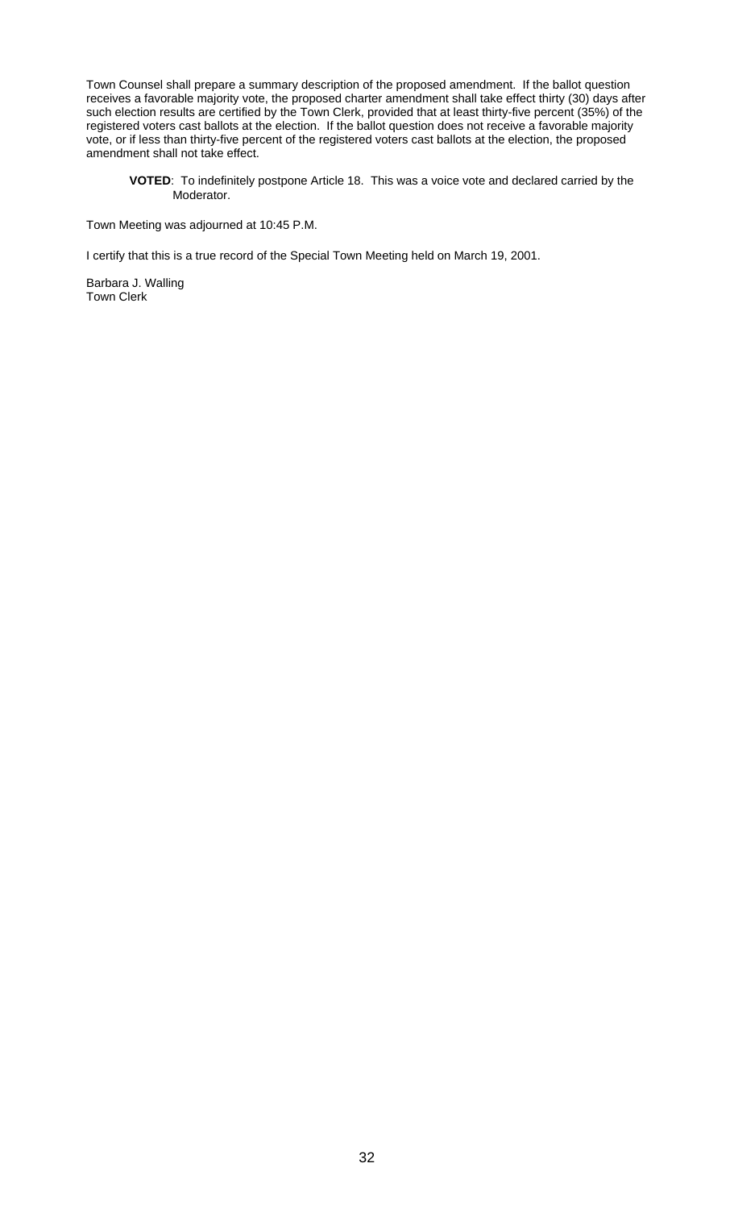Town Counsel shall prepare a summary description of the proposed amendment. If the ballot question receives a favorable majority vote, the proposed charter amendment shall take effect thirty (30) days after such election results are certified by the Town Clerk, provided that at least thirty-five percent (35%) of the registered voters cast ballots at the election. If the ballot question does not receive a favorable majority vote, or if less than thirty-five percent of the registered voters cast ballots at the election, the proposed amendment shall not take effect.

> **VOTED**: To indefinitely postpone Article 18. This was a voice vote and declared carried by the Moderator.

Town Meeting was adjourned at 10:45 P.M.

I certify that this is a true record of the Special Town Meeting held on March 19, 2001.

Barbara J. Walling
Town Clerk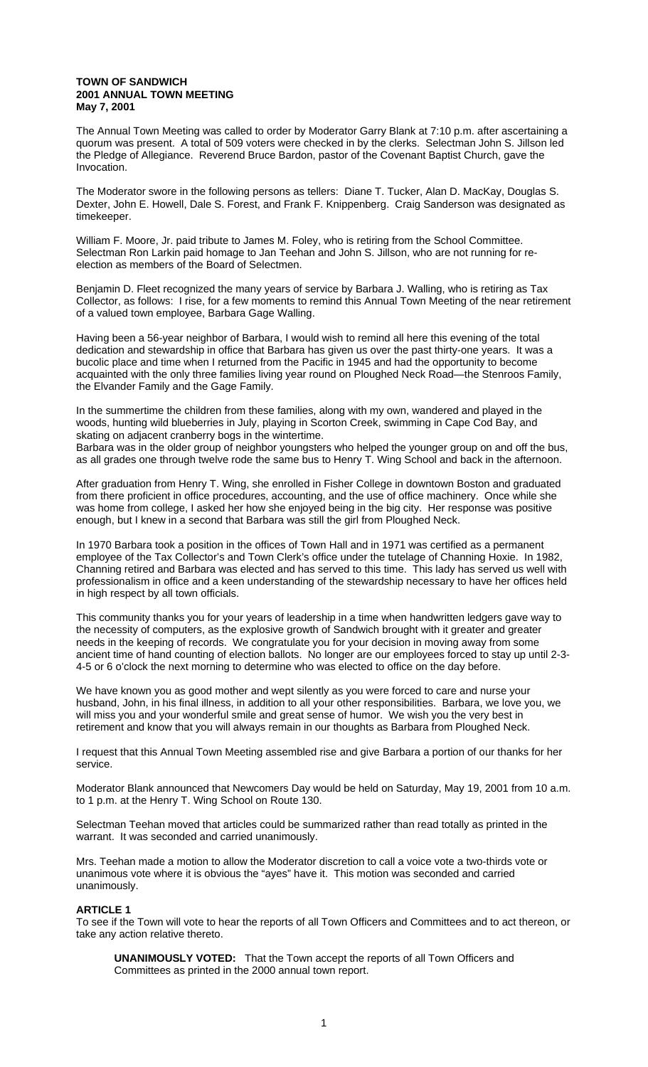**TOWN OF SANDWICH**
**2001 ANNUAL TOWN MEETING**
**May 7, 2001**

The Annual Town Meeting was called to order by Moderator Garry Blank at 7:10 p.m. after ascertaining a quorum was present. A total of 509 voters were checked in by the clerks. Selectman John S. Jillson led the Pledge of Allegiance. Reverend Bruce Bardon, pastor of the Covenant Baptist Church, gave the Invocation.

The Moderator swore in the following persons as tellers: Diane T. Tucker, Alan D. MacKay, Douglas S. Dexter, John E. Howell, Dale S. Forest, and Frank F. Knippenberg. Craig Sanderson was designated as timekeeper.

William F. Moore, Jr. paid tribute to James M. Foley, who is retiring from the School Committee. Selectman Ron Larkin paid homage to Jan Teehan and John S. Jillson, who are not running for re-election as members of the Board of Selectmen.

Benjamin D. Fleet recognized the many years of service by Barbara J. Walling, who is retiring as Tax Collector, as follows: I rise, for a few moments to remind this Annual Town Meeting of the near retirement of a valued town employee, Barbara Gage Walling.

Having been a 56-year neighbor of Barbara, I would wish to remind all here this evening of the total dedication and stewardship in office that Barbara has given us over the past thirty-one years. It was a bucolic place and time when I returned from the Pacific in 1945 and had the opportunity to become acquainted with the only three families living year round on Ploughed Neck Road—the Stenroos Family, the Elvander Family and the Gage Family.

In the summertime the children from these families, along with my own, wandered and played in the woods, hunting wild blueberries in July, playing in Scorton Creek, swimming in Cape Cod Bay, and skating on adjacent cranberry bogs in the wintertime.
Barbara was in the older group of neighbor youngsters who helped the younger group on and off the bus, as all grades one through twelve rode the same bus to Henry T. Wing School and back in the afternoon.

After graduation from Henry T. Wing, she enrolled in Fisher College in downtown Boston and graduated from there proficient in office procedures, accounting, and the use of office machinery. Once while she was home from college, I asked her how she enjoyed being in the big city. Her response was positive enough, but I knew in a second that Barbara was still the girl from Ploughed Neck.

In 1970 Barbara took a position in the offices of Town Hall and in 1971 was certified as a permanent employee of the Tax Collector's and Town Clerk's office under the tutelage of Channing Hoxie. In 1982, Channing retired and Barbara was elected and has served to this time. This lady has served us well with professionalism in office and a keen understanding of the stewardship necessary to have her offices held in high respect by all town officials.

This community thanks you for your years of leadership in a time when handwritten ledgers gave way to the necessity of computers, as the explosive growth of Sandwich brought with it greater and greater needs in the keeping of records. We congratulate you for your decision in moving away from some ancient time of hand counting of election ballots. No longer are our employees forced to stay up until 2-3-4-5 or 6 o'clock the next morning to determine who was elected to office on the day before.

We have known you as good mother and wept silently as you were forced to care and nurse your husband, John, in his final illness, in addition to all your other responsibilities. Barbara, we love you, we will miss you and your wonderful smile and great sense of humor. We wish you the very best in retirement and know that you will always remain in our thoughts as Barbara from Ploughed Neck.

I request that this Annual Town Meeting assembled rise and give Barbara a portion of our thanks for her service.

Moderator Blank announced that Newcomers Day would be held on Saturday, May 19, 2001 from 10 a.m. to 1 p.m. at the Henry T. Wing School on Route 130.

Selectman Teehan moved that articles could be summarized rather than read totally as printed in the warrant. It was seconded and carried unanimously.

Mrs. Teehan made a motion to allow the Moderator discretion to call a voice vote a two-thirds vote or unanimous vote where it is obvious the "ayes" have it. This motion was seconded and carried unanimously.

**ARTICLE 1**
To see if the Town will vote to hear the reports of all Town Officers and Committees and to act thereon, or take any action relative thereto.

> **UNANIMOUSLY VOTED:** That the Town accept the reports of all Town Officers and Committees as printed in the 2000 annual town report.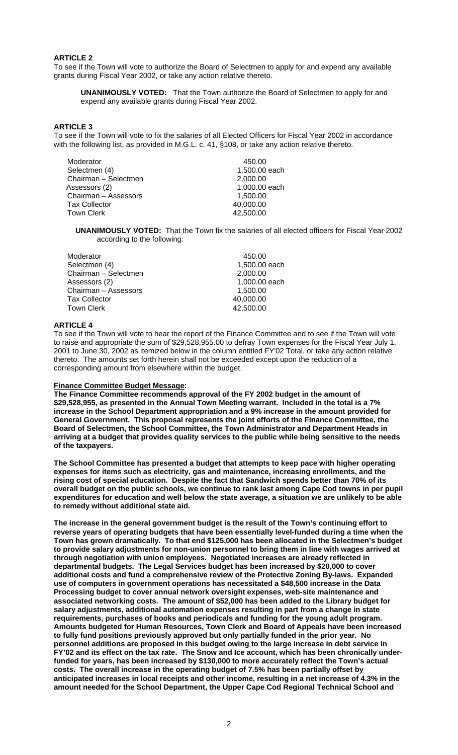## ARTICLE 2

To see if the Town will vote to authorize the Board of Selectmen to apply for and expend any available grants during Fiscal Year 2002, or take any action relative thereto.

> **UNANIMOUSLY VOTED:** That the Town authorize the Board of Selectmen to apply for and expend any available grants during Fiscal Year 2002.

## ARTICLE 3

To see if the Town will vote to fix the salaries of all Elected Officers for Fiscal Year 2002 in accordance with the following list, as provided in M.G.L. c. 41, §108, or take any action relative thereto.

| | |
|---|---|
| Moderator | 450.00 |
| Selectmen (4) | 1,500.00 each |
| Chairman – Selectmen | 2,000.00 |
| Assessors (2) | 1,000.00 each |
| Chairman – Assessors | 1,500.00 |
| Tax Collector | 40,000.00 |
| Town Clerk | 42,500.00 |

> **UNANIMOUSLY VOTED:** That the Town fix the salaries of all elected officers for Fiscal Year 2002 according to the following:

| | |
|---|---|
| Moderator | 450.00 |
| Selectmen (4) | 1,500.00 each |
| Chairman – Selectmen | 2,000.00 |
| Assessors (2) | 1,000.00 each |
| Chairman – Assessors | 1,500.00 |
| Tax Collector | 40,000.00 |
| Town Clerk | 42,500.00 |

## ARTICLE 4

To see if the Town will vote to hear the report of the Finance Committee and to see if the Town will vote to raise and appropriate the sum of $29,528,955.00 to defray Town expenses for the Fiscal Year July 1, 2001 to June 30, 2002 as itemized below in the column entitled FY'02 Total, or take any action relative thereto. The amounts set forth herein shall not be exceeded except upon the reduction of a corresponding amount from elsewhere within the budget.

**<u>Finance Committee Budget Message</u>:**

**The Finance Committee recommends approval of the FY 2002 budget in the amount of $29,528,955, as presented in the Annual Town Meeting warrant. Included in the total is a 7% increase in the School Department appropriation and a 9% increase in the amount provided for General Government. This proposal represents the joint efforts of the Finance Committee, the Board of Selectmen, the School Committee, the Town Administrator and Department Heads in arriving at a budget that provides quality services to the public while being sensitive to the needs of the taxpayers.**

**The School Committee has presented a budget that attempts to keep pace with higher operating expenses for items such as electricity, gas and maintenance, increasing enrollments, and the rising cost of special education. Despite the fact that Sandwich spends better than 70% of its overall budget on the public schools, we continue to rank last among Cape Cod towns in per pupil expenditures for education and well below the state average, a situation we are unlikely to be able to remedy without additional state aid.**

**The increase in the general government budget is the result of the Town's continuing effort to reverse years of operating budgets that have been essentially level-funded during a time when the Town has grown dramatically. To that end $125,000 has been allocated in the Selectmen's budget to provide salary adjustments for non-union personnel to bring them in line with wages arrived at through negotiation with union employees. Negotiated increases are already reflected in departmental budgets. The Legal Services budget has been increased by $20,000 to cover additional costs and fund a comprehensive review of the Protective Zoning By-laws. Expanded use of computers in government operations has necessitated a $48,500 increase in the Data Processing budget to cover annual network oversight expenses, web-site maintenance and associated networking costs. The amount of $52,000 has been added to the Library budget for salary adjustments, additional automation expenses resulting in part from a change in state requirements, purchases of books and periodicals and funding for the young adult program. Amounts budgeted for Human Resources, Town Clerk and Board of Appeals have been increased to fully fund positions previously approved but only partially funded in the prior year. No personnel additions are proposed in this budget owing to the large increase in debt service in FY'02 and its effect on the tax rate. The Snow and Ice account, which has been chronically under-funded for years, has been increased by $130,000 to more accurately reflect the Town's actual costs. The overall increase in the operating budget of 7.5% has been partially offset by anticipated increases in local receipts and other income, resulting in a net increase of 4.3% in the amount needed for the School Department, the Upper Cape Cod Regional Technical School and**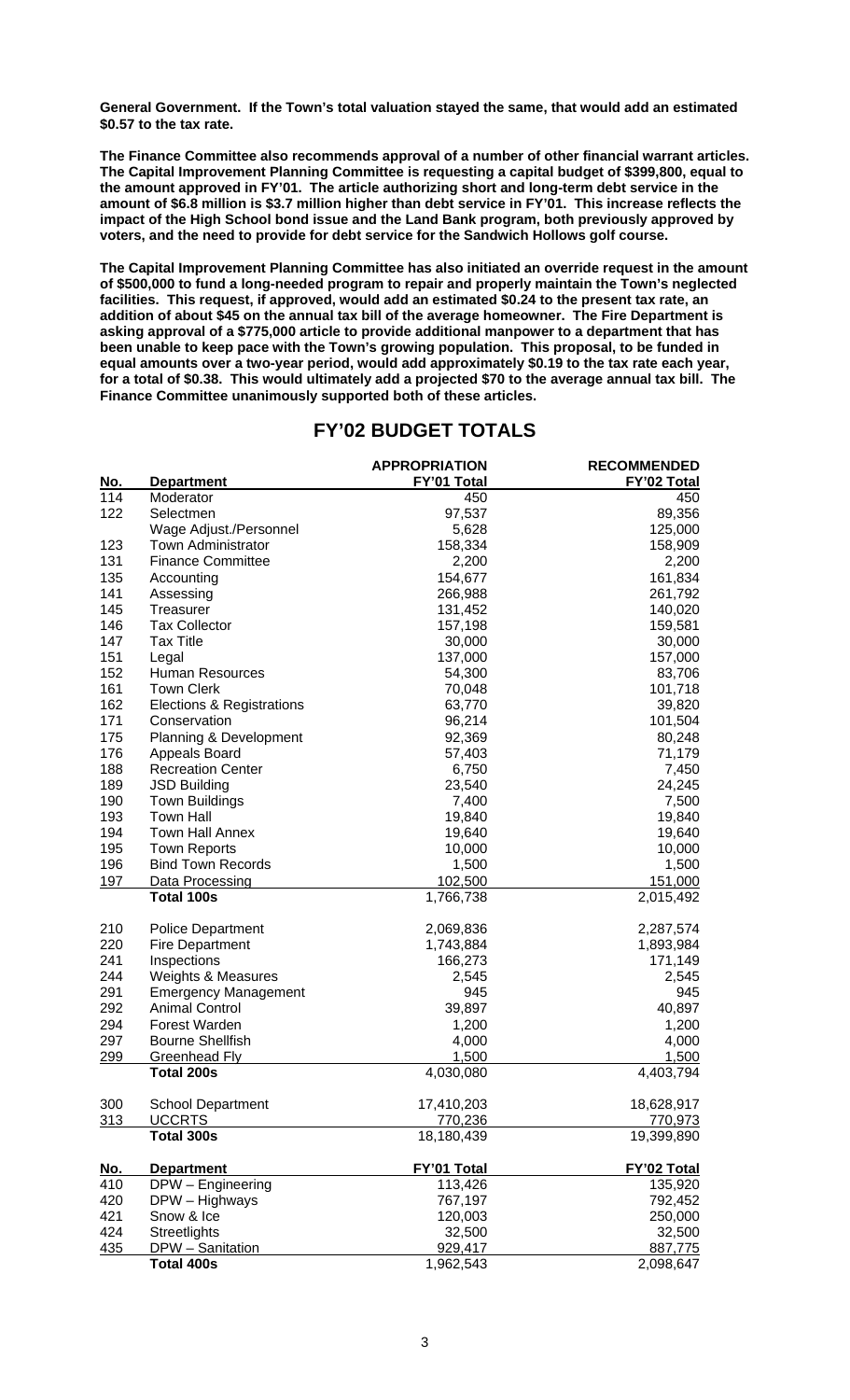**General Government. If the Town's total valuation stayed the same, that would add an estimated $0.57 to the tax rate.**

**The Finance Committee also recommends approval of a number of other financial warrant articles. The Capital Improvement Planning Committee is requesting a capital budget of $399,800, equal to the amount approved in FY'01. The article authorizing short and long-term debt service in the amount of $6.8 million is $3.7 million higher than debt service in FY'01. This increase reflects the impact of the High School bond issue and the Land Bank program, both previously approved by voters, and the need to provide for debt service for the Sandwich Hollows golf course.**

**The Capital Improvement Planning Committee has also initiated an override request in the amount of $500,000 to fund a long-needed program to repair and properly maintain the Town's neglected facilities. This request, if approved, would add an estimated $0.24 to the present tax rate, an addition of about $45 on the annual tax bill of the average homeowner. The Fire Department is asking approval of a $775,000 article to provide additional manpower to a department that has been unable to keep pace with the Town's growing population. This proposal, to be funded in equal amounts over a two-year period, would add approximately $0.19 to the tax rate each year, for a total of $0.38. This would ultimately add a projected $70 to the average annual tax bill. The Finance Committee unanimously supported both of these articles.**

## FY'02 BUDGET TOTALS

| No. | Department | APPROPRIATION FY'01 Total | RECOMMENDED FY'02 Total |
|---|---|---|---|
| 114 | Moderator | 450 | 450 |
| 122 | Selectmen | 97,537 | 89,356 |
| | Wage Adjust./Personnel | 5,628 | 125,000 |
| 123 | Town Administrator | 158,334 | 158,909 |
| 131 | Finance Committee | 2,200 | 2,200 |
| 135 | Accounting | 154,677 | 161,834 |
| 141 | Assessing | 266,988 | 261,792 |
| 145 | Treasurer | 131,452 | 140,020 |
| 146 | Tax Collector | 157,198 | 159,581 |
| 147 | Tax Title | 30,000 | 30,000 |
| 151 | Legal | 137,000 | 157,000 |
| 152 | Human Resources | 54,300 | 83,706 |
| 161 | Town Clerk | 70,048 | 101,718 |
| 162 | Elections & Registrations | 63,770 | 39,820 |
| 171 | Conservation | 96,214 | 101,504 |
| 175 | Planning & Development | 92,369 | 80,248 |
| 176 | Appeals Board | 57,403 | 71,179 |
| 188 | Recreation Center | 6,750 | 7,450 |
| 189 | JSD Building | 23,540 | 24,245 |
| 190 | Town Buildings | 7,400 | 7,500 |
| 193 | Town Hall | 19,840 | 19,840 |
| 194 | Town Hall Annex | 19,640 | 19,640 |
| 195 | Town Reports | 10,000 | 10,000 |
| 196 | Bind Town Records | 1,500 | 1,500 |
| 197 | Data Processing | 102,500 | 151,000 |
| | **Total 100s** | 1,766,738 | 2,015,492 |
| | | | |
| 210 | Police Department | 2,069,836 | 2,287,574 |
| 220 | Fire Department | 1,743,884 | 1,893,984 |
| 241 | Inspections | 166,273 | 171,149 |
| 244 | Weights & Measures | 2,545 | 2,545 |
| 291 | Emergency Management | 945 | 945 |
| 292 | Animal Control | 39,897 | 40,897 |
| 294 | Forest Warden | 1,200 | 1,200 |
| 297 | Bourne Shellfish | 4,000 | 4,000 |
| 299 | Greenhead Fly | 1,500 | 1,500 |
| | **Total 200s** | 4,030,080 | 4,403,794 |
| | | | |
| 300 | School Department | 17,410,203 | 18,628,917 |
| 313 | UCCRTS | 770,236 | 770,973 |
| | **Total 300s** | 18,180,439 | 19,399,890 |
| | | | |
| **No.** | **Department** | **FY'01 Total** | **FY'02 Total** |
| 410 | DPW – Engineering | 113,426 | 135,920 |
| 420 | DPW – Highways | 767,197 | 792,452 |
| 421 | Snow & Ice | 120,003 | 250,000 |
| 424 | Streetlights | 32,500 | 32,500 |
| 435 | DPW – Sanitation | 929,417 | 887,775 |
| | **Total 400s** | 1,962,543 | 2,098,647 |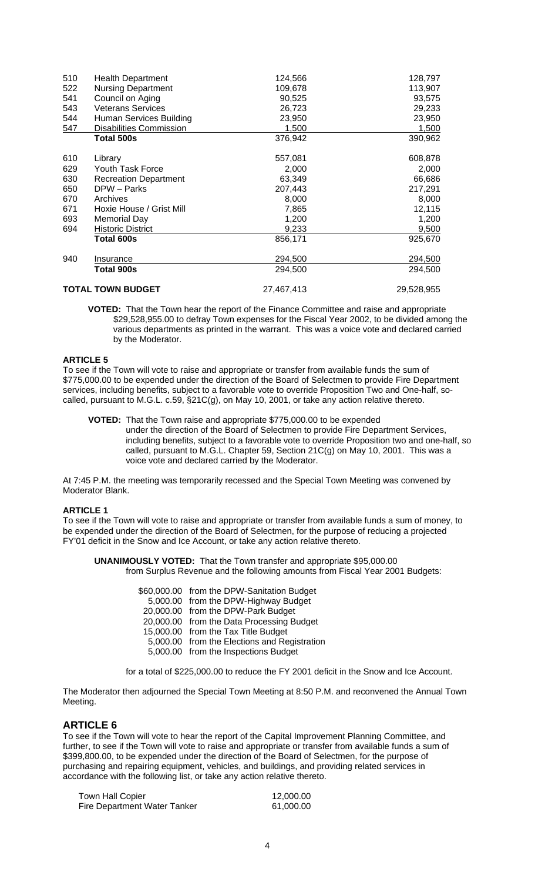| | | | |
|---|---|---|---|
| 510 | Health Department | 124,566 | 128,797 |
| 522 | Nursing Department | 109,678 | 113,907 |
| 541 | Council on Aging | 90,525 | 93,575 |
| 543 | Veterans Services | 26,723 | 29,233 |
| 544 | Human Services Building | 23,950 | 23,950 |
| 547 | Disabilities Commission | 1,500 | 1,500 |
| | **Total 500s** | 376,942 | 390,962 |
| 610 | Library | 557,081 | 608,878 |
| 629 | Youth Task Force | 2,000 | 2,000 |
| 630 | Recreation Department | 63,349 | 66,686 |
| 650 | DPW – Parks | 207,443 | 217,291 |
| 670 | Archives | 8,000 | 8,000 |
| 671 | Hoxie House / Grist Mill | 7,865 | 12,115 |
| 693 | Memorial Day | 1,200 | 1,200 |
| 694 | Historic District | 9,233 | 9,500 |
| | **Total 600s** | 856,171 | 925,670 |
| 940 | Insurance | 294,500 | 294,500 |
| | **Total 900s** | 294,500 | 294,500 |
| **TOTAL TOWN BUDGET** | | 27,467,413 | 29,528,955 |

**VOTED:** That the Town hear the report of the Finance Committee and raise and appropriate $29,528,955.00 to defray Town expenses for the Fiscal Year 2002, to be divided among the various departments as printed in the warrant. This was a voice vote and declared carried by the Moderator.

**ARTICLE 5**

To see if the Town will vote to raise and appropriate or transfer from available funds the sum of $775,000.00 to be expended under the direction of the Board of Selectmen to provide Fire Department services, including benefits, subject to a favorable vote to override Proposition Two and One-half, so-called, pursuant to M.G.L. c.59, §21C(g), on May 10, 2001, or take any action relative thereto.

**VOTED:** That the Town raise and appropriate $775,000.00 to be expended under the direction of the Board of Selectmen to provide Fire Department Services, including benefits, subject to a favorable vote to override Proposition two and one-half, so called, pursuant to M.G.L. Chapter 59, Section 21C(g) on May 10, 2001. This was a voice vote and declared carried by the Moderator.

At 7:45 P.M. the meeting was temporarily recessed and the Special Town Meeting was convened by Moderator Blank.

**ARTICLE 1**

To see if the Town will vote to raise and appropriate or transfer from available funds a sum of money, to be expended under the direction of the Board of Selectmen, for the purpose of reducing a projected FY'01 deficit in the Snow and Ice Account, or take any action relative thereto.

**UNANIMOUSLY VOTED:** That the Town transfer and appropriate $95,000.00 from Surplus Revenue and the following amounts from Fiscal Year 2001 Budgets:

| | |
|---|---|
| $60,000.00 | from the DPW-Sanitation Budget |
| 5,000.00 | from the DPW-Highway Budget |
| 20,000.00 | from the DPW-Park Budget |
| 20,000.00 | from the Data Processing Budget |
| 15,000.00 | from the Tax Title Budget |
| 5,000.00 | from the Elections and Registration |
| 5,000.00 | from the Inspections Budget |

for a total of $225,000.00 to reduce the FY 2001 deficit in the Snow and Ice Account.

The Moderator then adjourned the Special Town Meeting at 8:50 P.M. and reconvened the Annual Town Meeting.

## ARTICLE 6

To see if the Town will vote to hear the report of the Capital Improvement Planning Committee, and further, to see if the Town will vote to raise and appropriate or transfer from available funds a sum of $399,800.00, to be expended under the direction of the Board of Selectmen, for the purpose of purchasing and repairing equipment, vehicles, and buildings, and providing related services in accordance with the following list, or take any action relative thereto.

| | |
|---|---|
| Town Hall Copier | 12,000.00 |
| Fire Department Water Tanker | 61,000.00 |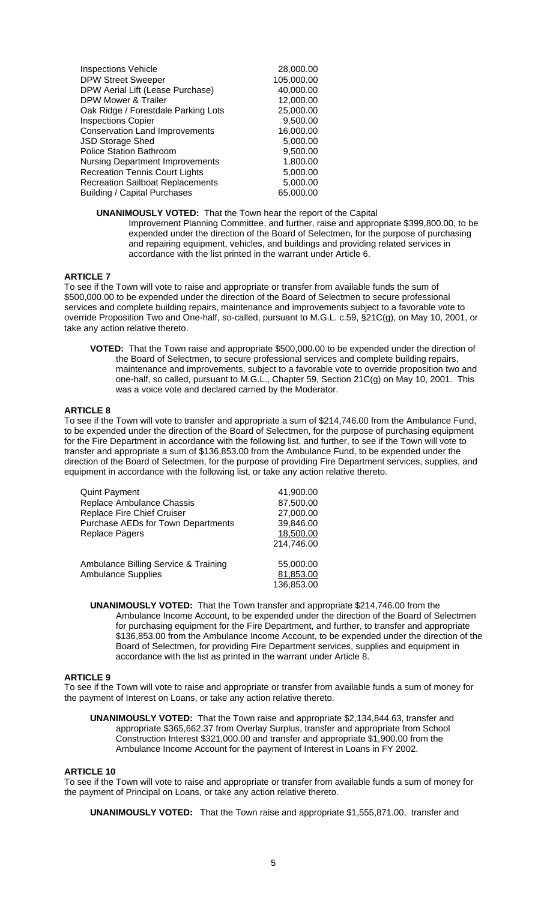| | |
|---|---|
| Inspections Vehicle | 28,000.00 |
| DPW Street Sweeper | 105,000.00 |
| DPW Aerial Lift (Lease Purchase) | 40,000.00 |
| DPW Mower & Trailer | 12,000.00 |
| Oak Ridge / Forestdale Parking Lots | 25,000.00 |
| Inspections Copier | 9,500.00 |
| Conservation Land Improvements | 16,000.00 |
| JSD Storage Shed | 5,000.00 |
| Police Station Bathroom | 9,500.00 |
| Nursing Department Improvements | 1,800.00 |
| Recreation Tennis Court Lights | 5,000.00 |
| Recreation Sailboat Replacements | 5,000.00 |
| Building / Capital Purchases | 65,000.00 |

**UNANIMOUSLY VOTED:** That the Town hear the report of the Capital Improvement Planning Committee, and further, raise and appropriate $399,800.00, to be expended under the direction of the Board of Selectmen, for the purpose of purchasing and repairing equipment, vehicles, and buildings and providing related services in accordance with the list printed in the warrant under Article 6.

### ARTICLE 7

To see if the Town will vote to raise and appropriate or transfer from available funds the sum of $500,000.00 to be expended under the direction of the Board of Selectmen to secure professional services and complete building repairs, maintenance and improvements subject to a favorable vote to override Proposition Two and One-half, so-called, pursuant to M.G.L. c.59, §21C(g), on May 10, 2001, or take any action relative thereto.

**VOTED:** That the Town raise and appropriate $500,000.00 to be expended under the direction of the Board of Selectmen, to secure professional services and complete building repairs, maintenance and improvements, subject to a favorable vote to override proposition two and one-half, so called, pursuant to M.G.L., Chapter 59, Section 21C(g) on May 10, 2001. This was a voice vote and declared carried by the Moderator.

### ARTICLE 8

To see if the Town will vote to transfer and appropriate a sum of $214,746.00 from the Ambulance Fund, to be expended under the direction of the Board of Selectmen, for the purpose of purchasing equipment for the Fire Department in accordance with the following list, and further, to see if the Town will vote to transfer and appropriate a sum of $136,853.00 from the Ambulance Fund, to be expended under the direction of the Board of Selectmen, for the purpose of providing Fire Department services, supplies, and equipment in accordance with the following list, or take any action relative thereto.

| | |
|---|---|
| Quint Payment | 41,900.00 |
| Replace Ambulance Chassis | 87,500.00 |
| Replace Fire Chief Cruiser | 27,000.00 |
| Purchase AEDs for Town Departments | 39,846.00 |
| Replace Pagers | 18,500.00 |
| | 214,746.00 |
| | |
| Ambulance Billing Service & Training | 55,000.00 |
| Ambulance Supplies | 81,853.00 |
| | 136,853.00 |

**UNANIMOUSLY VOTED:** That the Town transfer and appropriate $214,746.00 from the Ambulance Income Account, to be expended under the direction of the Board of Selectmen for purchasing equipment for the Fire Department, and further, to transfer and appropriate $136,853.00 from the Ambulance Income Account, to be expended under the direction of the Board of Selectmen, for providing Fire Department services, supplies and equipment in accordance with the list as printed in the warrant under Article 8.

### ARTICLE 9

To see if the Town will vote to raise and appropriate or transfer from available funds a sum of money for the payment of Interest on Loans, or take any action relative thereto.

**UNANIMOUSLY VOTED:** That the Town raise and appropriate $2,134,844.63, transfer and appropriate $365,662.37 from Overlay Surplus, transfer and appropriate from School Construction Interest $321,000.00 and transfer and appropriate $1,900.00 from the Ambulance Income Account for the payment of Interest in Loans in FY 2002.

### ARTICLE 10

To see if the Town will vote to raise and appropriate or transfer from available funds a sum of money for the payment of Principal on Loans, or take any action relative thereto.

**UNANIMOUSLY VOTED:** That the Town raise and appropriate $1,555,871.00, transfer and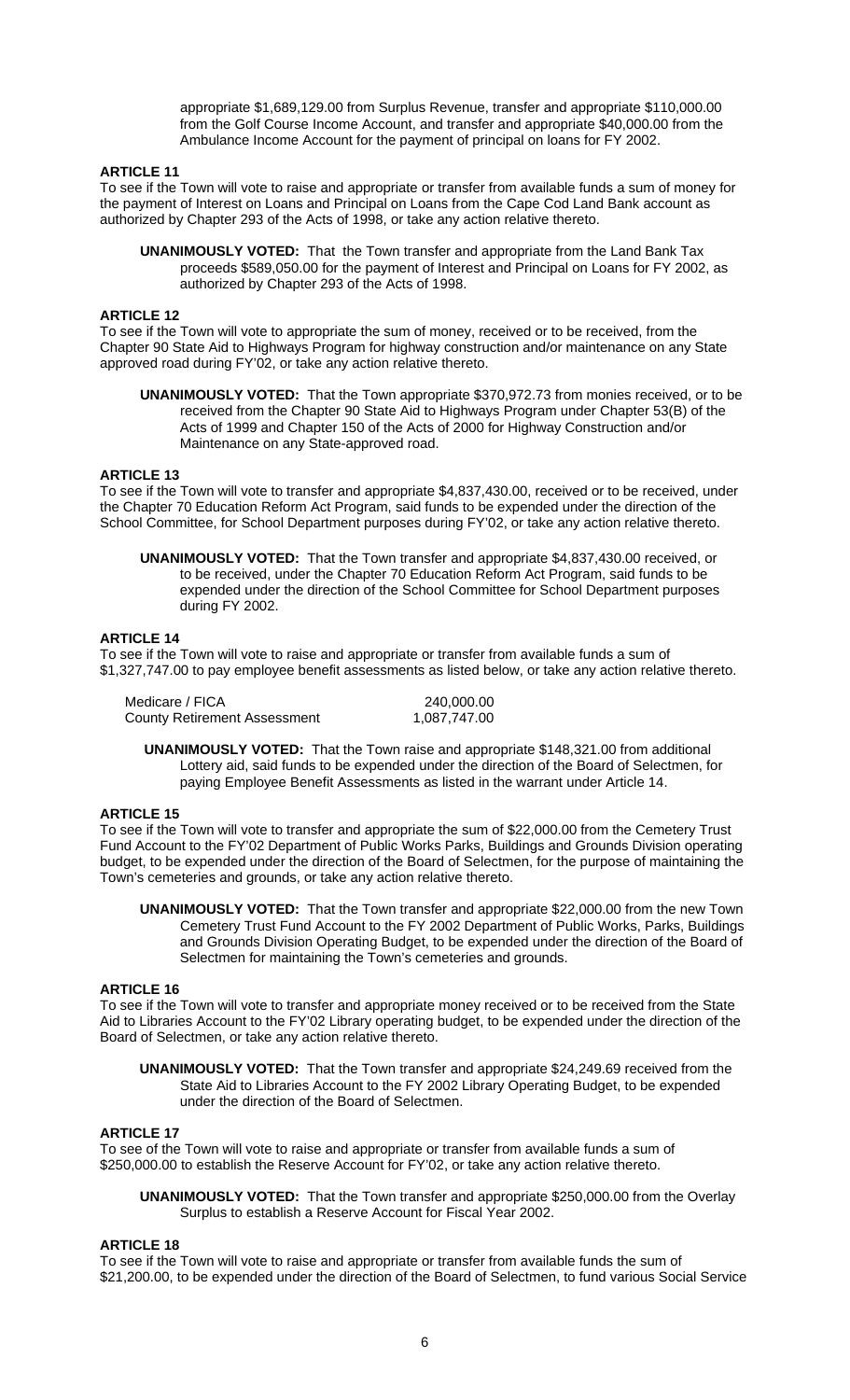appropriate $1,689,129.00 from Surplus Revenue, transfer and appropriate $110,000.00 from the Golf Course Income Account, and transfer and appropriate $40,000.00 from the Ambulance Income Account for the payment of principal on loans for FY 2002.

**ARTICLE 11**

To see if the Town will vote to raise and appropriate or transfer from available funds a sum of money for the payment of Interest on Loans and Principal on Loans from the Cape Cod Land Bank account as authorized by Chapter 293 of the Acts of 1998, or take any action relative thereto.

**UNANIMOUSLY VOTED:** That the Town transfer and appropriate from the Land Bank Tax proceeds $589,050.00 for the payment of Interest and Principal on Loans for FY 2002, as authorized by Chapter 293 of the Acts of 1998.

**ARTICLE 12**

To see if the Town will vote to appropriate the sum of money, received or to be received, from the Chapter 90 State Aid to Highways Program for highway construction and/or maintenance on any State approved road during FY'02, or take any action relative thereto.

**UNANIMOUSLY VOTED:** That the Town appropriate $370,972.73 from monies received, or to be received from the Chapter 90 State Aid to Highways Program under Chapter 53(B) of the Acts of 1999 and Chapter 150 of the Acts of 2000 for Highway Construction and/or Maintenance on any State-approved road.

**ARTICLE 13**

To see if the Town will vote to transfer and appropriate $4,837,430.00, received or to be received, under the Chapter 70 Education Reform Act Program, said funds to be expended under the direction of the School Committee, for School Department purposes during FY'02, or take any action relative thereto.

**UNANIMOUSLY VOTED:** That the Town transfer and appropriate $4,837,430.00 received, or to be received, under the Chapter 70 Education Reform Act Program, said funds to be expended under the direction of the School Committee for School Department purposes during FY 2002.

**ARTICLE 14**

To see if the Town will vote to raise and appropriate or transfer from available funds a sum of $1,327,747.00 to pay employee benefit assessments as listed below, or take any action relative thereto.

| | |
|---|---|
| Medicare / FICA | 240,000.00 |
| County Retirement Assessment | 1,087,747.00 |

**UNANIMOUSLY VOTED:** That the Town raise and appropriate $148,321.00 from additional Lottery aid, said funds to be expended under the direction of the Board of Selectmen, for paying Employee Benefit Assessments as listed in the warrant under Article 14.

**ARTICLE 15**

To see if the Town will vote to transfer and appropriate the sum of $22,000.00 from the Cemetery Trust Fund Account to the FY'02 Department of Public Works Parks, Buildings and Grounds Division operating budget, to be expended under the direction of the Board of Selectmen, for the purpose of maintaining the Town's cemeteries and grounds, or take any action relative thereto.

**UNANIMOUSLY VOTED:** That the Town transfer and appropriate $22,000.00 from the new Town Cemetery Trust Fund Account to the FY 2002 Department of Public Works, Parks, Buildings and Grounds Division Operating Budget, to be expended under the direction of the Board of Selectmen for maintaining the Town's cemeteries and grounds.

**ARTICLE 16**

To see if the Town will vote to transfer and appropriate money received or to be received from the State Aid to Libraries Account to the FY'02 Library operating budget, to be expended under the direction of the Board of Selectmen, or take any action relative thereto.

**UNANIMOUSLY VOTED:** That the Town transfer and appropriate $24,249.69 received from the State Aid to Libraries Account to the FY 2002 Library Operating Budget, to be expended under the direction of the Board of Selectmen.

**ARTICLE 17**

To see of the Town will vote to raise and appropriate or transfer from available funds a sum of $250,000.00 to establish the Reserve Account for FY'02, or take any action relative thereto.

**UNANIMOUSLY VOTED:** That the Town transfer and appropriate $250,000.00 from the Overlay Surplus to establish a Reserve Account for Fiscal Year 2002.

**ARTICLE 18**

To see if the Town will vote to raise and appropriate or transfer from available funds the sum of $21,200.00, to be expended under the direction of the Board of Selectmen, to fund various Social Service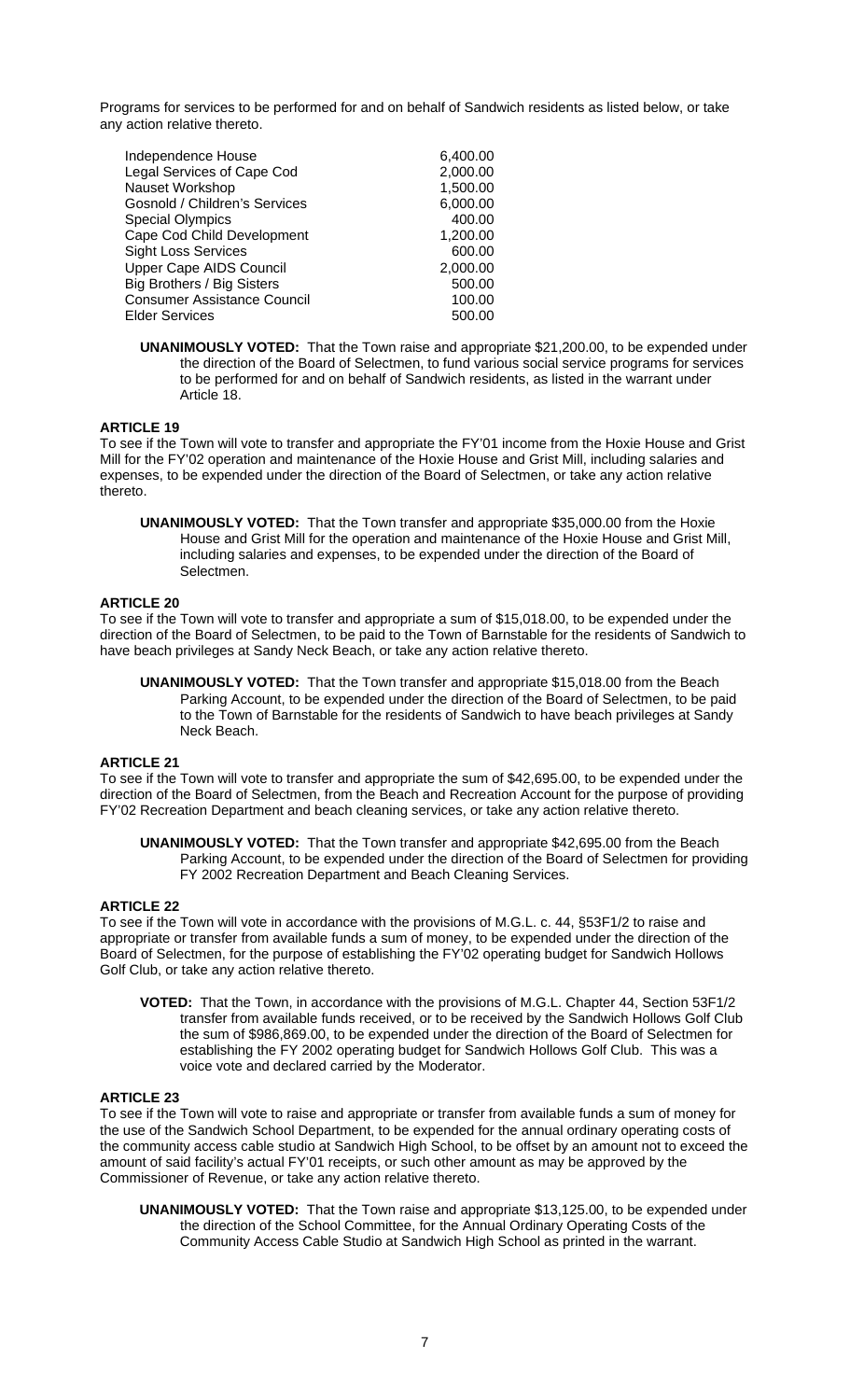Programs for services to be performed for and on behalf of Sandwich residents as listed below, or take any action relative thereto.

| | |
|---|---|
| Independence House | 6,400.00 |
| Legal Services of Cape Cod | 2,000.00 |
| Nauset Workshop | 1,500.00 |
| Gosnold / Children's Services | 6,000.00 |
| Special Olympics | 400.00 |
| Cape Cod Child Development | 1,200.00 |
| Sight Loss Services | 600.00 |
| Upper Cape AIDS Council | 2,000.00 |
| Big Brothers / Big Sisters | 500.00 |
| Consumer Assistance Council | 100.00 |
| Elder Services | 500.00 |

**UNANIMOUSLY VOTED:** That the Town raise and appropriate $21,200.00, to be expended under the direction of the Board of Selectmen, to fund various social service programs for services to be performed for and on behalf of Sandwich residents, as listed in the warrant under Article 18.

**ARTICLE 19**

To see if the Town will vote to transfer and appropriate the FY'01 income from the Hoxie House and Grist Mill for the FY'02 operation and maintenance of the Hoxie House and Grist Mill, including salaries and expenses, to be expended under the direction of the Board of Selectmen, or take any action relative thereto.

**UNANIMOUSLY VOTED:** That the Town transfer and appropriate $35,000.00 from the Hoxie House and Grist Mill for the operation and maintenance of the Hoxie House and Grist Mill, including salaries and expenses, to be expended under the direction of the Board of Selectmen.

**ARTICLE 20**

To see if the Town will vote to transfer and appropriate a sum of $15,018.00, to be expended under the direction of the Board of Selectmen, to be paid to the Town of Barnstable for the residents of Sandwich to have beach privileges at Sandy Neck Beach, or take any action relative thereto.

**UNANIMOUSLY VOTED:** That the Town transfer and appropriate $15,018.00 from the Beach Parking Account, to be expended under the direction of the Board of Selectmen, to be paid to the Town of Barnstable for the residents of Sandwich to have beach privileges at Sandy Neck Beach.

**ARTICLE 21**

To see if the Town will vote to transfer and appropriate the sum of $42,695.00, to be expended under the direction of the Board of Selectmen, from the Beach and Recreation Account for the purpose of providing FY'02 Recreation Department and beach cleaning services, or take any action relative thereto.

**UNANIMOUSLY VOTED:** That the Town transfer and appropriate $42,695.00 from the Beach Parking Account, to be expended under the direction of the Board of Selectmen for providing FY 2002 Recreation Department and Beach Cleaning Services.

**ARTICLE 22**

To see if the Town will vote in accordance with the provisions of M.G.L. c. 44, §53F1/2 to raise and appropriate or transfer from available funds a sum of money, to be expended under the direction of the Board of Selectmen, for the purpose of establishing the FY'02 operating budget for Sandwich Hollows Golf Club, or take any action relative thereto.

**VOTED:** That the Town, in accordance with the provisions of M.G.L. Chapter 44, Section 53F1/2 transfer from available funds received, or to be received by the Sandwich Hollows Golf Club the sum of $986,869.00, to be expended under the direction of the Board of Selectmen for establishing the FY 2002 operating budget for Sandwich Hollows Golf Club. This was a voice vote and declared carried by the Moderator.

**ARTICLE 23**

To see if the Town will vote to raise and appropriate or transfer from available funds a sum of money for the use of the Sandwich School Department, to be expended for the annual ordinary operating costs of the community access cable studio at Sandwich High School, to be offset by an amount not to exceed the amount of said facility's actual FY'01 receipts, or such other amount as may be approved by the Commissioner of Revenue, or take any action relative thereto.

**UNANIMOUSLY VOTED:** That the Town raise and appropriate $13,125.00, to be expended under the direction of the School Committee, for the Annual Ordinary Operating Costs of the Community Access Cable Studio at Sandwich High School as printed in the warrant.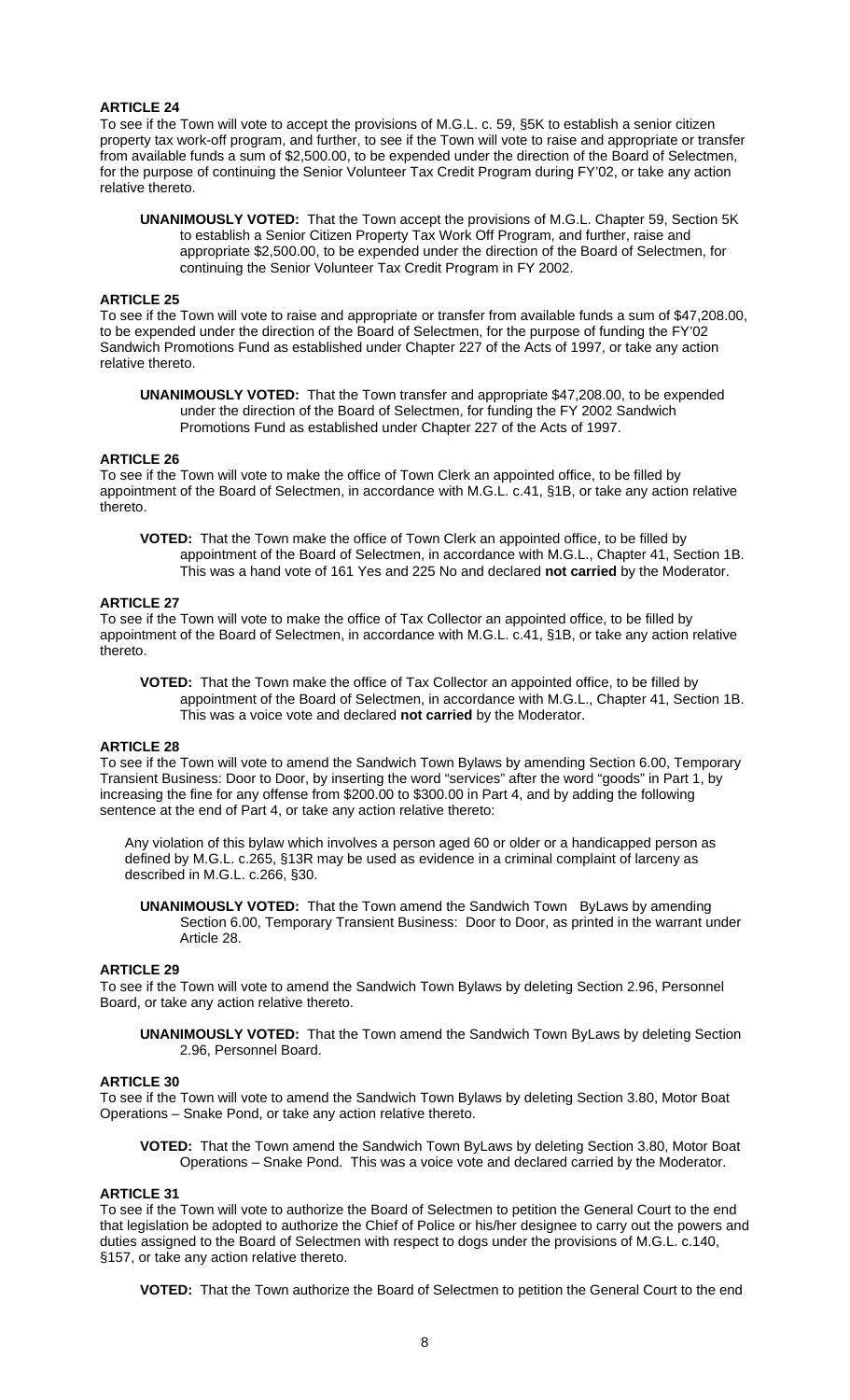**ARTICLE 24**

To see if the Town will vote to accept the provisions of M.G.L. c. 59, §5K to establish a senior citizen property tax work-off program, and further, to see if the Town will vote to raise and appropriate or transfer from available funds a sum of $2,500.00, to be expended under the direction of the Board of Selectmen, for the purpose of continuing the Senior Volunteer Tax Credit Program during FY'02, or take any action relative thereto.

> **UNANIMOUSLY VOTED:** That the Town accept the provisions of M.G.L. Chapter 59, Section 5K to establish a Senior Citizen Property Tax Work Off Program, and further, raise and appropriate $2,500.00, to be expended under the direction of the Board of Selectmen, for continuing the Senior Volunteer Tax Credit Program in FY 2002.

**ARTICLE 25**

To see if the Town will vote to raise and appropriate or transfer from available funds a sum of $47,208.00, to be expended under the direction of the Board of Selectmen, for the purpose of funding the FY'02 Sandwich Promotions Fund as established under Chapter 227 of the Acts of 1997, or take any action relative thereto.

> **UNANIMOUSLY VOTED:** That the Town transfer and appropriate $47,208.00, to be expended under the direction of the Board of Selectmen, for funding the FY 2002 Sandwich Promotions Fund as established under Chapter 227 of the Acts of 1997.

**ARTICLE 26**

To see if the Town will vote to make the office of Town Clerk an appointed office, to be filled by appointment of the Board of Selectmen, in accordance with M.G.L. c.41, §1B, or take any action relative thereto.

> **VOTED:** That the Town make the office of Town Clerk an appointed office, to be filled by appointment of the Board of Selectmen, in accordance with M.G.L., Chapter 41, Section 1B. This was a hand vote of 161 Yes and 225 No and declared **not carried** by the Moderator.

**ARTICLE 27**

To see if the Town will vote to make the office of Tax Collector an appointed office, to be filled by appointment of the Board of Selectmen, in accordance with M.G.L. c.41, §1B, or take any action relative thereto.

> **VOTED:** That the Town make the office of Tax Collector an appointed office, to be filled by appointment of the Board of Selectmen, in accordance with M.G.L., Chapter 41, Section 1B. This was a voice vote and declared **not carried** by the Moderator.

**ARTICLE 28**

To see if the Town will vote to amend the Sandwich Town Bylaws by amending Section 6.00, Temporary Transient Business: Door to Door, by inserting the word "services" after the word "goods" in Part 1, by increasing the fine for any offense from $200.00 to $300.00 in Part 4, and by adding the following sentence at the end of Part 4, or take any action relative thereto:

> Any violation of this bylaw which involves a person aged 60 or older or a handicapped person as defined by M.G.L. c.265, §13R may be used as evidence in a criminal complaint of larceny as described in M.G.L. c.266, §30.

> **UNANIMOUSLY VOTED:** That the Town amend the Sandwich Town ByLaws by amending Section 6.00, Temporary Transient Business: Door to Door, as printed in the warrant under Article 28.

**ARTICLE 29**

To see if the Town will vote to amend the Sandwich Town Bylaws by deleting Section 2.96, Personnel Board, or take any action relative thereto.

> **UNANIMOUSLY VOTED:** That the Town amend the Sandwich Town ByLaws by deleting Section 2.96, Personnel Board.

**ARTICLE 30**

To see if the Town will vote to amend the Sandwich Town Bylaws by deleting Section 3.80, Motor Boat Operations – Snake Pond, or take any action relative thereto.

> **VOTED:** That the Town amend the Sandwich Town ByLaws by deleting Section 3.80, Motor Boat Operations – Snake Pond. This was a voice vote and declared carried by the Moderator.

**ARTICLE 31**

To see if the Town will vote to authorize the Board of Selectmen to petition the General Court to the end that legislation be adopted to authorize the Chief of Police or his/her designee to carry out the powers and duties assigned to the Board of Selectmen with respect to dogs under the provisions of M.G.L. c.140, §157, or take any action relative thereto.

> **VOTED:** That the Town authorize the Board of Selectmen to petition the General Court to the end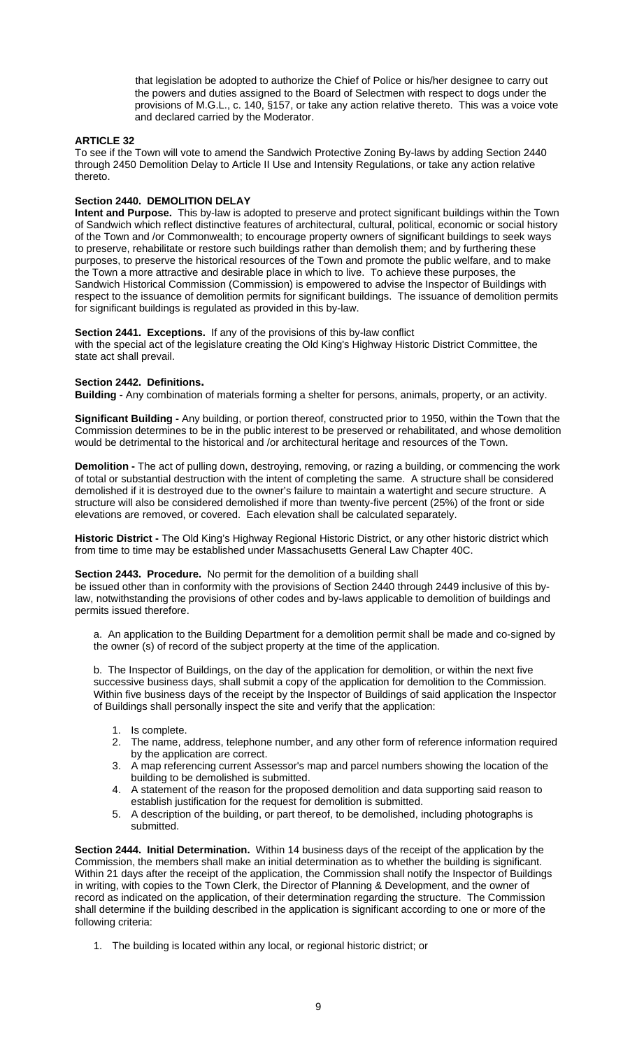that legislation be adopted to authorize the Chief of Police or his/her designee to carry out the powers and duties assigned to the Board of Selectmen with respect to dogs under the provisions of M.G.L., c. 140, §157, or take any action relative thereto. This was a voice vote and declared carried by the Moderator.

**ARTICLE 32**

To see if the Town will vote to amend the Sandwich Protective Zoning By-laws by adding Section 2440 through 2450 Demolition Delay to Article II Use and Intensity Regulations, or take any action relative thereto.

**Section 2440. DEMOLITION DELAY**

**Intent and Purpose.** This by-law is adopted to preserve and protect significant buildings within the Town of Sandwich which reflect distinctive features of architectural, cultural, political, economic or social history of the Town and /or Commonwealth; to encourage property owners of significant buildings to seek ways to preserve, rehabilitate or restore such buildings rather than demolish them; and by furthering these purposes, to preserve the historical resources of the Town and promote the public welfare, and to make the Town a more attractive and desirable place in which to live. To achieve these purposes, the Sandwich Historical Commission (Commission) is empowered to advise the Inspector of Buildings with respect to the issuance of demolition permits for significant buildings. The issuance of demolition permits for significant buildings is regulated as provided in this by-law.

**Section 2441. Exceptions.** If any of the provisions of this by-law conflict with the special act of the legislature creating the Old King's Highway Historic District Committee, the state act shall prevail.

**Section 2442. Definitions.**

**Building -** Any combination of materials forming a shelter for persons, animals, property, or an activity.

**Significant Building -** Any building, or portion thereof, constructed prior to 1950, within the Town that the Commission determines to be in the public interest to be preserved or rehabilitated, and whose demolition would be detrimental to the historical and /or architectural heritage and resources of the Town.

**Demolition -** The act of pulling down, destroying, removing, or razing a building, or commencing the work of total or substantial destruction with the intent of completing the same. A structure shall be considered demolished if it is destroyed due to the owner's failure to maintain a watertight and secure structure. A structure will also be considered demolished if more than twenty-five percent (25%) of the front or side elevations are removed, or covered. Each elevation shall be calculated separately.

**Historic District -** The Old King's Highway Regional Historic District, or any other historic district which from time to time may be established under Massachusetts General Law Chapter 40C.

**Section 2443. Procedure.** No permit for the demolition of a building shall be issued other than in conformity with the provisions of Section 2440 through 2449 inclusive of this by-law, notwithstanding the provisions of other codes and by-laws applicable to demolition of buildings and permits issued therefore.

a. An application to the Building Department for a demolition permit shall be made and co-signed by the owner (s) of record of the subject property at the time of the application.

b. The Inspector of Buildings, on the day of the application for demolition, or within the next five successive business days, shall submit a copy of the application for demolition to the Commission. Within five business days of the receipt by the Inspector of Buildings of said application the Inspector of Buildings shall personally inspect the site and verify that the application:

1. Is complete.
2. The name, address, telephone number, and any other form of reference information required by the application are correct.
3. A map referencing current Assessor's map and parcel numbers showing the location of the building to be demolished is submitted.
4. A statement of the reason for the proposed demolition and data supporting said reason to establish justification for the request for demolition is submitted.
5. A description of the building, or part thereof, to be demolished, including photographs is submitted.

**Section 2444. Initial Determination.** Within 14 business days of the receipt of the application by the Commission, the members shall make an initial determination as to whether the building is significant. Within 21 days after the receipt of the application, the Commission shall notify the Inspector of Buildings in writing, with copies to the Town Clerk, the Director of Planning & Development, and the owner of record as indicated on the application, of their determination regarding the structure. The Commission shall determine if the building described in the application is significant according to one or more of the following criteria:

1. The building is located within any local, or regional historic district; or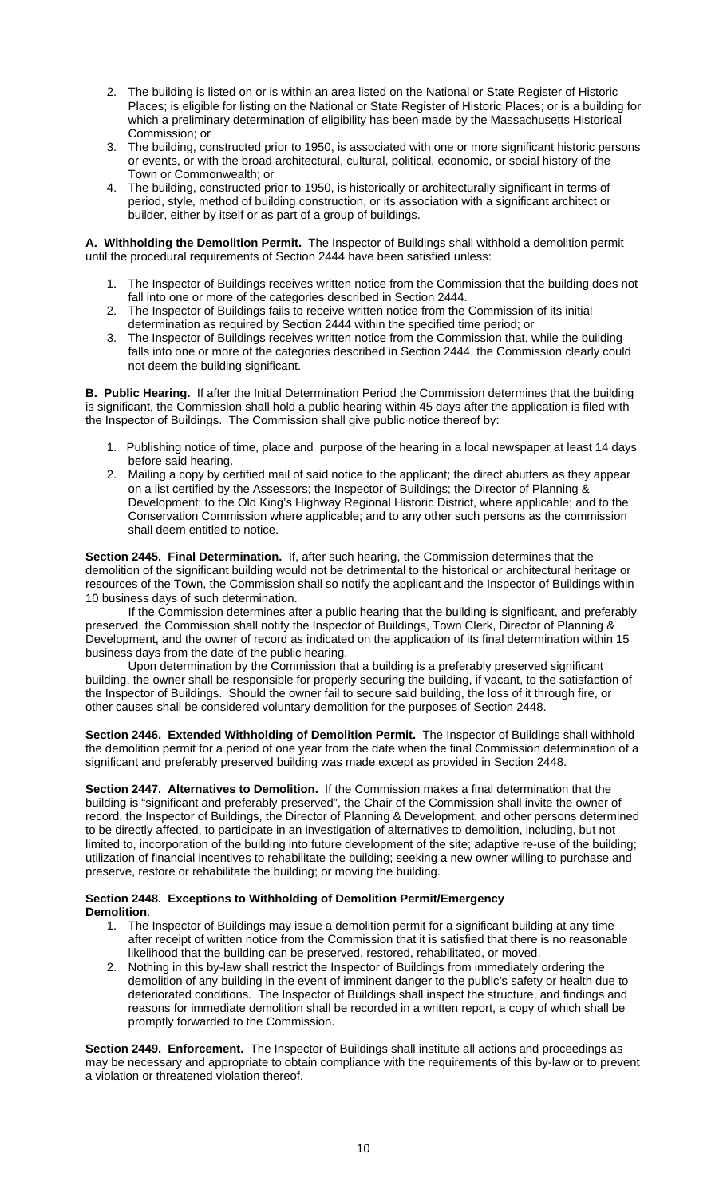2. The building is listed on or is within an area listed on the National or State Register of Historic Places; is eligible for listing on the National or State Register of Historic Places; or is a building for which a preliminary determination of eligibility has been made by the Massachusetts Historical Commission; or
3. The building, constructed prior to 1950, is associated with one or more significant historic persons or events, or with the broad architectural, cultural, political, economic, or social history of the Town or Commonwealth; or
4. The building, constructed prior to 1950, is historically or architecturally significant in terms of period, style, method of building construction, or its association with a significant architect or builder, either by itself or as part of a group of buildings.

**A. Withholding the Demolition Permit.** The Inspector of Buildings shall withhold a demolition permit until the procedural requirements of Section 2444 have been satisfied unless:

1. The Inspector of Buildings receives written notice from the Commission that the building does not fall into one or more of the categories described in Section 2444.
2. The Inspector of Buildings fails to receive written notice from the Commission of its initial determination as required by Section 2444 within the specified time period; or
3. The Inspector of Buildings receives written notice from the Commission that, while the building falls into one or more of the categories described in Section 2444, the Commission clearly could not deem the building significant.

**B. Public Hearing.** If after the Initial Determination Period the Commission determines that the building is significant, the Commission shall hold a public hearing within 45 days after the application is filed with the Inspector of Buildings. The Commission shall give public notice thereof by:

1. Publishing notice of time, place and purpose of the hearing in a local newspaper at least 14 days before said hearing.
2. Mailing a copy by certified mail of said notice to the applicant; the direct abutters as they appear on a list certified by the Assessors; the Inspector of Buildings; the Director of Planning & Development; to the Old King's Highway Regional Historic District, where applicable; and to the Conservation Commission where applicable; and to any other such persons as the commission shall deem entitled to notice.

**Section 2445. Final Determination.** If, after such hearing, the Commission determines that the demolition of the significant building would not be so detrimental to the historical or architectural heritage or resources of the Town, the Commission shall so notify the applicant and the Inspector of Buildings within 10 business days of such determination.

If the Commission determines after a public hearing that the building is significant, and preferably preserved, the Commission shall notify the Inspector of Buildings, Town Clerk, Director of Planning & Development, and the owner of record as indicated on the application of its final determination within 15 business days from the date of the public hearing.

Upon determination by the Commission that a building is a preferably preserved significant building, the owner shall be responsible for properly securing the building, if vacant, to the satisfaction of the Inspector of Buildings. Should the owner fail to secure said building, the loss of it through fire, or other causes shall be considered voluntary demolition for the purposes of Section 2448.

**Section 2446. Extended Withholding of Demolition Permit.** The Inspector of Buildings shall withhold the demolition permit for a period of one year from the date when the final Commission determination of a significant and preferably preserved building was made except as provided in Section 2448.

**Section 2447. Alternatives to Demolition.** If the Commission makes a final determination that the building is "significant and preferably preserved", the Chair of the Commission shall invite the owner of record, the Inspector of Buildings, the Director of Planning & Development, and other persons determined to be directly affected, to participate in an investigation of alternatives to demolition, including, but not limited to, incorporation of the building into future development of the site; adaptive re-use of the building; utilization of financial incentives to rehabilitate the building; seeking a new owner willing to purchase and preserve, restore or rehabilitate the building; or moving the building.

**Section 2448. Exceptions to Withholding of Demolition Permit/Emergency Demolition.**

1. The Inspector of Buildings may issue a demolition permit for a significant building at any time after receipt of written notice from the Commission that it is satisfied that there is no reasonable likelihood that the building can be preserved, restored, rehabilitated, or moved.
2. Nothing in this by-law shall restrict the Inspector of Buildings from immediately ordering the demolition of any building in the event of imminent danger to the public's safety or health due to deteriorated conditions. The Inspector of Buildings shall inspect the structure, and findings and reasons for immediate demolition shall be recorded in a written report, a copy of which shall be promptly forwarded to the Commission.

**Section 2449. Enforcement.** The Inspector of Buildings shall institute all actions and proceedings as may be necessary and appropriate to obtain compliance with the requirements of this by-law or to prevent a violation or threatened violation thereof.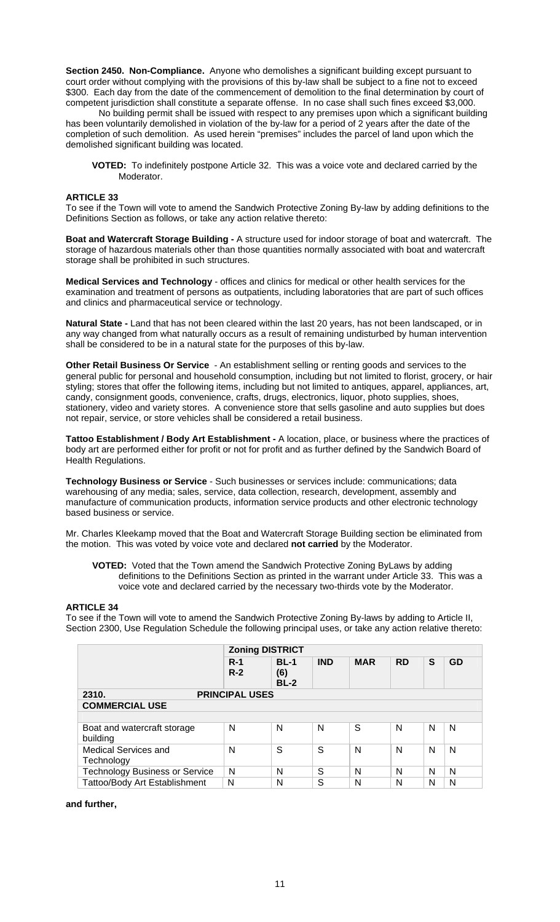**Section 2450. Non-Compliance.** Anyone who demolishes a significant building except pursuant to court order without complying with the provisions of this by-law shall be subject to a fine not to exceed \$300. Each day from the date of the commencement of demolition to the final determination by court of competent jurisdiction shall constitute a separate offense. In no case shall such fines exceed \$3,000.

No building permit shall be issued with respect to any premises upon which a significant building has been voluntarily demolished in violation of the by-law for a period of 2 years after the date of the completion of such demolition. As used herein "premises" includes the parcel of land upon which the demolished significant building was located.

> **VOTED:** To indefinitely postpone Article 32. This was a voice vote and declared carried by the Moderator.

### ARTICLE 33

To see if the Town will vote to amend the Sandwich Protective Zoning By-law by adding definitions to the Definitions Section as follows, or take any action relative thereto:

**Boat and Watercraft Storage Building -** A structure used for indoor storage of boat and watercraft. The storage of hazardous materials other than those quantities normally associated with boat and watercraft storage shall be prohibited in such structures.

**Medical Services and Technology** - offices and clinics for medical or other health services for the examination and treatment of persons as outpatients, including laboratories that are part of such offices and clinics and pharmaceutical service or technology.

**Natural State -** Land that has not been cleared within the last 20 years, has not been landscaped, or in any way changed from what naturally occurs as a result of remaining undisturbed by human intervention shall be considered to be in a natural state for the purposes of this by-law.

**Other Retail Business Or Service** - An establishment selling or renting goods and services to the general public for personal and household consumption, including but not limited to florist, grocery, or hair styling; stores that offer the following items, including but not limited to antiques, apparel, appliances, art, candy, consignment goods, convenience, crafts, drugs, electronics, liquor, photo supplies, shoes, stationery, video and variety stores. A convenience store that sells gasoline and auto supplies but does not repair, service, or store vehicles shall be considered a retail business.

**Tattoo Establishment / Body Art Establishment -** A location, place, or business where the practices of body art are performed either for profit or not for profit and as further defined by the Sandwich Board of Health Regulations.

**Technology Business or Service** - Such businesses or services include: communications; data warehousing of any media; sales, service, data collection, research, development, assembly and manufacture of communication products, information service products and other electronic technology based business or service.

Mr. Charles Kleekamp moved that the Boat and Watercraft Storage Building section be eliminated from the motion. This was voted by voice vote and declared **not carried** by the Moderator.

> **VOTED:** Voted that the Town amend the Sandwich Protective Zoning ByLaws by adding definitions to the Definitions Section as printed in the warrant under Article 33. This was a voice vote and declared carried by the necessary two-thirds vote by the Moderator.

### ARTICLE 34

To see if the Town will vote to amend the Sandwich Protective Zoning By-laws by adding to Article II, Section 2300, Use Regulation Schedule the following principal uses, or take any action relative thereto:

| | **Zoning DISTRICT** | | | | | | |
|---|---|---|---|---|---|---|---|
| | **R-1 R-2** | **BL-1 (6) BL-2** | **IND** | **MAR** | **RD** | **S** | **GD** |
| **2310.** | **PRINCIPAL USES** | | | | | | |
| **COMMERCIAL USE** | | | | | | | |
| Boat and watercraft storage building | N | N | N | S | N | N | N |
| Medical Services and Technology | N | S | S | N | N | N | N |
| Technology Business or Service | N | N | S | N | N | N | N |
| Tattoo/Body Art Establishment | N | N | S | N | N | N | N |

**and further,**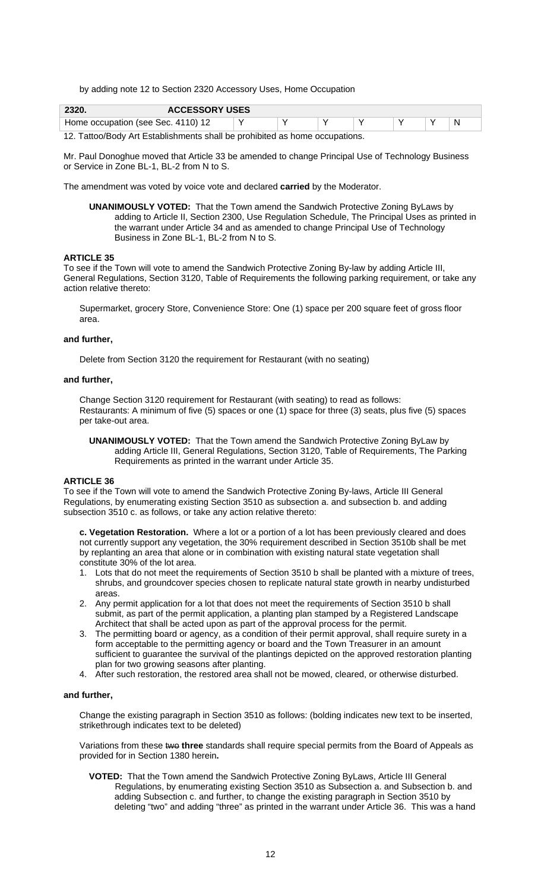by adding note 12 to Section 2320 Accessory Uses, Home Occupation

| 2320. ACCESSORY USES | | | | | | | |
|---|---|---|---|---|---|---|---|
| Home occupation (see Sec. 4110) 12 | Y | Y | Y | Y | Y | Y | N |

12. Tattoo/Body Art Establishments shall be prohibited as home occupations.

Mr. Paul Donoghue moved that Article 33 be amended to change Principal Use of Technology Business or Service in Zone BL-1, BL-2 from N to S.

The amendment was voted by voice vote and declared **carried** by the Moderator.

> **UNANIMOUSLY VOTED:** That the Town amend the Sandwich Protective Zoning ByLaws by adding to Article II, Section 2300, Use Regulation Schedule, The Principal Uses as printed in the warrant under Article 34 and as amended to change Principal Use of Technology Business in Zone BL-1, BL-2 from N to S.

**ARTICLE 35**

To see if the Town will vote to amend the Sandwich Protective Zoning By-law by adding Article III, General Regulations, Section 3120, Table of Requirements the following parking requirement, or take any action relative thereto:

> Supermarket, grocery Store, Convenience Store: One (1) space per 200 square feet of gross floor area.

**and further,**

> Delete from Section 3120 the requirement for Restaurant (with no seating)

**and further,**

> Change Section 3120 requirement for Restaurant (with seating) to read as follows:
> Restaurants: A minimum of five (5) spaces or one (1) space for three (3) seats, plus five (5) spaces per take-out area.

> **UNANIMOUSLY VOTED:** That the Town amend the Sandwich Protective Zoning ByLaw by adding Article III, General Regulations, Section 3120, Table of Requirements, The Parking Requirements as printed in the warrant under Article 35.

**ARTICLE 36**

To see if the Town will vote to amend the Sandwich Protective Zoning By-laws, Article III General Regulations, by enumerating existing Section 3510 as subsection a. and subsection b. and adding subsection 3510 c. as follows, or take any action relative thereto:

> **c. Vegetation Restoration.** Where a lot or a portion of a lot has been previously cleared and does not currently support any vegetation, the 30% requirement described in Section 3510b shall be met by replanting an area that alone or in combination with existing natural state vegetation shall constitute 30% of the lot area.
>
> 1. Lots that do not meet the requirements of Section 3510 b shall be planted with a mixture of trees, shrubs, and groundcover species chosen to replicate natural state growth in nearby undisturbed areas.
> 2. Any permit application for a lot that does not meet the requirements of Section 3510 b shall submit, as part of the permit application, a planting plan stamped by a Registered Landscape Architect that shall be acted upon as part of the approval process for the permit.
> 3. The permitting board or agency, as a condition of their permit approval, shall require surety in a form acceptable to the permitting agency or board and the Town Treasurer in an amount sufficient to guarantee the survival of the plantings depicted on the approved restoration planting plan for two growing seasons after planting.
> 4. After such restoration, the restored area shall not be mowed, cleared, or otherwise disturbed.

**and further,**

> Change the existing paragraph in Section 3510 as follows: (bolding indicates new text to be inserted, strikethrough indicates text to be deleted)
>
> Variations from these ~~two~~ **three** standards shall require special permits from the Board of Appeals as provided for in Section 1380 herein**.**

> **VOTED:** That the Town amend the Sandwich Protective Zoning ByLaws, Article III General Regulations, by enumerating existing Section 3510 as Subsection a. and Subsection b. and adding Subsection c. and further, to change the existing paragraph in Section 3510 by deleting "two" and adding "three" as printed in the warrant under Article 36. This was a hand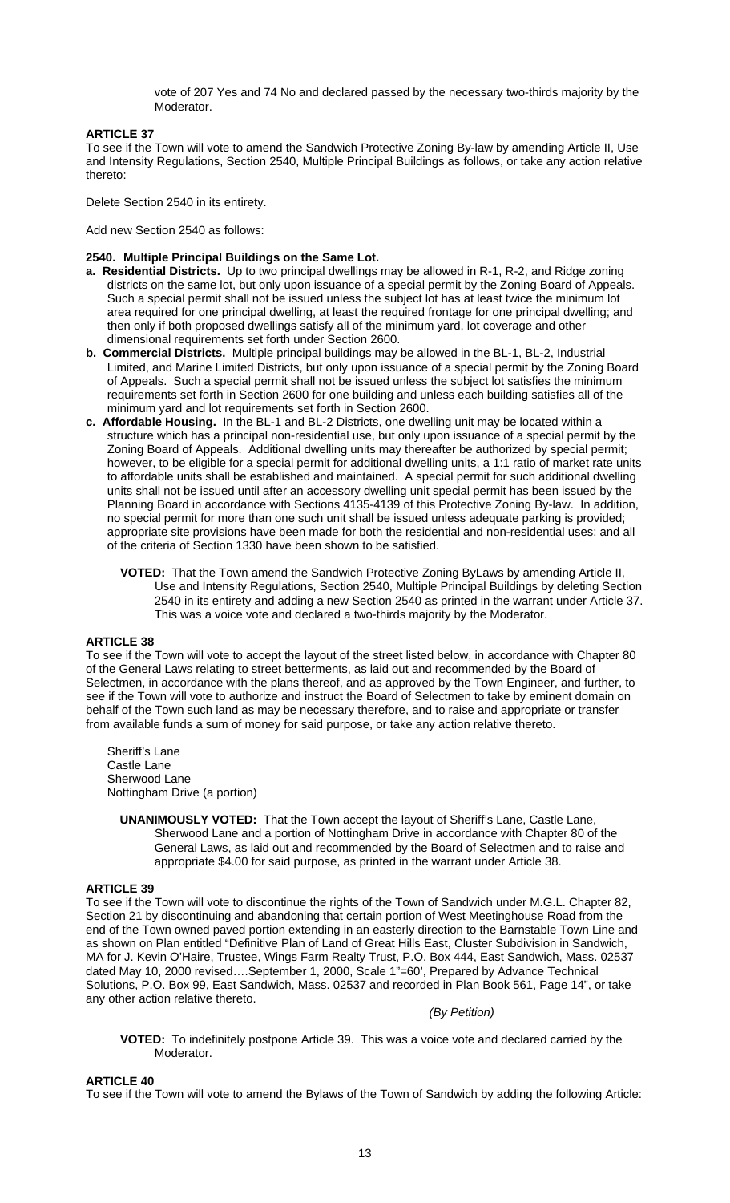vote of 207 Yes and 74 No and declared passed by the necessary two-thirds majority by the Moderator.

**ARTICLE 37**

To see if the Town will vote to amend the Sandwich Protective Zoning By-law by amending Article II, Use and Intensity Regulations, Section 2540, Multiple Principal Buildings as follows, or take any action relative thereto:

Delete Section 2540 in its entirety.

Add new Section 2540 as follows:

**2540. Multiple Principal Buildings on the Same Lot.**

**a. Residential Districts.** Up to two principal dwellings may be allowed in R-1, R-2, and Ridge zoning districts on the same lot, but only upon issuance of a special permit by the Zoning Board of Appeals. Such a special permit shall not be issued unless the subject lot has at least twice the minimum lot area required for one principal dwelling, at least the required frontage for one principal dwelling; and then only if both proposed dwellings satisfy all of the minimum yard, lot coverage and other dimensional requirements set forth under Section 2600.

**b. Commercial Districts.** Multiple principal buildings may be allowed in the BL-1, BL-2, Industrial Limited, and Marine Limited Districts, but only upon issuance of a special permit by the Zoning Board of Appeals. Such a special permit shall not be issued unless the subject lot satisfies the minimum requirements set forth in Section 2600 for one building and unless each building satisfies all of the minimum yard and lot requirements set forth in Section 2600.

**c. Affordable Housing.** In the BL-1 and BL-2 Districts, one dwelling unit may be located within a structure which has a principal non-residential use, but only upon issuance of a special permit by the Zoning Board of Appeals. Additional dwelling units may thereafter be authorized by special permit; however, to be eligible for a special permit for additional dwelling units, a 1:1 ratio of market rate units to affordable units shall be established and maintained. A special permit for such additional dwelling units shall not be issued until after an accessory dwelling unit special permit has been issued by the Planning Board in accordance with Sections 4135-4139 of this Protective Zoning By-law. In addition, no special permit for more than one such unit shall be issued unless adequate parking is provided; appropriate site provisions have been made for both the residential and non-residential uses; and all of the criteria of Section 1330 have been shown to be satisfied.

> **VOTED:** That the Town amend the Sandwich Protective Zoning ByLaws by amending Article II, Use and Intensity Regulations, Section 2540, Multiple Principal Buildings by deleting Section 2540 in its entirety and adding a new Section 2540 as printed in the warrant under Article 37. This was a voice vote and declared a two-thirds majority by the Moderator.

**ARTICLE 38**

To see if the Town will vote to accept the layout of the street listed below, in accordance with Chapter 80 of the General Laws relating to street betterments, as laid out and recommended by the Board of Selectmen, in accordance with the plans thereof, and as approved by the Town Engineer, and further, to see if the Town will vote to authorize and instruct the Board of Selectmen to take by eminent domain on behalf of the Town such land as may be necessary therefore, and to raise and appropriate or transfer from available funds a sum of money for said purpose, or take any action relative thereto.

Sheriff's Lane
Castle Lane
Sherwood Lane
Nottingham Drive (a portion)

> **UNANIMOUSLY VOTED:** That the Town accept the layout of Sheriff's Lane, Castle Lane, Sherwood Lane and a portion of Nottingham Drive in accordance with Chapter 80 of the General Laws, as laid out and recommended by the Board of Selectmen and to raise and appropriate $4.00 for said purpose, as printed in the warrant under Article 38.

**ARTICLE 39**

To see if the Town will vote to discontinue the rights of the Town of Sandwich under M.G.L. Chapter 82, Section 21 by discontinuing and abandoning that certain portion of West Meetinghouse Road from the end of the Town owned paved portion extending in an easterly direction to the Barnstable Town Line and as shown on Plan entitled "Definitive Plan of Land of Great Hills East, Cluster Subdivision in Sandwich, MA for J. Kevin O'Haire, Trustee, Wings Farm Realty Trust, P.O. Box 444, East Sandwich, Mass. 02537 dated May 10, 2000 revised….September 1, 2000, Scale 1"=60', Prepared by Advance Technical Solutions, P.O. Box 99, East Sandwich, Mass. 02537 and recorded in Plan Book 561, Page 14", or take any other action relative thereto.

*(By Petition)*

> **VOTED:** To indefinitely postpone Article 39. This was a voice vote and declared carried by the Moderator.

**ARTICLE 40**

To see if the Town will vote to amend the Bylaws of the Town of Sandwich by adding the following Article: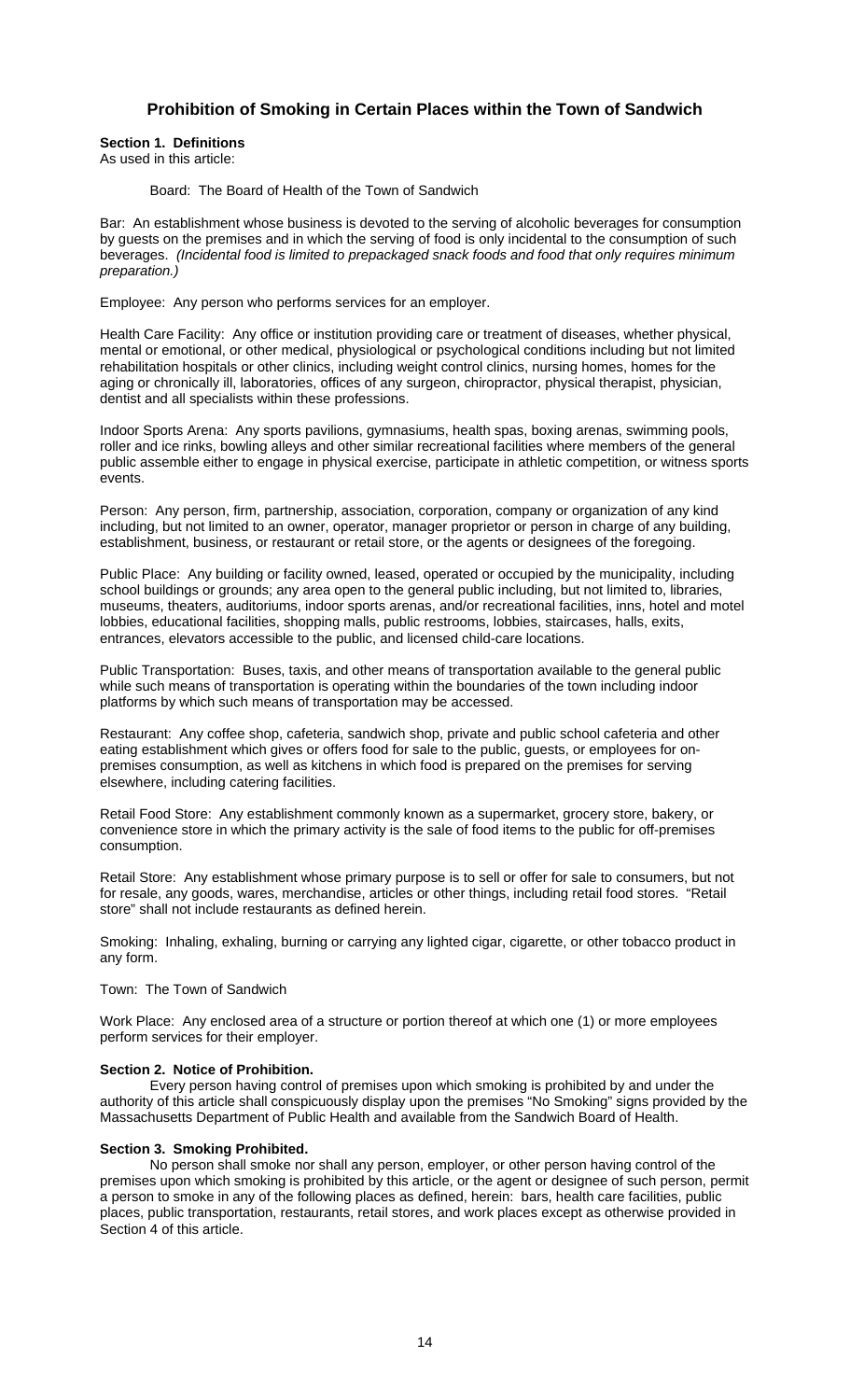## Prohibition of Smoking in Certain Places within the Town of Sandwich

**Section 1. Definitions**

As used in this article:

Board: The Board of Health of the Town of Sandwich

Bar: An establishment whose business is devoted to the serving of alcoholic beverages for consumption by guests on the premises and in which the serving of food is only incidental to the consumption of such beverages. *(Incidental food is limited to prepackaged snack foods and food that only requires minimum preparation.)*

Employee: Any person who performs services for an employer.

Health Care Facility: Any office or institution providing care or treatment of diseases, whether physical, mental or emotional, or other medical, physiological or psychological conditions including but not limited rehabilitation hospitals or other clinics, including weight control clinics, nursing homes, homes for the aging or chronically ill, laboratories, offices of any surgeon, chiropractor, physical therapist, physician, dentist and all specialists within these professions.

Indoor Sports Arena: Any sports pavilions, gymnasiums, health spas, boxing arenas, swimming pools, roller and ice rinks, bowling alleys and other similar recreational facilities where members of the general public assemble either to engage in physical exercise, participate in athletic competition, or witness sports events.

Person: Any person, firm, partnership, association, corporation, company or organization of any kind including, but not limited to an owner, operator, manager proprietor or person in charge of any building, establishment, business, or restaurant or retail store, or the agents or designees of the foregoing.

Public Place: Any building or facility owned, leased, operated or occupied by the municipality, including school buildings or grounds; any area open to the general public including, but not limited to, libraries, museums, theaters, auditoriums, indoor sports arenas, and/or recreational facilities, inns, hotel and motel lobbies, educational facilities, shopping malls, public restrooms, lobbies, staircases, halls, exits, entrances, elevators accessible to the public, and licensed child-care locations.

Public Transportation: Buses, taxis, and other means of transportation available to the general public while such means of transportation is operating within the boundaries of the town including indoor platforms by which such means of transportation may be accessed.

Restaurant: Any coffee shop, cafeteria, sandwich shop, private and public school cafeteria and other eating establishment which gives or offers food for sale to the public, guests, or employees for on-premises consumption, as well as kitchens in which food is prepared on the premises for serving elsewhere, including catering facilities.

Retail Food Store: Any establishment commonly known as a supermarket, grocery store, bakery, or convenience store in which the primary activity is the sale of food items to the public for off-premises consumption.

Retail Store: Any establishment whose primary purpose is to sell or offer for sale to consumers, but not for resale, any goods, wares, merchandise, articles or other things, including retail food stores. "Retail store" shall not include restaurants as defined herein.

Smoking: Inhaling, exhaling, burning or carrying any lighted cigar, cigarette, or other tobacco product in any form.

Town: The Town of Sandwich

Work Place: Any enclosed area of a structure or portion thereof at which one (1) or more employees perform services for their employer.

**Section 2. Notice of Prohibition.**

Every person having control of premises upon which smoking is prohibited by and under the authority of this article shall conspicuously display upon the premises "No Smoking" signs provided by the Massachusetts Department of Public Health and available from the Sandwich Board of Health.

**Section 3. Smoking Prohibited.**

No person shall smoke nor shall any person, employer, or other person having control of the premises upon which smoking is prohibited by this article, or the agent or designee of such person, permit a person to smoke in any of the following places as defined, herein: bars, health care facilities, public places, public transportation, restaurants, retail stores, and work places except as otherwise provided in Section 4 of this article.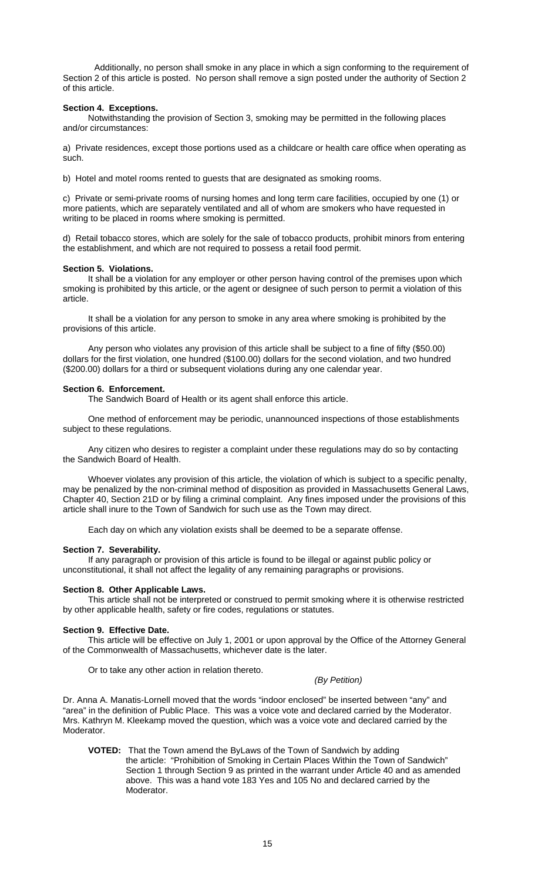Additionally, no person shall smoke in any place in which a sign conforming to the requirement of Section 2 of this article is posted. No person shall remove a sign posted under the authority of Section 2 of this article.

**Section 4. Exceptions.**

Notwithstanding the provision of Section 3, smoking may be permitted in the following places and/or circumstances:

a) Private residences, except those portions used as a childcare or health care office when operating as such.

b) Hotel and motel rooms rented to guests that are designated as smoking rooms.

c) Private or semi-private rooms of nursing homes and long term care facilities, occupied by one (1) or more patients, which are separately ventilated and all of whom are smokers who have requested in writing to be placed in rooms where smoking is permitted.

d) Retail tobacco stores, which are solely for the sale of tobacco products, prohibit minors from entering the establishment, and which are not required to possess a retail food permit.

**Section 5. Violations.**

It shall be a violation for any employer or other person having control of the premises upon which smoking is prohibited by this article, or the agent or designee of such person to permit a violation of this article.

It shall be a violation for any person to smoke in any area where smoking is prohibited by the provisions of this article.

Any person who violates any provision of this article shall be subject to a fine of fifty ($50.00) dollars for the first violation, one hundred ($100.00) dollars for the second violation, and two hundred ($200.00) dollars for a third or subsequent violations during any one calendar year.

**Section 6. Enforcement.**

The Sandwich Board of Health or its agent shall enforce this article.

One method of enforcement may be periodic, unannounced inspections of those establishments subject to these regulations.

Any citizen who desires to register a complaint under these regulations may do so by contacting the Sandwich Board of Health.

Whoever violates any provision of this article, the violation of which is subject to a specific penalty, may be penalized by the non-criminal method of disposition as provided in Massachusetts General Laws, Chapter 40, Section 21D or by filing a criminal complaint. Any fines imposed under the provisions of this article shall inure to the Town of Sandwich for such use as the Town may direct.

Each day on which any violation exists shall be deemed to be a separate offense.

**Section 7. Severability.**

If any paragraph or provision of this article is found to be illegal or against public policy or unconstitutional, it shall not affect the legality of any remaining paragraphs or provisions.

**Section 8. Other Applicable Laws.**

This article shall not be interpreted or construed to permit smoking where it is otherwise restricted by other applicable health, safety or fire codes, regulations or statutes.

**Section 9. Effective Date.**

This article will be effective on July 1, 2001 or upon approval by the Office of the Attorney General of the Commonwealth of Massachusetts, whichever date is the later.

Or to take any other action in relation thereto.

*(By Petition)*

Dr. Anna A. Manatis-Lornell moved that the words "indoor enclosed" be inserted between "any" and "area" in the definition of Public Place. This was a voice vote and declared carried by the Moderator. Mrs. Kathryn M. Kleekamp moved the question, which was a voice vote and declared carried by the Moderator.

**VOTED:** That the Town amend the ByLaws of the Town of Sandwich by adding the article: "Prohibition of Smoking in Certain Places Within the Town of Sandwich" Section 1 through Section 9 as printed in the warrant under Article 40 and as amended above. This was a hand vote 183 Yes and 105 No and declared carried by the Moderator.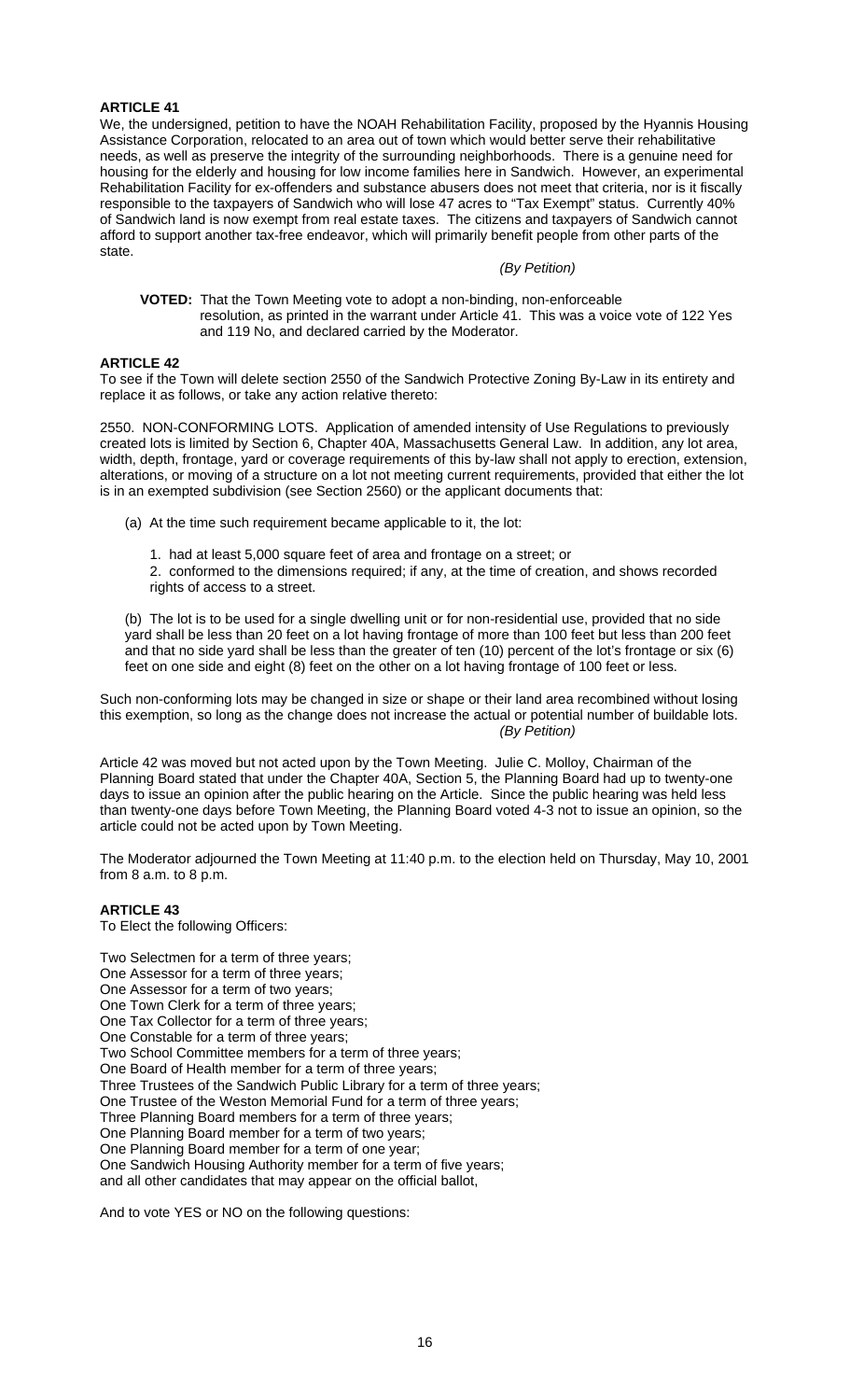**ARTICLE 41**

We, the undersigned, petition to have the NOAH Rehabilitation Facility, proposed by the Hyannis Housing Assistance Corporation, relocated to an area out of town which would better serve their rehabilitative needs, as well as preserve the integrity of the surrounding neighborhoods. There is a genuine need for housing for the elderly and housing for low income families here in Sandwich. However, an experimental Rehabilitation Facility for ex-offenders and substance abusers does not meet that criteria, nor is it fiscally responsible to the taxpayers of Sandwich who will lose 47 acres to "Tax Exempt" status. Currently 40% of Sandwich land is now exempt from real estate taxes. The citizens and taxpayers of Sandwich cannot afford to support another tax-free endeavor, which will primarily benefit people from other parts of the state.

*(By Petition)*

**VOTED:** That the Town Meeting vote to adopt a non-binding, non-enforceable resolution, as printed in the warrant under Article 41. This was a voice vote of 122 Yes and 119 No, and declared carried by the Moderator.

**ARTICLE 42**

To see if the Town will delete section 2550 of the Sandwich Protective Zoning By-Law in its entirety and replace it as follows, or take any action relative thereto:

2550. NON-CONFORMING LOTS. Application of amended intensity of Use Regulations to previously created lots is limited by Section 6, Chapter 40A, Massachusetts General Law. In addition, any lot area, width, depth, frontage, yard or coverage requirements of this by-law shall not apply to erection, extension, alterations, or moving of a structure on a lot not meeting current requirements, provided that either the lot is in an exempted subdivision (see Section 2560) or the applicant documents that:

(a) At the time such requirement became applicable to it, the lot:

1. had at least 5,000 square feet of area and frontage on a street; or
2. conformed to the dimensions required; if any, at the time of creation, and shows recorded rights of access to a street.

(b) The lot is to be used for a single dwelling unit or for non-residential use, provided that no side yard shall be less than 20 feet on a lot having frontage of more than 100 feet but less than 200 feet and that no side yard shall be less than the greater of ten (10) percent of the lot's frontage or six (6) feet on one side and eight (8) feet on the other on a lot having frontage of 100 feet or less.

Such non-conforming lots may be changed in size or shape or their land area recombined without losing this exemption, so long as the change does not increase the actual or potential number of buildable lots.

*(By Petition)*

Article 42 was moved but not acted upon by the Town Meeting. Julie C. Molloy, Chairman of the Planning Board stated that under the Chapter 40A, Section 5, the Planning Board had up to twenty-one days to issue an opinion after the public hearing on the Article. Since the public hearing was held less than twenty-one days before Town Meeting, the Planning Board voted 4-3 not to issue an opinion, so the article could not be acted upon by Town Meeting.

The Moderator adjourned the Town Meeting at 11:40 p.m. to the election held on Thursday, May 10, 2001 from 8 a.m. to 8 p.m.

**ARTICLE 43**

To Elect the following Officers:

Two Selectmen for a term of three years;
One Assessor for a term of three years;
One Assessor for a term of two years;
One Town Clerk for a term of three years;
One Tax Collector for a term of three years;
One Constable for a term of three years;
Two School Committee members for a term of three years;
One Board of Health member for a term of three years;
Three Trustees of the Sandwich Public Library for a term of three years;
One Trustee of the Weston Memorial Fund for a term of three years;
Three Planning Board members for a term of three years;
One Planning Board member for a term of two years;
One Planning Board member for a term of one year;
One Sandwich Housing Authority member for a term of five years;
and all other candidates that may appear on the official ballot,

And to vote YES or NO on the following questions: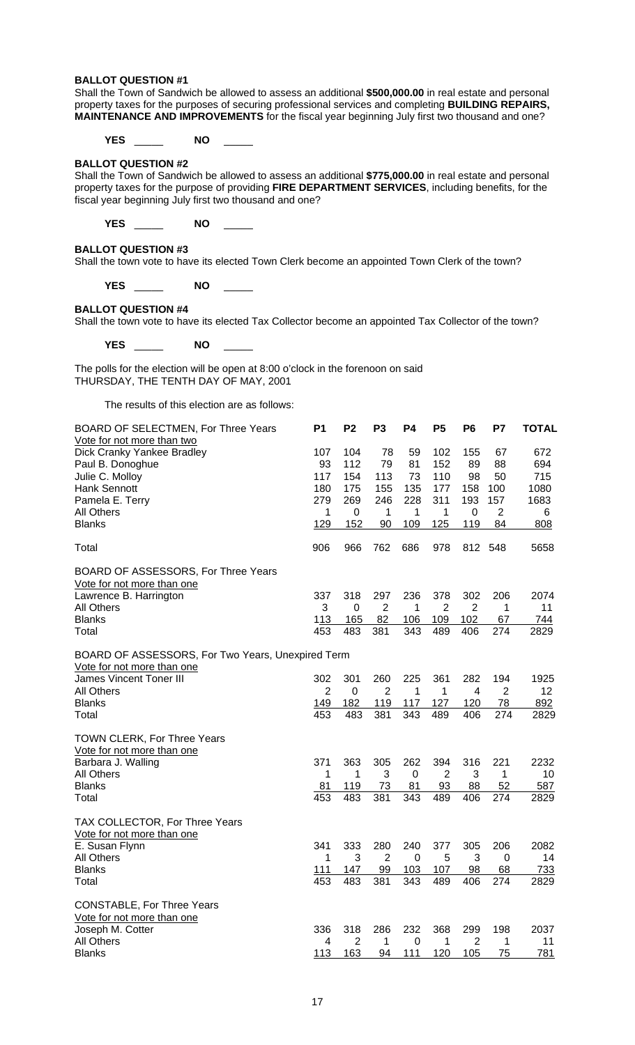**BALLOT QUESTION #1**

Shall the Town of Sandwich be allowed to assess an additional **$500,000.00** in real estate and personal property taxes for the purposes of securing professional services and completing **BUILDING REPAIRS, MAINTENANCE AND IMPROVEMENTS** for the fiscal year beginning July first two thousand and one?

**YES** _____ **NO** _____

**BALLOT QUESTION #2**

Shall the Town of Sandwich be allowed to assess an additional **$775,000.00** in real estate and personal property taxes for the purpose of providing **FIRE DEPARTMENT SERVICES**, including benefits, for the fiscal year beginning July first two thousand and one?

**YES** _____ **NO** _____

**BALLOT QUESTION #3**

Shall the town vote to have its elected Town Clerk become an appointed Town Clerk of the town?

**YES** _____ **NO** _____

**BALLOT QUESTION #4**

Shall the town vote to have its elected Tax Collector become an appointed Tax Collector of the town?

**YES** _____ **NO** _____

The polls for the election will be open at 8:00 o'clock in the forenoon on said THURSDAY, THE TENTH DAY OF MAY, 2001

The results of this election are as follows:

| BOARD OF SELECTMEN, For Three Years | **P1** | **P2** | **P3** | **P4** | **P5** | **P6** | **P7** | **TOTAL** |
|---|---|---|---|---|---|---|---|---|
| Vote for not more than two | | | | | | | | |
| Dick Cranky Yankee Bradley | 107 | 104 | 78 | 59 | 102 | 155 | 67 | 672 |
| Paul B. Donoghue | 93 | 112 | 79 | 81 | 152 | 89 | 88 | 694 |
| Julie C. Molloy | 117 | 154 | 113 | 73 | 110 | 98 | 50 | 715 |
| Hank Sennott | 180 | 175 | 155 | 135 | 177 | 158 | 100 | 1080 |
| Pamela E. Terry | 279 | 269 | 246 | 228 | 311 | 193 | 157 | 1683 |
| All Others | 1 | 0 | 1 | 1 | 1 | 0 | 2 | 6 |
| Blanks | 129 | 152 | 90 | 109 | 125 | 119 | 84 | 808 |
| Total | 906 | 966 | 762 | 686 | 978 | 812 | 548 | 5658 |

| BOARD OF ASSESSORS, For Three Years | P1 | P2 | P3 | P4 | P5 | P6 | P7 | TOTAL |
|---|---|---|---|---|---|---|---|---|
| Vote for not more than one | | | | | | | | |
| Lawrence B. Harrington | 337 | 318 | 297 | 236 | 378 | 302 | 206 | 2074 |
| All Others | 3 | 0 | 2 | 1 | 2 | 2 | 1 | 11 |
| Blanks | 113 | 165 | 82 | 106 | 109 | 102 | 67 | 744 |
| Total | 453 | 483 | 381 | 343 | 489 | 406 | 274 | 2829 |

| BOARD OF ASSESSORS, For Two Years, Unexpired Term | P1 | P2 | P3 | P4 | P5 | P6 | P7 | TOTAL |
|---|---|---|---|---|---|---|---|---|
| Vote for not more than one | | | | | | | | |
| James Vincent Toner III | 302 | 301 | 260 | 225 | 361 | 282 | 194 | 1925 |
| All Others | 2 | 0 | 2 | 1 | 1 | 4 | 2 | 12 |
| Blanks | 149 | 182 | 119 | 117 | 127 | 120 | 78 | 892 |
| Total | 453 | 483 | 381 | 343 | 489 | 406 | 274 | 2829 |

| TOWN CLERK, For Three Years | P1 | P2 | P3 | P4 | P5 | P6 | P7 | TOTAL |
|---|---|---|---|---|---|---|---|---|
| Vote for not more than one | | | | | | | | |
| Barbara J. Walling | 371 | 363 | 305 | 262 | 394 | 316 | 221 | 2232 |
| All Others | 1 | 1 | 3 | 0 | 2 | 3 | 1 | 10 |
| Blanks | 81 | 119 | 73 | 81 | 93 | 88 | 52 | 587 |
| Total | 453 | 483 | 381 | 343 | 489 | 406 | 274 | 2829 |

| TAX COLLECTOR, For Three Years | P1 | P2 | P3 | P4 | P5 | P6 | P7 | TOTAL |
|---|---|---|---|---|---|---|---|---|
| Vote for not more than one | | | | | | | | |
| E. Susan Flynn | 341 | 333 | 280 | 240 | 377 | 305 | 206 | 2082 |
| All Others | 1 | 3 | 2 | 0 | 5 | 3 | 0 | 14 |
| Blanks | 111 | 147 | 99 | 103 | 107 | 98 | 68 | 733 |
| Total | 453 | 483 | 381 | 343 | 489 | 406 | 274 | 2829 |

| CONSTABLE, For Three Years | P1 | P2 | P3 | P4 | P5 | P6 | P7 | TOTAL |
|---|---|---|---|---|---|---|---|---|
| Vote for not more than one | | | | | | | | |
| Joseph M. Cotter | 336 | 318 | 286 | 232 | 368 | 299 | 198 | 2037 |
| All Others | 4 | 2 | 1 | 0 | 1 | 2 | 1 | 11 |
| Blanks | 113 | 163 | 94 | 111 | 120 | 105 | 75 | 781 |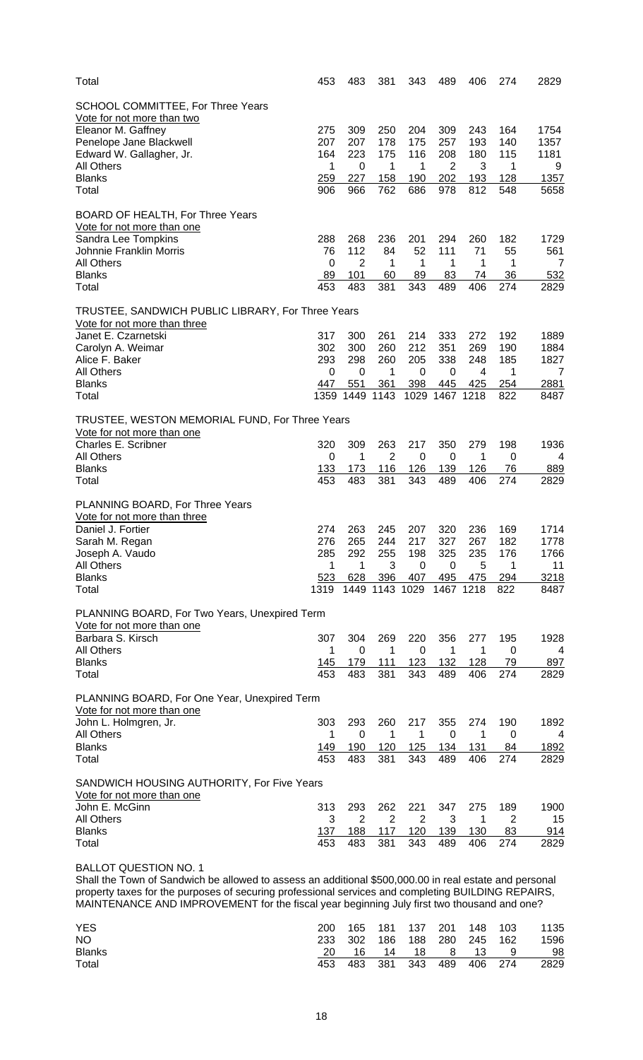| | | | | | | | | |
|---|---|---|---|---|---|---|---|---|
| Total | 453 | 483 | 381 | 343 | 489 | 406 | 274 | 2829 |

**SCHOOL COMMITTEE, For Three Years**
Vote for not more than two

| | | | | | | | | |
|---|---|---|---|---|---|---|---|---|
| Eleanor M. Gaffney | 275 | 309 | 250 | 204 | 309 | 243 | 164 | 1754 |
| Penelope Jane Blackwell | 207 | 207 | 178 | 175 | 257 | 193 | 140 | 1357 |
| Edward W. Gallagher, Jr. | 164 | 223 | 175 | 116 | 208 | 180 | 115 | 1181 |
| All Others | 1 | 0 | 1 | 1 | 2 | 3 | 1 | 9 |
| Blanks | 259 | 227 | 158 | 190 | 202 | 193 | 128 | 1357 |
| Total | 906 | 966 | 762 | 686 | 978 | 812 | 548 | 5658 |

**BOARD OF HEALTH, For Three Years**
Vote for not more than one

| | | | | | | | | |
|---|---|---|---|---|---|---|---|---|
| Sandra Lee Tompkins | 288 | 268 | 236 | 201 | 294 | 260 | 182 | 1729 |
| Johnnie Franklin Morris | 76 | 112 | 84 | 52 | 111 | 71 | 55 | 561 |
| All Others | 0 | 2 | 1 | 1 | 1 | 1 | 1 | 7 |
| Blanks | 89 | 101 | 60 | 89 | 83 | 74 | 36 | 532 |
| Total | 453 | 483 | 381 | 343 | 489 | 406 | 274 | 2829 |

**TRUSTEE, SANDWICH PUBLIC LIBRARY, For Three Years**
Vote for not more than three

| | | | | | | | | |
|---|---|---|---|---|---|---|---|---|
| Janet E. Czarnetski | 317 | 300 | 261 | 214 | 333 | 272 | 192 | 1889 |
| Carolyn A. Weimar | 302 | 300 | 260 | 212 | 351 | 269 | 190 | 1884 |
| Alice F. Baker | 293 | 298 | 260 | 205 | 338 | 248 | 185 | 1827 |
| All Others | 0 | 0 | 1 | 0 | 0 | 4 | 1 | 7 |
| Blanks | 447 | 551 | 361 | 398 | 445 | 425 | 254 | 2881 |
| Total | 1359 | 1449 | 1143 | 1029 | 1467 | 1218 | 822 | 8487 |

**TRUSTEE, WESTON MEMORIAL FUND, For Three Years**
Vote for not more than one

| | | | | | | | | |
|---|---|---|---|---|---|---|---|---|
| Charles E. Scribner | 320 | 309 | 263 | 217 | 350 | 279 | 198 | 1936 |
| All Others | 0 | 1 | 2 | 0 | 0 | 1 | 0 | 4 |
| Blanks | 133 | 173 | 116 | 126 | 139 | 126 | 76 | 889 |
| Total | 453 | 483 | 381 | 343 | 489 | 406 | 274 | 2829 |

**PLANNING BOARD, For Three Years**
Vote for not more than three

| | | | | | | | | |
|---|---|---|---|---|---|---|---|---|
| Daniel J. Fortier | 274 | 263 | 245 | 207 | 320 | 236 | 169 | 1714 |
| Sarah M. Regan | 276 | 265 | 244 | 217 | 327 | 267 | 182 | 1778 |
| Joseph A. Vaudo | 285 | 292 | 255 | 198 | 325 | 235 | 176 | 1766 |
| All Others | 1 | 1 | 3 | 0 | 0 | 5 | 1 | 11 |
| Blanks | 523 | 628 | 396 | 407 | 495 | 475 | 294 | 3218 |
| Total | 1319 | 1449 | 1143 | 1029 | 1467 | 1218 | 822 | 8487 |

**PLANNING BOARD, For Two Years, Unexpired Term**
Vote for not more than one

| | | | | | | | | |
|---|---|---|---|---|---|---|---|---|
| Barbara S. Kirsch | 307 | 304 | 269 | 220 | 356 | 277 | 195 | 1928 |
| All Others | 1 | 0 | 1 | 0 | 1 | 1 | 0 | 4 |
| Blanks | 145 | 179 | 111 | 123 | 132 | 128 | 79 | 897 |
| Total | 453 | 483 | 381 | 343 | 489 | 406 | 274 | 2829 |

**PLANNING BOARD, For One Year, Unexpired Term**
Vote for not more than one

| | | | | | | | | |
|---|---|---|---|---|---|---|---|---|
| John L. Holmgren, Jr. | 303 | 293 | 260 | 217 | 355 | 274 | 190 | 1892 |
| All Others | 1 | 0 | 1 | 1 | 0 | 1 | 0 | 4 |
| Blanks | 149 | 190 | 120 | 125 | 134 | 131 | 84 | 1892 |
| Total | 453 | 483 | 381 | 343 | 489 | 406 | 274 | 2829 |

**SANDWICH HOUSING AUTHORITY, For Five Years**
Vote for not more than one

| | | | | | | | | |
|---|---|---|---|---|---|---|---|---|
| John E. McGinn | 313 | 293 | 262 | 221 | 347 | 275 | 189 | 1900 |
| All Others | 3 | 2 | 2 | 2 | 3 | 1 | 2 | 15 |
| Blanks | 137 | 188 | 117 | 120 | 139 | 130 | 83 | 914 |
| Total | 453 | 483 | 381 | 343 | 489 | 406 | 274 | 2829 |

**BALLOT QUESTION NO. 1**

Shall the Town of Sandwich be allowed to assess an additional $500,000.00 in real estate and personal property taxes for the purposes of securing professional services and completing BUILDING REPAIRS, MAINTENANCE AND IMPROVEMENT for the fiscal year beginning July first two thousand and one?

| | | | | | | | | |
|---|---|---|---|---|---|---|---|---|
| YES | 200 | 165 | 181 | 137 | 201 | 148 | 103 | 1135 |
| NO | 233 | 302 | 186 | 188 | 280 | 245 | 162 | 1596 |
| Blanks | 20 | 16 | 14 | 18 | 8 | 13 | 9 | 98 |
| Total | 453 | 483 | 381 | 343 | 489 | 406 | 274 | 2829 |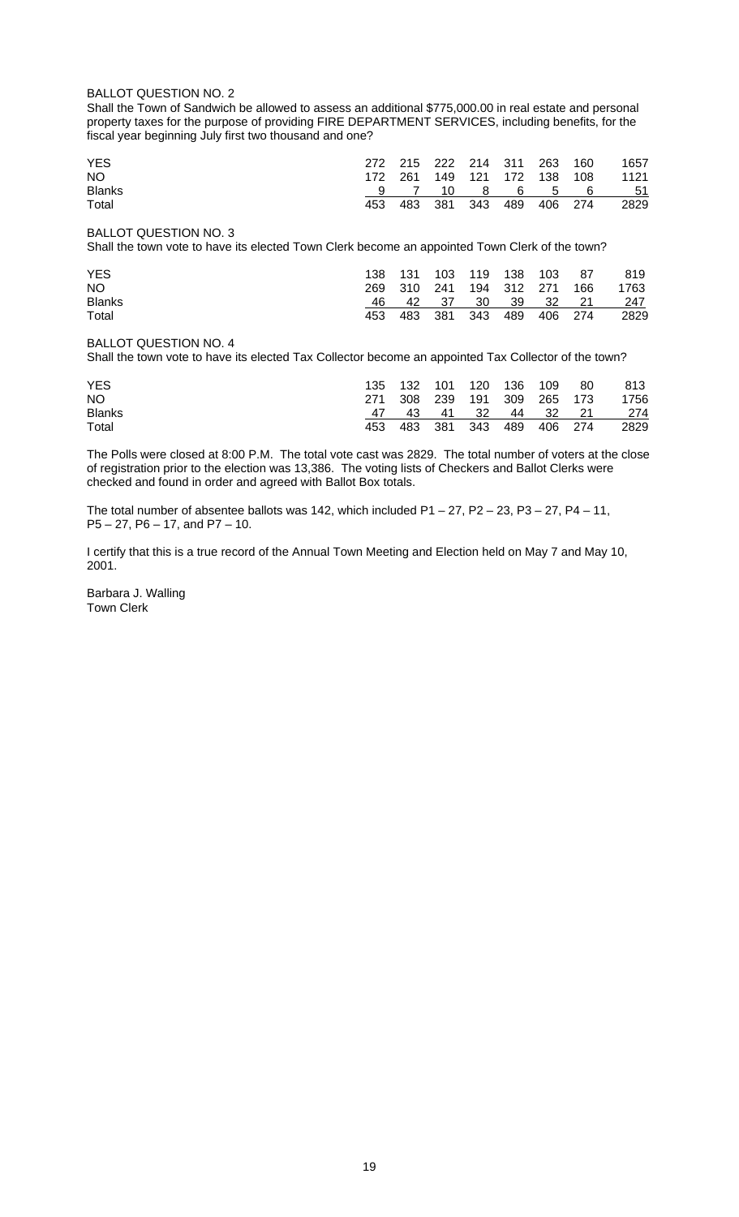BALLOT QUESTION NO. 2

Shall the Town of Sandwich be allowed to assess an additional $775,000.00 in real estate and personal property taxes for the purpose of providing FIRE DEPARTMENT SERVICES, including benefits, for the fiscal year beginning July first two thousand and one?

| | | | | | | | | |
|---|---|---|---|---|---|---|---|---|
| YES | 272 | 215 | 222 | 214 | 311 | 263 | 160 | 1657 |
| NO | 172 | 261 | 149 | 121 | 172 | 138 | 108 | 1121 |
| Blanks | 9 | 7 | 10 | 8 | 6 | 5 | 6 | 51 |
| Total | 453 | 483 | 381 | 343 | 489 | 406 | 274 | 2829 |

BALLOT QUESTION NO. 3

Shall the town vote to have its elected Town Clerk become an appointed Town Clerk of the town?

| | | | | | | | | |
|---|---|---|---|---|---|---|---|---|
| YES | 138 | 131 | 103 | 119 | 138 | 103 | 87 | 819 |
| NO | 269 | 310 | 241 | 194 | 312 | 271 | 166 | 1763 |
| Blanks | 46 | 42 | 37 | 30 | 39 | 32 | 21 | 247 |
| Total | 453 | 483 | 381 | 343 | 489 | 406 | 274 | 2829 |

BALLOT QUESTION NO. 4

Shall the town vote to have its elected Tax Collector become an appointed Tax Collector of the town?

| | | | | | | | | |
|---|---|---|---|---|---|---|---|---|
| YES | 135 | 132 | 101 | 120 | 136 | 109 | 80 | 813 |
| NO | 271 | 308 | 239 | 191 | 309 | 265 | 173 | 1756 |
| Blanks | 47 | 43 | 41 | 32 | 44 | 32 | 21 | 274 |
| Total | 453 | 483 | 381 | 343 | 489 | 406 | 274 | 2829 |

The Polls were closed at 8:00 P.M. The total vote cast was 2829. The total number of voters at the close of registration prior to the election was 13,386. The voting lists of Checkers and Ballot Clerks were checked and found in order and agreed with Ballot Box totals.

The total number of absentee ballots was 142, which included P1 – 27, P2 – 23, P3 – 27, P4 – 11, P5 – 27, P6 – 17, and P7 – 10.

I certify that this is a true record of the Annual Town Meeting and Election held on May 7 and May 10, 2001.

Barbara J. Walling
Town Clerk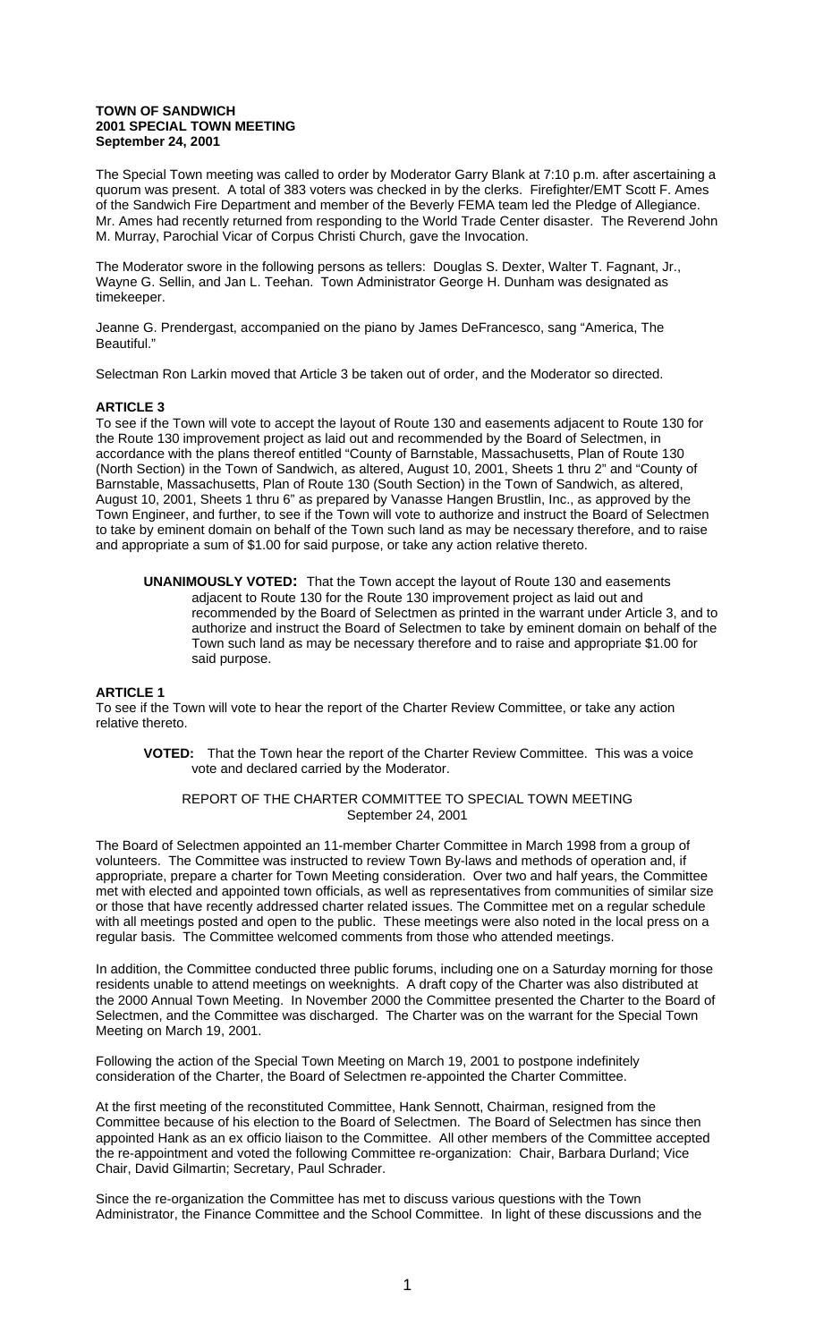**TOWN OF SANDWICH**
**2001 SPECIAL TOWN MEETING**
**September 24, 2001**

The Special Town meeting was called to order by Moderator Garry Blank at 7:10 p.m. after ascertaining a quorum was present. A total of 383 voters was checked in by the clerks. Firefighter/EMT Scott F. Ames of the Sandwich Fire Department and member of the Beverly FEMA team led the Pledge of Allegiance. Mr. Ames had recently returned from responding to the World Trade Center disaster. The Reverend John M. Murray, Parochial Vicar of Corpus Christi Church, gave the Invocation.

The Moderator swore in the following persons as tellers: Douglas S. Dexter, Walter T. Fagnant, Jr., Wayne G. Sellin, and Jan L. Teehan. Town Administrator George H. Dunham was designated as timekeeper.

Jeanne G. Prendergast, accompanied on the piano by James DeFrancesco, sang "America, The Beautiful."

Selectman Ron Larkin moved that Article 3 be taken out of order, and the Moderator so directed.

**ARTICLE 3**

To see if the Town will vote to accept the layout of Route 130 and easements adjacent to Route 130 for the Route 130 improvement project as laid out and recommended by the Board of Selectmen, in accordance with the plans thereof entitled "County of Barnstable, Massachusetts, Plan of Route 130 (North Section) in the Town of Sandwich, as altered, August 10, 2001, Sheets 1 thru 2" and "County of Barnstable, Massachusetts, Plan of Route 130 (South Section) in the Town of Sandwich, as altered, August 10, 2001, Sheets 1 thru 6" as prepared by Vanasse Hangen Brustlin, Inc., as approved by the Town Engineer, and further, to see if the Town will vote to authorize and instruct the Board of Selectmen to take by eminent domain on behalf of the Town such land as may be necessary therefore, and to raise and appropriate a sum of $1.00 for said purpose, or take any action relative thereto.

> **UNANIMOUSLY VOTED:** That the Town accept the layout of Route 130 and easements adjacent to Route 130 for the Route 130 improvement project as laid out and recommended by the Board of Selectmen as printed in the warrant under Article 3, and to authorize and instruct the Board of Selectmen to take by eminent domain on behalf of the Town such land as may be necessary therefore and to raise and appropriate $1.00 for said purpose.

**ARTICLE 1**

To see if the Town will vote to hear the report of the Charter Review Committee, or take any action relative thereto.

> **VOTED:** That the Town hear the report of the Charter Review Committee. This was a voice vote and declared carried by the Moderator.

REPORT OF THE CHARTER COMMITTEE TO SPECIAL TOWN MEETING
September 24, 2001

The Board of Selectmen appointed an 11-member Charter Committee in March 1998 from a group of volunteers. The Committee was instructed to review Town By-laws and methods of operation and, if appropriate, prepare a charter for Town Meeting consideration. Over two and half years, the Committee met with elected and appointed town officials, as well as representatives from communities of similar size or those that have recently addressed charter related issues. The Committee met on a regular schedule with all meetings posted and open to the public. These meetings were also noted in the local press on a regular basis. The Committee welcomed comments from those who attended meetings.

In addition, the Committee conducted three public forums, including one on a Saturday morning for those residents unable to attend meetings on weeknights. A draft copy of the Charter was also distributed at the 2000 Annual Town Meeting. In November 2000 the Committee presented the Charter to the Board of Selectmen, and the Committee was discharged. The Charter was on the warrant for the Special Town Meeting on March 19, 2001.

Following the action of the Special Town Meeting on March 19, 2001 to postpone indefinitely consideration of the Charter, the Board of Selectmen re-appointed the Charter Committee.

At the first meeting of the reconstituted Committee, Hank Sennott, Chairman, resigned from the Committee because of his election to the Board of Selectmen. The Board of Selectmen has since then appointed Hank as an ex officio liaison to the Committee. All other members of the Committee accepted the re-appointment and voted the following Committee re-organization: Chair, Barbara Durland; Vice Chair, David Gilmartin; Secretary, Paul Schrader.

Since the re-organization the Committee has met to discuss various questions with the Town Administrator, the Finance Committee and the School Committee. In light of these discussions and the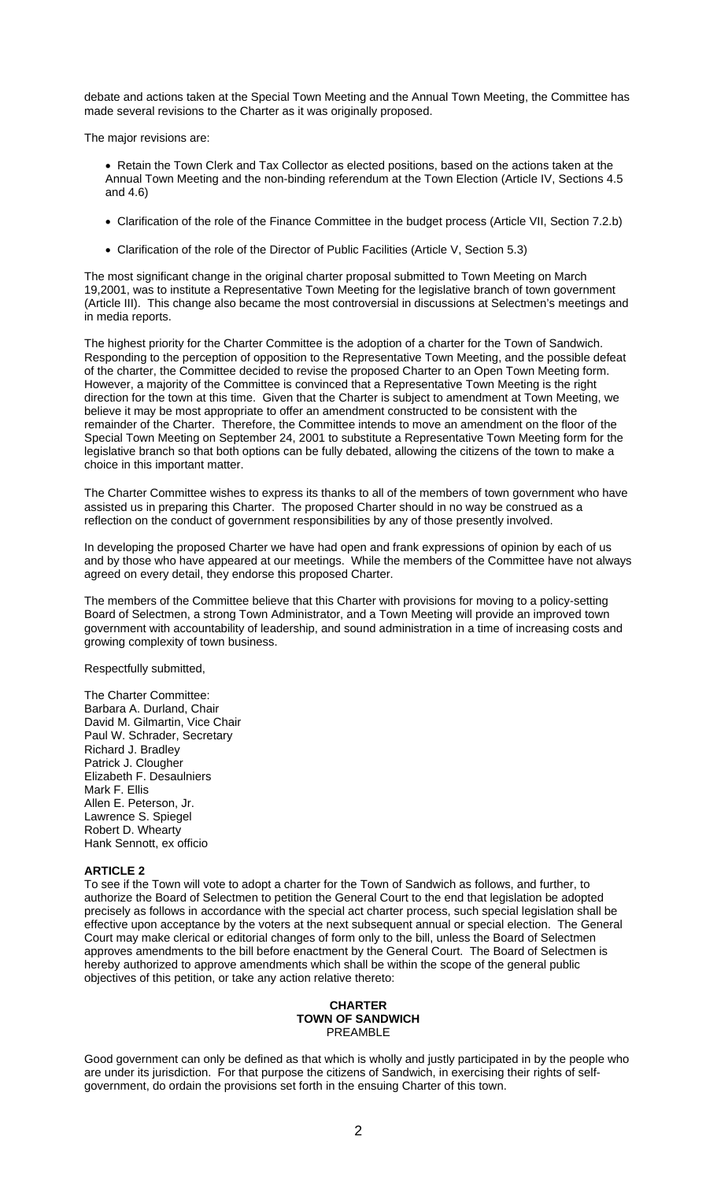debate and actions taken at the Special Town Meeting and the Annual Town Meeting, the Committee has made several revisions to the Charter as it was originally proposed.

The major revisions are:

- Retain the Town Clerk and Tax Collector as elected positions, based on the actions taken at the Annual Town Meeting and the non-binding referendum at the Town Election (Article IV, Sections 4.5 and 4.6)
- Clarification of the role of the Finance Committee in the budget process (Article VII, Section 7.2.b)
- Clarification of the role of the Director of Public Facilities (Article V, Section 5.3)

The most significant change in the original charter proposal submitted to Town Meeting on March 19,2001, was to institute a Representative Town Meeting for the legislative branch of town government (Article III). This change also became the most controversial in discussions at Selectmen's meetings and in media reports.

The highest priority for the Charter Committee is the adoption of a charter for the Town of Sandwich. Responding to the perception of opposition to the Representative Town Meeting, and the possible defeat of the charter, the Committee decided to revise the proposed Charter to an Open Town Meeting form. However, a majority of the Committee is convinced that a Representative Town Meeting is the right direction for the town at this time. Given that the Charter is subject to amendment at Town Meeting, we believe it may be most appropriate to offer an amendment constructed to be consistent with the remainder of the Charter. Therefore, the Committee intends to move an amendment on the floor of the Special Town Meeting on September 24, 2001 to substitute a Representative Town Meeting form for the legislative branch so that both options can be fully debated, allowing the citizens of the town to make a choice in this important matter.

The Charter Committee wishes to express its thanks to all of the members of town government who have assisted us in preparing this Charter. The proposed Charter should in no way be construed as a reflection on the conduct of government responsibilities by any of those presently involved.

In developing the proposed Charter we have had open and frank expressions of opinion by each of us and by those who have appeared at our meetings. While the members of the Committee have not always agreed on every detail, they endorse this proposed Charter.

The members of the Committee believe that this Charter with provisions for moving to a policy-setting Board of Selectmen, a strong Town Administrator, and a Town Meeting will provide an improved town government with accountability of leadership, and sound administration in a time of increasing costs and growing complexity of town business.

Respectfully submitted,

The Charter Committee:
Barbara A. Durland, Chair
David M. Gilmartin, Vice Chair
Paul W. Schrader, Secretary
Richard J. Bradley
Patrick J. Clougher
Elizabeth F. Desaulniers
Mark F. Ellis
Allen E. Peterson, Jr.
Lawrence S. Spiegel
Robert D. Whearty
Hank Sennott, ex officio

**ARTICLE 2**

To see if the Town will vote to adopt a charter for the Town of Sandwich as follows, and further, to authorize the Board of Selectmen to petition the General Court to the end that legislation be adopted precisely as follows in accordance with the special act charter process, such special legislation shall be effective upon acceptance by the voters at the next subsequent annual or special election. The General Court may make clerical or editorial changes of form only to the bill, unless the Board of Selectmen approves amendments to the bill before enactment by the General Court. The Board of Selectmen is hereby authorized to approve amendments which shall be within the scope of the general public objectives of this petition, or take any action relative thereto:

**CHARTER**
**TOWN OF SANDWICH**
PREAMBLE

Good government can only be defined as that which is wholly and justly participated in by the people who are under its jurisdiction. For that purpose the citizens of Sandwich, in exercising their rights of self-government, do ordain the provisions set forth in the ensuing Charter of this town.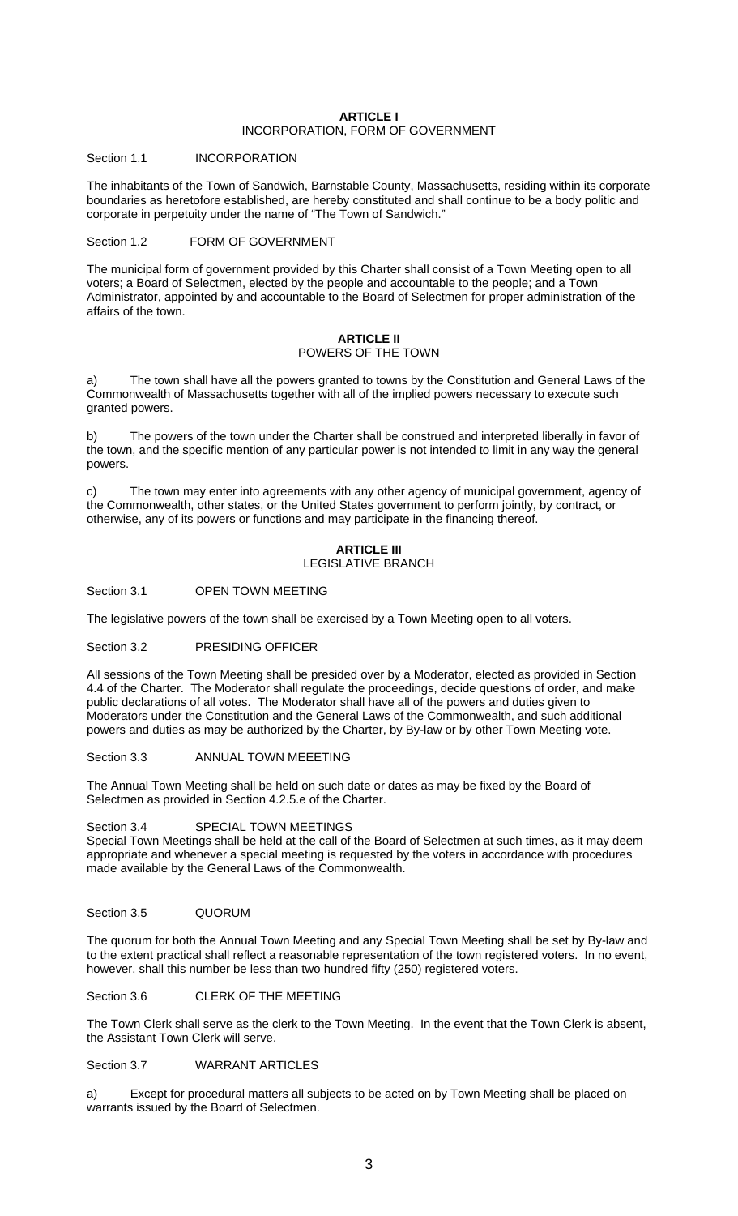## ARTICLE I
### INCORPORATION, FORM OF GOVERNMENT

Section 1.1 INCORPORATION

The inhabitants of the Town of Sandwich, Barnstable County, Massachusetts, residing within its corporate boundaries as heretofore established, are hereby constituted and shall continue to be a body politic and corporate in perpetuity under the name of "The Town of Sandwich."

Section 1.2 FORM OF GOVERNMENT

The municipal form of government provided by this Charter shall consist of a Town Meeting open to all voters; a Board of Selectmen, elected by the people and accountable to the people; and a Town Administrator, appointed by and accountable to the Board of Selectmen for proper administration of the affairs of the town.

## ARTICLE II
### POWERS OF THE TOWN

a) The town shall have all the powers granted to towns by the Constitution and General Laws of the Commonwealth of Massachusetts together with all of the implied powers necessary to execute such granted powers.

b) The powers of the town under the Charter shall be construed and interpreted liberally in favor of the town, and the specific mention of any particular power is not intended to limit in any way the general powers.

c) The town may enter into agreements with any other agency of municipal government, agency of the Commonwealth, other states, or the United States government to perform jointly, by contract, or otherwise, any of its powers or functions and may participate in the financing thereof.

## ARTICLE III
### LEGISLATIVE BRANCH

Section 3.1 OPEN TOWN MEETING

The legislative powers of the town shall be exercised by a Town Meeting open to all voters.

Section 3.2 PRESIDING OFFICER

All sessions of the Town Meeting shall be presided over by a Moderator, elected as provided in Section 4.4 of the Charter. The Moderator shall regulate the proceedings, decide questions of order, and make public declarations of all votes. The Moderator shall have all of the powers and duties given to Moderators under the Constitution and the General Laws of the Commonwealth, and such additional powers and duties as may be authorized by the Charter, by By-law or by other Town Meeting vote.

Section 3.3 ANNUAL TOWN MEEETING

The Annual Town Meeting shall be held on such date or dates as may be fixed by the Board of Selectmen as provided in Section 4.2.5.e of the Charter.

Section 3.4 SPECIAL TOWN MEETINGS

Special Town Meetings shall be held at the call of the Board of Selectmen at such times, as it may deem appropriate and whenever a special meeting is requested by the voters in accordance with procedures made available by the General Laws of the Commonwealth.

Section 3.5 QUORUM

The quorum for both the Annual Town Meeting and any Special Town Meeting shall be set by By-law and to the extent practical shall reflect a reasonable representation of the town registered voters. In no event, however, shall this number be less than two hundred fifty (250) registered voters.

Section 3.6 CLERK OF THE MEETING

The Town Clerk shall serve as the clerk to the Town Meeting. In the event that the Town Clerk is absent, the Assistant Town Clerk will serve.

Section 3.7 WARRANT ARTICLES

a) Except for procedural matters all subjects to be acted on by Town Meeting shall be placed on warrants issued by the Board of Selectmen.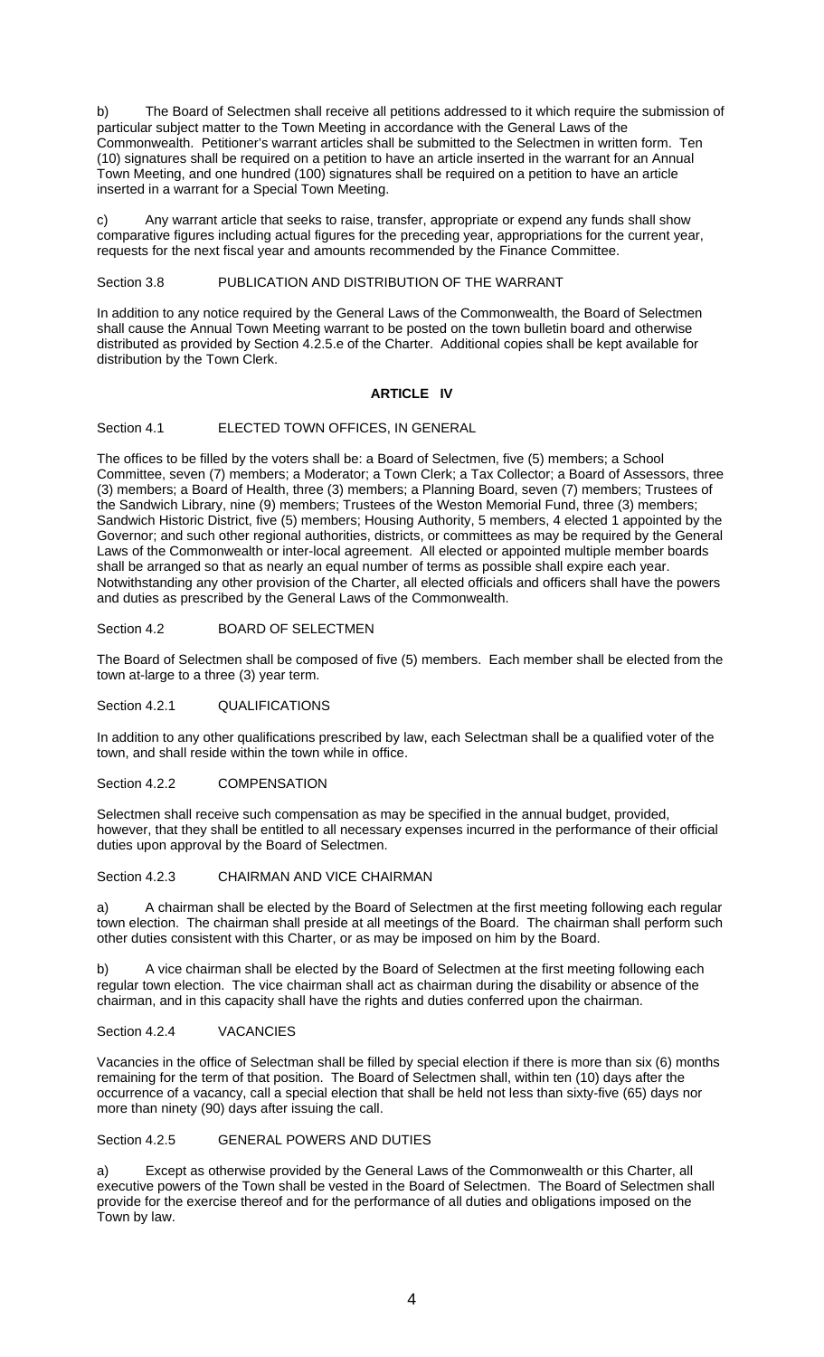b) The Board of Selectmen shall receive all petitions addressed to it which require the submission of particular subject matter to the Town Meeting in accordance with the General Laws of the Commonwealth. Petitioner's warrant articles shall be submitted to the Selectmen in written form. Ten (10) signatures shall be required on a petition to have an article inserted in the warrant for an Annual Town Meeting, and one hundred (100) signatures shall be required on a petition to have an article inserted in a warrant for a Special Town Meeting.

c) Any warrant article that seeks to raise, transfer, appropriate or expend any funds shall show comparative figures including actual figures for the preceding year, appropriations for the current year, requests for the next fiscal year and amounts recommended by the Finance Committee.

Section 3.8 PUBLICATION AND DISTRIBUTION OF THE WARRANT

In addition to any notice required by the General Laws of the Commonwealth, the Board of Selectmen shall cause the Annual Town Meeting warrant to be posted on the town bulletin board and otherwise distributed as provided by Section 4.2.5.e of the Charter. Additional copies shall be kept available for distribution by the Town Clerk.

## ARTICLE IV

Section 4.1 ELECTED TOWN OFFICES, IN GENERAL

The offices to be filled by the voters shall be: a Board of Selectmen, five (5) members; a School Committee, seven (7) members; a Moderator; a Town Clerk; a Tax Collector; a Board of Assessors, three (3) members; a Board of Health, three (3) members; a Planning Board, seven (7) members; Trustees of the Sandwich Library, nine (9) members; Trustees of the Weston Memorial Fund, three (3) members; Sandwich Historic District, five (5) members; Housing Authority, 5 members, 4 elected 1 appointed by the Governor; and such other regional authorities, districts, or committees as may be required by the General Laws of the Commonwealth or inter-local agreement. All elected or appointed multiple member boards shall be arranged so that as nearly an equal number of terms as possible shall expire each year. Notwithstanding any other provision of the Charter, all elected officials and officers shall have the powers and duties as prescribed by the General Laws of the Commonwealth.

Section 4.2 BOARD OF SELECTMEN

The Board of Selectmen shall be composed of five (5) members. Each member shall be elected from the town at-large to a three (3) year term.

Section 4.2.1 QUALIFICATIONS

In addition to any other qualifications prescribed by law, each Selectman shall be a qualified voter of the town, and shall reside within the town while in office.

Section 4.2.2 COMPENSATION

Selectmen shall receive such compensation as may be specified in the annual budget, provided, however, that they shall be entitled to all necessary expenses incurred in the performance of their official duties upon approval by the Board of Selectmen.

Section 4.2.3 CHAIRMAN AND VICE CHAIRMAN

a) A chairman shall be elected by the Board of Selectmen at the first meeting following each regular town election. The chairman shall preside at all meetings of the Board. The chairman shall perform such other duties consistent with this Charter, or as may be imposed on him by the Board.

b) A vice chairman shall be elected by the Board of Selectmen at the first meeting following each regular town election. The vice chairman shall act as chairman during the disability or absence of the chairman, and in this capacity shall have the rights and duties conferred upon the chairman.

Section 4.2.4 VACANCIES

Vacancies in the office of Selectman shall be filled by special election if there is more than six (6) months remaining for the term of that position. The Board of Selectmen shall, within ten (10) days after the occurrence of a vacancy, call a special election that shall be held not less than sixty-five (65) days nor more than ninety (90) days after issuing the call.

Section 4.2.5 GENERAL POWERS AND DUTIES

a) Except as otherwise provided by the General Laws of the Commonwealth or this Charter, all executive powers of the Town shall be vested in the Board of Selectmen. The Board of Selectmen shall provide for the exercise thereof and for the performance of all duties and obligations imposed on the Town by law.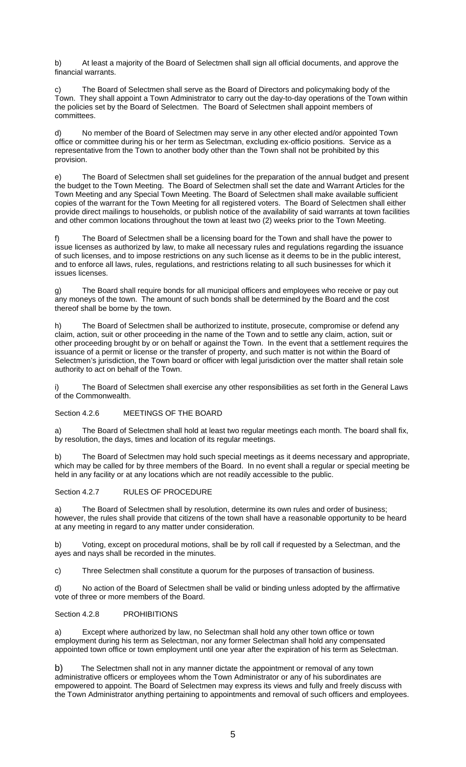b) At least a majority of the Board of Selectmen shall sign all official documents, and approve the financial warrants.

c) The Board of Selectmen shall serve as the Board of Directors and policymaking body of the Town. They shall appoint a Town Administrator to carry out the day-to-day operations of the Town within the policies set by the Board of Selectmen. The Board of Selectmen shall appoint members of committees.

d) No member of the Board of Selectmen may serve in any other elected and/or appointed Town office or committee during his or her term as Selectman, excluding ex-officio positions. Service as a representative from the Town to another body other than the Town shall not be prohibited by this provision.

e) The Board of Selectmen shall set guidelines for the preparation of the annual budget and present the budget to the Town Meeting. The Board of Selectmen shall set the date and Warrant Articles for the Town Meeting and any Special Town Meeting. The Board of Selectmen shall make available sufficient copies of the warrant for the Town Meeting for all registered voters. The Board of Selectmen shall either provide direct mailings to households, or publish notice of the availability of said warrants at town facilities and other common locations throughout the town at least two (2) weeks prior to the Town Meeting.

f) The Board of Selectmen shall be a licensing board for the Town and shall have the power to issue licenses as authorized by law, to make all necessary rules and regulations regarding the issuance of such licenses, and to impose restrictions on any such license as it deems to be in the public interest, and to enforce all laws, rules, regulations, and restrictions relating to all such businesses for which it issues licenses.

g) The Board shall require bonds for all municipal officers and employees who receive or pay out any moneys of the town. The amount of such bonds shall be determined by the Board and the cost thereof shall be borne by the town.

h) The Board of Selectmen shall be authorized to institute, prosecute, compromise or defend any claim, action, suit or other proceeding in the name of the Town and to settle any claim, action, suit or other proceeding brought by or on behalf or against the Town. In the event that a settlement requires the issuance of a permit or license or the transfer of property, and such matter is not within the Board of Selectmen's jurisdiction, the Town board or officer with legal jurisdiction over the matter shall retain sole authority to act on behalf of the Town.

i) The Board of Selectmen shall exercise any other responsibilities as set forth in the General Laws of the Commonwealth.

Section 4.2.6 MEETINGS OF THE BOARD

a) The Board of Selectmen shall hold at least two regular meetings each month. The board shall fix, by resolution, the days, times and location of its regular meetings.

b) The Board of Selectmen may hold such special meetings as it deems necessary and appropriate, which may be called for by three members of the Board. In no event shall a regular or special meeting be held in any facility or at any locations which are not readily accessible to the public.

Section 4.2.7 RULES OF PROCEDURE

a) The Board of Selectmen shall by resolution, determine its own rules and order of business; however, the rules shall provide that citizens of the town shall have a reasonable opportunity to be heard at any meeting in regard to any matter under consideration.

b) Voting, except on procedural motions, shall be by roll call if requested by a Selectman, and the ayes and nays shall be recorded in the minutes.

c) Three Selectmen shall constitute a quorum for the purposes of transaction of business.

d) No action of the Board of Selectmen shall be valid or binding unless adopted by the affirmative vote of three or more members of the Board.

Section 4.2.8 PROHIBITIONS

a) Except where authorized by law, no Selectman shall hold any other town office or town employment during his term as Selectman, nor any former Selectman shall hold any compensated appointed town office or town employment until one year after the expiration of his term as Selectman.

b) The Selectmen shall not in any manner dictate the appointment or removal of any town administrative officers or employees whom the Town Administrator or any of his subordinates are empowered to appoint. The Board of Selectmen may express its views and fully and freely discuss with the Town Administrator anything pertaining to appointments and removal of such officers and employees.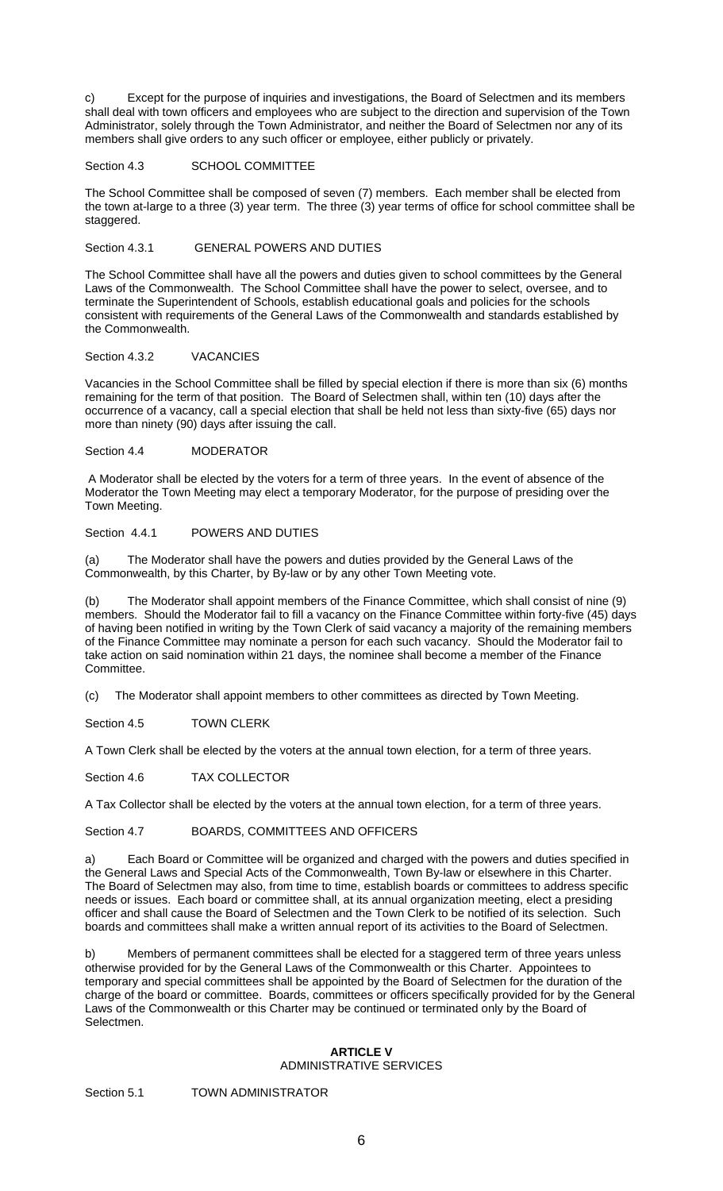c) Except for the purpose of inquiries and investigations, the Board of Selectmen and its members shall deal with town officers and employees who are subject to the direction and supervision of the Town Administrator, solely through the Town Administrator, and neither the Board of Selectmen nor any of its members shall give orders to any such officer or employee, either publicly or privately.

Section 4.3 SCHOOL COMMITTEE

The School Committee shall be composed of seven (7) members. Each member shall be elected from the town at-large to a three (3) year term. The three (3) year terms of office for school committee shall be staggered.

Section 4.3.1 GENERAL POWERS AND DUTIES

The School Committee shall have all the powers and duties given to school committees by the General Laws of the Commonwealth. The School Committee shall have the power to select, oversee, and to terminate the Superintendent of Schools, establish educational goals and policies for the schools consistent with requirements of the General Laws of the Commonwealth and standards established by the Commonwealth.

Section 4.3.2 VACANCIES

Vacancies in the School Committee shall be filled by special election if there is more than six (6) months remaining for the term of that position. The Board of Selectmen shall, within ten (10) days after the occurrence of a vacancy, call a special election that shall be held not less than sixty-five (65) days nor more than ninety (90) days after issuing the call.

Section 4.4 MODERATOR

A Moderator shall be elected by the voters for a term of three years. In the event of absence of the Moderator the Town Meeting may elect a temporary Moderator, for the purpose of presiding over the Town Meeting.

Section 4.4.1 POWERS AND DUTIES

(a) The Moderator shall have the powers and duties provided by the General Laws of the Commonwealth, by this Charter, by By-law or by any other Town Meeting vote.

(b) The Moderator shall appoint members of the Finance Committee, which shall consist of nine (9) members. Should the Moderator fail to fill a vacancy on the Finance Committee within forty-five (45) days of having been notified in writing by the Town Clerk of said vacancy a majority of the remaining members of the Finance Committee may nominate a person for each such vacancy. Should the Moderator fail to take action on said nomination within 21 days, the nominee shall become a member of the Finance Committee.

(c) The Moderator shall appoint members to other committees as directed by Town Meeting.

Section 4.5 TOWN CLERK

A Town Clerk shall be elected by the voters at the annual town election, for a term of three years.

Section 4.6 TAX COLLECTOR

A Tax Collector shall be elected by the voters at the annual town election, for a term of three years.

Section 4.7 BOARDS, COMMITTEES AND OFFICERS

a) Each Board or Committee will be organized and charged with the powers and duties specified in the General Laws and Special Acts of the Commonwealth, Town By-law or elsewhere in this Charter. The Board of Selectmen may also, from time to time, establish boards or committees to address specific needs or issues. Each board or committee shall, at its annual organization meeting, elect a presiding officer and shall cause the Board of Selectmen and the Town Clerk to be notified of its selection. Such boards and committees shall make a written annual report of its activities to the Board of Selectmen.

b) Members of permanent committees shall be elected for a staggered term of three years unless otherwise provided for by the General Laws of the Commonwealth or this Charter. Appointees to temporary and special committees shall be appointed by the Board of Selectmen for the duration of the charge of the board or committee. Boards, committees or officers specifically provided for by the General Laws of the Commonwealth or this Charter may be continued or terminated only by the Board of Selectmen.

## ARTICLE V
ADMINISTRATIVE SERVICES

Section 5.1 TOWN ADMINISTRATOR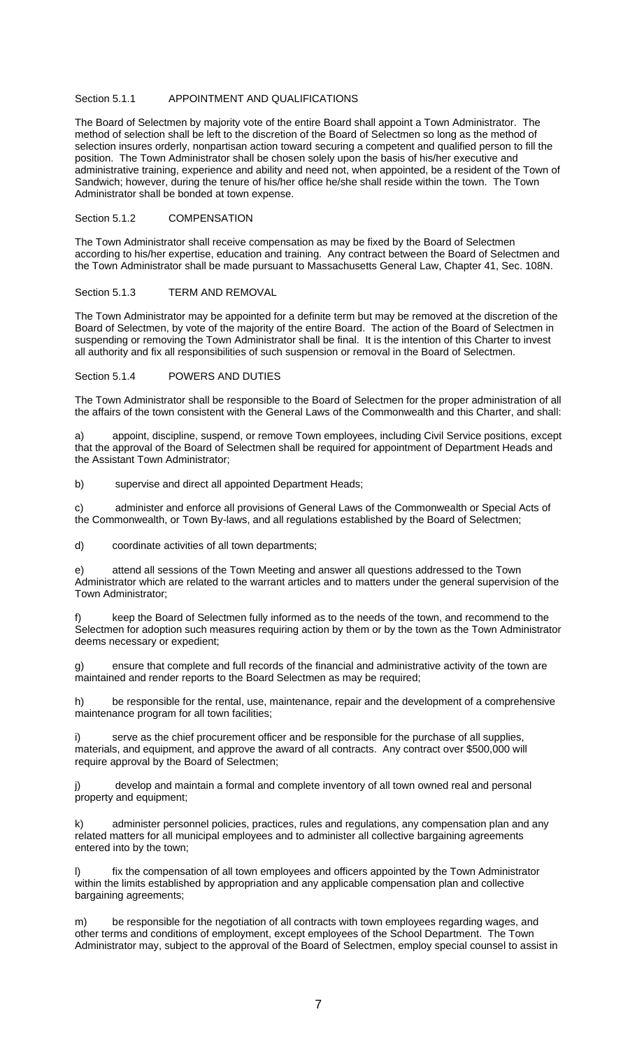### Section 5.1.1 APPOINTMENT AND QUALIFICATIONS

The Board of Selectmen by majority vote of the entire Board shall appoint a Town Administrator. The method of selection shall be left to the discretion of the Board of Selectmen so long as the method of selection insures orderly, nonpartisan action toward securing a competent and qualified person to fill the position. The Town Administrator shall be chosen solely upon the basis of his/her executive and administrative training, experience and ability and need not, when appointed, be a resident of the Town of Sandwich; however, during the tenure of his/her office he/she shall reside within the town. The Town Administrator shall be bonded at town expense.

### Section 5.1.2 COMPENSATION

The Town Administrator shall receive compensation as may be fixed by the Board of Selectmen according to his/her expertise, education and training. Any contract between the Board of Selectmen and the Town Administrator shall be made pursuant to Massachusetts General Law, Chapter 41, Sec. 108N.

### Section 5.1.3 TERM AND REMOVAL

The Town Administrator may be appointed for a definite term but may be removed at the discretion of the Board of Selectmen, by vote of the majority of the entire Board. The action of the Board of Selectmen in suspending or removing the Town Administrator shall be final. It is the intention of this Charter to invest all authority and fix all responsibilities of such suspension or removal in the Board of Selectmen.

### Section 5.1.4 POWERS AND DUTIES

The Town Administrator shall be responsible to the Board of Selectmen for the proper administration of all the affairs of the town consistent with the General Laws of the Commonwealth and this Charter, and shall:

a) appoint, discipline, suspend, or remove Town employees, including Civil Service positions, except that the approval of the Board of Selectmen shall be required for appointment of Department Heads and the Assistant Town Administrator;

b) supervise and direct all appointed Department Heads;

c) administer and enforce all provisions of General Laws of the Commonwealth or Special Acts of the Commonwealth, or Town By-laws, and all regulations established by the Board of Selectmen;

d) coordinate activities of all town departments;

e) attend all sessions of the Town Meeting and answer all questions addressed to the Town Administrator which are related to the warrant articles and to matters under the general supervision of the Town Administrator;

f) keep the Board of Selectmen fully informed as to the needs of the town, and recommend to the Selectmen for adoption such measures requiring action by them or by the town as the Town Administrator deems necessary or expedient;

g) ensure that complete and full records of the financial and administrative activity of the town are maintained and render reports to the Board Selectmen as may be required;

h) be responsible for the rental, use, maintenance, repair and the development of a comprehensive maintenance program for all town facilities;

i) serve as the chief procurement officer and be responsible for the purchase of all supplies, materials, and equipment, and approve the award of all contracts. Any contract over $500,000 will require approval by the Board of Selectmen;

j) develop and maintain a formal and complete inventory of all town owned real and personal property and equipment;

k) administer personnel policies, practices, rules and regulations, any compensation plan and any related matters for all municipal employees and to administer all collective bargaining agreements entered into by the town;

l) fix the compensation of all town employees and officers appointed by the Town Administrator within the limits established by appropriation and any applicable compensation plan and collective bargaining agreements;

m) be responsible for the negotiation of all contracts with town employees regarding wages, and other terms and conditions of employment, except employees of the School Department. The Town Administrator may, subject to the approval of the Board of Selectmen, employ special counsel to assist in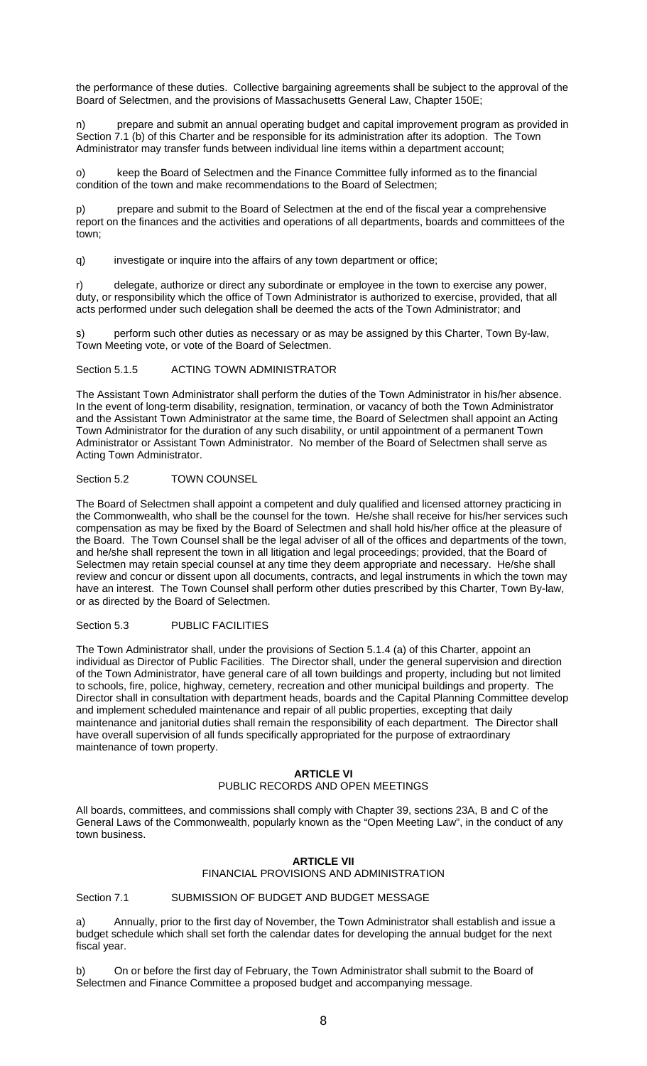the performance of these duties. Collective bargaining agreements shall be subject to the approval of the Board of Selectmen, and the provisions of Massachusetts General Law, Chapter 150E;

n) prepare and submit an annual operating budget and capital improvement program as provided in Section 7.1 (b) of this Charter and be responsible for its administration after its adoption. The Town Administrator may transfer funds between individual line items within a department account;

o) keep the Board of Selectmen and the Finance Committee fully informed as to the financial condition of the town and make recommendations to the Board of Selectmen;

p) prepare and submit to the Board of Selectmen at the end of the fiscal year a comprehensive report on the finances and the activities and operations of all departments, boards and committees of the town;

q) investigate or inquire into the affairs of any town department or office;

r) delegate, authorize or direct any subordinate or employee in the town to exercise any power, duty, or responsibility which the office of Town Administrator is authorized to exercise, provided, that all acts performed under such delegation shall be deemed the acts of the Town Administrator; and

s) perform such other duties as necessary or as may be assigned by this Charter, Town By-law, Town Meeting vote, or vote of the Board of Selectmen.

Section 5.1.5 ACTING TOWN ADMINISTRATOR

The Assistant Town Administrator shall perform the duties of the Town Administrator in his/her absence. In the event of long-term disability, resignation, termination, or vacancy of both the Town Administrator and the Assistant Town Administrator at the same time, the Board of Selectmen shall appoint an Acting Town Administrator for the duration of any such disability, or until appointment of a permanent Town Administrator or Assistant Town Administrator. No member of the Board of Selectmen shall serve as Acting Town Administrator.

Section 5.2 TOWN COUNSEL

The Board of Selectmen shall appoint a competent and duly qualified and licensed attorney practicing in the Commonwealth, who shall be the counsel for the town. He/she shall receive for his/her services such compensation as may be fixed by the Board of Selectmen and shall hold his/her office at the pleasure of the Board. The Town Counsel shall be the legal adviser of all of the offices and departments of the town, and he/she shall represent the town in all litigation and legal proceedings; provided, that the Board of Selectmen may retain special counsel at any time they deem appropriate and necessary. He/she shall review and concur or dissent upon all documents, contracts, and legal instruments in which the town may have an interest. The Town Counsel shall perform other duties prescribed by this Charter, Town By-law, or as directed by the Board of Selectmen.

Section 5.3 PUBLIC FACILITIES

The Town Administrator shall, under the provisions of Section 5.1.4 (a) of this Charter, appoint an individual as Director of Public Facilities. The Director shall, under the general supervision and direction of the Town Administrator, have general care of all town buildings and property, including but not limited to schools, fire, police, highway, cemetery, recreation and other municipal buildings and property. The Director shall in consultation with department heads, boards and the Capital Planning Committee develop and implement scheduled maintenance and repair of all public properties, excepting that daily maintenance and janitorial duties shall remain the responsibility of each department. The Director shall have overall supervision of all funds specifically appropriated for the purpose of extraordinary maintenance of town property.

## ARTICLE VI
PUBLIC RECORDS AND OPEN MEETINGS

All boards, committees, and commissions shall comply with Chapter 39, sections 23A, B and C of the General Laws of the Commonwealth, popularly known as the "Open Meeting Law", in the conduct of any town business.

## ARTICLE VII
FINANCIAL PROVISIONS AND ADMINISTRATION

Section 7.1 SUBMISSION OF BUDGET AND BUDGET MESSAGE

a) Annually, prior to the first day of November, the Town Administrator shall establish and issue a budget schedule which shall set forth the calendar dates for developing the annual budget for the next fiscal year.

b) On or before the first day of February, the Town Administrator shall submit to the Board of Selectmen and Finance Committee a proposed budget and accompanying message.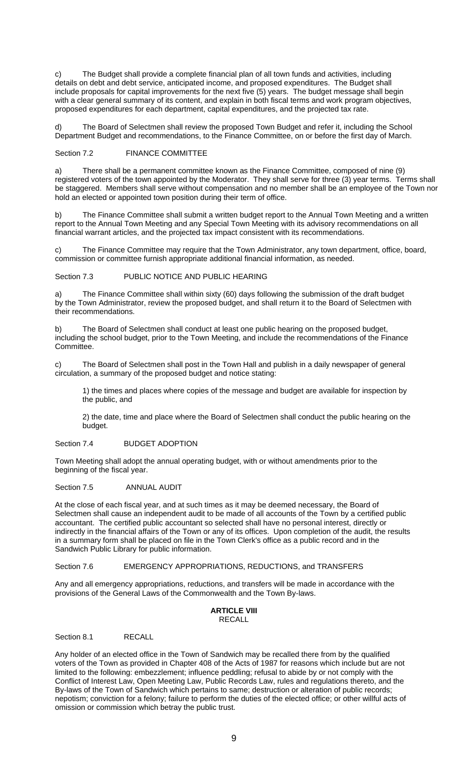c) The Budget shall provide a complete financial plan of all town funds and activities, including details on debt and debt service, anticipated income, and proposed expenditures. The Budget shall include proposals for capital improvements for the next five (5) years. The budget message shall begin with a clear general summary of its content, and explain in both fiscal terms and work program objectives, proposed expenditures for each department, capital expenditures, and the projected tax rate.

d) The Board of Selectmen shall review the proposed Town Budget and refer it, including the School Department Budget and recommendations, to the Finance Committee, on or before the first day of March.

Section 7.2 FINANCE COMMITTEE

a) There shall be a permanent committee known as the Finance Committee, composed of nine (9) registered voters of the town appointed by the Moderator. They shall serve for three (3) year terms. Terms shall be staggered. Members shall serve without compensation and no member shall be an employee of the Town nor hold an elected or appointed town position during their term of office.

b) The Finance Committee shall submit a written budget report to the Annual Town Meeting and a written report to the Annual Town Meeting and any Special Town Meeting with its advisory recommendations on all financial warrant articles, and the projected tax impact consistent with its recommendations.

c) The Finance Committee may require that the Town Administrator, any town department, office, board, commission or committee furnish appropriate additional financial information, as needed.

Section 7.3 PUBLIC NOTICE AND PUBLIC HEARING

a) The Finance Committee shall within sixty (60) days following the submission of the draft budget by the Town Administrator, review the proposed budget, and shall return it to the Board of Selectmen with their recommendations.

b) The Board of Selectmen shall conduct at least one public hearing on the proposed budget, including the school budget, prior to the Town Meeting, and include the recommendations of the Finance Committee.

c) The Board of Selectmen shall post in the Town Hall and publish in a daily newspaper of general circulation, a summary of the proposed budget and notice stating:

1) the times and places where copies of the message and budget are available for inspection by the public, and

2) the date, time and place where the Board of Selectmen shall conduct the public hearing on the budget.

Section 7.4 BUDGET ADOPTION

Town Meeting shall adopt the annual operating budget, with or without amendments prior to the beginning of the fiscal year.

Section 7.5 ANNUAL AUDIT

At the close of each fiscal year, and at such times as it may be deemed necessary, the Board of Selectmen shall cause an independent audit to be made of all accounts of the Town by a certified public accountant. The certified public accountant so selected shall have no personal interest, directly or indirectly in the financial affairs of the Town or any of its offices. Upon completion of the audit, the results in a summary form shall be placed on file in the Town Clerk's office as a public record and in the Sandwich Public Library for public information.

Section 7.6 EMERGENCY APPROPRIATIONS, REDUCTIONS, and TRANSFERS

Any and all emergency appropriations, reductions, and transfers will be made in accordance with the provisions of the General Laws of the Commonwealth and the Town By-laws.

## ARTICLE VIII
RECALL

Section 8.1 RECALL

Any holder of an elected office in the Town of Sandwich may be recalled there from by the qualified voters of the Town as provided in Chapter 408 of the Acts of 1987 for reasons which include but are not limited to the following: embezzlement; influence peddling; refusal to abide by or not comply with the Conflict of Interest Law, Open Meeting Law, Public Records Law, rules and regulations thereto, and the By-laws of the Town of Sandwich which pertains to same; destruction or alteration of public records; nepotism; conviction for a felony; failure to perform the duties of the elected office; or other willful acts of omission or commission which betray the public trust.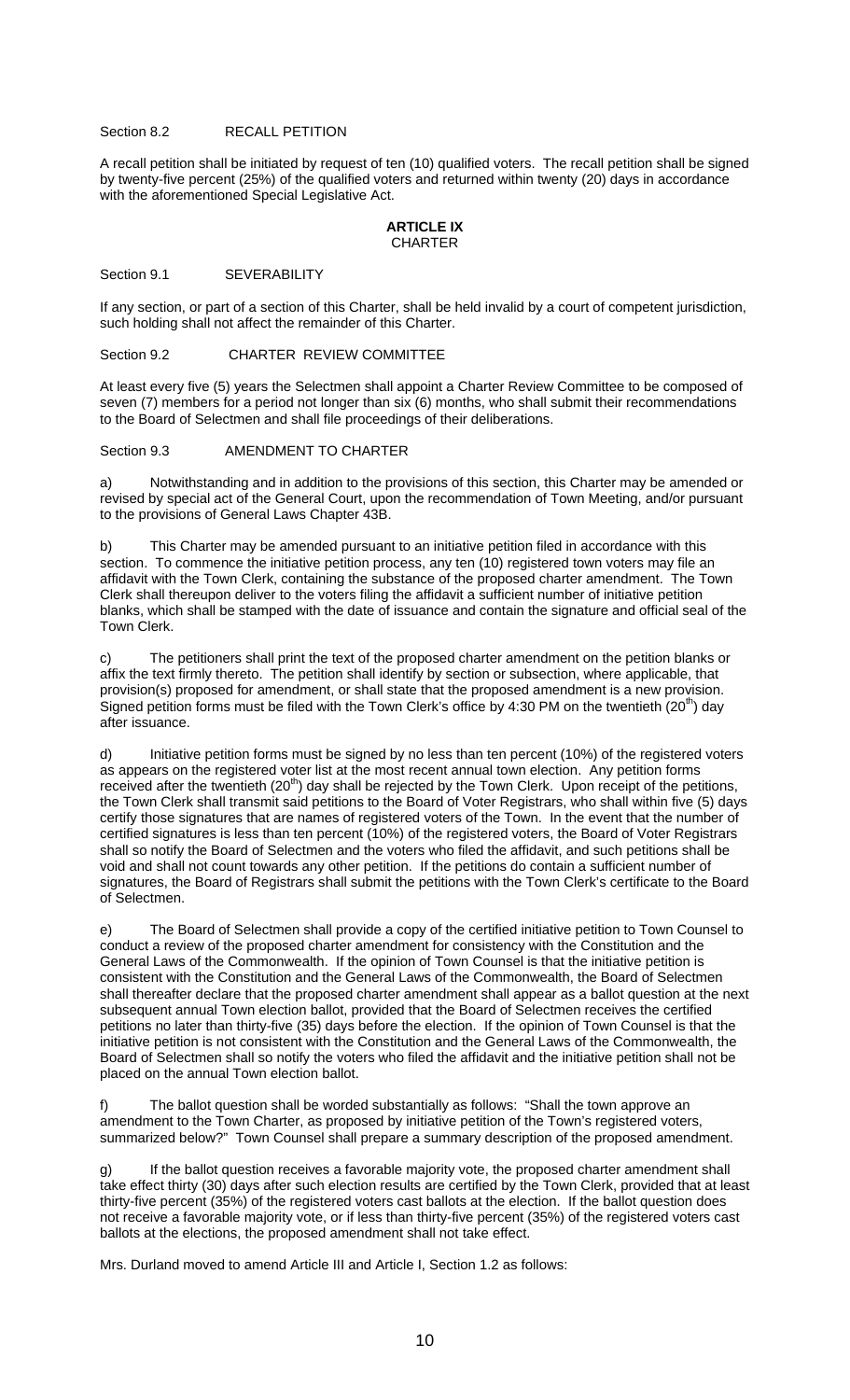Section 8.2 RECALL PETITION

A recall petition shall be initiated by request of ten (10) qualified voters. The recall petition shall be signed by twenty-five percent (25%) of the qualified voters and returned within twenty (20) days in accordance with the aforementioned Special Legislative Act.

## ARTICLE IX
CHARTER

Section 9.1 SEVERABILITY

If any section, or part of a section of this Charter, shall be held invalid by a court of competent jurisdiction, such holding shall not affect the remainder of this Charter.

Section 9.2 CHARTER REVIEW COMMITTEE

At least every five (5) years the Selectmen shall appoint a Charter Review Committee to be composed of seven (7) members for a period not longer than six (6) months, who shall submit their recommendations to the Board of Selectmen and shall file proceedings of their deliberations.

Section 9.3 AMENDMENT TO CHARTER

a) Notwithstanding and in addition to the provisions of this section, this Charter may be amended or revised by special act of the General Court, upon the recommendation of Town Meeting, and/or pursuant to the provisions of General Laws Chapter 43B.

b) This Charter may be amended pursuant to an initiative petition filed in accordance with this section. To commence the initiative petition process, any ten (10) registered town voters may file an affidavit with the Town Clerk, containing the substance of the proposed charter amendment. The Town Clerk shall thereupon deliver to the voters filing the affidavit a sufficient number of initiative petition blanks, which shall be stamped with the date of issuance and contain the signature and official seal of the Town Clerk.

c) The petitioners shall print the text of the proposed charter amendment on the petition blanks or affix the text firmly thereto. The petition shall identify by section or subsection, where applicable, that provision(s) proposed for amendment, or shall state that the proposed amendment is a new provision. Signed petition forms must be filed with the Town Clerk's office by 4:30 PM on the twentieth (20th) day after issuance.

d) Initiative petition forms must be signed by no less than ten percent (10%) of the registered voters as appears on the registered voter list at the most recent annual town election. Any petition forms received after the twentieth (20th) day shall be rejected by the Town Clerk. Upon receipt of the petitions, the Town Clerk shall transmit said petitions to the Board of Voter Registrars, who shall within five (5) days certify those signatures that are names of registered voters of the Town. In the event that the number of certified signatures is less than ten percent (10%) of the registered voters, the Board of Voter Registrars shall so notify the Board of Selectmen and the voters who filed the affidavit, and such petitions shall be void and shall not count towards any other petition. If the petitions do contain a sufficient number of signatures, the Board of Registrars shall submit the petitions with the Town Clerk's certificate to the Board of Selectmen.

e) The Board of Selectmen shall provide a copy of the certified initiative petition to Town Counsel to conduct a review of the proposed charter amendment for consistency with the Constitution and the General Laws of the Commonwealth. If the opinion of Town Counsel is that the initiative petition is consistent with the Constitution and the General Laws of the Commonwealth, the Board of Selectmen shall thereafter declare that the proposed charter amendment shall appear as a ballot question at the next subsequent annual Town election ballot, provided that the Board of Selectmen receives the certified petitions no later than thirty-five (35) days before the election. If the opinion of Town Counsel is that the initiative petition is not consistent with the Constitution and the General Laws of the Commonwealth, the Board of Selectmen shall so notify the voters who filed the affidavit and the initiative petition shall not be placed on the annual Town election ballot.

f) The ballot question shall be worded substantially as follows: "Shall the town approve an amendment to the Town Charter, as proposed by initiative petition of the Town's registered voters, summarized below?" Town Counsel shall prepare a summary description of the proposed amendment.

g) If the ballot question receives a favorable majority vote, the proposed charter amendment shall take effect thirty (30) days after such election results are certified by the Town Clerk, provided that at least thirty-five percent (35%) of the registered voters cast ballots at the election. If the ballot question does not receive a favorable majority vote, or if less than thirty-five percent (35%) of the registered voters cast ballots at the elections, the proposed amendment shall not take effect.

Mrs. Durland moved to amend Article III and Article I, Section 1.2 as follows: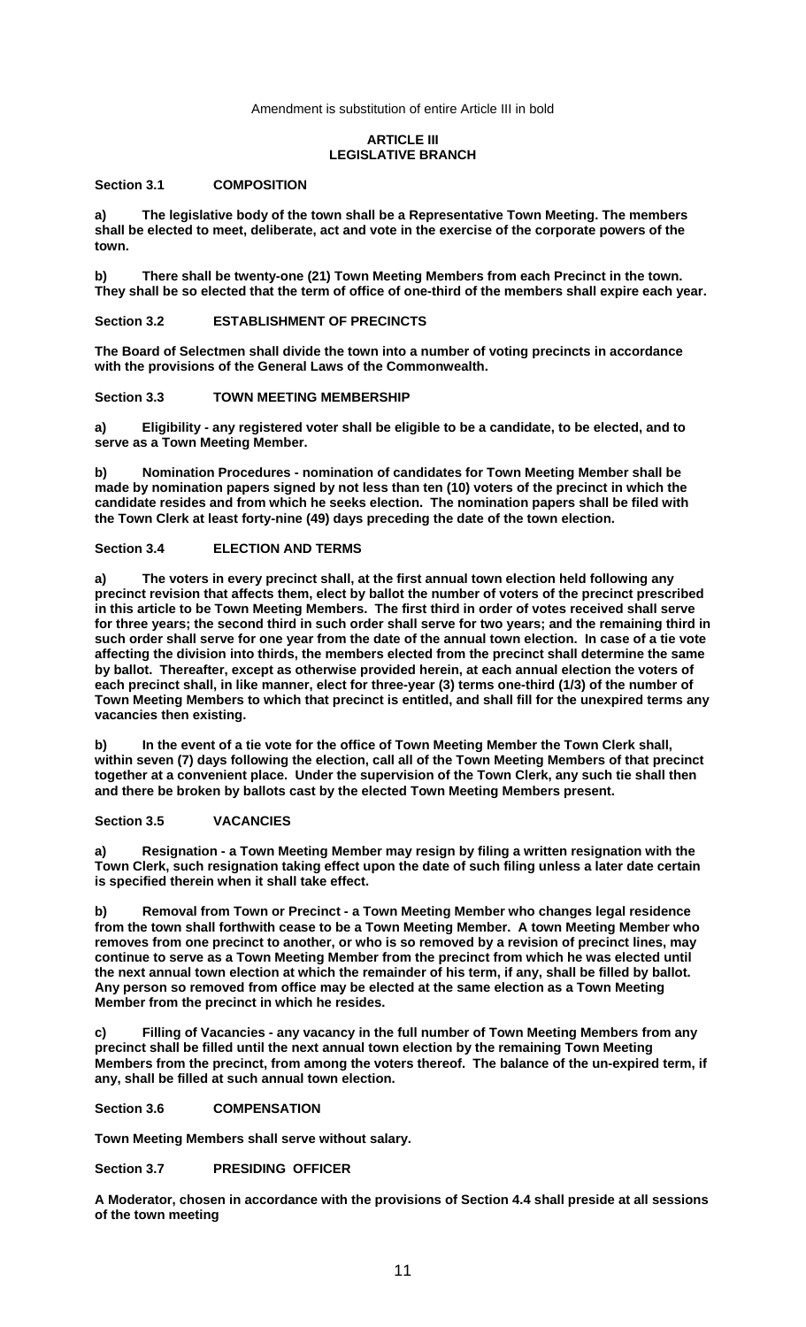Amendment is substitution of entire Article III in bold

# ARTICLE III
# LEGISLATIVE BRANCH

**Section 3.1 COMPOSITION**

**a) The legislative body of the town shall be a Representative Town Meeting. The members shall be elected to meet, deliberate, act and vote in the exercise of the corporate powers of the town.**

**b) There shall be twenty-one (21) Town Meeting Members from each Precinct in the town. They shall be so elected that the term of office of one-third of the members shall expire each year.**

**Section 3.2 ESTABLISHMENT OF PRECINCTS**

**The Board of Selectmen shall divide the town into a number of voting precincts in accordance with the provisions of the General Laws of the Commonwealth.**

**Section 3.3 TOWN MEETING MEMBERSHIP**

**a) Eligibility - any registered voter shall be eligible to be a candidate, to be elected, and to serve as a Town Meeting Member.**

**b) Nomination Procedures - nomination of candidates for Town Meeting Member shall be made by nomination papers signed by not less than ten (10) voters of the precinct in which the candidate resides and from which he seeks election. The nomination papers shall be filed with the Town Clerk at least forty-nine (49) days preceding the date of the town election.**

**Section 3.4 ELECTION AND TERMS**

**a) The voters in every precinct shall, at the first annual town election held following any precinct revision that affects them, elect by ballot the number of voters of the precinct prescribed in this article to be Town Meeting Members. The first third in order of votes received shall serve for three years; the second third in such order shall serve for two years; and the remaining third in such order shall serve for one year from the date of the annual town election. In case of a tie vote affecting the division into thirds, the members elected from the precinct shall determine the same by ballot. Thereafter, except as otherwise provided herein, at each annual election the voters of each precinct shall, in like manner, elect for three-year (3) terms one-third (1/3) of the number of Town Meeting Members to which that precinct is entitled, and shall fill for the unexpired terms any vacancies then existing.**

**b) In the event of a tie vote for the office of Town Meeting Member the Town Clerk shall, within seven (7) days following the election, call all of the Town Meeting Members of that precinct together at a convenient place. Under the supervision of the Town Clerk, any such tie shall then and there be broken by ballots cast by the elected Town Meeting Members present.**

**Section 3.5 VACANCIES**

**a) Resignation - a Town Meeting Member may resign by filing a written resignation with the Town Clerk, such resignation taking effect upon the date of such filing unless a later date certain is specified therein when it shall take effect.**

**b) Removal from Town or Precinct - a Town Meeting Member who changes legal residence from the town shall forthwith cease to be a Town Meeting Member. A town Meeting Member who removes from one precinct to another, or who is so removed by a revision of precinct lines, may continue to serve as a Town Meeting Member from the precinct from which he was elected until the next annual town election at which the remainder of his term, if any, shall be filled by ballot. Any person so removed from office may be elected at the same election as a Town Meeting Member from the precinct in which he resides.**

**c) Filling of Vacancies - any vacancy in the full number of Town Meeting Members from any precinct shall be filled until the next annual town election by the remaining Town Meeting Members from the precinct, from among the voters thereof. The balance of the un-expired term, if any, shall be filled at such annual town election.**

**Section 3.6 COMPENSATION**

**Town Meeting Members shall serve without salary.**

**Section 3.7 PRESIDING OFFICER**

**A Moderator, chosen in accordance with the provisions of Section 4.4 shall preside at all sessions of the town meeting**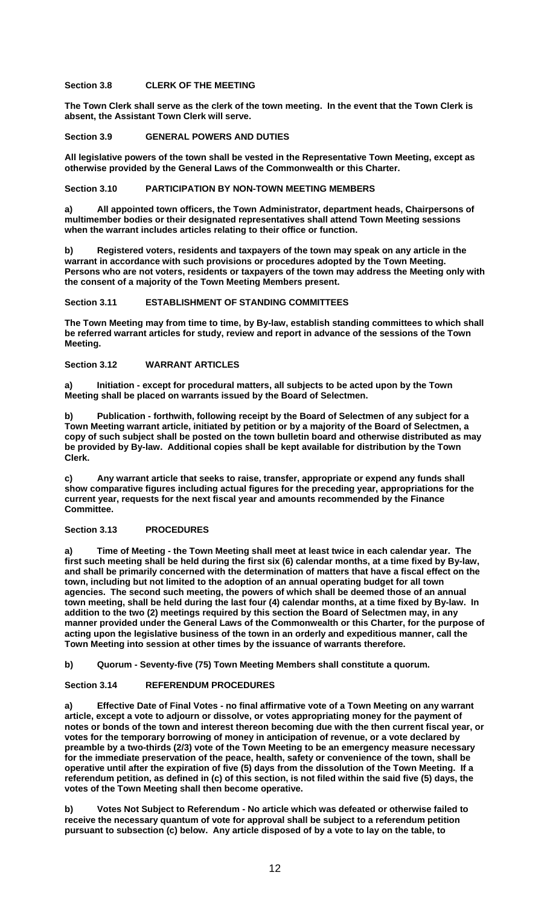**Section 3.8 CLERK OF THE MEETING**

**The Town Clerk shall serve as the clerk of the town meeting. In the event that the Town Clerk is absent, the Assistant Town Clerk will serve.**

**Section 3.9 GENERAL POWERS AND DUTIES**

**All legislative powers of the town shall be vested in the Representative Town Meeting, except as otherwise provided by the General Laws of the Commonwealth or this Charter.**

**Section 3.10 PARTICIPATION BY NON-TOWN MEETING MEMBERS**

**a) All appointed town officers, the Town Administrator, department heads, Chairpersons of multimember bodies or their designated representatives shall attend Town Meeting sessions when the warrant includes articles relating to their office or function.**

**b) Registered voters, residents and taxpayers of the town may speak on any article in the warrant in accordance with such provisions or procedures adopted by the Town Meeting. Persons who are not voters, residents or taxpayers of the town may address the Meeting only with the consent of a majority of the Town Meeting Members present.**

**Section 3.11 ESTABLISHMENT OF STANDING COMMITTEES**

**The Town Meeting may from time to time, by By-law, establish standing committees to which shall be referred warrant articles for study, review and report in advance of the sessions of the Town Meeting.**

**Section 3.12 WARRANT ARTICLES**

**a) Initiation - except for procedural matters, all subjects to be acted upon by the Town Meeting shall be placed on warrants issued by the Board of Selectmen.**

**b) Publication - forthwith, following receipt by the Board of Selectmen of any subject for a Town Meeting warrant article, initiated by petition or by a majority of the Board of Selectmen, a copy of such subject shall be posted on the town bulletin board and otherwise distributed as may be provided by By-law. Additional copies shall be kept available for distribution by the Town Clerk.**

**c) Any warrant article that seeks to raise, transfer, appropriate or expend any funds shall show comparative figures including actual figures for the preceding year, appropriations for the current year, requests for the next fiscal year and amounts recommended by the Finance Committee.**

**Section 3.13 PROCEDURES**

**a) Time of Meeting - the Town Meeting shall meet at least twice in each calendar year. The first such meeting shall be held during the first six (6) calendar months, at a time fixed by By-law, and shall be primarily concerned with the determination of matters that have a fiscal effect on the town, including but not limited to the adoption of an annual operating budget for all town agencies. The second such meeting, the powers of which shall be deemed those of an annual town meeting, shall be held during the last four (4) calendar months, at a time fixed by By-law. In addition to the two (2) meetings required by this section the Board of Selectmen may, in any manner provided under the General Laws of the Commonwealth or this Charter, for the purpose of acting upon the legislative business of the town in an orderly and expeditious manner, call the Town Meeting into session at other times by the issuance of warrants therefore.**

**b) Quorum - Seventy-five (75) Town Meeting Members shall constitute a quorum.**

**Section 3.14 REFERENDUM PROCEDURES**

**a) Effective Date of Final Votes - no final affirmative vote of a Town Meeting on any warrant article, except a vote to adjourn or dissolve, or votes appropriating money for the payment of notes or bonds of the town and interest thereon becoming due with the then current fiscal year, or votes for the temporary borrowing of money in anticipation of revenue, or a vote declared by preamble by a two-thirds (2/3) vote of the Town Meeting to be an emergency measure necessary for the immediate preservation of the peace, health, safety or convenience of the town, shall be operative until after the expiration of five (5) days from the dissolution of the Town Meeting. If a referendum petition, as defined in (c) of this section, is not filed within the said five (5) days, the votes of the Town Meeting shall then become operative.**

**b) Votes Not Subject to Referendum - No article which was defeated or otherwise failed to receive the necessary quantum of vote for approval shall be subject to a referendum petition pursuant to subsection (c) below. Any article disposed of by a vote to lay on the table, to**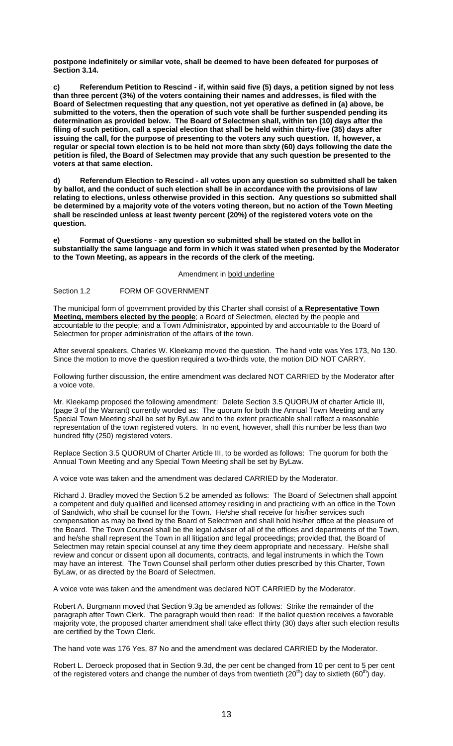**postpone indefinitely or similar vote, shall be deemed to have been defeated for purposes of Section 3.14.**

**c) Referendum Petition to Rescind - if, within said five (5) days, a petition signed by not less than three percent (3%) of the voters containing their names and addresses, is filed with the Board of Selectmen requesting that any question, not yet operative as defined in (a) above, be submitted to the voters, then the operation of such vote shall be further suspended pending its determination as provided below. The Board of Selectmen shall, within ten (10) days after the filing of such petition, call a special election that shall be held within thirty-five (35) days after issuing the call, for the purpose of presenting to the voters any such question. If, however, a regular or special town election is to be held not more than sixty (60) days following the date the petition is filed, the Board of Selectmen may provide that any such question be presented to the voters at that same election.**

**d) Referendum Election to Rescind - all votes upon any question so submitted shall be taken by ballot, and the conduct of such election shall be in accordance with the provisions of law relating to elections, unless otherwise provided in this section. Any questions so submitted shall be determined by a majority vote of the voters voting thereon, but no action of the Town Meeting shall be rescinded unless at least twenty percent (20%) of the registered voters vote on the question.**

**e) Format of Questions - any question so submitted shall be stated on the ballot in substantially the same language and form in which it was stated when presented by the Moderator to the Town Meeting, as appears in the records of the clerk of the meeting.**

Amendment in **bold underline**

Section 1.2 FORM OF GOVERNMENT

The municipal form of government provided by this Charter shall consist of **a Representative Town Meeting, members elected by the people**; a Board of Selectmen, elected by the people and accountable to the people; and a Town Administrator, appointed by and accountable to the Board of Selectmen for proper administration of the affairs of the town.

After several speakers, Charles W. Kleekamp moved the question. The hand vote was Yes 173, No 130. Since the motion to move the question required a two-thirds vote, the motion DID NOT CARRY.

Following further discussion, the entire amendment was declared NOT CARRIED by the Moderator after a voice vote.

Mr. Kleekamp proposed the following amendment: Delete Section 3.5 QUORUM of charter Article III, (page 3 of the Warrant) currently worded as: The quorum for both the Annual Town Meeting and any Special Town Meeting shall be set by ByLaw and to the extent practicable shall reflect a reasonable representation of the town registered voters. In no event, however, shall this number be less than two hundred fifty (250) registered voters.

Replace Section 3.5 QUORUM of Charter Article III, to be worded as follows: The quorum for both the Annual Town Meeting and any Special Town Meeting shall be set by ByLaw.

A voice vote was taken and the amendment was declared CARRIED by the Moderator.

Richard J. Bradley moved the Section 5.2 be amended as follows: The Board of Selectmen shall appoint a competent and duly qualified and licensed attorney residing in and practicing with an office in the Town of Sandwich, who shall be counsel for the Town. He/she shall receive for his/her services such compensation as may be fixed by the Board of Selectmen and shall hold his/her office at the pleasure of the Board. The Town Counsel shall be the legal adviser of all of the offices and departments of the Town, and he/she shall represent the Town in all litigation and legal proceedings; provided that, the Board of Selectmen may retain special counsel at any time they deem appropriate and necessary. He/she shall review and concur or dissent upon all documents, contracts, and legal instruments in which the Town may have an interest. The Town Counsel shall perform other duties prescribed by this Charter, Town ByLaw, or as directed by the Board of Selectmen.

A voice vote was taken and the amendment was declared NOT CARRIED by the Moderator.

Robert A. Burgmann moved that Section 9.3g be amended as follows: Strike the remainder of the paragraph after Town Clerk. The paragraph would then read: If the ballot question receives a favorable majority vote, the proposed charter amendment shall take effect thirty (30) days after such election results are certified by the Town Clerk.

The hand vote was 176 Yes, 87 No and the amendment was declared CARRIED by the Moderator.

Robert L. Deroeck proposed that in Section 9.3d, the per cent be changed from 10 per cent to 5 per cent of the registered voters and change the number of days from twentieth (20th) day to sixtieth (60th) day.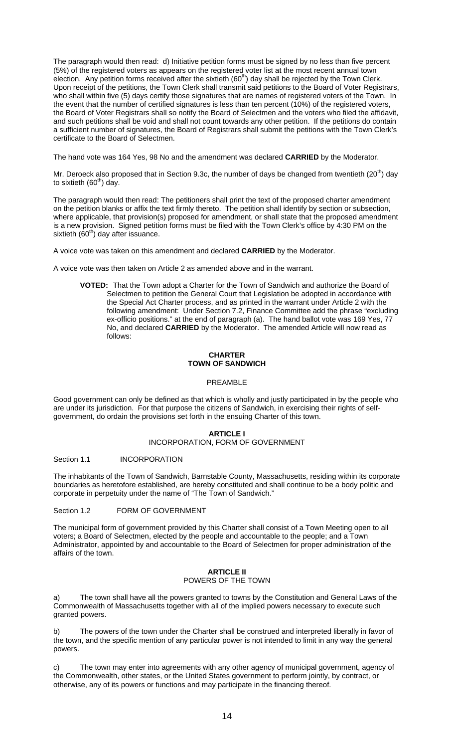The paragraph would then read: d) Initiative petition forms must be signed by no less than five percent (5%) of the registered voters as appears on the registered voter list at the most recent annual town election. Any petition forms received after the sixtieth (60th) day shall be rejected by the Town Clerk. Upon receipt of the petitions, the Town Clerk shall transmit said petitions to the Board of Voter Registrars, who shall within five (5) days certify those signatures that are names of registered voters of the Town. In the event that the number of certified signatures is less than ten percent (10%) of the registered voters, the Board of Voter Registrars shall so notify the Board of Selectmen and the voters who filed the affidavit, and such petitions shall be void and shall not count towards any other petition. If the petitions do contain a sufficient number of signatures, the Board of Registrars shall submit the petitions with the Town Clerk's certificate to the Board of Selectmen.

The hand vote was 164 Yes, 98 No and the amendment was declared **CARRIED** by the Moderator.

Mr. Deroeck also proposed that in Section 9.3c, the number of days be changed from twentieth (20th) day to sixtieth (60th) day.

The paragraph would then read: The petitioners shall print the text of the proposed charter amendment on the petition blanks or affix the text firmly thereto. The petition shall identify by section or subsection, where applicable, that provision(s) proposed for amendment, or shall state that the proposed amendment is a new provision. Signed petition forms must be filed with the Town Clerk's office by 4:30 PM on the sixtieth (60th) day after issuance.

A voice vote was taken on this amendment and declared **CARRIED** by the Moderator.

A voice vote was then taken on Article 2 as amended above and in the warrant.

> **VOTED:** That the Town adopt a Charter for the Town of Sandwich and authorize the Board of Selectmen to petition the General Court that Legislation be adopted in accordance with the Special Act Charter process, and as printed in the warrant under Article 2 with the following amendment: Under Section 7.2, Finance Committee add the phrase "excluding ex-officio positions." at the end of paragraph (a). The hand ballot vote was 169 Yes, 77 No, and declared **CARRIED** by the Moderator. The amended Article will now read as follows:

# CHARTER
# TOWN OF SANDWICH

## PREAMBLE

Good government can only be defined as that which is wholly and justly participated in by the people who are under its jurisdiction. For that purpose the citizens of Sandwich, in exercising their rights of self-government, do ordain the provisions set forth in the ensuing Charter of this town.

## ARTICLE I
## INCORPORATION, FORM OF GOVERNMENT

### Section 1.1 INCORPORATION

The inhabitants of the Town of Sandwich, Barnstable County, Massachusetts, residing within its corporate boundaries as heretofore established, are hereby constituted and shall continue to be a body politic and corporate in perpetuity under the name of "The Town of Sandwich."

### Section 1.2 FORM OF GOVERNMENT

The municipal form of government provided by this Charter shall consist of a Town Meeting open to all voters; a Board of Selectmen, elected by the people and accountable to the people; and a Town Administrator, appointed by and accountable to the Board of Selectmen for proper administration of the affairs of the town.

## ARTICLE II
## POWERS OF THE TOWN

a) The town shall have all the powers granted to towns by the Constitution and General Laws of the Commonwealth of Massachusetts together with all of the implied powers necessary to execute such granted powers.

b) The powers of the town under the Charter shall be construed and interpreted liberally in favor of the town, and the specific mention of any particular power is not intended to limit in any way the general powers.

c) The town may enter into agreements with any other agency of municipal government, agency of the Commonwealth, other states, or the United States government to perform jointly, by contract, or otherwise, any of its powers or functions and may participate in the financing thereof.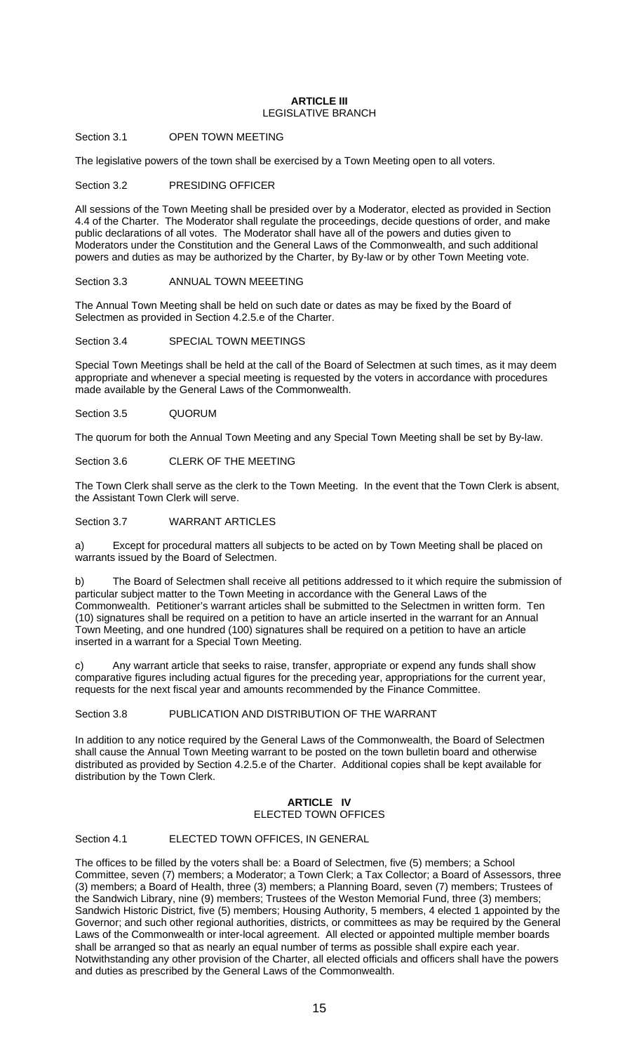## ARTICLE III
### LEGISLATIVE BRANCH

Section 3.1 OPEN TOWN MEETING

The legislative powers of the town shall be exercised by a Town Meeting open to all voters.

Section 3.2 PRESIDING OFFICER

All sessions of the Town Meeting shall be presided over by a Moderator, elected as provided in Section 4.4 of the Charter. The Moderator shall regulate the proceedings, decide questions of order, and make public declarations of all votes. The Moderator shall have all of the powers and duties given to Moderators under the Constitution and the General Laws of the Commonwealth, and such additional powers and duties as may be authorized by the Charter, by By-law or by other Town Meeting vote.

Section 3.3 ANNUAL TOWN MEEETING

The Annual Town Meeting shall be held on such date or dates as may be fixed by the Board of Selectmen as provided in Section 4.2.5.e of the Charter.

Section 3.4 SPECIAL TOWN MEETINGS

Special Town Meetings shall be held at the call of the Board of Selectmen at such times, as it may deem appropriate and whenever a special meeting is requested by the voters in accordance with procedures made available by the General Laws of the Commonwealth.

Section 3.5 QUORUM

The quorum for both the Annual Town Meeting and any Special Town Meeting shall be set by By-law.

Section 3.6 CLERK OF THE MEETING

The Town Clerk shall serve as the clerk to the Town Meeting. In the event that the Town Clerk is absent, the Assistant Town Clerk will serve.

Section 3.7 WARRANT ARTICLES

a) Except for procedural matters all subjects to be acted on by Town Meeting shall be placed on warrants issued by the Board of Selectmen.

b) The Board of Selectmen shall receive all petitions addressed to it which require the submission of particular subject matter to the Town Meeting in accordance with the General Laws of the Commonwealth. Petitioner's warrant articles shall be submitted to the Selectmen in written form. Ten (10) signatures shall be required on a petition to have an article inserted in the warrant for an Annual Town Meeting, and one hundred (100) signatures shall be required on a petition to have an article inserted in a warrant for a Special Town Meeting.

c) Any warrant article that seeks to raise, transfer, appropriate or expend any funds shall show comparative figures including actual figures for the preceding year, appropriations for the current year, requests for the next fiscal year and amounts recommended by the Finance Committee.

Section 3.8 PUBLICATION AND DISTRIBUTION OF THE WARRANT

In addition to any notice required by the General Laws of the Commonwealth, the Board of Selectmen shall cause the Annual Town Meeting warrant to be posted on the town bulletin board and otherwise distributed as provided by Section 4.2.5.e of the Charter. Additional copies shall be kept available for distribution by the Town Clerk.

## ARTICLE IV
### ELECTED TOWN OFFICES

Section 4.1 ELECTED TOWN OFFICES, IN GENERAL

The offices to be filled by the voters shall be: a Board of Selectmen, five (5) members; a School Committee, seven (7) members; a Moderator; a Town Clerk; a Tax Collector; a Board of Assessors, three (3) members; a Board of Health, three (3) members; a Planning Board, seven (7) members; Trustees of the Sandwich Library, nine (9) members; Trustees of the Weston Memorial Fund, three (3) members; Sandwich Historic District, five (5) members; Housing Authority, 5 members, 4 elected 1 appointed by the Governor; and such other regional authorities, districts, or committees as may be required by the General Laws of the Commonwealth or inter-local agreement. All elected or appointed multiple member boards shall be arranged so that as nearly an equal number of terms as possible shall expire each year. Notwithstanding any other provision of the Charter, all elected officials and officers shall have the powers and duties as prescribed by the General Laws of the Commonwealth.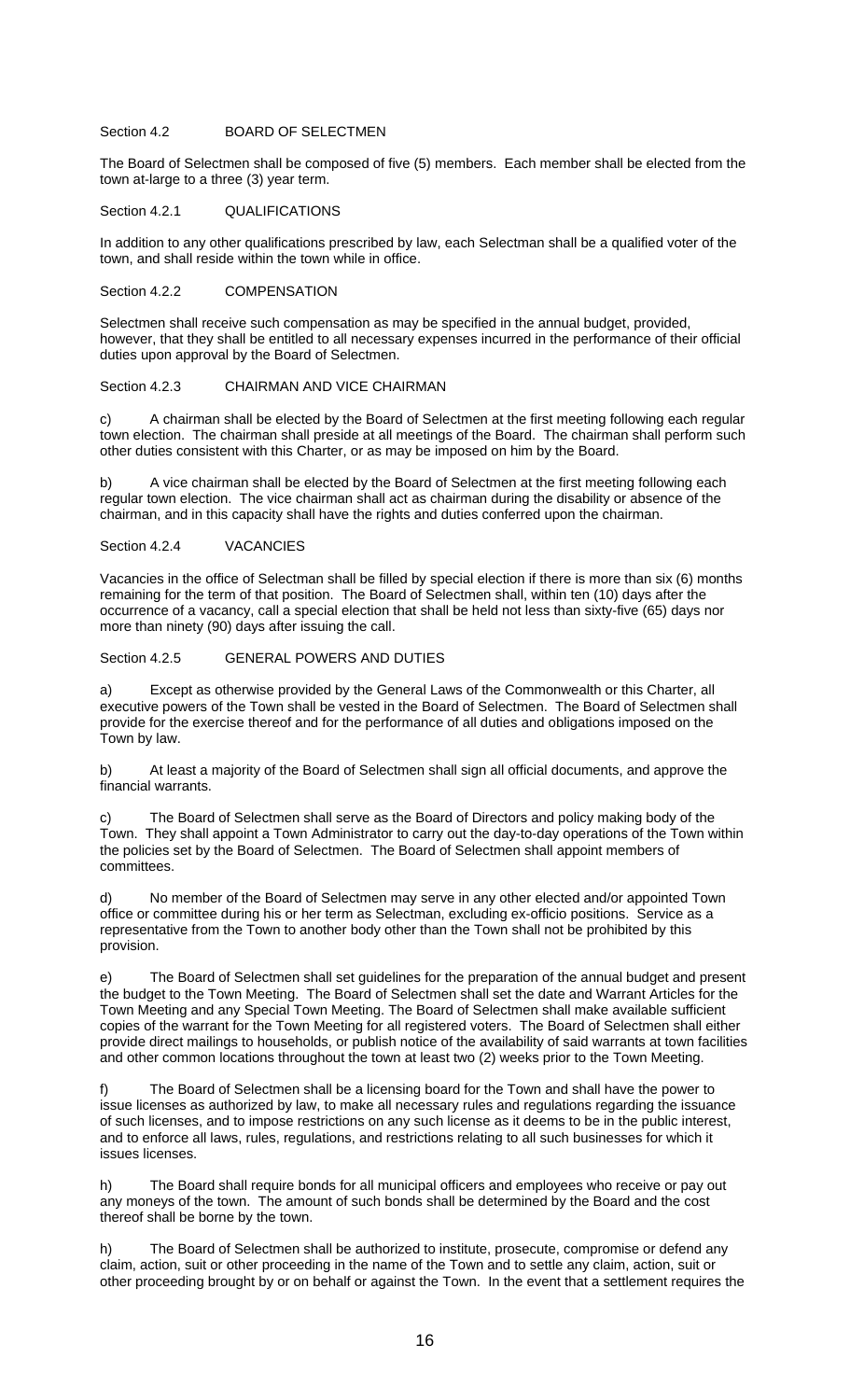## Section 4.2 BOARD OF SELECTMEN

The Board of Selectmen shall be composed of five (5) members. Each member shall be elected from the town at-large to a three (3) year term.

### Section 4.2.1 QUALIFICATIONS

In addition to any other qualifications prescribed by law, each Selectman shall be a qualified voter of the town, and shall reside within the town while in office.

### Section 4.2.2 COMPENSATION

Selectmen shall receive such compensation as may be specified in the annual budget, provided, however, that they shall be entitled to all necessary expenses incurred in the performance of their official duties upon approval by the Board of Selectmen.

### Section 4.2.3 CHAIRMAN AND VICE CHAIRMAN

c) A chairman shall be elected by the Board of Selectmen at the first meeting following each regular town election. The chairman shall preside at all meetings of the Board. The chairman shall perform such other duties consistent with this Charter, or as may be imposed on him by the Board.

b) A vice chairman shall be elected by the Board of Selectmen at the first meeting following each regular town election. The vice chairman shall act as chairman during the disability or absence of the chairman, and in this capacity shall have the rights and duties conferred upon the chairman.

### Section 4.2.4 VACANCIES

Vacancies in the office of Selectman shall be filled by special election if there is more than six (6) months remaining for the term of that position. The Board of Selectmen shall, within ten (10) days after the occurrence of a vacancy, call a special election that shall be held not less than sixty-five (65) days nor more than ninety (90) days after issuing the call.

### Section 4.2.5 GENERAL POWERS AND DUTIES

a) Except as otherwise provided by the General Laws of the Commonwealth or this Charter, all executive powers of the Town shall be vested in the Board of Selectmen. The Board of Selectmen shall provide for the exercise thereof and for the performance of all duties and obligations imposed on the Town by law.

b) At least a majority of the Board of Selectmen shall sign all official documents, and approve the financial warrants.

c) The Board of Selectmen shall serve as the Board of Directors and policy making body of the Town. They shall appoint a Town Administrator to carry out the day-to-day operations of the Town within the policies set by the Board of Selectmen. The Board of Selectmen shall appoint members of committees.

d) No member of the Board of Selectmen may serve in any other elected and/or appointed Town office or committee during his or her term as Selectman, excluding ex-officio positions. Service as a representative from the Town to another body other than the Town shall not be prohibited by this provision.

e) The Board of Selectmen shall set guidelines for the preparation of the annual budget and present the budget to the Town Meeting. The Board of Selectmen shall set the date and Warrant Articles for the Town Meeting and any Special Town Meeting. The Board of Selectmen shall make available sufficient copies of the warrant for the Town Meeting for all registered voters. The Board of Selectmen shall either provide direct mailings to households, or publish notice of the availability of said warrants at town facilities and other common locations throughout the town at least two (2) weeks prior to the Town Meeting.

f) The Board of Selectmen shall be a licensing board for the Town and shall have the power to issue licenses as authorized by law, to make all necessary rules and regulations regarding the issuance of such licenses, and to impose restrictions on any such license as it deems to be in the public interest, and to enforce all laws, rules, regulations, and restrictions relating to all such businesses for which it issues licenses.

h) The Board shall require bonds for all municipal officers and employees who receive or pay out any moneys of the town. The amount of such bonds shall be determined by the Board and the cost thereof shall be borne by the town.

h) The Board of Selectmen shall be authorized to institute, prosecute, compromise or defend any claim, action, suit or other proceeding in the name of the Town and to settle any claim, action, suit or other proceeding brought by or on behalf or against the Town. In the event that a settlement requires the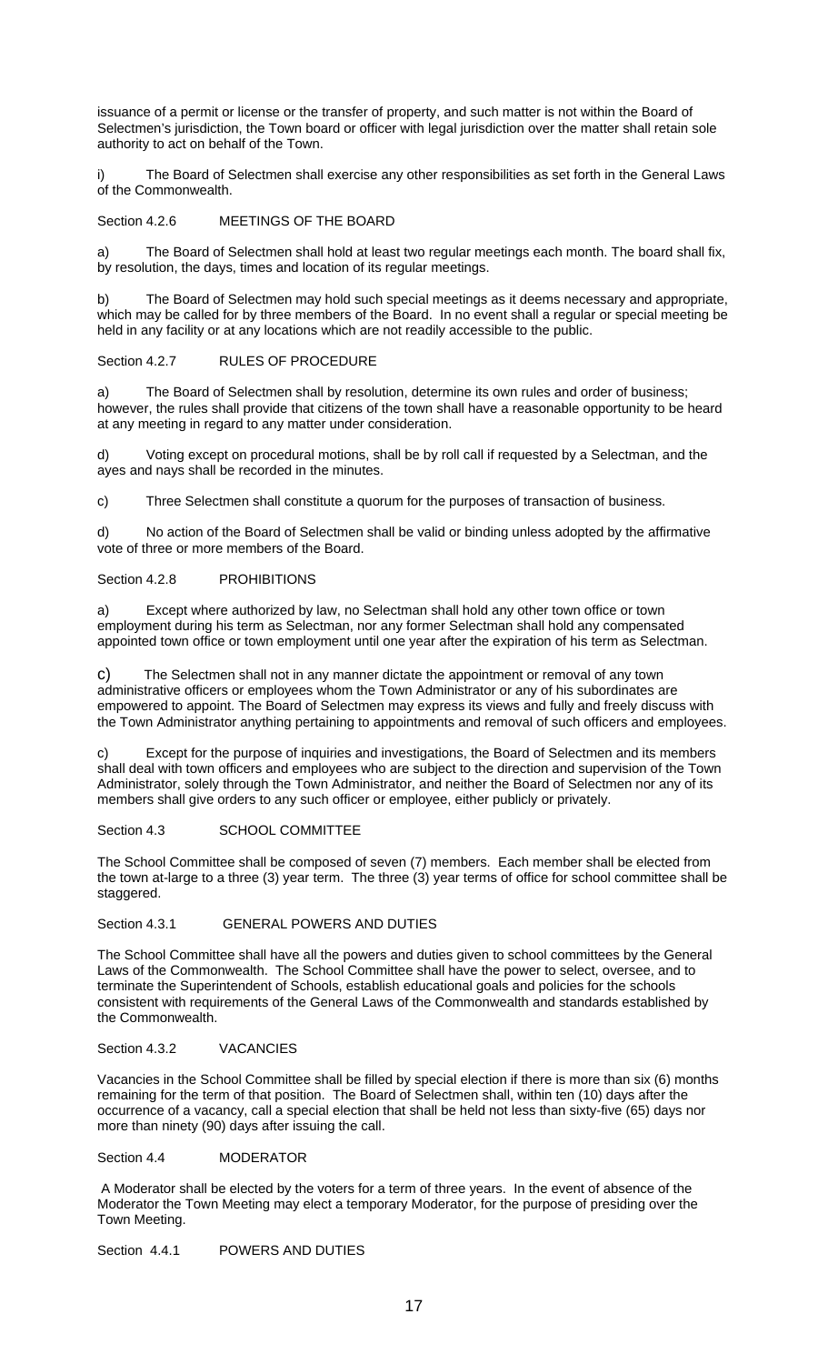issuance of a permit or license or the transfer of property, and such matter is not within the Board of Selectmen's jurisdiction, the Town board or officer with legal jurisdiction over the matter shall retain sole authority to act on behalf of the Town.

i) The Board of Selectmen shall exercise any other responsibilities as set forth in the General Laws of the Commonwealth.

Section 4.2.6 MEETINGS OF THE BOARD

a) The Board of Selectmen shall hold at least two regular meetings each month. The board shall fix, by resolution, the days, times and location of its regular meetings.

b) The Board of Selectmen may hold such special meetings as it deems necessary and appropriate, which may be called for by three members of the Board. In no event shall a regular or special meeting be held in any facility or at any locations which are not readily accessible to the public.

Section 4.2.7 RULES OF PROCEDURE

a) The Board of Selectmen shall by resolution, determine its own rules and order of business; however, the rules shall provide that citizens of the town shall have a reasonable opportunity to be heard at any meeting in regard to any matter under consideration.

d) Voting except on procedural motions, shall be by roll call if requested by a Selectman, and the ayes and nays shall be recorded in the minutes.

c) Three Selectmen shall constitute a quorum for the purposes of transaction of business.

d) No action of the Board of Selectmen shall be valid or binding unless adopted by the affirmative vote of three or more members of the Board.

Section 4.2.8 PROHIBITIONS

a) Except where authorized by law, no Selectman shall hold any other town office or town employment during his term as Selectman, nor any former Selectman shall hold any compensated appointed town office or town employment until one year after the expiration of his term as Selectman.

c) The Selectmen shall not in any manner dictate the appointment or removal of any town administrative officers or employees whom the Town Administrator or any of his subordinates are empowered to appoint. The Board of Selectmen may express its views and fully and freely discuss with the Town Administrator anything pertaining to appointments and removal of such officers and employees.

c) Except for the purpose of inquiries and investigations, the Board of Selectmen and its members shall deal with town officers and employees who are subject to the direction and supervision of the Town Administrator, solely through the Town Administrator, and neither the Board of Selectmen nor any of its members shall give orders to any such officer or employee, either publicly or privately.

Section 4.3 SCHOOL COMMITTEE

The School Committee shall be composed of seven (7) members. Each member shall be elected from the town at-large to a three (3) year term. The three (3) year terms of office for school committee shall be staggered.

Section 4.3.1 GENERAL POWERS AND DUTIES

The School Committee shall have all the powers and duties given to school committees by the General Laws of the Commonwealth. The School Committee shall have the power to select, oversee, and to terminate the Superintendent of Schools, establish educational goals and policies for the schools consistent with requirements of the General Laws of the Commonwealth and standards established by the Commonwealth.

Section 4.3.2 VACANCIES

Vacancies in the School Committee shall be filled by special election if there is more than six (6) months remaining for the term of that position. The Board of Selectmen shall, within ten (10) days after the occurrence of a vacancy, call a special election that shall be held not less than sixty-five (65) days nor more than ninety (90) days after issuing the call.

Section 4.4 MODERATOR

A Moderator shall be elected by the voters for a term of three years. In the event of absence of the Moderator the Town Meeting may elect a temporary Moderator, for the purpose of presiding over the Town Meeting.

Section 4.4.1 POWERS AND DUTIES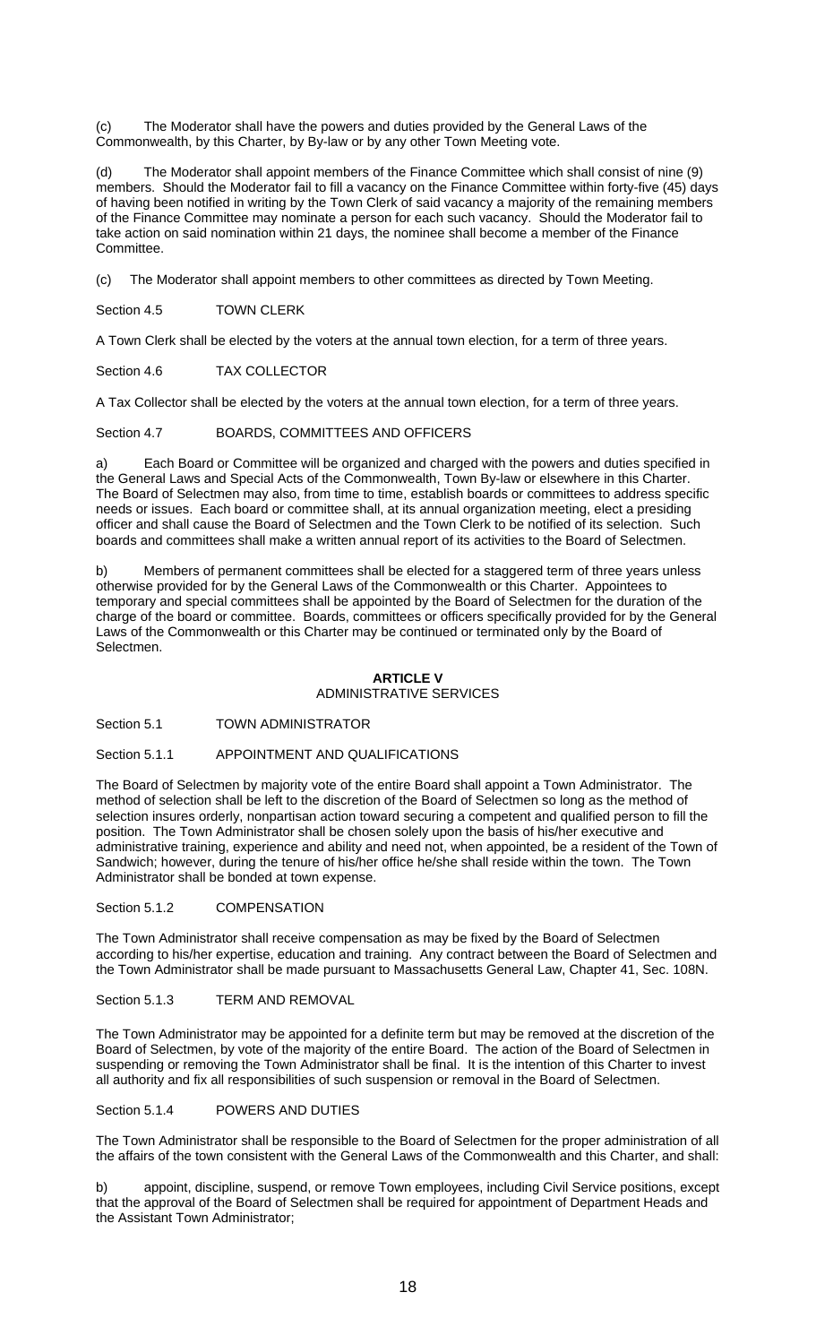(c) The Moderator shall have the powers and duties provided by the General Laws of the Commonwealth, by this Charter, by By-law or by any other Town Meeting vote.

(d) The Moderator shall appoint members of the Finance Committee which shall consist of nine (9) members. Should the Moderator fail to fill a vacancy on the Finance Committee within forty-five (45) days of having been notified in writing by the Town Clerk of said vacancy a majority of the remaining members of the Finance Committee may nominate a person for each such vacancy. Should the Moderator fail to take action on said nomination within 21 days, the nominee shall become a member of the Finance Committee.

(c) The Moderator shall appoint members to other committees as directed by Town Meeting.

Section 4.5 TOWN CLERK

A Town Clerk shall be elected by the voters at the annual town election, for a term of three years.

Section 4.6 TAX COLLECTOR

A Tax Collector shall be elected by the voters at the annual town election, for a term of three years.

Section 4.7 BOARDS, COMMITTEES AND OFFICERS

a) Each Board or Committee will be organized and charged with the powers and duties specified in the General Laws and Special Acts of the Commonwealth, Town By-law or elsewhere in this Charter. The Board of Selectmen may also, from time to time, establish boards or committees to address specific needs or issues. Each board or committee shall, at its annual organization meeting, elect a presiding officer and shall cause the Board of Selectmen and the Town Clerk to be notified of its selection. Such boards and committees shall make a written annual report of its activities to the Board of Selectmen.

b) Members of permanent committees shall be elected for a staggered term of three years unless otherwise provided for by the General Laws of the Commonwealth or this Charter. Appointees to temporary and special committees shall be appointed by the Board of Selectmen for the duration of the charge of the board or committee. Boards, committees or officers specifically provided for by the General Laws of the Commonwealth or this Charter may be continued or terminated only by the Board of Selectmen.

## ARTICLE V
ADMINISTRATIVE SERVICES

Section 5.1 TOWN ADMINISTRATOR

Section 5.1.1 APPOINTMENT AND QUALIFICATIONS

The Board of Selectmen by majority vote of the entire Board shall appoint a Town Administrator. The method of selection shall be left to the discretion of the Board of Selectmen so long as the method of selection insures orderly, nonpartisan action toward securing a competent and qualified person to fill the position. The Town Administrator shall be chosen solely upon the basis of his/her executive and administrative training, experience and ability and need not, when appointed, be a resident of the Town of Sandwich; however, during the tenure of his/her office he/she shall reside within the town. The Town Administrator shall be bonded at town expense.

Section 5.1.2 COMPENSATION

The Town Administrator shall receive compensation as may be fixed by the Board of Selectmen according to his/her expertise, education and training. Any contract between the Board of Selectmen and the Town Administrator shall be made pursuant to Massachusetts General Law, Chapter 41, Sec. 108N.

Section 5.1.3 TERM AND REMOVAL

The Town Administrator may be appointed for a definite term but may be removed at the discretion of the Board of Selectmen, by vote of the majority of the entire Board. The action of the Board of Selectmen in suspending or removing the Town Administrator shall be final. It is the intention of this Charter to invest all authority and fix all responsibilities of such suspension or removal in the Board of Selectmen.

Section 5.1.4 POWERS AND DUTIES

The Town Administrator shall be responsible to the Board of Selectmen for the proper administration of all the affairs of the town consistent with the General Laws of the Commonwealth and this Charter, and shall:

b) appoint, discipline, suspend, or remove Town employees, including Civil Service positions, except that the approval of the Board of Selectmen shall be required for appointment of Department Heads and the Assistant Town Administrator;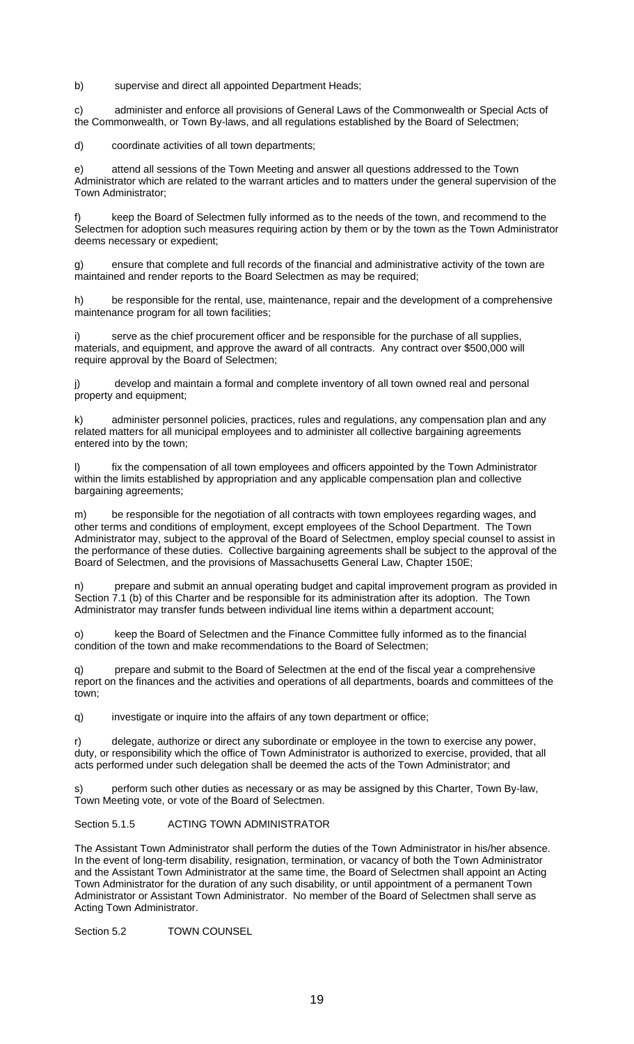b) supervise and direct all appointed Department Heads;

c) administer and enforce all provisions of General Laws of the Commonwealth or Special Acts of the Commonwealth, or Town By-laws, and all regulations established by the Board of Selectmen;

d) coordinate activities of all town departments;

e) attend all sessions of the Town Meeting and answer all questions addressed to the Town Administrator which are related to the warrant articles and to matters under the general supervision of the Town Administrator;

f) keep the Board of Selectmen fully informed as to the needs of the town, and recommend to the Selectmen for adoption such measures requiring action by them or by the town as the Town Administrator deems necessary or expedient;

g) ensure that complete and full records of the financial and administrative activity of the town are maintained and render reports to the Board Selectmen as may be required;

h) be responsible for the rental, use, maintenance, repair and the development of a comprehensive maintenance program for all town facilities;

i) serve as the chief procurement officer and be responsible for the purchase of all supplies, materials, and equipment, and approve the award of all contracts. Any contract over $500,000 will require approval by the Board of Selectmen;

j) develop and maintain a formal and complete inventory of all town owned real and personal property and equipment;

k) administer personnel policies, practices, rules and regulations, any compensation plan and any related matters for all municipal employees and to administer all collective bargaining agreements entered into by the town;

l) fix the compensation of all town employees and officers appointed by the Town Administrator within the limits established by appropriation and any applicable compensation plan and collective bargaining agreements;

m) be responsible for the negotiation of all contracts with town employees regarding wages, and other terms and conditions of employment, except employees of the School Department. The Town Administrator may, subject to the approval of the Board of Selectmen, employ special counsel to assist in the performance of these duties. Collective bargaining agreements shall be subject to the approval of the Board of Selectmen, and the provisions of Massachusetts General Law, Chapter 150E;

n) prepare and submit an annual operating budget and capital improvement program as provided in Section 7.1 (b) of this Charter and be responsible for its administration after its adoption. The Town Administrator may transfer funds between individual line items within a department account;

o) keep the Board of Selectmen and the Finance Committee fully informed as to the financial condition of the town and make recommendations to the Board of Selectmen;

q) prepare and submit to the Board of Selectmen at the end of the fiscal year a comprehensive report on the finances and the activities and operations of all departments, boards and committees of the town;

q) investigate or inquire into the affairs of any town department or office;

r) delegate, authorize or direct any subordinate or employee in the town to exercise any power, duty, or responsibility which the office of Town Administrator is authorized to exercise, provided, that all acts performed under such delegation shall be deemed the acts of the Town Administrator; and

s) perform such other duties as necessary or as may be assigned by this Charter, Town By-law, Town Meeting vote, or vote of the Board of Selectmen.

### Section 5.1.5 ACTING TOWN ADMINISTRATOR

The Assistant Town Administrator shall perform the duties of the Town Administrator in his/her absence. In the event of long-term disability, resignation, termination, or vacancy of both the Town Administrator and the Assistant Town Administrator at the same time, the Board of Selectmen shall appoint an Acting Town Administrator for the duration of any such disability, or until appointment of a permanent Town Administrator or Assistant Town Administrator. No member of the Board of Selectmen shall serve as Acting Town Administrator.

## Section 5.2 TOWN COUNSEL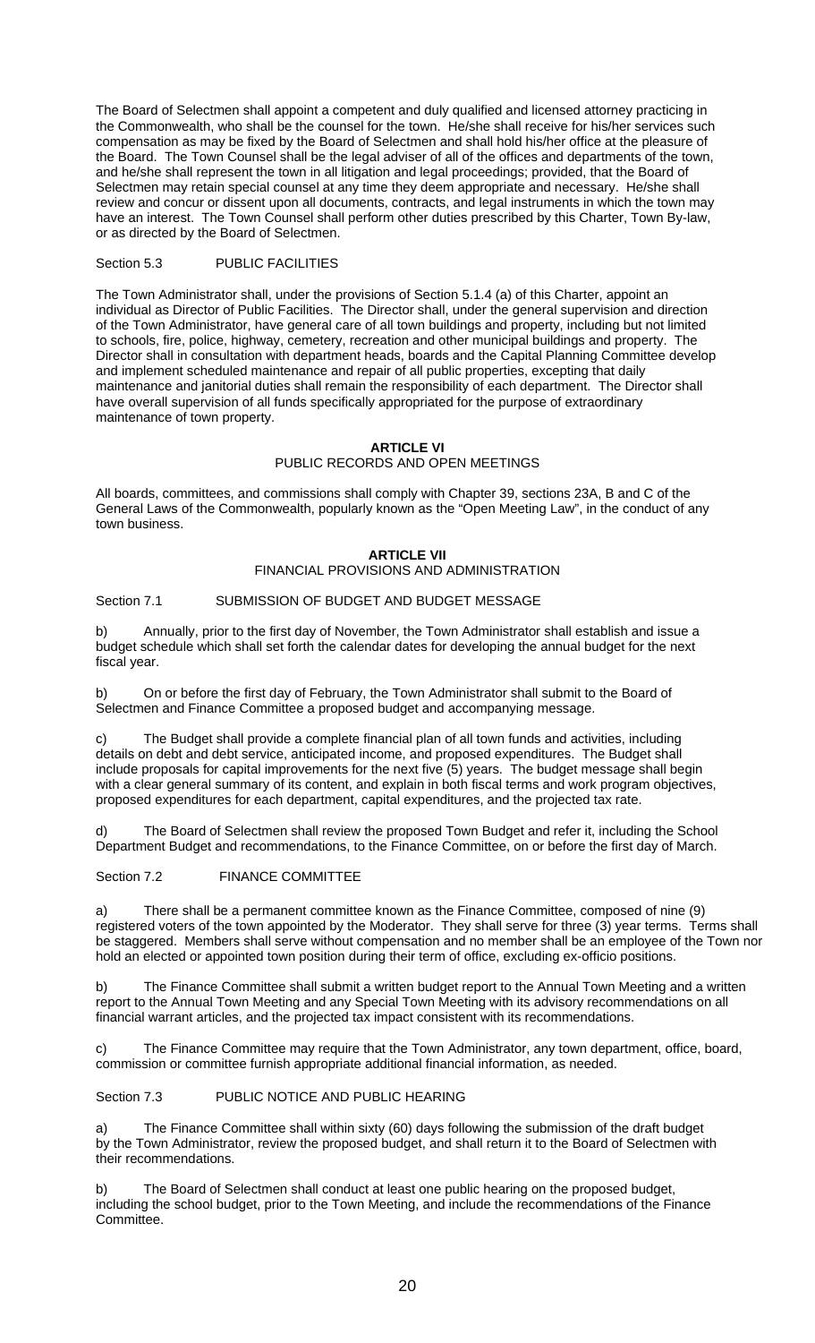The Board of Selectmen shall appoint a competent and duly qualified and licensed attorney practicing in the Commonwealth, who shall be the counsel for the town. He/she shall receive for his/her services such compensation as may be fixed by the Board of Selectmen and shall hold his/her office at the pleasure of the Board. The Town Counsel shall be the legal adviser of all of the offices and departments of the town, and he/she shall represent the town in all litigation and legal proceedings; provided, that the Board of Selectmen may retain special counsel at any time they deem appropriate and necessary. He/she shall review and concur or dissent upon all documents, contracts, and legal instruments in which the town may have an interest. The Town Counsel shall perform other duties prescribed by this Charter, Town By-law, or as directed by the Board of Selectmen.

Section 5.3 PUBLIC FACILITIES

The Town Administrator shall, under the provisions of Section 5.1.4 (a) of this Charter, appoint an individual as Director of Public Facilities. The Director shall, under the general supervision and direction of the Town Administrator, have general care of all town buildings and property, including but not limited to schools, fire, police, highway, cemetery, recreation and other municipal buildings and property. The Director shall in consultation with department heads, boards and the Capital Planning Committee develop and implement scheduled maintenance and repair of all public properties, excepting that daily maintenance and janitorial duties shall remain the responsibility of each department. The Director shall have overall supervision of all funds specifically appropriated for the purpose of extraordinary maintenance of town property.

## ARTICLE VI
PUBLIC RECORDS AND OPEN MEETINGS

All boards, committees, and commissions shall comply with Chapter 39, sections 23A, B and C of the General Laws of the Commonwealth, popularly known as the "Open Meeting Law", in the conduct of any town business.

## ARTICLE VII
FINANCIAL PROVISIONS AND ADMINISTRATION

Section 7.1 SUBMISSION OF BUDGET AND BUDGET MESSAGE

b) Annually, prior to the first day of November, the Town Administrator shall establish and issue a budget schedule which shall set forth the calendar dates for developing the annual budget for the next fiscal year.

b) On or before the first day of February, the Town Administrator shall submit to the Board of Selectmen and Finance Committee a proposed budget and accompanying message.

c) The Budget shall provide a complete financial plan of all town funds and activities, including details on debt and debt service, anticipated income, and proposed expenditures. The Budget shall include proposals for capital improvements for the next five (5) years. The budget message shall begin with a clear general summary of its content, and explain in both fiscal terms and work program objectives, proposed expenditures for each department, capital expenditures, and the projected tax rate.

d) The Board of Selectmen shall review the proposed Town Budget and refer it, including the School Department Budget and recommendations, to the Finance Committee, on or before the first day of March.

Section 7.2 FINANCE COMMITTEE

a) There shall be a permanent committee known as the Finance Committee, composed of nine (9) registered voters of the town appointed by the Moderator. They shall serve for three (3) year terms. Terms shall be staggered. Members shall serve without compensation and no member shall be an employee of the Town nor hold an elected or appointed town position during their term of office, excluding ex-officio positions.

b) The Finance Committee shall submit a written budget report to the Annual Town Meeting and a written report to the Annual Town Meeting and any Special Town Meeting with its advisory recommendations on all financial warrant articles, and the projected tax impact consistent with its recommendations.

c) The Finance Committee may require that the Town Administrator, any town department, office, board, commission or committee furnish appropriate additional financial information, as needed.

Section 7.3 PUBLIC NOTICE AND PUBLIC HEARING

a) The Finance Committee shall within sixty (60) days following the submission of the draft budget by the Town Administrator, review the proposed budget, and shall return it to the Board of Selectmen with their recommendations.

b) The Board of Selectmen shall conduct at least one public hearing on the proposed budget, including the school budget, prior to the Town Meeting, and include the recommendations of the Finance Committee.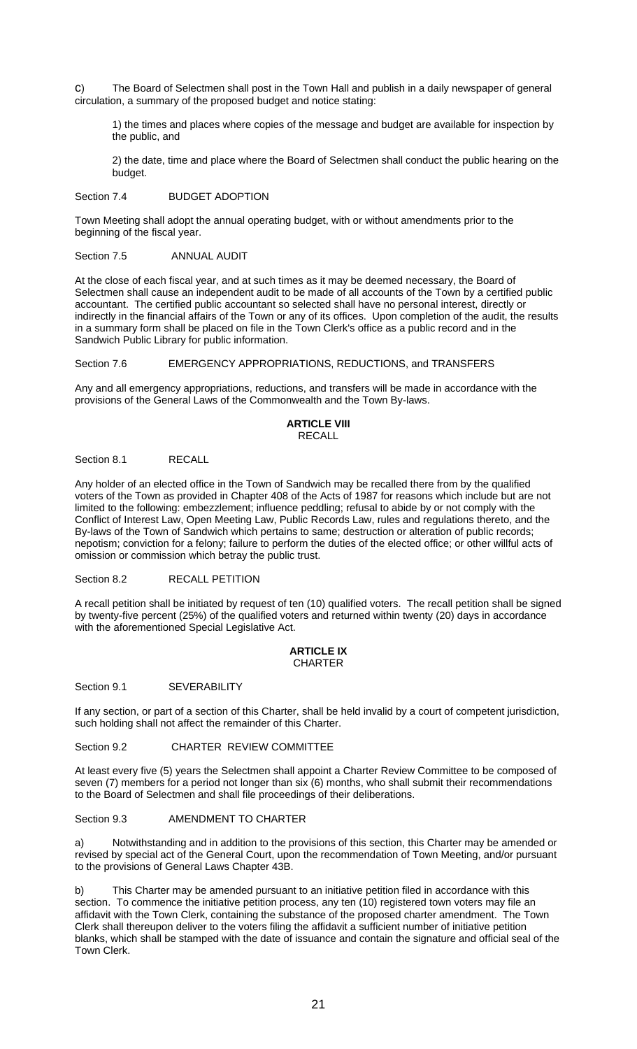c) The Board of Selectmen shall post in the Town Hall and publish in a daily newspaper of general circulation, a summary of the proposed budget and notice stating:

1) the times and places where copies of the message and budget are available for inspection by the public, and

2) the date, time and place where the Board of Selectmen shall conduct the public hearing on the budget.

Section 7.4 BUDGET ADOPTION

Town Meeting shall adopt the annual operating budget, with or without amendments prior to the beginning of the fiscal year.

Section 7.5 ANNUAL AUDIT

At the close of each fiscal year, and at such times as it may be deemed necessary, the Board of Selectmen shall cause an independent audit to be made of all accounts of the Town by a certified public accountant. The certified public accountant so selected shall have no personal interest, directly or indirectly in the financial affairs of the Town or any of its offices. Upon completion of the audit, the results in a summary form shall be placed on file in the Town Clerk's office as a public record and in the Sandwich Public Library for public information.

Section 7.6 EMERGENCY APPROPRIATIONS, REDUCTIONS, and TRANSFERS

Any and all emergency appropriations, reductions, and transfers will be made in accordance with the provisions of the General Laws of the Commonwealth and the Town By-laws.

## ARTICLE VIII
RECALL

Section 8.1 RECALL

Any holder of an elected office in the Town of Sandwich may be recalled there from by the qualified voters of the Town as provided in Chapter 408 of the Acts of 1987 for reasons which include but are not limited to the following: embezzlement; influence peddling; refusal to abide by or not comply with the Conflict of Interest Law, Open Meeting Law, Public Records Law, rules and regulations thereto, and the By-laws of the Town of Sandwich which pertains to same; destruction or alteration of public records; nepotism; conviction for a felony; failure to perform the duties of the elected office; or other willful acts of omission or commission which betray the public trust.

Section 8.2 RECALL PETITION

A recall petition shall be initiated by request of ten (10) qualified voters. The recall petition shall be signed by twenty-five percent (25%) of the qualified voters and returned within twenty (20) days in accordance with the aforementioned Special Legislative Act.

## ARTICLE IX
CHARTER

Section 9.1 SEVERABILITY

If any section, or part of a section of this Charter, shall be held invalid by a court of competent jurisdiction, such holding shall not affect the remainder of this Charter.

Section 9.2 CHARTER REVIEW COMMITTEE

At least every five (5) years the Selectmen shall appoint a Charter Review Committee to be composed of seven (7) members for a period not longer than six (6) months, who shall submit their recommendations to the Board of Selectmen and shall file proceedings of their deliberations.

Section 9.3 AMENDMENT TO CHARTER

a) Notwithstanding and in addition to the provisions of this section, this Charter may be amended or revised by special act of the General Court, upon the recommendation of Town Meeting, and/or pursuant to the provisions of General Laws Chapter 43B.

b) This Charter may be amended pursuant to an initiative petition filed in accordance with this section. To commence the initiative petition process, any ten (10) registered town voters may file an affidavit with the Town Clerk, containing the substance of the proposed charter amendment. The Town Clerk shall thereupon deliver to the voters filing the affidavit a sufficient number of initiative petition blanks, which shall be stamped with the date of issuance and contain the signature and official seal of the Town Clerk.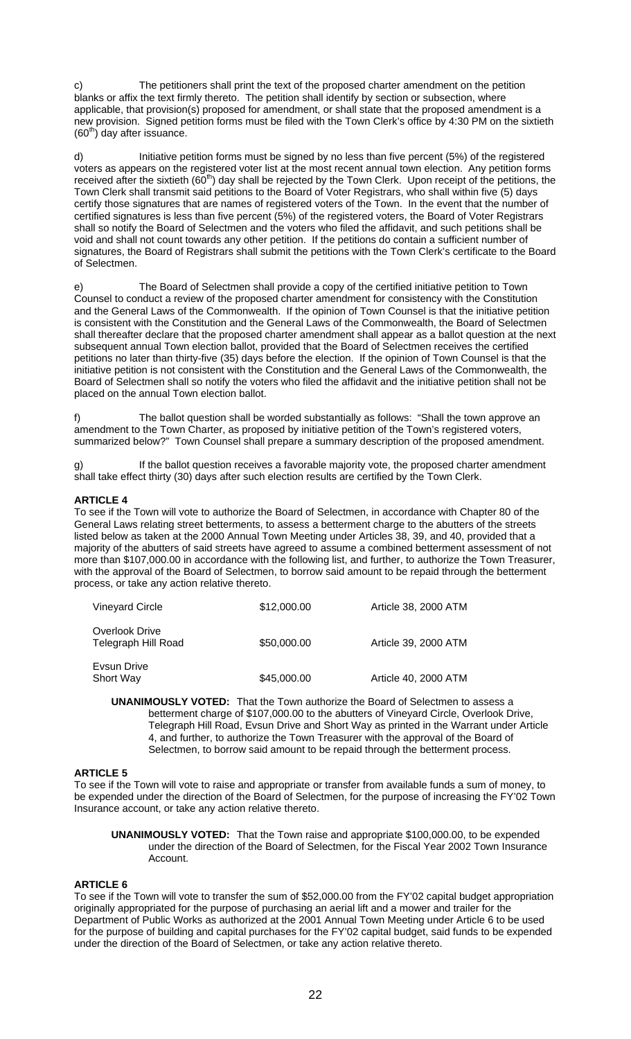c) The petitioners shall print the text of the proposed charter amendment on the petition blanks or affix the text firmly thereto. The petition shall identify by section or subsection, where applicable, that provision(s) proposed for amendment, or shall state that the proposed amendment is a new provision. Signed petition forms must be filed with the Town Clerk's office by 4:30 PM on the sixtieth (60th) day after issuance.

d) Initiative petition forms must be signed by no less than five percent (5%) of the registered voters as appears on the registered voter list at the most recent annual town election. Any petition forms received after the sixtieth (60th) day shall be rejected by the Town Clerk. Upon receipt of the petitions, the Town Clerk shall transmit said petitions to the Board of Voter Registrars, who shall within five (5) days certify those signatures that are names of registered voters of the Town. In the event that the number of certified signatures is less than five percent (5%) of the registered voters, the Board of Voter Registrars shall so notify the Board of Selectmen and the voters who filed the affidavit, and such petitions shall be void and shall not count towards any other petition. If the petitions do contain a sufficient number of signatures, the Board of Registrars shall submit the petitions with the Town Clerk's certificate to the Board of Selectmen.

e) The Board of Selectmen shall provide a copy of the certified initiative petition to Town Counsel to conduct a review of the proposed charter amendment for consistency with the Constitution and the General Laws of the Commonwealth. If the opinion of Town Counsel is that the initiative petition is consistent with the Constitution and the General Laws of the Commonwealth, the Board of Selectmen shall thereafter declare that the proposed charter amendment shall appear as a ballot question at the next subsequent annual Town election ballot, provided that the Board of Selectmen receives the certified petitions no later than thirty-five (35) days before the election. If the opinion of Town Counsel is that the initiative petition is not consistent with the Constitution and the General Laws of the Commonwealth, the Board of Selectmen shall so notify the voters who filed the affidavit and the initiative petition shall not be placed on the annual Town election ballot.

f) The ballot question shall be worded substantially as follows: "Shall the town approve an amendment to the Town Charter, as proposed by initiative petition of the Town's registered voters, summarized below?" Town Counsel shall prepare a summary description of the proposed amendment.

g) If the ballot question receives a favorable majority vote, the proposed charter amendment shall take effect thirty (30) days after such election results are certified by the Town Clerk.

**ARTICLE 4**

To see if the Town will vote to authorize the Board of Selectmen, in accordance with Chapter 80 of the General Laws relating street betterments, to assess a betterment charge to the abutters of the streets listed below as taken at the 2000 Annual Town Meeting under Articles 38, 39, and 40, provided that a majority of the abutters of said streets have agreed to assume a combined betterment assessment of not more than $107,000.00 in accordance with the following list, and further, to authorize the Town Treasurer, with the approval of the Board of Selectmen, to borrow said amount to be repaid through the betterment process, or take any action relative thereto.

| | | |
|---|---|---|
| Vineyard Circle | $12,000.00 | Article 38, 2000 ATM |
| Overlook Drive<br>Telegraph Hill Road | $50,000.00 | Article 39, 2000 ATM |
| Evsun Drive<br>Short Way | $45,000.00 | Article 40, 2000 ATM |

**UNANIMOUSLY VOTED:** That the Town authorize the Board of Selectmen to assess a betterment charge of $107,000.00 to the abutters of Vineyard Circle, Overlook Drive, Telegraph Hill Road, Evsun Drive and Short Way as printed in the Warrant under Article 4, and further, to authorize the Town Treasurer with the approval of the Board of Selectmen, to borrow said amount to be repaid through the betterment process.

**ARTICLE 5**

To see if the Town will vote to raise and appropriate or transfer from available funds a sum of money, to be expended under the direction of the Board of Selectmen, for the purpose of increasing the FY'02 Town Insurance account, or take any action relative thereto.

**UNANIMOUSLY VOTED:** That the Town raise and appropriate $100,000.00, to be expended under the direction of the Board of Selectmen, for the Fiscal Year 2002 Town Insurance Account.

**ARTICLE 6**

To see if the Town will vote to transfer the sum of $52,000.00 from the FY'02 capital budget appropriation originally appropriated for the purpose of purchasing an aerial lift and a mower and trailer for the Department of Public Works as authorized at the 2001 Annual Town Meeting under Article 6 to be used for the purpose of building and capital purchases for the FY'02 capital budget, said funds to be expended under the direction of the Board of Selectmen, or take any action relative thereto.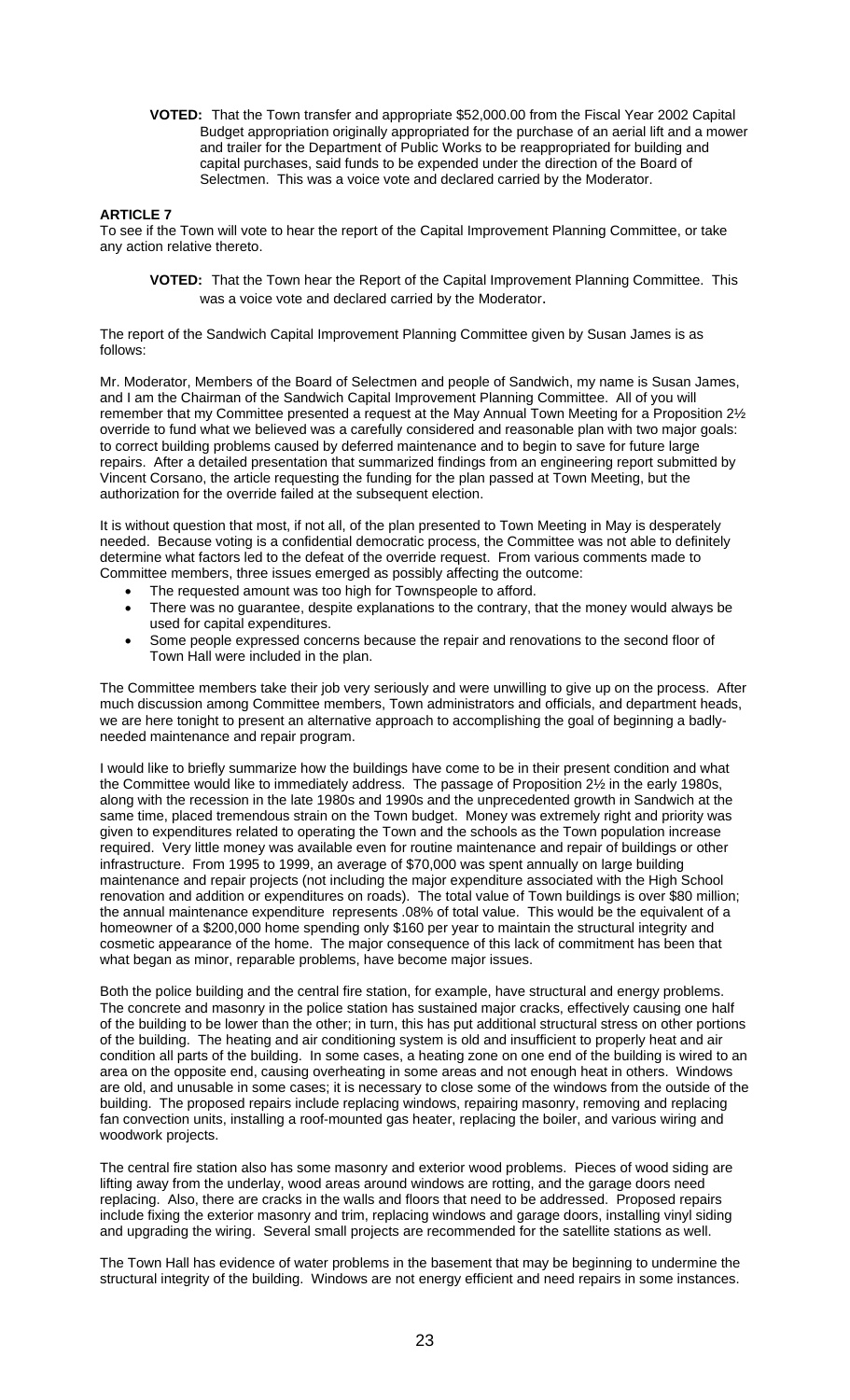**VOTED:** That the Town transfer and appropriate $52,000.00 from the Fiscal Year 2002 Capital Budget appropriation originally appropriated for the purchase of an aerial lift and a mower and trailer for the Department of Public Works to be reappropriated for building and capital purchases, said funds to be expended under the direction of the Board of Selectmen. This was a voice vote and declared carried by the Moderator.

**ARTICLE 7**

To see if the Town will vote to hear the report of the Capital Improvement Planning Committee, or take any action relative thereto.

**VOTED:** That the Town hear the Report of the Capital Improvement Planning Committee. This was a voice vote and declared carried by the Moderator.

The report of the Sandwich Capital Improvement Planning Committee given by Susan James is as follows:

Mr. Moderator, Members of the Board of Selectmen and people of Sandwich, my name is Susan James, and I am the Chairman of the Sandwich Capital Improvement Planning Committee. All of you will remember that my Committee presented a request at the May Annual Town Meeting for a Proposition 2½ override to fund what we believed was a carefully considered and reasonable plan with two major goals: to correct building problems caused by deferred maintenance and to begin to save for future large repairs. After a detailed presentation that summarized findings from an engineering report submitted by Vincent Corsano, the article requesting the funding for the plan passed at Town Meeting, but the authorization for the override failed at the subsequent election.

It is without question that most, if not all, of the plan presented to Town Meeting in May is desperately needed. Because voting is a confidential democratic process, the Committee was not able to definitely determine what factors led to the defeat of the override request. From various comments made to Committee members, three issues emerged as possibly affecting the outcome:

- The requested amount was too high for Townspeople to afford.
- There was no guarantee, despite explanations to the contrary, that the money would always be used for capital expenditures.
- Some people expressed concerns because the repair and renovations to the second floor of Town Hall were included in the plan.

The Committee members take their job very seriously and were unwilling to give up on the process. After much discussion among Committee members, Town administrators and officials, and department heads, we are here tonight to present an alternative approach to accomplishing the goal of beginning a badly-needed maintenance and repair program.

I would like to briefly summarize how the buildings have come to be in their present condition and what the Committee would like to immediately address. The passage of Proposition 2½ in the early 1980s, along with the recession in the late 1980s and 1990s and the unprecedented growth in Sandwich at the same time, placed tremendous strain on the Town budget. Money was extremely right and priority was given to expenditures related to operating the Town and the schools as the Town population increase required. Very little money was available even for routine maintenance and repair of buildings or other infrastructure. From 1995 to 1999, an average of $70,000 was spent annually on large building maintenance and repair projects (not including the major expenditure associated with the High School renovation and addition or expenditures on roads). The total value of Town buildings is over $80 million; the annual maintenance expenditure represents .08% of total value. This would be the equivalent of a homeowner of a $200,000 home spending only $160 per year to maintain the structural integrity and cosmetic appearance of the home. The major consequence of this lack of commitment has been that what began as minor, reparable problems, have become major issues.

Both the police building and the central fire station, for example, have structural and energy problems. The concrete and masonry in the police station has sustained major cracks, effectively causing one half of the building to be lower than the other; in turn, this has put additional structural stress on other portions of the building. The heating and air conditioning system is old and insufficient to properly heat and air condition all parts of the building. In some cases, a heating zone on one end of the building is wired to an area on the opposite end, causing overheating in some areas and not enough heat in others. Windows are old, and unusable in some cases; it is necessary to close some of the windows from the outside of the building. The proposed repairs include replacing windows, repairing masonry, removing and replacing fan convection units, installing a roof-mounted gas heater, replacing the boiler, and various wiring and woodwork projects.

The central fire station also has some masonry and exterior wood problems. Pieces of wood siding are lifting away from the underlay, wood areas around windows are rotting, and the garage doors need replacing. Also, there are cracks in the walls and floors that need to be addressed. Proposed repairs include fixing the exterior masonry and trim, replacing windows and garage doors, installing vinyl siding and upgrading the wiring. Several small projects are recommended for the satellite stations as well.

The Town Hall has evidence of water problems in the basement that may be beginning to undermine the structural integrity of the building. Windows are not energy efficient and need repairs in some instances.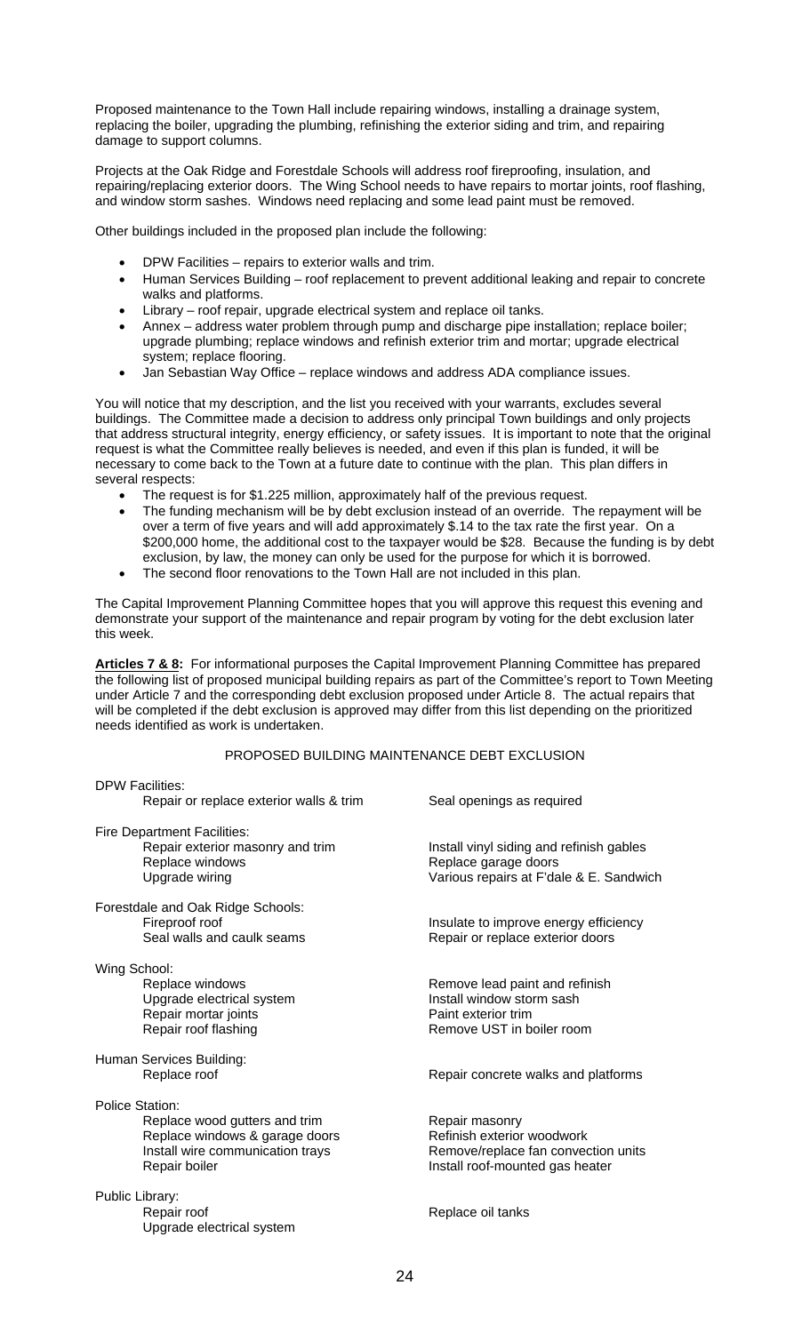Proposed maintenance to the Town Hall include repairing windows, installing a drainage system, replacing the boiler, upgrading the plumbing, refinishing the exterior siding and trim, and repairing damage to support columns.

Projects at the Oak Ridge and Forestdale Schools will address roof fireproofing, insulation, and repairing/replacing exterior doors. The Wing School needs to have repairs to mortar joints, roof flashing, and window storm sashes. Windows need replacing and some lead paint must be removed.

Other buildings included in the proposed plan include the following:

- DPW Facilities – repairs to exterior walls and trim.
- Human Services Building – roof replacement to prevent additional leaking and repair to concrete walks and platforms.
- Library – roof repair, upgrade electrical system and replace oil tanks.
- Annex – address water problem through pump and discharge pipe installation; replace boiler; upgrade plumbing; replace windows and refinish exterior trim and mortar; upgrade electrical system; replace flooring.
- Jan Sebastian Way Office – replace windows and address ADA compliance issues.

You will notice that my description, and the list you received with your warrants, excludes several buildings. The Committee made a decision to address only principal Town buildings and only projects that address structural integrity, energy efficiency, or safety issues. It is important to note that the original request is what the Committee really believes is needed, and even if this plan is funded, it will be necessary to come back to the Town at a future date to continue with the plan. This plan differs in several respects:

- The request is for $1.225 million, approximately half of the previous request.
- The funding mechanism will be by debt exclusion instead of an override. The repayment will be over a term of five years and will add approximately $.14 to the tax rate the first year. On a $200,000 home, the additional cost to the taxpayer would be $28. Because the funding is by debt exclusion, by law, the money can only be used for the purpose for which it is borrowed.
- The second floor renovations to the Town Hall are not included in this plan.

The Capital Improvement Planning Committee hopes that you will approve this request this evening and demonstrate your support of the maintenance and repair program by voting for the debt exclusion later this week.

**Articles 7 & 8:** For informational purposes the Capital Improvement Planning Committee has prepared the following list of proposed municipal building repairs as part of the Committee's report to Town Meeting under Article 7 and the corresponding debt exclusion proposed under Article 8. The actual repairs that will be completed if the debt exclusion is approved may differ from this list depending on the prioritized needs identified as work is undertaken.

PROPOSED BUILDING MAINTENANCE DEBT EXCLUSION

DPW Facilities:

| | |
|---|---|
| Repair or replace exterior walls & trim | Seal openings as required |

Fire Department Facilities:

| | |
|---|---|
| Repair exterior masonry and trim | Install vinyl siding and refinish gables |
| Replace windows | Replace garage doors |
| Upgrade wiring | Various repairs at F'dale & E. Sandwich |

Forestdale and Oak Ridge Schools:

| | |
|---|---|
| Fireproof roof | Insulate to improve energy efficiency |
| Seal walls and caulk seams | Repair or replace exterior doors |

Wing School:

| | |
|---|---|
| Replace windows | Remove lead paint and refinish |
| Upgrade electrical system | Install window storm sash |
| Repair mortar joints | Paint exterior trim |
| Repair roof flashing | Remove UST in boiler room |

Human Services Building:

| | |
|---|---|
| Replace roof | Repair concrete walks and platforms |

Police Station:

| | |
|---|---|
| Replace wood gutters and trim | Repair masonry |
| Replace windows & garage doors | Refinish exterior woodwork |
| Install wire communication trays | Remove/replace fan convection units |
| Repair boiler | Install roof-mounted gas heater |

Public Library:

| | |
|---|---|
| Repair roof | Replace oil tanks |
| Upgrade electrical system | |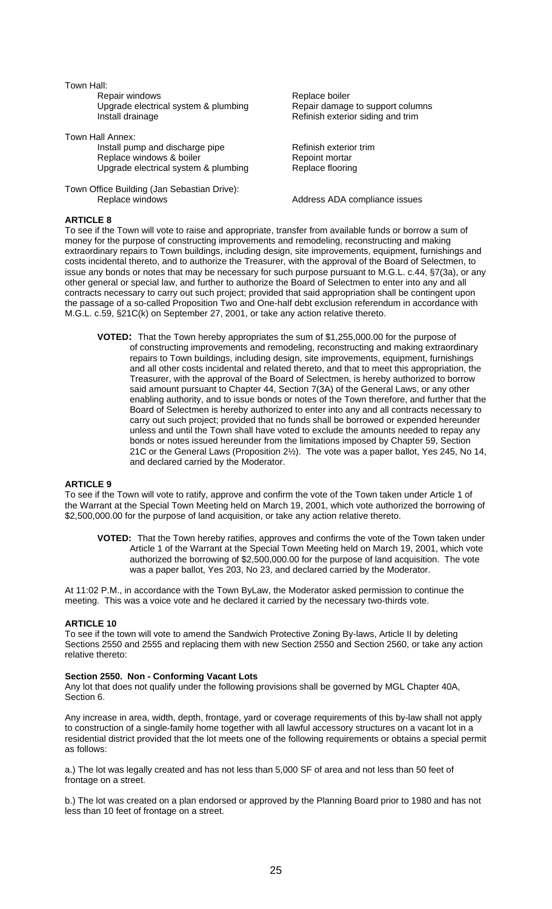Town Hall:

- Repair windows
- Upgrade electrical system & plumbing
- Install drainage
- Replace boiler
- Repair damage to support columns
- Refinish exterior siding and trim

Town Hall Annex:

- Install pump and discharge pipe
- Replace windows & boiler
- Upgrade electrical system & plumbing
- Refinish exterior trim
- Repoint mortar
- Replace flooring

Town Office Building (Jan Sebastian Drive):

- Replace windows
- Address ADA compliance issues

**ARTICLE 8**

To see if the Town will vote to raise and appropriate, transfer from available funds or borrow a sum of money for the purpose of constructing improvements and remodeling, reconstructing and making extraordinary repairs to Town buildings, including design, site improvements, equipment, furnishings and costs incidental thereto, and to authorize the Treasurer, with the approval of the Board of Selectmen, to issue any bonds or notes that may be necessary for such purpose pursuant to M.G.L. c.44, §7(3a), or any other general or special law, and further to authorize the Board of Selectmen to enter into any and all contracts necessary to carry out such project; provided that said appropriation shall be contingent upon the passage of a so-called Proposition Two and One-half debt exclusion referendum in accordance with M.G.L. c.59, §21C(k) on September 27, 2001, or take any action relative thereto.

> **VOTED:** That the Town hereby appropriates the sum of $1,255,000.00 for the purpose of of constructing improvements and remodeling, reconstructing and making extraordinary repairs to Town buildings, including design, site improvements, equipment, furnishings and all other costs incidental and related thereto, and that to meet this appropriation, the Treasurer, with the approval of the Board of Selectmen, is hereby authorized to borrow said amount pursuant to Chapter 44, Section 7(3A) of the General Laws, or any other enabling authority, and to issue bonds or notes of the Town therefore, and further that the Board of Selectmen is hereby authorized to enter into any and all contracts necessary to carry out such project; provided that no funds shall be borrowed or expended hereunder unless and until the Town shall have voted to exclude the amounts needed to repay any bonds or notes issued hereunder from the limitations imposed by Chapter 59, Section 21C or the General Laws (Proposition 2½). The vote was a paper ballot, Yes 245, No 14, and declared carried by the Moderator.

**ARTICLE 9**

To see if the Town will vote to ratify, approve and confirm the vote of the Town taken under Article 1 of the Warrant at the Special Town Meeting held on March 19, 2001, which vote authorized the borrowing of $2,500,000.00 for the purpose of land acquisition, or take any action relative thereto.

> **VOTED:** That the Town hereby ratifies, approves and confirms the vote of the Town taken under Article 1 of the Warrant at the Special Town Meeting held on March 19, 2001, which vote authorized the borrowing of $2,500,000.00 for the purpose of land acquisition. The vote was a paper ballot, Yes 203, No 23, and declared carried by the Moderator.

At 11:02 P.M., in accordance with the Town ByLaw, the Moderator asked permission to continue the meeting. This was a voice vote and he declared it carried by the necessary two-thirds vote.

**ARTICLE 10**

To see if the town will vote to amend the Sandwich Protective Zoning By-laws, Article II by deleting Sections 2550 and 2555 and replacing them with new Section 2550 and Section 2560, or take any action relative thereto:

**Section 2550. Non - Conforming Vacant Lots**

Any lot that does not qualify under the following provisions shall be governed by MGL Chapter 40A, Section 6.

Any increase in area, width, depth, frontage, yard or coverage requirements of this by-law shall not apply to construction of a single-family home together with all lawful accessory structures on a vacant lot in a residential district provided that the lot meets one of the following requirements or obtains a special permit as follows:

a.) The lot was legally created and has not less than 5,000 SF of area and not less than 50 feet of frontage on a street.

b.) The lot was created on a plan endorsed or approved by the Planning Board prior to 1980 and has not less than 10 feet of frontage on a street.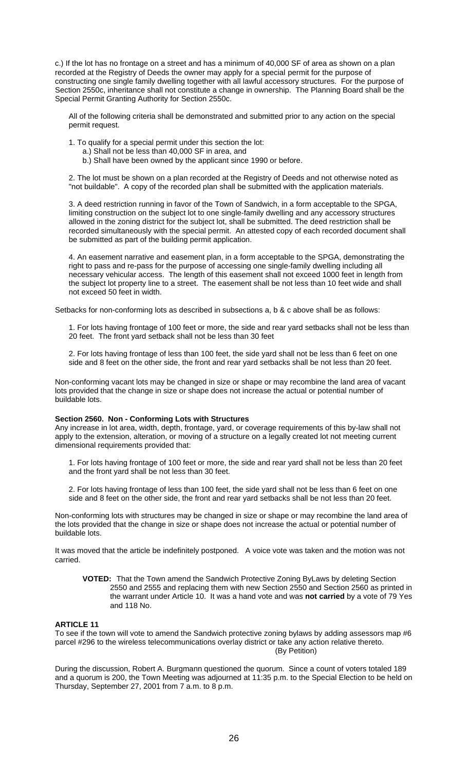c.) If the lot has no frontage on a street and has a minimum of 40,000 SF of area as shown on a plan recorded at the Registry of Deeds the owner may apply for a special permit for the purpose of constructing one single family dwelling together with all lawful accessory structures. For the purpose of Section 2550c, inheritance shall not constitute a change in ownership. The Planning Board shall be the Special Permit Granting Authority for Section 2550c.

All of the following criteria shall be demonstrated and submitted prior to any action on the special permit request.

1. To qualify for a special permit under this section the lot:
   a.) Shall not be less than 40,000 SF in area, and
   b.) Shall have been owned by the applicant since 1990 or before.

2. The lot must be shown on a plan recorded at the Registry of Deeds and not otherwise noted as "not buildable". A copy of the recorded plan shall be submitted with the application materials.

3. A deed restriction running in favor of the Town of Sandwich, in a form acceptable to the SPGA, limiting construction on the subject lot to one single-family dwelling and any accessory structures allowed in the zoning district for the subject lot, shall be submitted. The deed restriction shall be recorded simultaneously with the special permit. An attested copy of each recorded document shall be submitted as part of the building permit application.

4. An easement narrative and easement plan, in a form acceptable to the SPGA, demonstrating the right to pass and re-pass for the purpose of accessing one single-family dwelling including all necessary vehicular access. The length of this easement shall not exceed 1000 feet in length from the subject lot property line to a street. The easement shall be not less than 10 feet wide and shall not exceed 50 feet in width.

Setbacks for non-conforming lots as described in subsections a, b & c above shall be as follows:

1. For lots having frontage of 100 feet or more, the side and rear yard setbacks shall not be less than 20 feet. The front yard setback shall not be less than 30 feet

2. For lots having frontage of less than 100 feet, the side yard shall not be less than 6 feet on one side and 8 feet on the other side, the front and rear yard setbacks shall be not less than 20 feet.

Non-conforming vacant lots may be changed in size or shape or may recombine the land area of vacant lots provided that the change in size or shape does not increase the actual or potential number of buildable lots.

**Section 2560. Non - Conforming Lots with Structures**

Any increase in lot area, width, depth, frontage, yard, or coverage requirements of this by-law shall not apply to the extension, alteration, or moving of a structure on a legally created lot not meeting current dimensional requirements provided that:

1. For lots having frontage of 100 feet or more, the side and rear yard shall not be less than 20 feet and the front yard shall be not less than 30 feet.

2. For lots having frontage of less than 100 feet, the side yard shall not be less than 6 feet on one side and 8 feet on the other side, the front and rear yard setbacks shall be not less than 20 feet.

Non-conforming lots with structures may be changed in size or shape or may recombine the land area of the lots provided that the change in size or shape does not increase the actual or potential number of buildable lots.

It was moved that the article be indefinitely postponed. A voice vote was taken and the motion was not carried.

**VOTED:** That the Town amend the Sandwich Protective Zoning ByLaws by deleting Section 2550 and 2555 and replacing them with new Section 2550 and Section 2560 as printed in the warrant under Article 10. It was a hand vote and was **not carried** by a vote of 79 Yes and 118 No.

**ARTICLE 11**

To see if the town will vote to amend the Sandwich protective zoning bylaws by adding assessors map #6 parcel #296 to the wireless telecommunications overlay district or take any action relative thereto.
(By Petition)

During the discussion, Robert A. Burgmann questioned the quorum. Since a count of voters totaled 189 and a quorum is 200, the Town Meeting was adjourned at 11:35 p.m. to the Special Election to be held on Thursday, September 27, 2001 from 7 a.m. to 8 p.m.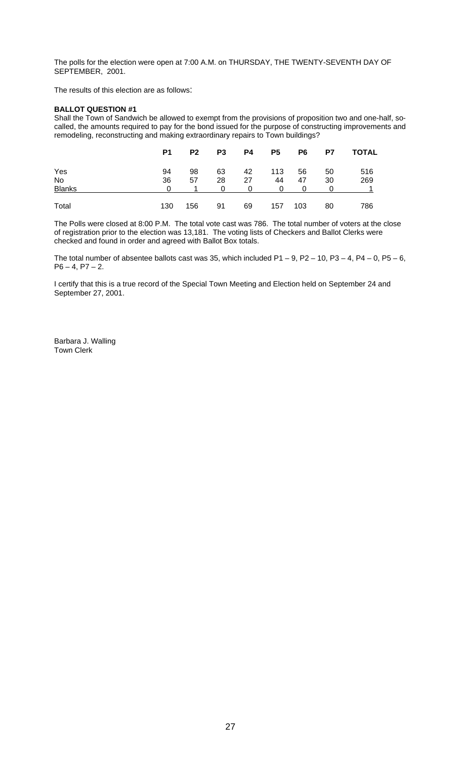The polls for the election were open at 7:00 A.M. on THURSDAY, THE TWENTY-SEVENTH DAY OF SEPTEMBER, 2001.

The results of this election are as follows:

**BALLOT QUESTION #1**

Shall the Town of Sandwich be allowed to exempt from the provisions of proposition two and one-half, so-called, the amounts required to pay for the bond issued for the purpose of constructing improvements and remodeling, reconstructing and making extraordinary repairs to Town buildings?

| | P1 | P2 | P3 | P4 | P5 | P6 | P7 | TOTAL |
|---|---|---|---|---|---|---|---|---|
| Yes | 94 | 98 | 63 | 42 | 113 | 56 | 50 | 516 |
| No | 36 | 57 | 28 | 27 | 44 | 47 | 30 | 269 |
| Blanks | 0 | 1 | 0 | 0 | 0 | 0 | 0 | 1 |
| Total | 130 | 156 | 91 | 69 | 157 | 103 | 80 | 786 |

The Polls were closed at 8:00 P.M. The total vote cast was 786. The total number of voters at the close of registration prior to the election was 13,181. The voting lists of Checkers and Ballot Clerks were checked and found in order and agreed with Ballot Box totals.

The total number of absentee ballots cast was 35, which included P1 – 9, P2 – 10, P3 – 4, P4 – 0, P5 – 6, P6 – 4, P7 – 2.

I certify that this is a true record of the Special Town Meeting and Election held on September 24 and September 27, 2001.

Barbara J. Walling
Town Clerk